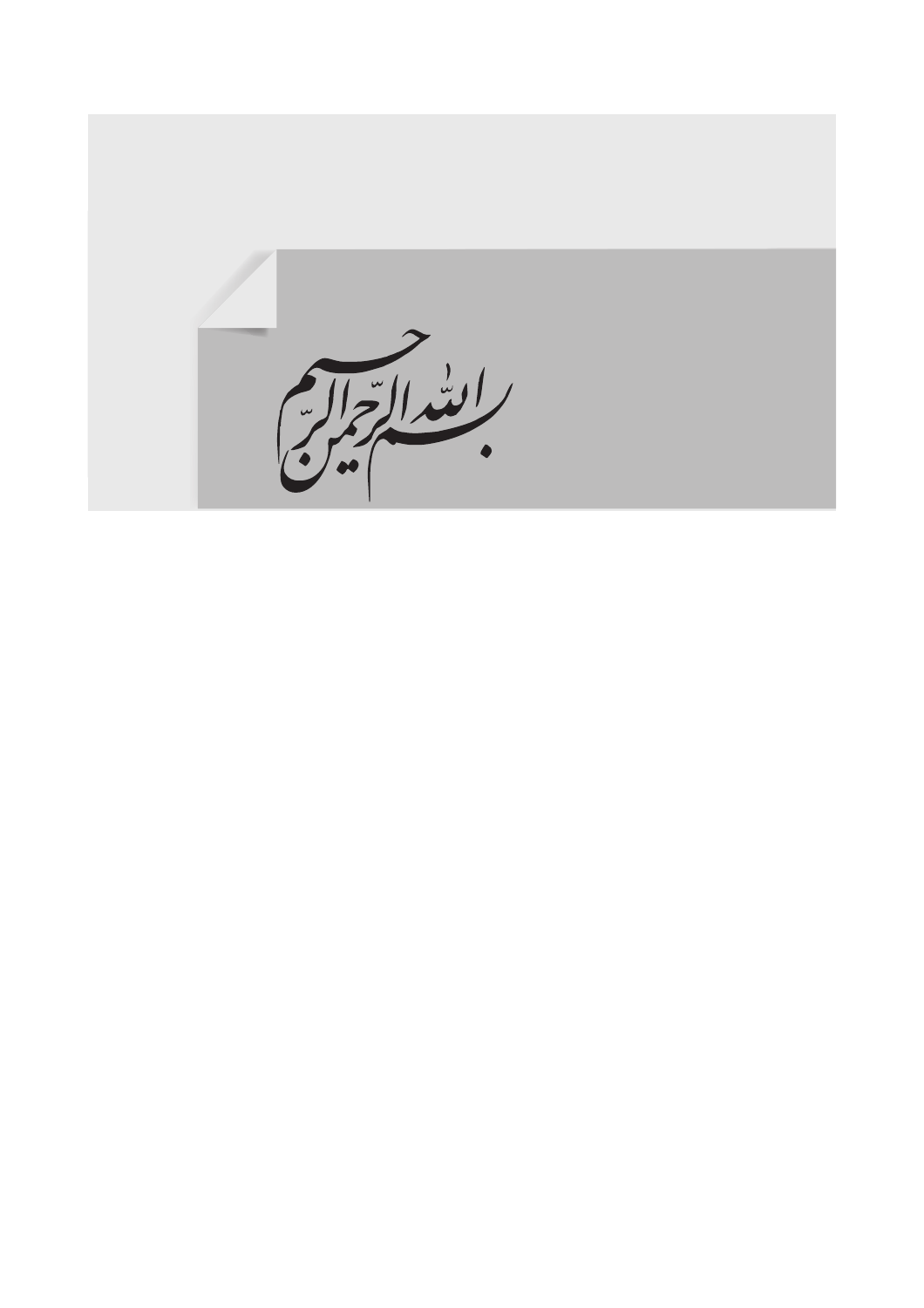بسم الله الرحمن الرحیم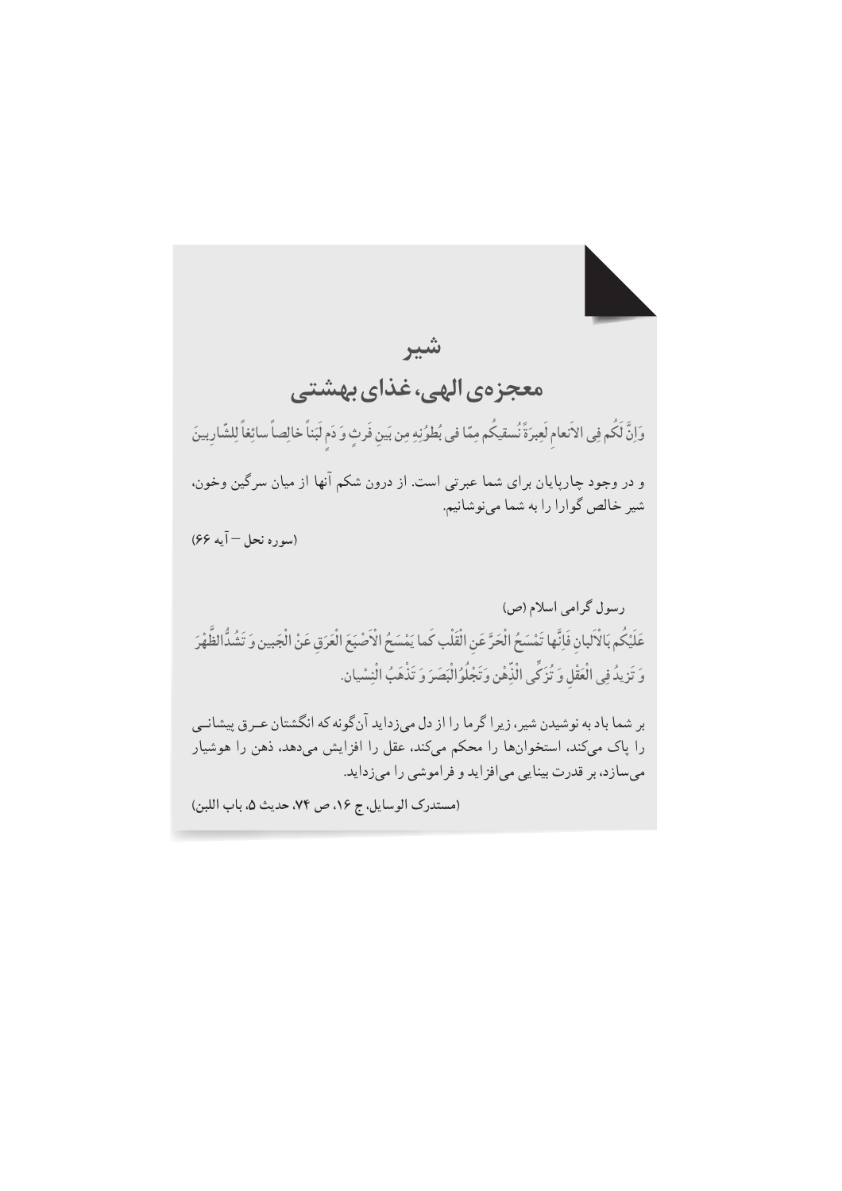# شیر

## معجزه‌ی الهی، غذای بهشتی

وَاِنَّ لَکُم فِی الاَنعامِ لَعِبرَةً نُسقیکُم مِمّا فی بُطُونِهِ مِن بَینِ فَرثٍ وَ دَمٍ لَبَناً خالِصاً سائِغاً لِلشّارِبینَ

و در وجود چارپایان برای شما عبرتی است. از درون شکم آنها از میان سرگین وخون، شیر خالص گوارا را به شما می‌نوشانیم.

(سوره نحل – آیه ۶۶)

رسول گرامی اسلام (ص)

عَلَیْکُم بِالْاَلبانِ فَاِنَّها تَمْسَحُ الْحَرَّ عَنِ الْقَلْبِ کَما یَمْسَحُ الْاَصْبَعَ الْعَرَقِ عَنْ الْجَبینِ وَ تَشُدُّالظَّهْرَ وَ تَزیدُ فِی الْعَقْلِ وَ تُزَکِّی الْذِّهْنِ وَتَجْلُوُالْبَصَرَ وَ تَذْهَبُ الْنِسْیان.

بر شما باد به نوشیدن شیر، زیرا گرما را از دل می‌زداید آن‌گونه که انگشتان عرق پیشانی را پاک می‌کند، استخوان‌ها را محکم می‌کند، عقل را افزایش می‌دهد، ذهن را هوشیار می‌سازد، بر قدرت بینایی می‌افزاید و فراموشی را می‌زداید.

(مستدرک الوسایل، ج ۱۶، ص ۷۴، حدیث ۵، باب اللبن)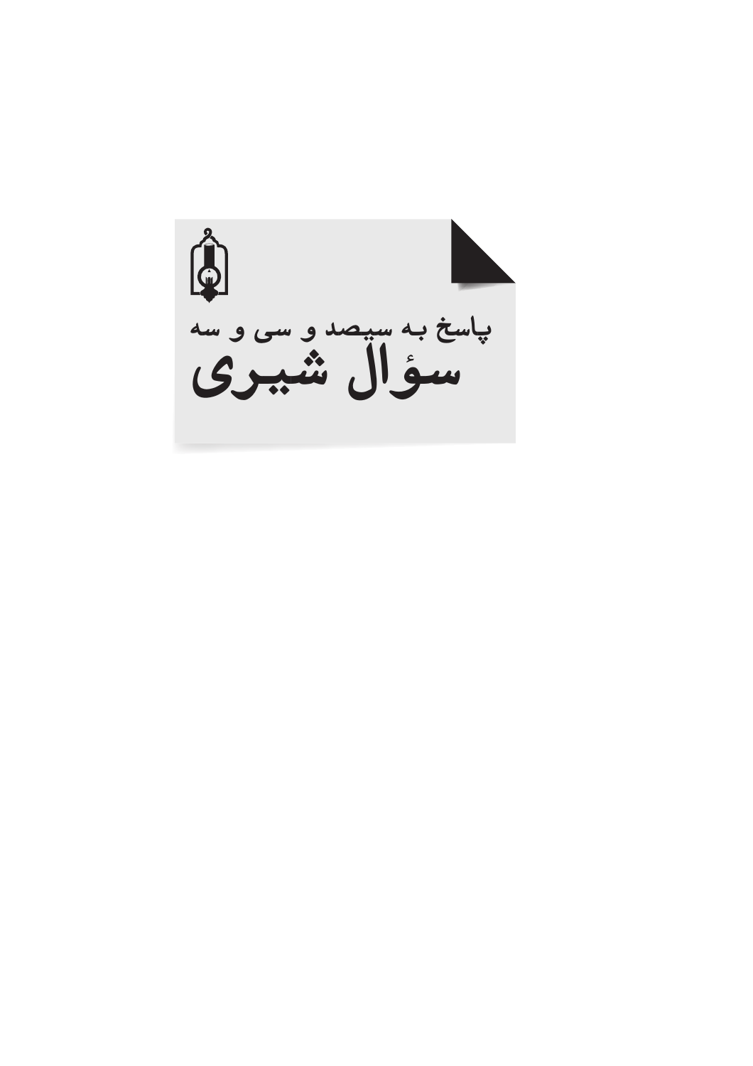پاسخ به سیصد و سی و سه

# سؤال شیری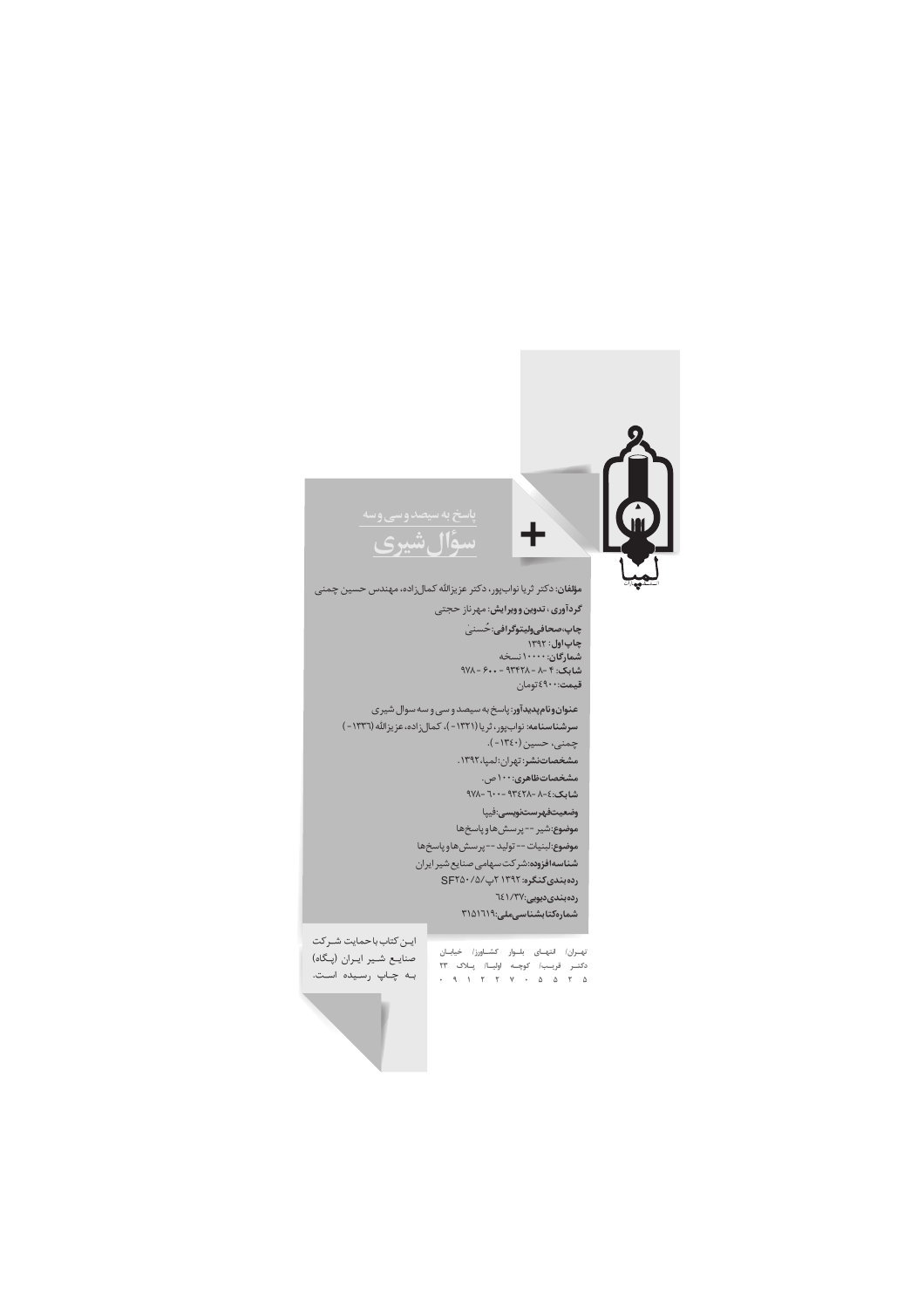پاسخ به سیصد و سی و سه

# سؤال شیری

**مؤلفان:** دکتر ثریا نواب‌پور، دکتر عزیزالله کمال‌زاده، مهندس حسین چمنی

**گردآوری، تدوین و ویرایش:** مهرناز حجتی

**چاپ، صحافی و لیتوگرافی:** حُسنیٰ

**چاپ اول:** ۱۳۹۲

**شمارگان:** ۱۰۰۰۰ نسخه

**شابک:** ۴ - ۸ - ۹۳۴۲۸ - ۶۰۰ - ۹۷۸

**قیمت:** ۴۹۰۰ تومان

**عنوان و نام پدیدآور:** پاسخ به سیصد و سی و سه سوال شیری

**سرشناسنامه:** نواب‌پور، ثریا (۱۳۳۱- )، کمال‌زاده، عزیزالله (۱۳۳۶- )

چمنی، حسین (۱۳۴۰- ).

**مشخصات نشر:** تهران: لمپا، ۱۳۹۲.

**مشخصات ظاهری:** ۱۰۰ ص.

**شابک:** ۴-۸-۹۳۴۲۸-۶۰۰-۹۷۸

**وضعیت فهرست‌نویسی:** فیپا

**موضوع:** شیر -- پرسش‌ها و پاسخ‌ها

**موضوع:** لبنیات -- تولید -- پرسش‌ها و پاسخ‌ها

**شناسه افزوده:** شرکت سهامی صنایع شیر ایران

**رده‌بندی کنگره:** ۱۳۹۲ ۲پ/۵/SF۲۵۰

**رده‌بندی دیویی:** ۶۴۱/۳۷

**شماره کتابشناسی ملی:** ۳۱۵۱۶۱۹

این کتاب با حمایت شرکت صنایع شیر ایران (پگاه) به چاپ رسیده است.

تهران/ انتهای بلوار کشاورز/ خیابان دکتر قریب/ کوچه اولیا/ پلاک ۴۳

۰ ۹ ۱ ۲ ۲ ۷ ۰ ۵ ۵ ۲ ۵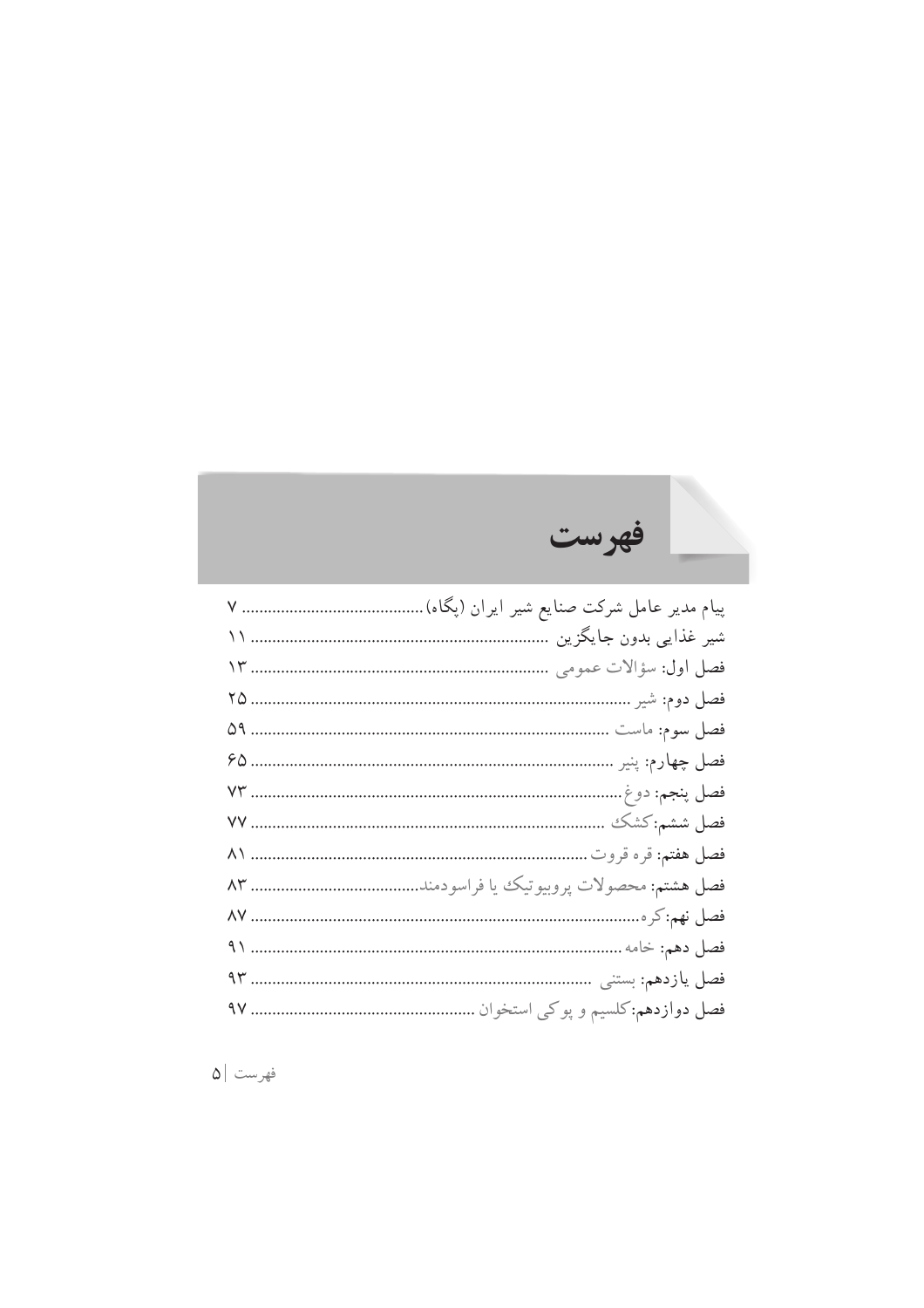# فهرست

پیام مدیر عامل شرکت صنایع شیر ایران (پگاه) ........................................ ۷
شیر غذایی بدون جایگزین ........................................ ۱۱
فصل اول: سؤالات عمومی ........................................ ۱۳
فصل دوم: شیر ........................................ ۲۵
فصل سوم: ماست ........................................ ۵۹
فصل چهارم: پنیر ........................................ ۶۵
فصل پنجم: دوغ ........................................ ۷۳
فصل ششم: کشک ........................................ ۷۷
فصل هفتم: قره قروت ........................................ ۸۱
فصل هشتم: محصولات پروبیوتیک یا فراسودمند ........................................ ۸۳
فصل نهم: کره ........................................ ۸۷
فصل دهم: خامه ........................................ ۹۱
فصل یازدهم: بستنی ........................................ ۹۳
فصل دوازدهم: کلسیم و پوکی استخوان ........................................ ۹۷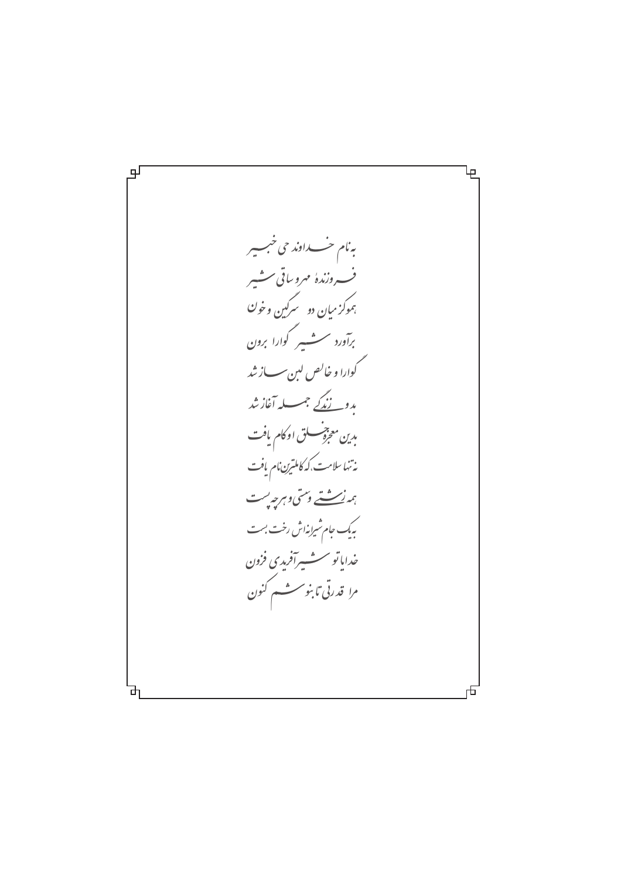به نام خـــداوند حی خبـــیر

فـــروزندهٔ مهر و ساقی شـــیر

همو کز میان دو سرگین و خون

برآورد شـــیر گوارا برون

گوارا و خالص لبن ســـاز شد

بدو زندگی جمـــله آغاز شد

بدین معجزه خـــلق او کام یافت

نه تنها سلامت، که کاملترین نام یافت

همه زشـــتی و سستی و هرچه پست

به یک جام شیرانه‌اش رخت بست

خدایا تو شـــیر آفریدی فزون

مرا قدرتی تا بنوشـــم کنون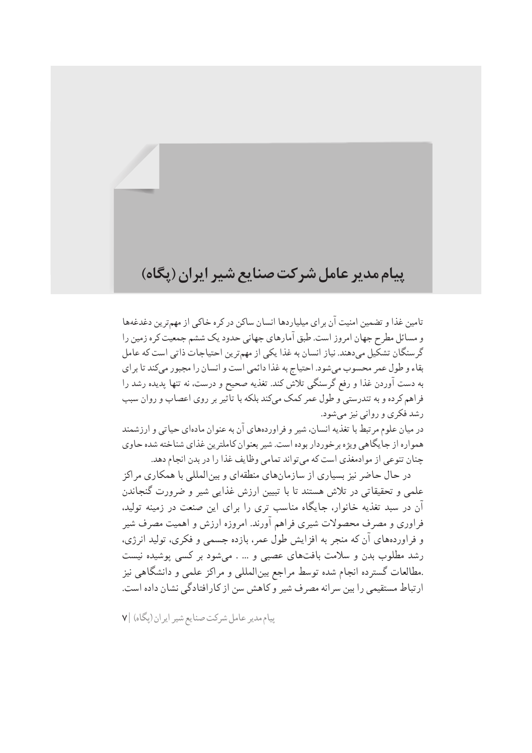# پیام مدیر عامل شرکت صنایع شیر ایران (پگاه)

تامین غذا و تضمین امنیت آن برای میلیاردها انسان ساکن در کره خاکی از مهم‌ترین دغدغه‌ها و مسائل مطرح جهان امروز است. طبق آمارهای جهانی حدود یک ششم جمعیت کره زمین را گرسنگان تشکیل می‌دهند. نیاز انسان به غذا یکی از مهم‌ترین احتیاجات ذاتی است که عامل بقاء و طول عمر محسوب می‌شود. احتیاج به غذا دائمی است و انسان را مجبور می‌کند تا برای به دست آوردن غذا و رفع گرسنگی تلاش کند. تغذیه صحیح و درست، نه تنها پدیده رشد را فراهم کرده و به تندرستی و طول عمر کمک می‌کند بلکه با تاثیر بر روی اعصاب و روان سبب رشد فکری و روانی نیز می‌شود.

در میان علوم مرتبط با تغذیه انسان، شیر و فراورده‌های آن به عنوان ماده‌ای حیاتی و ارزشمند همواره از جایگاهی ویژه برخوردار بوده است. شیر بعنوان کاملترین غذای شناخته شده حاوی چنان تنوعی از موادمغذی است که می‌تواند تمامی وظایف غذا را در بدن انجام دهد.

در حال حاضر نیز بسیاری از سازمان‌های منطقه‌ای و بین‌المللی با همکاری مراکز علمی و تحقیقاتی در تلاش هستند تا با تبیین ارزش غذایی شیر و ضرورت گنجاندن آن در سبد تغذیه خانوار، جایگاه مناسب تری را برای این صنعت در زمینه تولید، فراوری و مصرف محصولات شیری فراهم آورند. امروزه ارزش و اهمیت مصرف شیر و فراورده‌های آن که منجر به افزایش طول عمر، بازده جسمی و فکری، تولید انرژی، رشد مطلوب بدن و سلامت بافت‌های عصبی و ... . می‌شود بر کسی پوشیده نیست .مطالعات گسترده انجام شده توسط مراجع بین‌المللی و مراکز علمی و دانشگاهی نیز ارتباط مستقیمی را بین سرانه مصرف شیر و کاهش سن از کارافتادگی نشان داده است.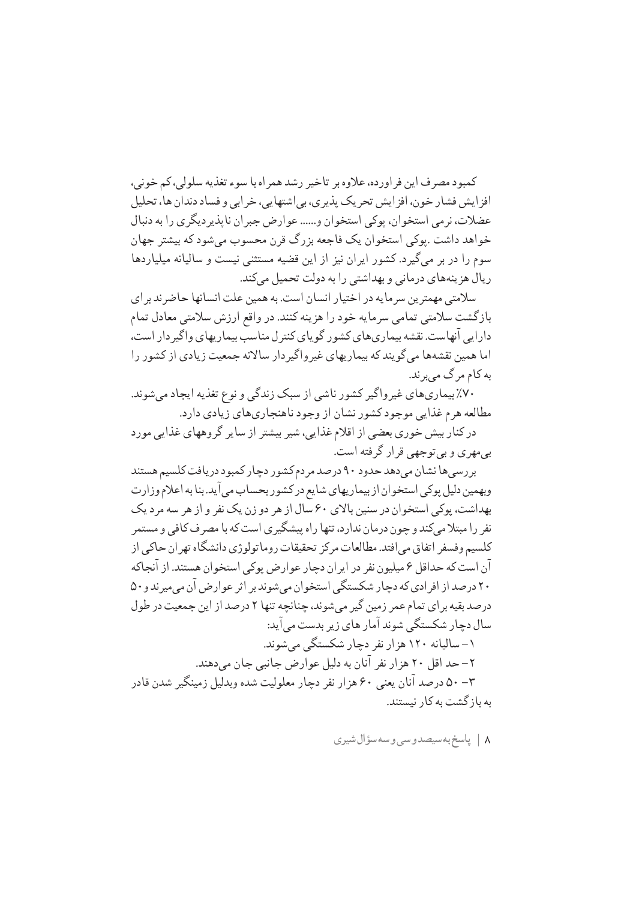کمبود مصرف این فراورده، علاوه بر تاخیر رشد همراه با سوء تغذیه سلولی، کم خونی، افزایش فشار خون، افزایش تحریک پذیری، بی‌اشتهایی، خرابی و فساد دندان ها، تحلیل عضلات، نرمی استخوان، پوکی استخوان و...... عوارض جبران ناپذیر دیگری را به دنبال خواهد داشت .پوکی استخوان یک فاجعه بزرگ قرن محسوب می‌شود که بیشتر جهان سوم را در بر می‌گیرد. کشور ایران نیز از این قضیه مستثنی نیست و سالیانه میلیاردها ریال هزینه‌های درمانی و بهداشتی را به دولت تحمیل می‌کند.

سلامتی مهمترین سرمایه در اختیار انسان است. به همین علت انسانها حاضرند برای بازگشت سلامتی تمامی سرمایه خود را هزینه کنند. در واقع ارزش سلامتی معادل تمام دارایی آنهاست. نقشه بیماری‌های کشور گویای کنترل مناسب بیماریهای واگیردار است، اما همین نقشه‌ها می‌گویند که بیماریهای غیرواگیردار سالانه جمعیت زیادی از کشور را به کام مرگ می‌برند.

۷۰٪ بیماری‌های غیرواگیر کشور ناشی از سبک زندگی و نوع تغذیه ایجاد می‌شوند. مطالعه هرم غذایی موجود کشور نشان از وجود ناهنجاری‌های زیادی دارد.

در کنار بیش خوری بعضی از اقلام غذایی، شیر بیشتر از سایر گروههای غذایی مورد بی‌مهری و بی‌توجهی قرار گرفته است.

بررسی‌ها نشان می‌دهد حدود ۹۰ درصد مردم کشور دچار کمبود دریافت کلسیم هستند وبهمین دلیل پوکی استخوان از بیماریهای شایع در کشور بحساب می‌آید. بنا به اعلام وزارت بهداشت، پوکی استخوان در سنین بالای ۶۰ سال از هر دو زن یک نفر و از هر سه مرد یک نفر را مبتلا می‌کند و چون درمان ندارد، تنها راه پیشگیری است که با مصرف کافی و مستمر کلسیم وفسفر اتفاق می‌افتد. مطالعات مرکز تحقیقات روماتولوژی دانشگاه تهران حاکی از آن است که حداقل ۶ میلیون نفر در ایران دچار عوارض پوکی استخوان هستند. از آنجاکه ۲۰ درصد از افرادی که دچار شکستگی استخوان می‌شوند بر اثر عوارض آن می‌میرند و ۵۰ درصد بقیه برای تمام عمر زمین گیر می‌شوند، چنانچه تنها ۲ درصد از این جمعیت در طول سال دچار شکستگی شوند آمار های زیر بدست می‌آید:

۱- سالیانه ۱۲۰ هزار نفر دچار شکستگی می‌شوند.

۲- حد اقل ۲۰ هزار نفر آنان به دلیل عوارض جانبی جان می‌دهند.

۳- ۵۰ درصد آنان یعنی ۶۰ هزار نفر دچار معلولیت شده وبدلیل زمینگیر شدن قادر به بازگشت به کار نیستند.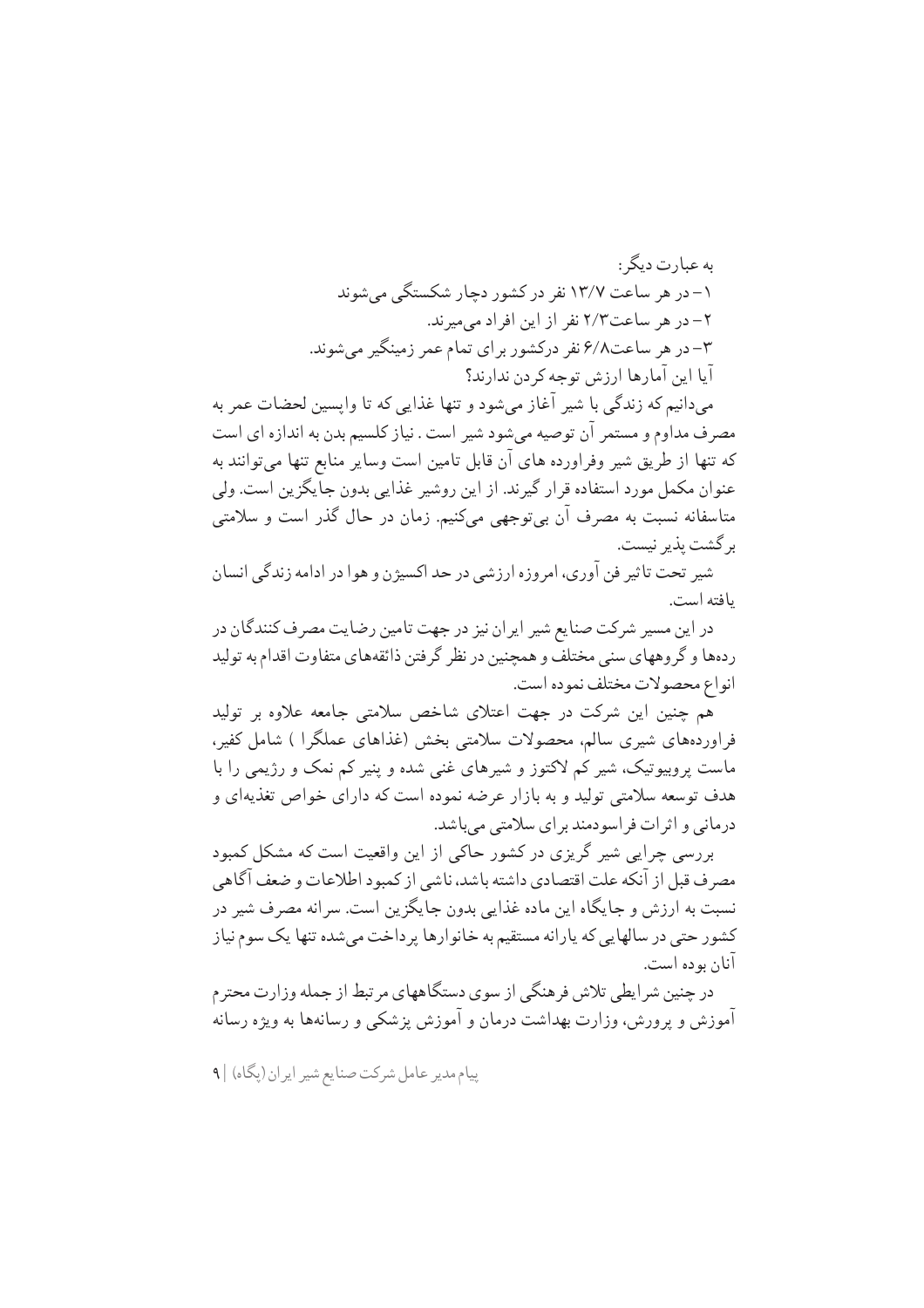به عبارت دیگر:

۱– در هر ساعت ۱۳/۷ نفر در کشور دچار شکستگی می‌شوند

۲– در هر ساعت۲/۳ نفر از این افراد می‌میرند.

۳– در هر ساعت۶/۸ نفر درکشور برای تمام عمر زمینگیر می‌شوند.

آیا این آمارها ارزش توجه کردن ندارند؟

می‌دانیم که زندگی با شیر آغاز می‌شود و تنها غذایی که تا واپسین لحضات عمر به مصرف مداوم و مستمر آن توصیه می‌شود شیر است . نیاز کلسیم بدن به اندازه ای است که تنها از طریق شیر وفراورده های آن قابل تامین است وسایر منابع تنها می‌توانند به عنوان مکمل مورد استفاده قرار گیرند. از این روشیر غذایی بدون جایگزین است. ولی متاسفانه نسبت به مصرف آن بی‌توجهی می‌کنیم. زمان در حال گذر است و سلامتی برگشت پذیر نیست.

شیر تحت تاثیر فن آوری، امروزه ارزشی در حد اکسیژن و هوا در ادامه زندگی انسان یافته است.

در این مسیر شرکت صنایع شیر ایران نیز در جهت تامین رضایت مصرف کنندگان در رده‌ها و گروههای سنی مختلف و همچنین در نظر گرفتن ذائقه‌های متفاوت اقدام به تولید انواع محصولات مختلف نموده است.

هم چنین این شرکت در جهت اعتلای شاخص سلامتی جامعه علاوه بر تولید فراورده‌های شیری سالم، محصولات سلامتی بخش (غذاهای عملگرا ) شامل کفیر، ماست پروبیوتیک، شیر کم لاکتوز و شیرهای غنی شده و پنیر کم نمک و رژیمی را با هدف توسعه سلامتی تولید و به بازار عرضه نموده است که دارای خواص تغذیه‌ای و درمانی و اثرات فراسودمند برای سلامتی می‌باشد.

بررسی چرایی شیر گریزی در کشور حاکی از این واقعیت است که مشکل کمبود مصرف قبل از آنکه علت اقتصادی داشته باشد، ناشی از کمبود اطلاعات و ضعف آگاهی نسبت به ارزش و جایگاه این ماده غذایی بدون جایگزین است. سرانه مصرف شیر در کشور حتی در سالهایی که یارانه مستقیم به خانوارها پرداخت می‌شده تنها یک سوم نیاز آنان بوده است.

در چنین شرایطی تلاش فرهنگی از سوی دستگاههای مرتبط از جمله وزارت محترم آموزش و پرورش، وزارت بهداشت درمان و آموزش پزشکی و رسانه‌ها به ویژه رسانه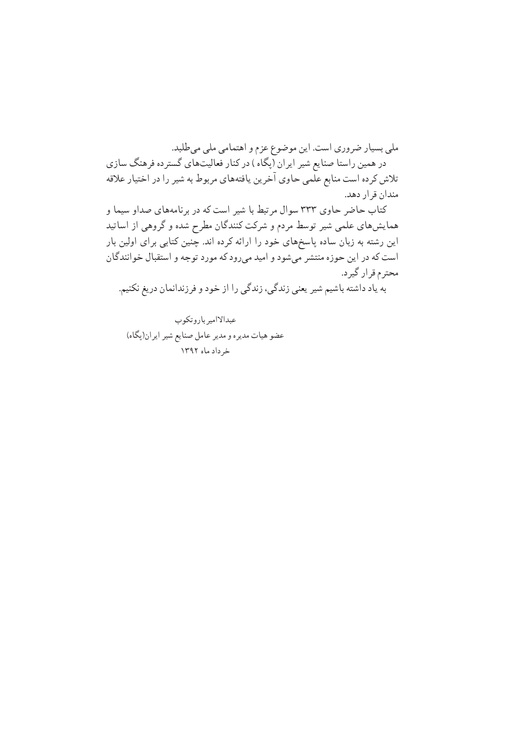ملی بسیار ضروری است. این موضوع عزم و اهتمامی ملی می‌طلبد.

در همین راستا صنایع شیر ایران (پگاه ) در کنار فعالیت‌های گسترده فرهنگ سازی تلاش کرده است منابع علمی حاوی آخرین یافته‌های مربوط به شیر را در اختیار علاقه مندان قرار دهد.

کتاب حاضر حاوی ۳۳۳ سوال مرتبط با شیر است که در برنامه‌های صداو سیما و همایش‌های علمی شیر توسط مردم و شرکت کنندگان مطرح شده و گروهی از اساتید این رشته به زبان ساده پاسخ‌های خود را ارائه کرده اند. چنین کتابی برای اولین بار است که در این حوزه منتشر می‌شود و امید می‌رود که مورد توجه و استقبال خوانندگان محترم قرار گیرد.

به یاد داشته باشیم شیر یعنی زندگی، زندگی را از خود و فرزندانمان دریغ نکنیم.

عبدالامیر باروتکوب

عضو هیات مدیره و مدیر عامل صنایع شیر ایران(پگاه)

خرداد ماه ۱۳۹۲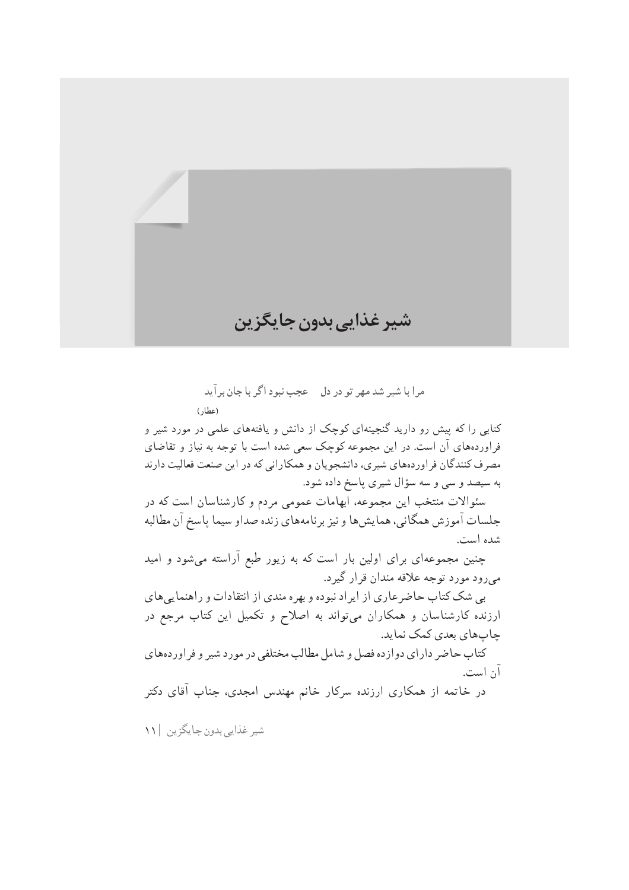# شیر غذایی بدون جایگزین

مرا با شیر شد مهر تو در دل     عجب نبود اگر با جان برآید

(عطار)

کتابی را که پیش رو دارید گنجینه‌ای کوچک از دانش و یافته‌های علمی در مورد شیر و فراورده‌های آن است. در این مجموعه کوچک سعی شده است با توجه به نیاز و تقاضای مصرف کنندگان فراورده‌های شیری، دانشجویان و همکارانی که در این صنعت فعالیت دارند به سیصد و سی و سه سؤال شیری پاسخ داده شود.

سئوالات منتخب این مجموعه، ابهامات عمومی مردم و کارشناسان است که در جلسات آموزش همگانی، همایش‌ها و نیز برنامه‌های زنده صداو سیما پاسخ آن مطالبه شده است.

چنین مجموعه‌ای برای اولین بار است که به زیور طبع آراسته می‌شود و امید می‌رود مورد توجه علاقه مندان قرار گیرد.

بی شک کتاب حاضرعاری از ایراد نبوده و بهره مندی از انتقادات و راهنمایی‌های ارزنده کارشناسان و همکاران می‌تواند به اصلاح و تکمیل این کتاب مرجع در چاپ‌های بعدی کمک نماید.

کتاب حاضر دارای دوازده فصل و شامل مطالب مختلفی در مورد شیر و فراورده‌های آن است.

در خاتمه از همکاری ارزنده سرکار خانم مهندس امجدی، جناب آقای دکتر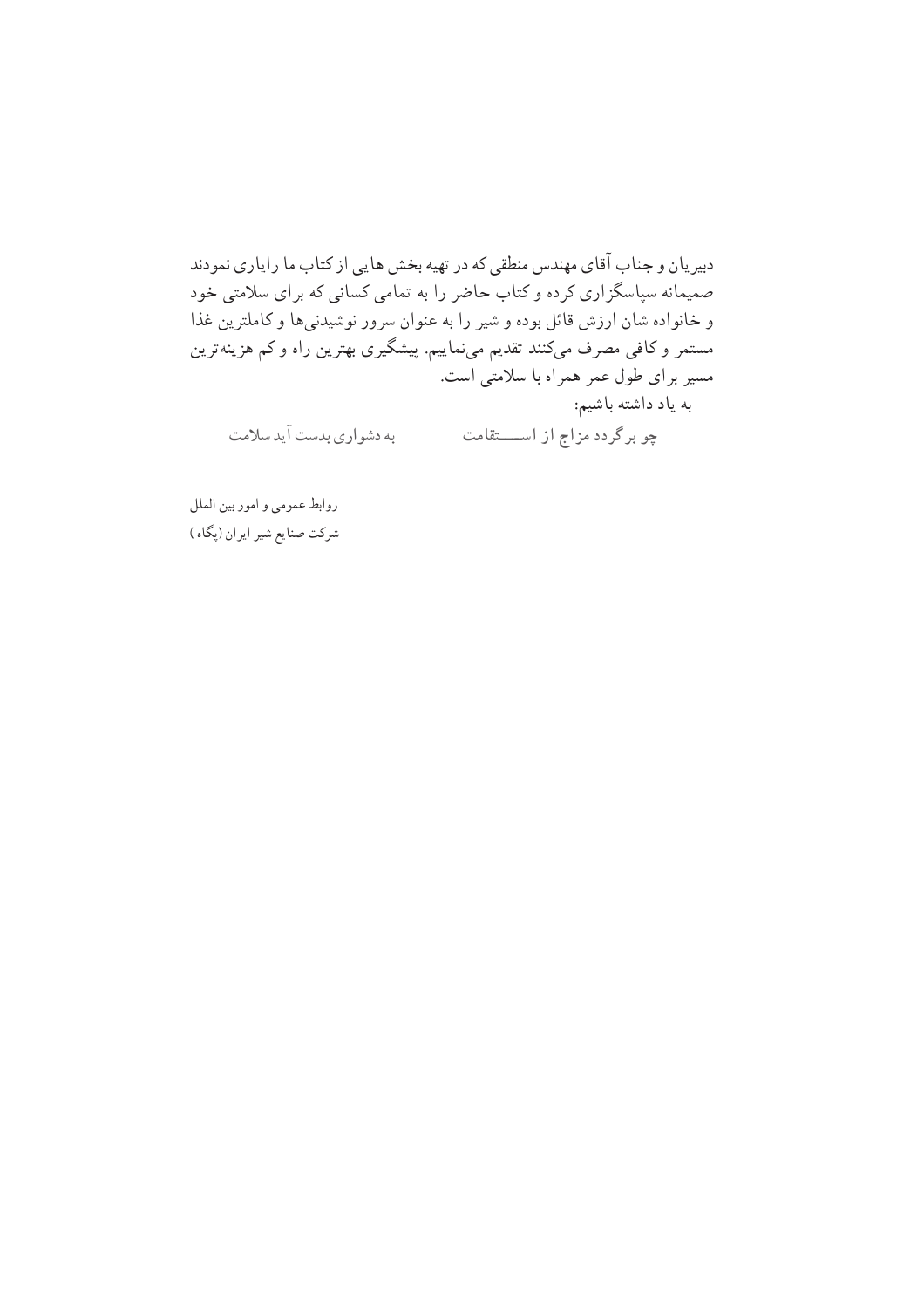دبیریان و جناب آقای مهندس منطقی که در تهیه بخش هایی از کتاب ما رایاری نمودند صمیمانه سپاسگزاری کرده و کتاب حاضر را به تمامی کسانی که برای سلامتی خود و خانواده شان ارزش قائل بوده و شیر را به عنوان سرور نوشیدنی‌ها و کاملترین غذا مستمر و کافی مصرف می‌کنند تقدیم می‌نماییم. پیشگیری بهترین راه و کم هزینه‌ترین مسیر برای طول عمر همراه با سلامتی است.

به یاد داشته باشیم:

چو برگردد مزاج از اســـتقامت &nbsp;&nbsp;&nbsp;&nbsp;&nbsp;&nbsp;&nbsp;&nbsp; به دشواری بدست آید سلامت

روابط عمومی و امور بین الملل

شرکت صنایع شیر ایران (پگاه)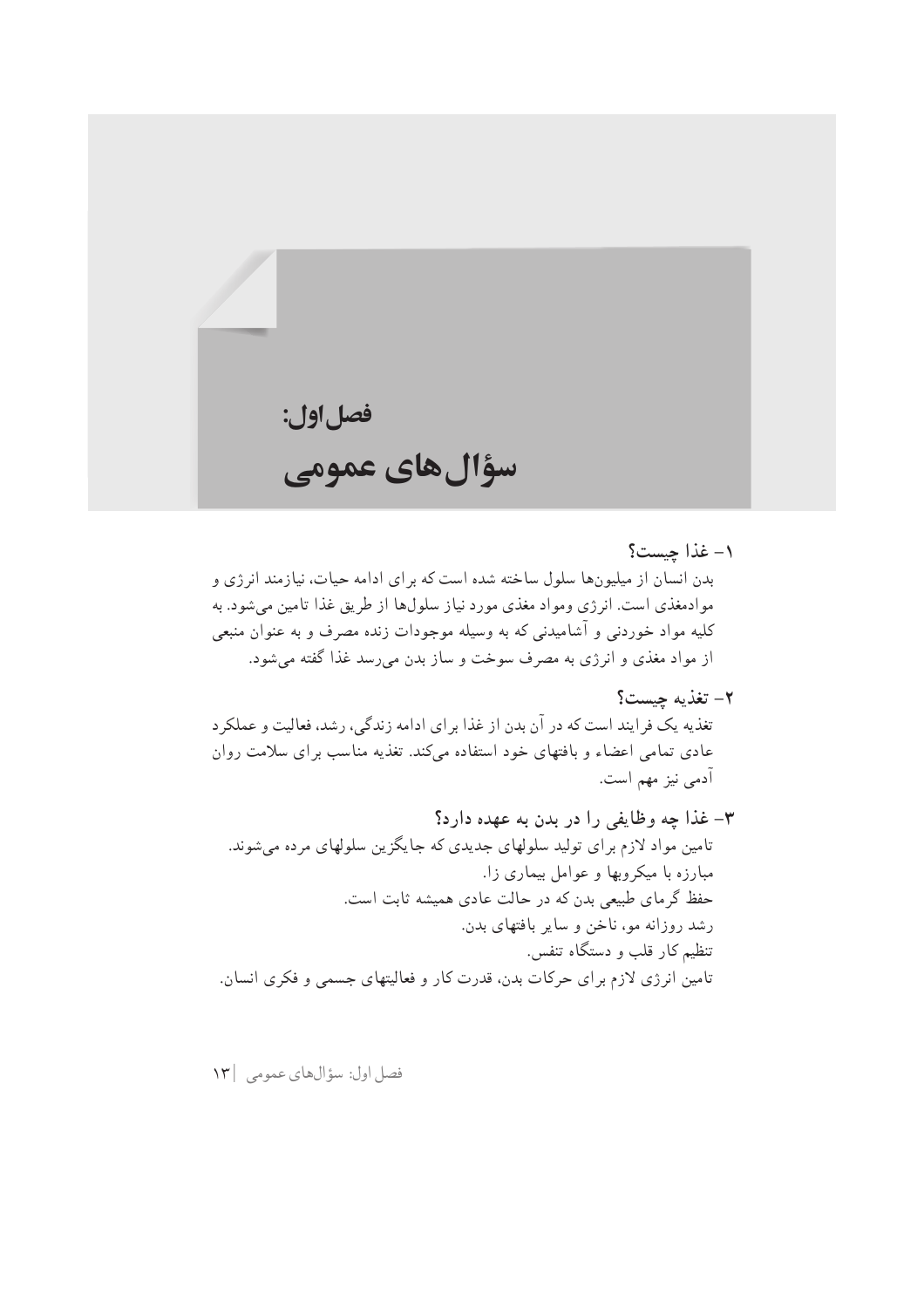# فصل اول:
# سؤال‌های عمومی

### ۱- غذا چیست؟

بدن انسان از میلیون‌ها سلول ساخته شده است که برای ادامه حیات، نیازمند انرژی و موادمغذی است. انرژی ومواد مغذی مورد نیاز سلول‌ها از طریق غذا تامین می‌شود. به کلیه مواد خوردنی و آشامیدنی که به وسیله موجودات زنده مصرف و به عنوان منبعی از مواد مغذی و انرژی به مصرف سوخت و ساز بدن می‌رسد غذا گفته می‌شود.

### ۲- تغذیه چیست؟

تغذیه یک فرایند است که در آن بدن از غذا برای ادامه زندگی، رشد، فعالیت و عملکرد عادی تمامی اعضاء و بافتهای خود استفاده میکند. تغذیه مناسب برای سلامت روان آدمی نیز مهم است.

### ۳- غذا چه وظایفی را در بدن به عهده دارد؟

تامین مواد لازم برای تولید سلولهای جدیدی که جایگزین سلولهای مرده می‌شوند.
مبارزه با میکروبها و عوامل بیماری زا.
حفظ گرمای طبیعی بدن که در حالت عادی همیشه ثابت است.
رشد روزانه مو، ناخن و سایر بافتهای بدن.
تنظیم کار قلب و دستگاه تنفس.
تامین انرژی لازم برای حرکات بدن، قدرت کار و فعالیتهای جسمی و فکری انسان.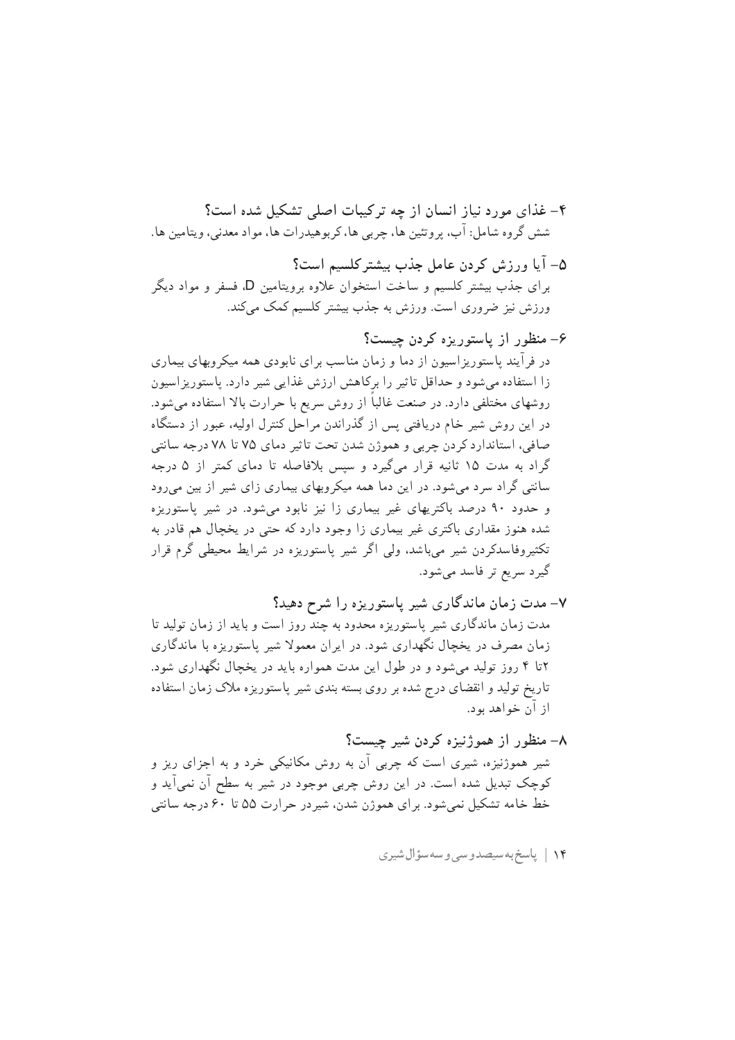### ۴- غذای مورد نیاز انسان از چه ترکیبات اصلی تشکیل شده است؟

شش گروه شامل: آب، پروتئین ها، چربی ها، کربوهیدرات ها، مواد معدنی، ویتامین ها.

### ۵- آیا ورزش کردن عامل جذب بیشترکلسیم است؟

برای جذب بیشتر کلسیم و ساخت استخوان علاوه برویتامین D، فسفر و مواد دیگر ورزش نیز ضروری است. ورزش به جذب بیشتر کلسیم کمک می‌کند.

### ۶- منظور از پاستوریزه کردن چیست؟

در فرآیند پاستوریزاسیون از دما و زمان مناسب برای نابودی همه میکروبهای بیماری زا استفاده می‌شود و حداقل تاثیر را برکاهش ارزش غذایی شیر دارد. پاستوریزاسیون روشهای مختلفی دارد. در صنعت غالباً از روش سریع با حرارت بالا استفاده می‌شود. در این روش شیر خام دریافتی پس از گذراندن مراحل کنترل اولیه، عبور از دستگاه صافی، استاندارد کردن چربی و هموژن شدن تحت تاثیر دمای ۷۵ تا ۷۸ درجه سانتی گراد به مدت ۱۵ ثانیه قرار می‌گیرد و سپس بلافاصله تا دمای کمتر از ۵ درجه سانتی گراد سرد می‌شود. در این دما همه میکروبهای بیماری زای شیر از بین می‌رود و حدود ۹۰ درصد باکتریهای غیر بیماری زا نیز نابود می‌شود. در شیر پاستوریزه شده هنوز مقداری باکتری غیر بیماری زا وجود دارد که حتی در یخچال هم قادر به تکثیروفاسدکردن شیر می‌باشد، ولی اگر شیر پاستوریزه در شرایط محیطی گرم قرار گیرد سریع تر فاسد می‌شود.

### ۷- مدت زمان ماندگاری شیر پاستوریزه را شرح دهید؟

مدت زمان ماندگاری شیر پاستوریزه محدود به چند روز است و باید از زمان تولید تا زمان مصرف در یخچال نگهداری شود. در ایران معمولا شیر پاستوریزه با ماندگاری ۲تا ۴ روز تولید می‌شود و در طول این مدت همواره باید در یخچال نگهداری شود. تاریخ تولید و انقضای درج شده بر روی بسته بندی شیر پاستوریزه ملاک زمان استفاده از آن خواهد بود.

### ۸- منظور از هموژنیزه کردن شیر چیست؟

شیر هموژنیزه، شیری است که چربی آن به روش مکانیکی خرد و به اجزای ریز و کوچک تبدیل شده است. در این روش چربی موجود در شیر به سطح آن نمی‌آید و خط خامه تشکیل نمی‌شود. برای هموژن شدن، شیردر حرارت ۵۵ تا ۶۰ درجه سانتی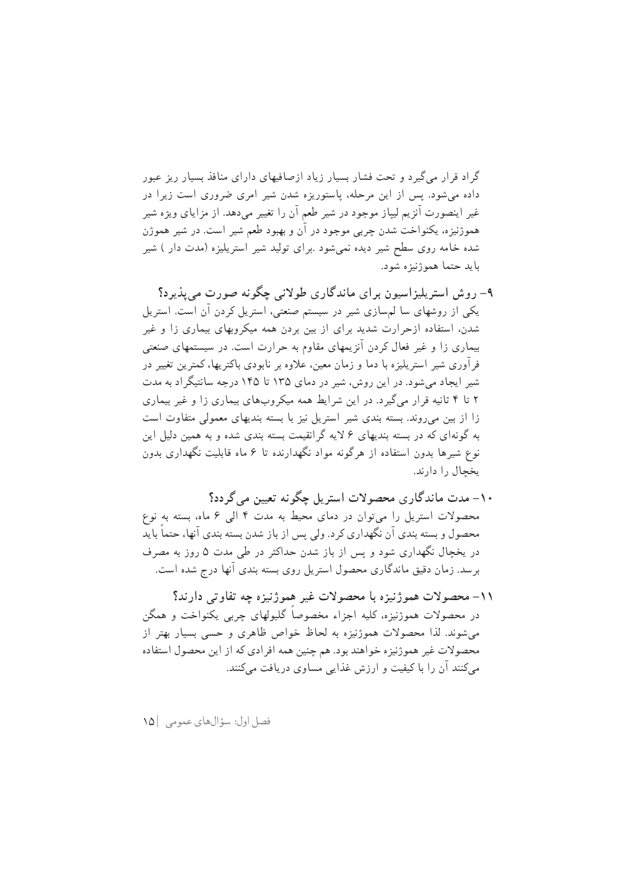گراد قرار می‌گیرد و تحت فشار بسیار زیاد ازصافیهای دارای منافذ بسیار ریز عبور داده می‌شود. پس از این مرحله، پاستوریزه شدن شیر امری ضروری است زیرا در غیر اینصورت آنزیم لیپاز موجود در شیر طعم آن را تغییر می‌دهد. از مزایای ویژه شیر هموژنیزه، یکنواخت شدن چربی موجود در آن و بهبود طعم شیر است. در شیر هموژن شده خامه روی سطح شیر دیده نمی‌شود .برای تولید شیر استریلیزه (مدت دار ) شیر باید حتما هموژنیزه شود.

**۹- روش استریلیزاسیون برای ماندگاری طولانی چگونه صورت می‌پذیرد؟**

یکی از روشهای سا لم‌سازی شیر در سیستم صنعتی، استریل کردن آن است. استریل شدن، استفاده ازحرارت شدید برای از بین بردن همه میکروبهای بیماری زا و غیر بیماری زا و غیر فعال کردن آنزیمهای مقاوم به حرارت است. در سیستمهای صنعتی فرآوری شیر استریلیزه با دما و زمان معین، علاوه بر نابودی باکتریها، کمترین تغییر در شیر ایجاد می‌شود. در این روش، شیر در دمای ۱۳۵ تا ۱۴۵ درجه سانتیگراد به مدت ۲ تا ۴ ثانیه قرار می‌گیرد. در این شرایط همه میکروب‌های بیماری زا و غیر بیماری زا از بین می‌روند. بسته بندی شیر استریل نیز با بسته بندیهای معمولی متفاوت است به گونه‌ای که در بسته بندیهای ۶ لایه گرانقیمت بسته بندی شده و به همین دلیل این نوع شیرها بدون استفاده از هرگونه مواد نگهدارنده تا ۶ ماه قابلیت نگهداری بدون یخچال را دارند.

**۱۰- مدت ماندگاری محصولات استریل چگونه تعیین می‌گردد؟**

محصولات استریل را می‌توان در دمای محیط به مدت ۴ الی ۶ ماه، بسته به نوع محصول و بسته بندی آن نگهداری کرد. ولی پس از باز شدن بسته بندی آنها، حتماً باید در یخچال نگهداری شود و پس از باز شدن حداکثر در طی مدت ۵ روز به مصرف برسد. زمان دقیق ماندگاری محصول استریل روی بسته بندی آنها درج شده است.

**۱۱- محصولات هموژنیزه با محصولات غیر هموژنیزه چه تفاوتی دارند؟**

در محصولات هموژنیزه، کلیه اجزاء مخصوصاً گلبولهای چربی یکنواخت و همگن می‌شوند. لذا محصولات هموژنیزه به لحاظ خواص ظاهری و حسی بسیار بهتر از محصولات غیر هموژنیزه خواهند بود. هم چنین همه افرادی که از این محصول استفاده می‌کنند آن را با کیفیت و ارزش غذایی مساوی دریافت می‌کنند.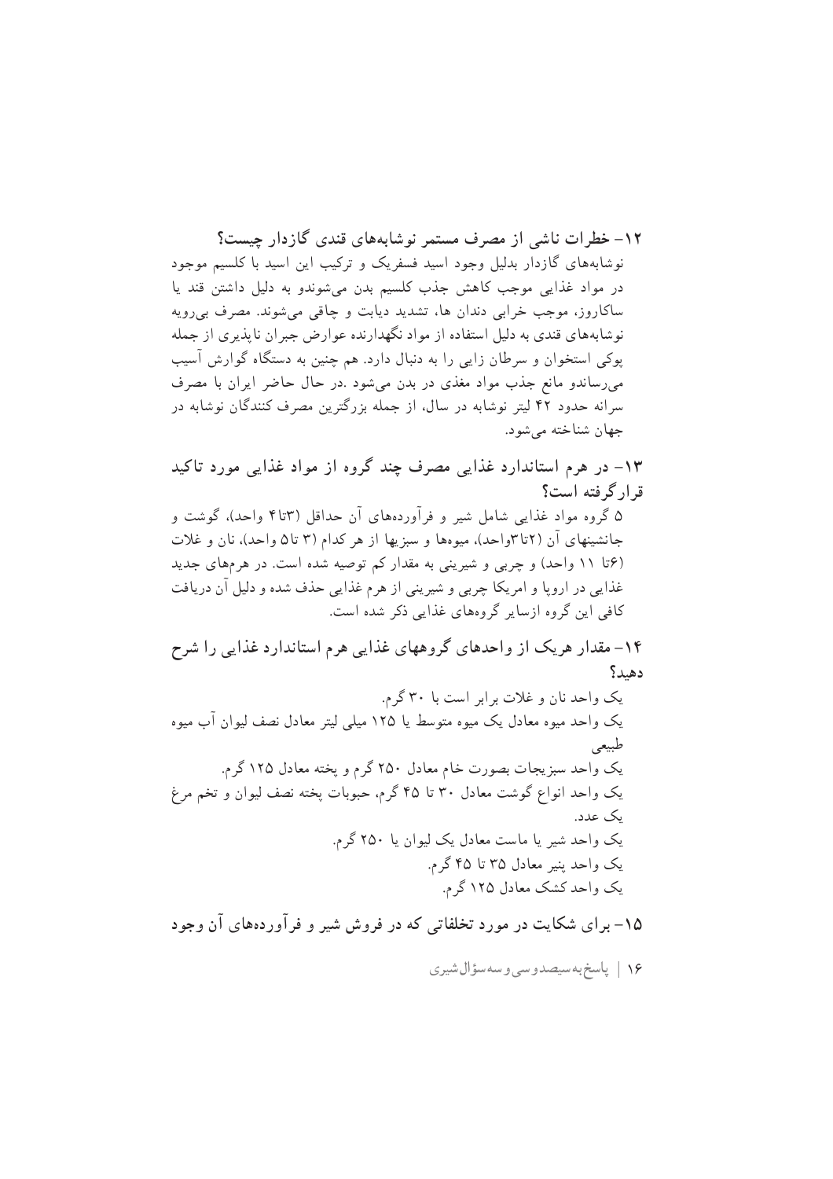### ۱۲- خطرات ناشی از مصرف مستمر نوشابه‌های قندی گازدار چیست؟

نوشابه‌های گازدار بدلیل وجود اسید فسفریک و ترکیب این اسید با کلسیم موجود در مواد غذایی موجب کاهش جذب کلسیم بدن می‌شوندو به دلیل داشتن قند یا ساکاروز، موجب خرابی دندان ها، تشدید دیابت و چاقی می‌شوند. مصرف بی‌رویه نوشابه‌های قندی به دلیل استفاده از مواد نگهدارنده عوارض جبران ناپذیری از جمله پوکی استخوان و سرطان زایی را به دنبال دارد. هم چنین به دستگاه گوارش آسیب می‌رساندو مانع جذب مواد مغذی در بدن می‌شود .در حال حاضر ایران با مصرف سرانه حدود ۴۲ لیتر نوشابه در سال، از جمله بزرگترین مصرف کنندگان نوشابه در جهان شناخته می‌شود.

### ۱۳- در هرم استاندارد غذایی مصرف چند گروه از مواد غذایی مورد تاکید قرارگرفته است؟

۵ گروه مواد غذایی شامل شیر و فرآورده‌های آن حداقل (۳تا۴ واحد)، گوشت و جانشینهای آن (۲تا۳واحد)، میوه‌ها و سبزیها از هر کدام (۳ تا۵ واحد)، نان و غلات (۶تا ۱۱ واحد) و چربی و شیرینی به مقدار کم توصیه شده است. در هرم‌های جدید غذایی در اروپا و امریکا چربی و شیرینی از هرم غذایی حذف شده و دلیل آن دریافت کافی این گروه ازسایر گروه‌های غذایی ذکر شده است.

### ۱۴- مقدار هریک از واحدهای گروههای غذایی هرم استاندارد غذایی را شرح دهید؟

یک واحد نان و غلات برابر است با ۳۰ گرم.

یک واحد میوه معادل یک میوه متوسط یا ۱۲۵ میلی لیتر معادل نصف لیوان آب میوه طبیعی

یک واحد سبزیجات بصورت خام معادل ۲۵۰ گرم و پخته معادل ۱۲۵ گرم.

یک واحد انواع گوشت معادل ۳۰ تا ۴۵ گرم، حبوبات پخته نصف لیوان و تخم مرغ یک عدد.

یک واحد شیر یا ماست معادل یک لیوان یا ۲۵۰ گرم.

یک واحد پنیر معادل ۳۵ تا ۴۵ گرم.

یک واحد کشک معادل ۱۲۵ گرم.

### ۱۵- برای شکایت در مورد تخلفاتی که در فروش شیر و فرآورده‌های آن وجود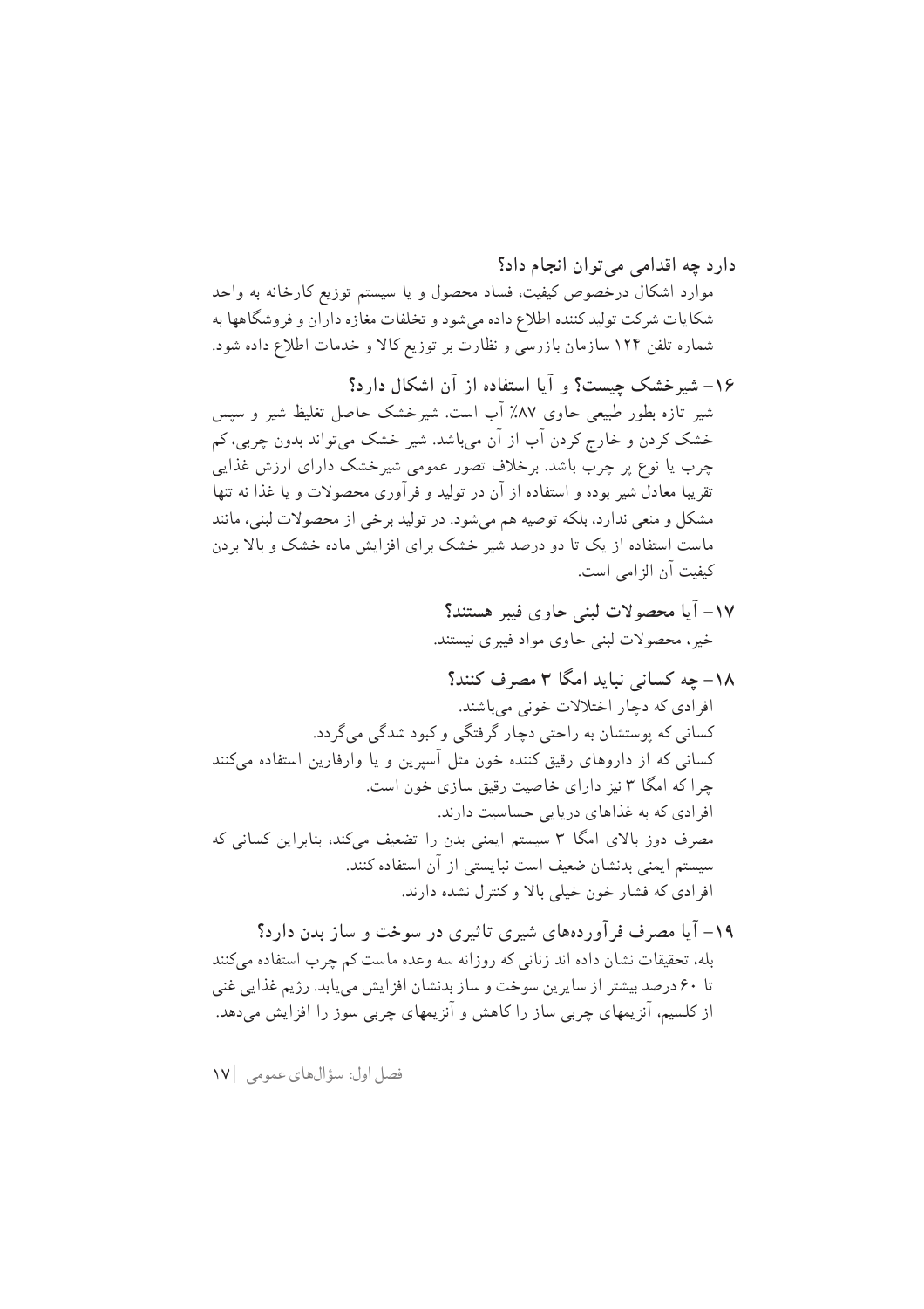دارد چه اقدامی می‌توان انجام داد؟

موارد اشکال درخصوص کیفیت، فساد محصول و یا سیستم توزیع کارخانه به واحد شکایات شرکت تولیدکننده اطلاع داده می‌شود و تخلفات مغازه داران و فروشگاهها به شماره تلفن ۱۲۴ سازمان بازرسی و نظارت بر توزیع کالا و خدمات اطلاع داده شود.

### ۱۶- شیرخشک چیست؟ و آیا استفاده از آن اشکال دارد؟

شیر تازه بطور طبیعی حاوی ۸۷٪ آب است. شیرخشک حاصل تغلیظ شیر و سپس خشک کردن و خارج کردن آب از آن می‌باشد. شیر خشک می‌تواند بدون چربی، کم چرب یا نوع پر چرب باشد. برخلاف تصور عمومی شیرخشک دارای ارزش غذایی تقریبا معادل شیر بوده و استفاده از آن در تولید و فرآوری محصولات و یا غذا نه تنها مشکل و منعی ندارد، بلکه توصیه هم می‌شود. در تولید برخی از محصولات لبنی، مانند ماست استفاده از یک تا دو درصد شیر خشک برای افزایش ماده خشک و بالا بردن کیفیت آن الزامی است.

### ۱۷- آیا محصولات لبنی حاوی فیبر هستند؟

خیر، محصولات لبنی حاوی مواد فیبری نیستند.

### ۱۸- چه کسانی نباید امگا ۳ مصرف کنند؟

افرادی که دچار اختلالات خونی می‌باشند.

کسانی که پوستشان به راحتی دچار گرفتگی و کبود شدگی می‌گردد.

کسانی که از داروهای رقیق کننده خون مثل آسپرین و یا وارفارین استفاده میکنند چرا که امگا ۳ نیز دارای خاصیت رقیق سازی خون است.

افرادی که به غذاهای دریایی حساسیت دارند.

مصرف دوز بالای امگا ۳ سیستم ایمنی بدن را تضعیف میکند، بنابراین کسانی که سیستم ایمنی بدنشان ضعیف است نبایستی از آن استفاده کنند.

افرادی که فشار خون خیلی بالا و کنترل نشده دارند.

### ۱۹- آیا مصرف فرآورده‌های شیری تاثیری در سوخت و ساز بدن دارد؟

بله، تحقیقات نشان داده اند زنانی که روزانه سه وعده ماست کم چرب استفاده میکنند تا ۶۰ درصد بیشتر از سایرین سوخت و ساز بدنشان افزایش می‌یابد. رژیم غذایی غنی از کلسیم، آنزیمهای چربی ساز را کاهش و آنزیمهای چربی سوز را افزایش می‌دهد.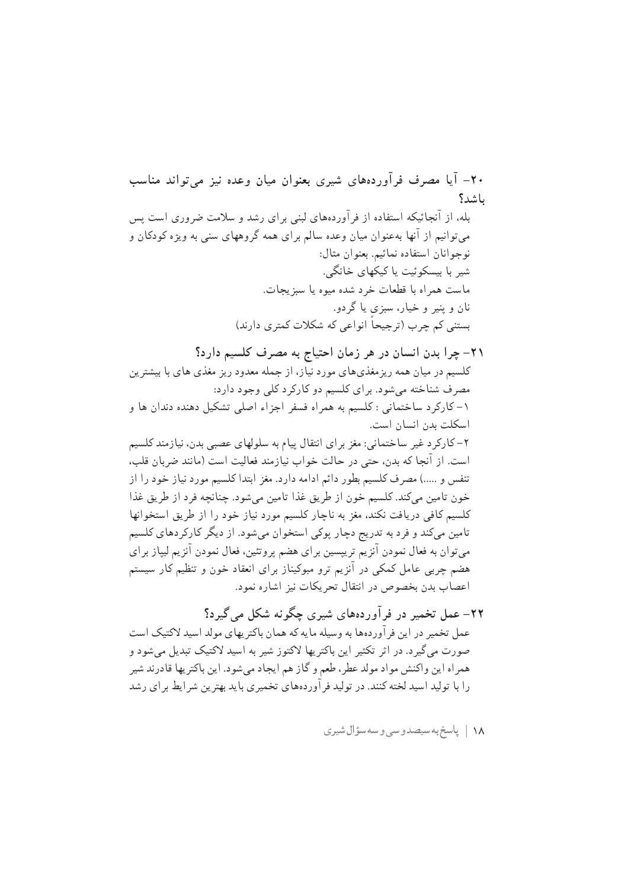### ۲۰- آیا مصرف فرآورده‌های شیری بعنوان میان وعده نیز می‌تواند مناسب باشد؟

بله، از آنجائیکه استفاده از فرآورده‌های لبنی برای رشد و سلامت ضروری است پس می‌توانیم از آنها به‌عنوان میان وعده سالم برای همه گروههای سنی به ویژه کودکان و نوجوانان استفاده نمائیم. بعنوان مثال:

شیر با بیسکوئیت یا کیکهای خانگی.
ماست همراه با قطعات خرد شده میوه یا سبزیجات.
نان و پنیر و خیار، سبزی یا گردو.
بستنی کم چرب (ترجیحاً انواعی که شکلات کمتری دارند)

### ۲۱- چرا بدن انسان در هر زمان احتیاج به مصرف کلسیم دارد؟

کلسیم در میان همه ریزمغذی‌های مورد نیاز، از جمله معدود ریز مغذی های با بیشترین مصرف شناخته می‌شود. برای کلسیم دو کارکرد کلی وجود دارد:

۱- کارکرد ساختمانی : کلسیم به همراه فسفر اجزاء اصلی تشکیل دهنده دندان ها و اسکلت بدن انسان است.

۲- کارکرد غیر ساختمانی: مغز برای انتقال پیام به سلولهای عصبی بدن، نیازمند کلسیم است. از آنجا که بدن، حتی در حالت خواب نیازمند فعالیت است (مانند ضربان قلب، تنفس و .....) مصرف کلسیم بطور دائم ادامه دارد. مغز ابتدا کلسیم مورد نیاز خود را از خون تامین می‌کند. کلسیم خون از طریق غذا تامین می‌شود. چنانچه فرد از طریق غذا کلسیم کافی دریافت نکند، مغز به ناچار کلسیم مورد نیاز خود را از طریق استخوانها تامین می‌کند و فرد به تدریج دچار پوکی استخوان می‌شود. از دیگر کارکردهای کلسیم می‌توان به فعال نمودن آنزیم تریپسین برای هضم پروتئین، فعال نمودن آنزیم لیپاز برای هضم چربی عامل کمکی در آنزیم ترو مبوکیناز برای انعقاد خون و تنظیم کار سیستم اعصاب بدن بخصوص در انتقال تحریکات نیز اشاره نمود.

### ۲۲- عمل تخمیر در فرآورده‌های شیری چگونه شکل می‌گیرد؟

عمل تخمیر در این فرآورده‌ها به وسیله مایه که همان باکتریهای مولد اسید لاکتیک است صورت می‌گیرد. در اثر تکثیر این باکتریها لاکتوز شیر به اسید لاکتیک تبدیل می‌شود و همراه این واکنش مواد مولد عطر، طعم و گاز هم ایجاد می‌شود. این باکتریها قادرند شیر را با تولید اسید لخته کنند. در تولید فرآورده‌های تخمیری باید بهترین شرایط برای رشد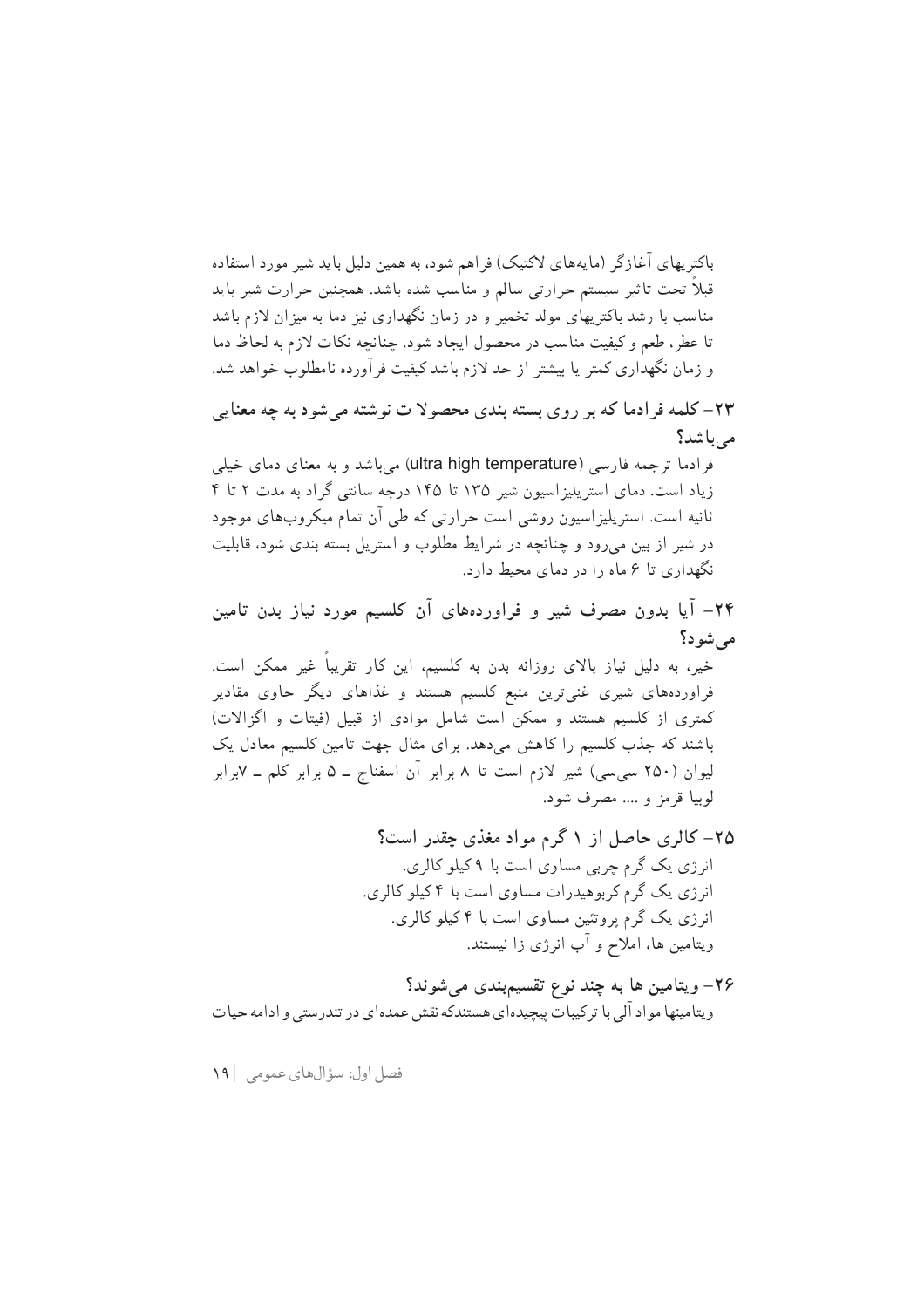باکتریهای آغازگر (مایه‌های لاکتیک) فراهم شود، به همین دلیل باید شیر مورد استفاده قبلاً تحت تاثیر سیستم حرارتی سالم و مناسب شده باشد. همچنین حرارت شیر باید مناسب با رشد باکتریهای مولد تخمیر و در زمان نگهداری نیز دما به میزان لازم باشد تا عطر، طعم و کیفیت مناسب در محصول ایجاد شود. چنانچه نکات لازم به لحاظ دما و زمان نگهداری کمتر یا بیشتر از حد لازم باشد کیفیت فرآورده نامطلوب خواهد شد.

### ۲۳- کلمه فرادما که بر روی بسته بندی محصولا ت نوشته می‌شود به چه معنایی می‌باشد؟

فرادما ترجمه فارسی (ultra high temperature) می‌باشد و به معنای دمای خیلی زیاد است. دمای استریلیزاسیون شیر ۱۳۵ تا ۱۴۵ درجه سانتی گراد به مدت ۲ تا ۴ ثانیه است. استریلیزاسیون روشی است حرارتی که طی آن تمام میکروب‌های موجود در شیر از بین می‌رود و چنانچه در شرایط مطلوب و استریل بسته بندی شود، قابلیت نگهداری تا ۶ ماه را در دمای محیط دارد.

### ۲۴- آیا بدون مصرف شیر و فراورده‌های آن کلسیم مورد نیاز بدن تامین می‌شود؟

خیر، به دلیل نیاز بالای روزانه بدن به کلسیم، این کار تقریباً غیر ممکن است. فراورده‌های شیری غنی‌ترین منبع کلسیم هستند و غذاهای دیگر حاوی مقادیر کمتری از کلسیم هستند و ممکن است شامل موادی از قبیل (فیتات و اگزالات) باشند که جذب کلسیم را کاهش می‌دهد. برای مثال جهت تامین کلسیم معادل یک لیوان (۲۵۰ سی‌سی) شیر لازم است تا ۸ برابر آن اسفناج ـ ۵ برابر کلم ـ ۷برابر لوبیا قرمز و .... مصرف شود.

### ۲۵- کالری حاصل از ۱ گرم مواد مغذی چقدر است؟

انرژی یک گرم چربی مساوی است با ۹ کیلو کالری.
انرژی یک گرم کربوهیدرات مساوی است با ۴ کیلو کالری.
انرژی یک گرم پروتئین مساوی است با ۴ کیلو کالری.
ویتامین ها، املاح و آب انرژی زا نیستند.

### ۲۶- ویتامین ها به چند نوع تقسیم‌بندی می‌شوند؟

ویتامینها مواد آلی با ترکیبات پیچیده‌ای هستندکه نقش عمده‌ای در تندرستی و ادامه حیات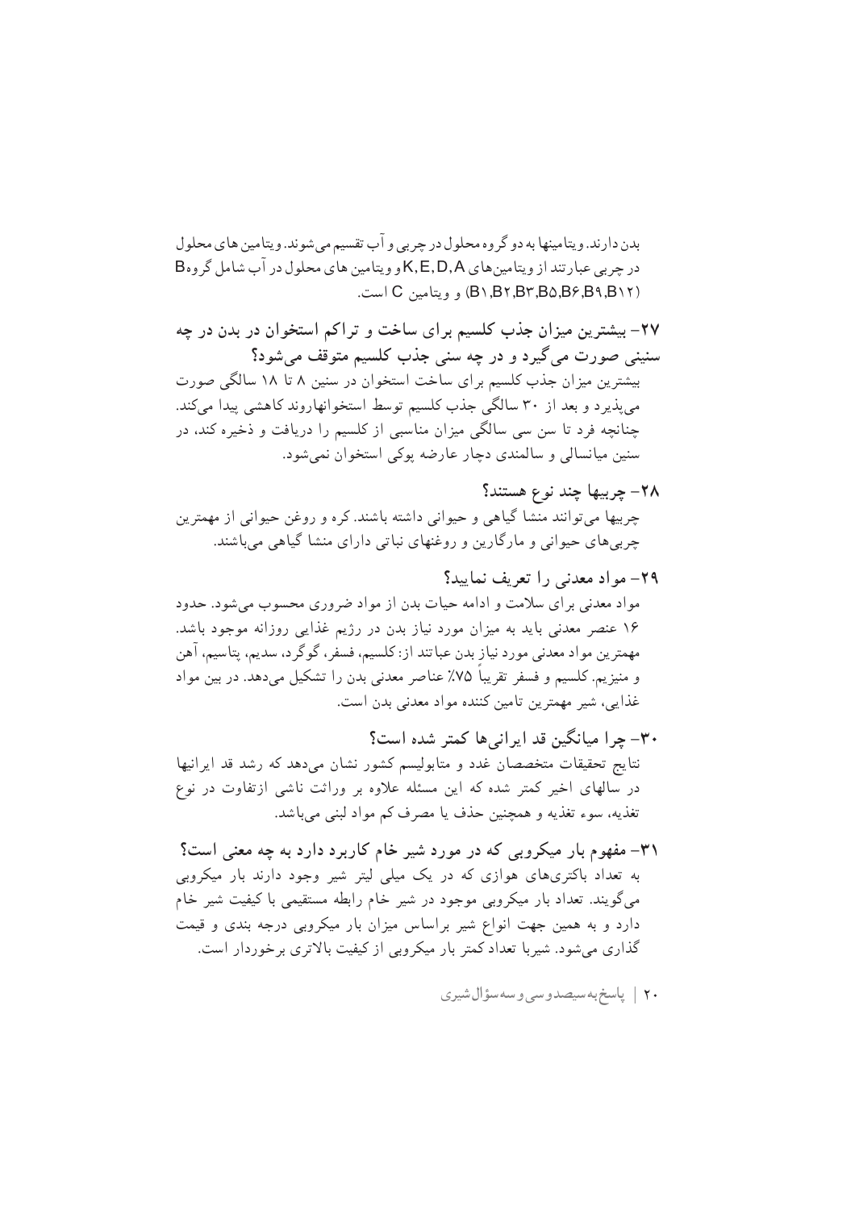بدن دارند. ویتامینها به دو گروه محلول در چربی و آب تقسیم می‌شوند. ویتامین های محلول در چربی عبارتند از ویتامین‌های K, E, D, A و ویتامین های محلول در آب شامل گروه B (B۱,B۲,B۳,B۵,B۶,B۹,B۱۲) و ویتامین C است.

### ۲۷- بیشترین میزان جذب کلسیم برای ساخت و تراکم استخوان در بدن در چه سنینی صورت می‌گیرد و در چه سنی جذب کلسیم متوقف می‌شود؟

بیشترین میزان جذب کلسیم برای ساخت استخوان در سنین ۸ تا ۱۸ سالگی صورت می‌پذیرد و بعد از ۳۰ سالگی جذب کلسیم توسط استخوانهاروند کاهشی پیدا می‌کند. چنانچه فرد تا سن سی سالگی میزان مناسبی از کلسیم را دریافت و ذخیره کند، در سنین میانسالی و سالمندی دچار عارضه پوکی استخوان نمی‌شود.

### ۲۸- چربیها چند نوع هستند؟

چربیها می‌توانند منشا گیاهی و حیوانی داشته باشند. کره و روغن حیوانی از مهمترین چربی‌های حیوانی و مارگارین و روغنهای نباتی دارای منشا گیاهی می‌باشند.

### ۲۹- مواد معدنی را تعریف نمایید؟

مواد معدنی برای سلامت و ادامه حیات بدن از مواد ضروری محسوب می‌شود. حدود ۱۶ عنصر معدنی باید به میزان مورد نیاز بدن در رژیم غذایی روزانه موجود باشد. مهمترین مواد معدنی مورد نیاز بدن عباتند از: کلسیم، فسفر، گوگرد، سدیم، پتاسیم، آهن و منیزیم. کلسیم و فسفر تقریباً ۷۵٪ عناصر معدنی بدن را تشکیل می‌دهد. در بین مواد غذایی، شیر مهمترین تامین کننده مواد معدنی بدن است.

### ۳۰- چرا میانگین قد ایرانی‌ها کمتر شده است؟

نتایج تحقیقات متخصصان غدد و متابولیسم کشور نشان می‌دهد که رشد قد ایرانیها در سالهای اخیر کمتر شده که این مسئله علاوه بر وراثت ناشی ازتفاوت در نوع تغذیه، سوء تغذیه و همچنین حذف یا مصرف کم مواد لبنی می‌باشد.

### ۳۱- مفهوم بار میکروبی که در مورد شیر خام کاربرد دارد به چه معنی است؟

به تعداد باکتری‌های هوازی که در یک میلی لیتر شیر وجود دارند بار میکروبی می‌گویند. تعداد بار میکروبی موجود در شیر خام رابطه مستقیمی با کیفیت شیر خام دارد و به همین جهت انواع شیر براساس میزان بار میکروبی درجه بندی و قیمت گذاری می‌شود. شیربا تعداد کمتر بار میکروبی از کیفیت بالاتری برخوردار است.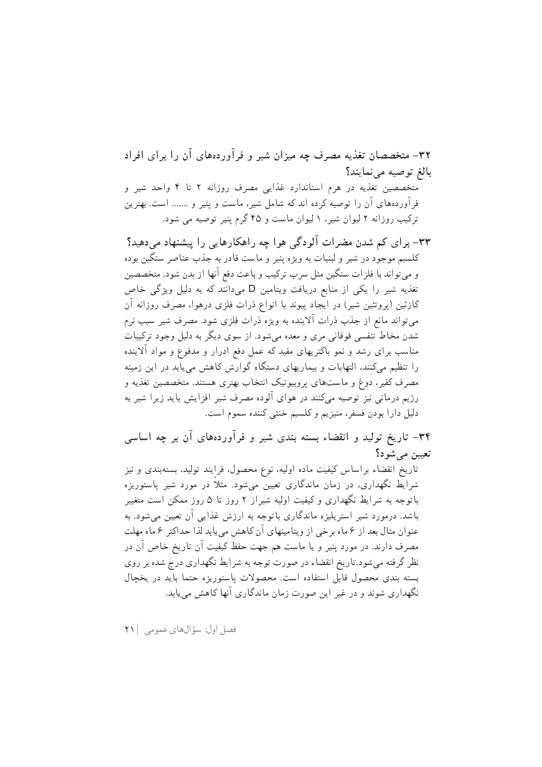### ۳۲- متخصصان تغذیه مصرف چه میزان شیر و فرآورده‌های آن را برای افراد بالغ توصیه می‌نمایند؟

متخصصین تغذیه در هرم استاندارد غذایی مصرف روزانه ۲ تا ۴ واحد شیر و فرآورده‌های آن را توصیه کرده اند که شامل شیر، ماست و پنیر و ....... است. بهترین ترکیب روزانه ۲ لیوان شیر، ۱ لیوان ماست و ۴۵ گرم پنیر توصیه می شود.

### ۳۳- برای کم شدن مضرات آلودگی هوا چه راهکارهایی را پیشنهاد می‌دهید؟

کلسیم موجود در شیر و لبنیات به ویژه پنیر و ماست قادر به جذب عناصر سنگین بوده و می‌تواند با فلزات سنگین مثل سرب ترکیب و باعث دفع آنها از بدن شود. متخصصین تغذیه شیر را یکی از منابع دریافت ویتامین D می‌دانند که به دلیل ویژگی خاص کازئین (پروتئین شیر) در ایجاد پیوند با انواع ذرات فلزی درهوا، مصرف روزانه آن می‌تواند مانع از جذب ذرات آلاینده به ویژه ذرات فلزی شود. مصرف شیر سبب نرم شدن مخاط تنفسی فوقانی مری و معده می‌شود. از سوی دیگر به دلیل وجود ترکیبات مناسب برای رشد و نمو باکتریهای مفید که عمل دفع ادرار و مدفوع و مواد آلاینده را تنظیم می‌کنند، التهابات و بیماریهای دستگاه گوارش کاهش می‌یابد در این زمینه مصرف کفیر، دوغ و ماست‌های پروبیوتیک انتخاب بهتری هستند. متخصصین تغذیه و رژیم درمانی نیز توصیه می‌کنند در هوای آلوده مصرف شیر افزایش یابد زیرا شیر به دلیل دارا بودن فسفر، منیزیم و کلسیم خنثی کننده سموم است.

### ۳۴- تاریخ تولید و انقضاء بسته بندی شیر و فرآورده‌های آن بر چه اساسی تعیین می‌شود؟

تاریخ انقضاء براساس کیفیت ماده اولیه، نوع محصول، فرایند تولید، بسته‌بندی و نیز شرایط نگهداری، در زمان ماندگاری تعیین می‌شود. مثلاً در مورد شیر پاستوریزه باتوجه به شرایط نگهداری و کیفیت اولیه شیراز ۲ روز تا ۵ روز ممکن است متغییر باشد. درمورد شیر استریلیزه ماندگاری باتوجه به ارزش غذایی آن تعیین می‌شود. به عنوان مثال بعد از ۶ ماه برخی از ویتامینهای آن کاهش می‌یابد لذا حداکثر ۶ ماه مهلت مصرف دارند. در مورد پنیر و یا ماست هم جهت حفظ کیفیت آن تاریخ خاص آن در نظر گرفته می‌شود.تاریخ انقضاء در صورت توجه به شرایط نگهداری درج شده بر روی بسته بندی محصول قابل استفاده است. محصولات پاستوریزه حتما باید در یخچال نگهداری شوند و در غیر این صورت زمان ماندگاری آنها کاهش می‌یابد.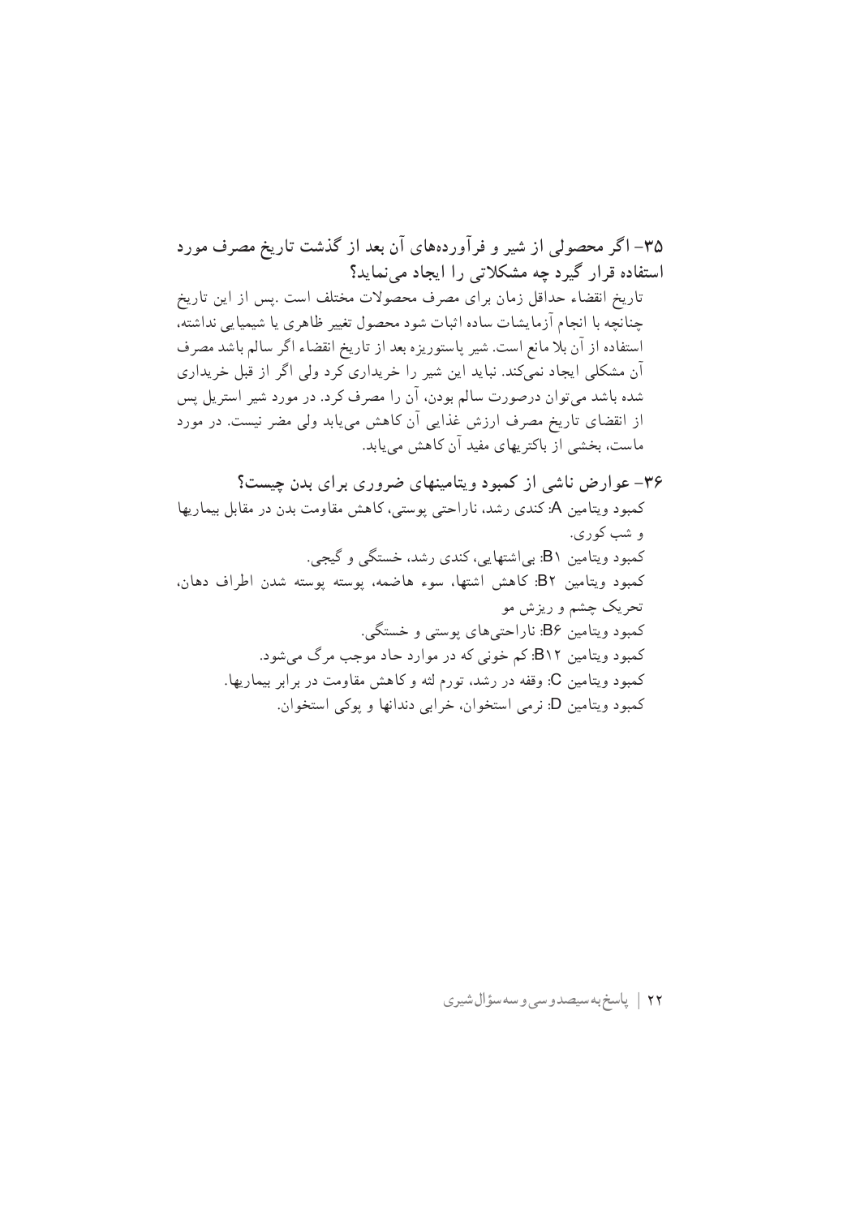### ۳۵- اگر محصولی از شیر و فرآورده‌های آن بعد از گذشت تاریخ مصرف مورد استفاده قرار گیرد چه مشکلاتی را ایجاد می‌نماید؟

تاریخ انقضاء حداقل زمان برای مصرف محصولات مختلف است .پس از این تاریخ چنانچه با انجام آزمایشات ساده اثبات شود محصول تغییر ظاهری یا شیمیایی نداشته، استفاده از آن بلا مانع است. شیر پاستوریزه بعد از تاریخ انقضاء اگر سالم باشد مصرف آن مشکلی ایجاد نمی‌کند. نباید این شیر را خریداری کرد ولی اگر از قبل خریداری شده باشد می‌توان درصورت سالم بودن، آن را مصرف کرد. در مورد شیر استریل پس از انقضای تاریخ مصرف ارزش غذایی آن کاهش می‌یابد ولی مضر نیست. در مورد ماست، بخشی از باکتریهای مفید آن کاهش می‌یابد.

### ۳۶- عوارض ناشی از کمبود ویتامینهای ضروری برای بدن چیست؟

کمبود ویتامین A: کندی رشد، ناراحتی پوستی، کاهش مقاومت بدن در مقابل بیماریها و شب کوری.

کمبود ویتامین B۱: بی‌اشتهایی، کندی رشد، خستگی و گیجی.

کمبود ویتامین B۲: کاهش اشتها، سوء هاضمه، پوسته پوسته شدن اطراف دهان، تحریک چشم و ریزش مو

کمبود ویتامین B۶: ناراحتی‌های پوستی و خستگی.

کمبود ویتامین B۱۲: کم خونی که در موارد حاد موجب مرگ می‌شود.

کمبود ویتامین C: وقفه در رشد، تورم لثه و کاهش مقاومت در برابر بیماریها.

کمبود ویتامین D: نرمی استخوان، خرابی دندانها و پوکی استخوان.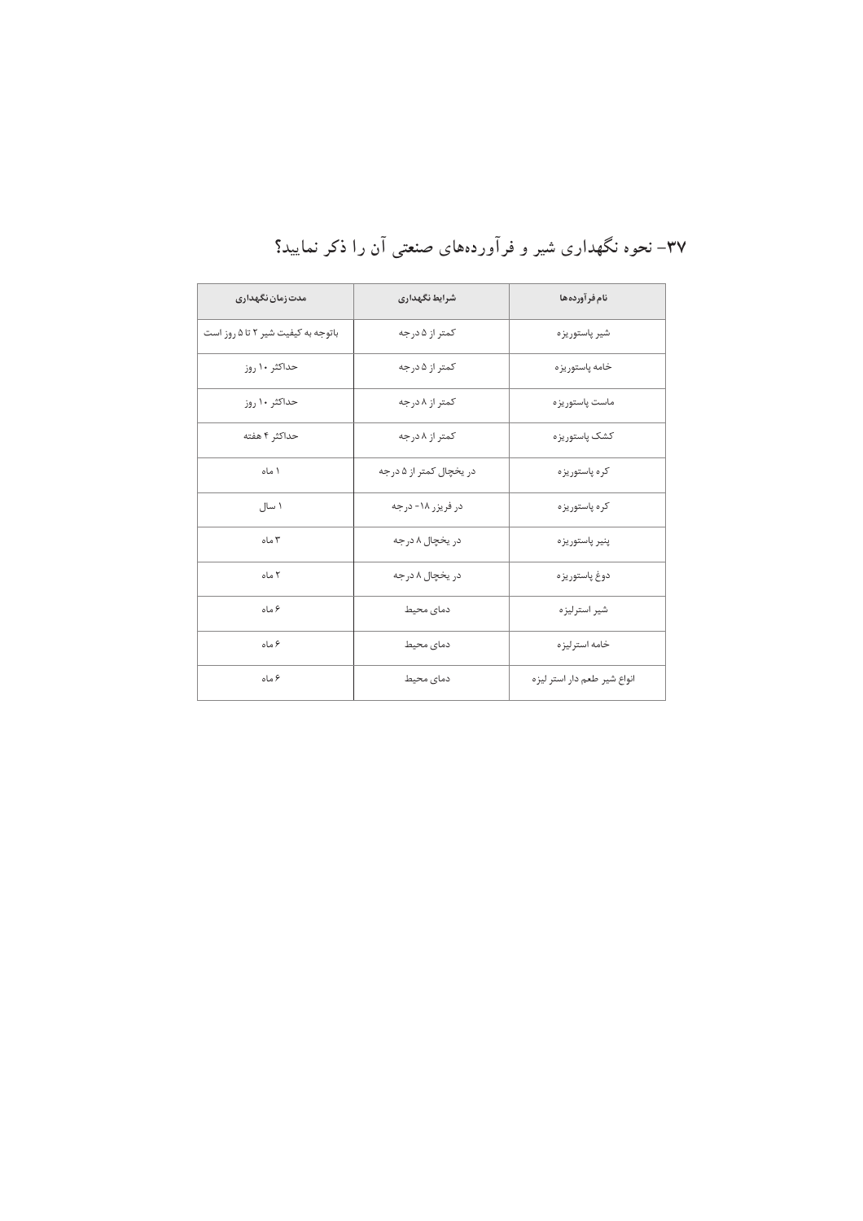۳۷- نحوه نگهداری شیر و فرآورده‌های صنعتی آن را ذکر نمایید؟

| نام فرآورده‌ها | شرایط نگهداری | مدت زمان نگهداری |
|---|---|---|
| شیر پاستوریزه | کمتر از ۵ درجه | باتوجه به کیفیت شیر ۲ تا ۵ روز است |
| خامه پاستوریزه | کمتر از ۵ درجه | حداکثر ۱۰ روز |
| ماست پاستوریزه | کمتر از ۸ درجه | حداکثر ۱۰ روز |
| کشک پاستوریزه | کمتر از ۸ درجه | حداکثر ۴ هفته |
| کره پاستوریزه | در یخچال کمتر از ۵ درجه | ۱ ماه |
| کره پاستوریزه | در فریزر ۱۸- درجه | ۱ سال |
| پنیر پاستوریزه | در یخچال ۸ درجه | ۳ ماه |
| دوغ پاستوریزه | در یخچال ۸ درجه | ۲ ماه |
| شیر استرلیزه | دمای محیط | ۶ ماه |
| خامه استرلیزه | دمای محیط | ۶ ماه |
| انواع شیر طعم دار استر لیزه | دمای محیط | ۶ ماه |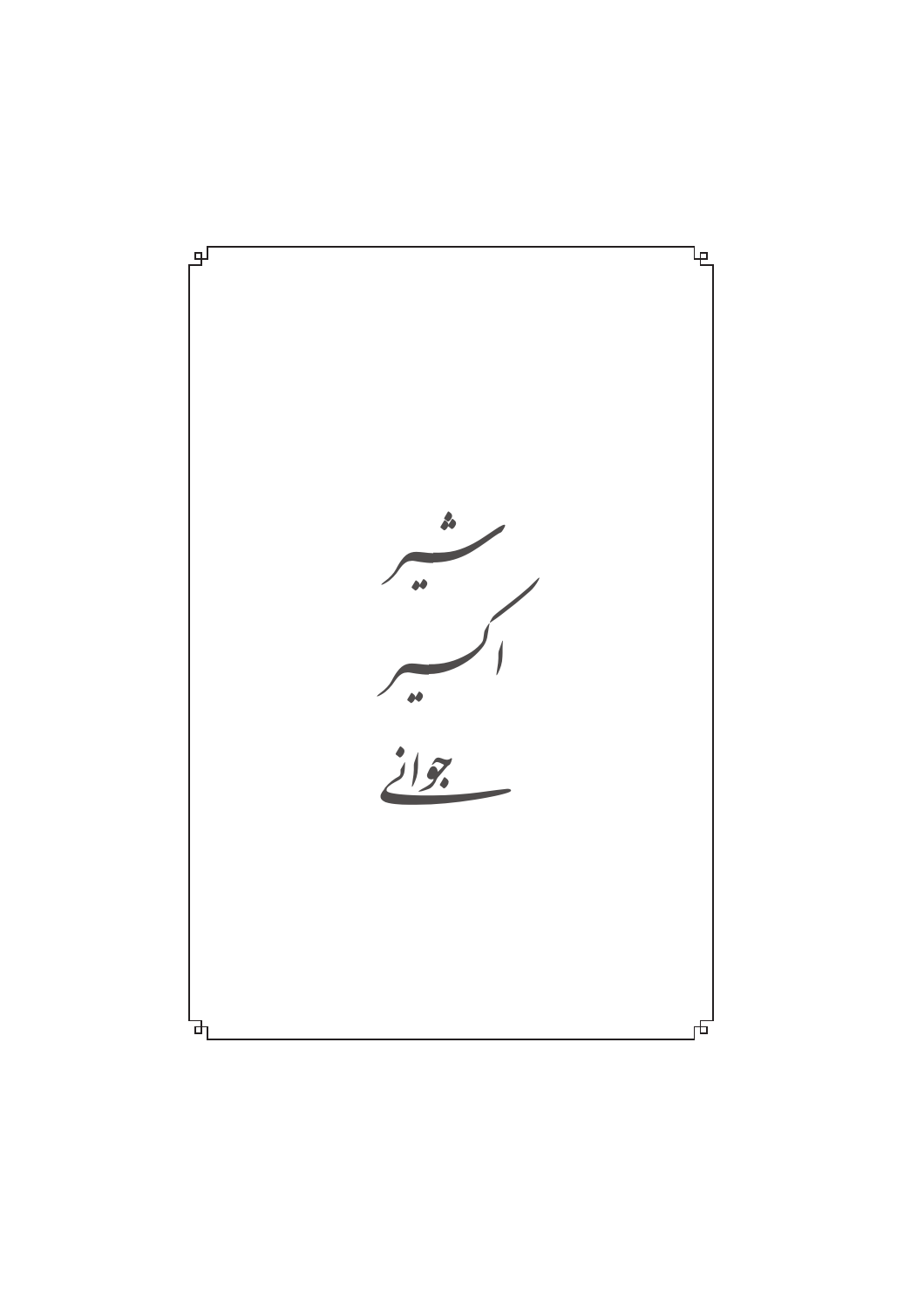# شیر
# اکسیر
# جوانی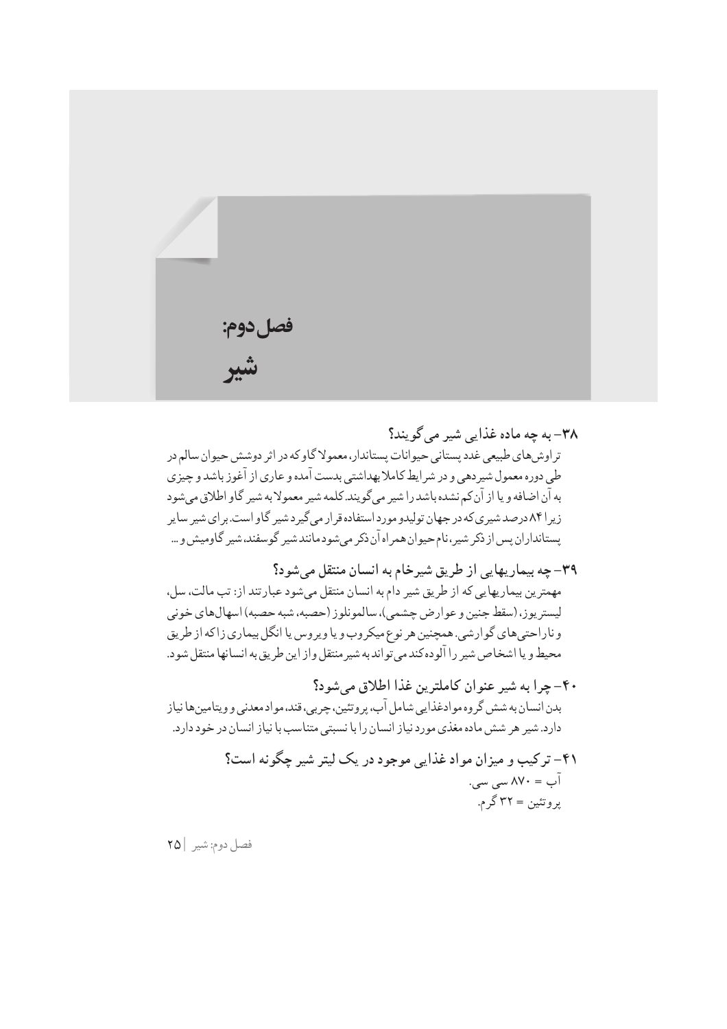## فصل دوم:

# شیر

### ۳۸- به چه ماده غذایی شیر می گویند؟

تراوش‌های طبیعی غدد پستانی حیوانات پستاندار، معمولا گاو که در اثر دوشش حیوان سالم در طی دوره معمول شیردهی و در شرایط کاملا بهداشتی بدست آمده و عاری از آغوز باشد و چیزی به آن اضافه و یا از آن کم نشده باشد را شیر می‌گویند. کلمه شیر معمولا به شیر گاو اطلاق می‌شود زیرا ۸۴ درصد شیری که در جهان تولیدو مورد استفاده قرار می‌گیرد شیر گاو است. برای شیر سایر پستانداران پس از ذکر شیر، نام حیوان همراه آن ذکر می‌شود مانند شیر گوسفند، شیر گاومیش و ...

### ۳۹- چه بیماریهایی از طریق شیرخام به انسان منتقل می‌شود؟

مهمترین بیماریهایی که از طریق شیر دام به انسان منتقل می‌شود عبارتند از: تب مالت، سل، لیستریوز، (سقط جنین و عوارض چشمی)، سالمونلوز (حصبه، شبه حصبه) اسهال‌های خونی و ناراحتی‌های گوارشی. همچنین هر نوع میکروب و یا ویروس یا انگل بیماری زا که از طریق محیط و یا اشخاص شیر را آلوده کند می‌تواند به شیر منتقل و از این طریق به انسانها منتقل شود.

### ۴۰- چرا به شیر عنوان کاملترین غذا اطلاق می‌شود؟

بدن انسان به شش گروه موادغذایی شامل آب، پروتئین، چربی، قند، مواد معدنی و ویتامین‌ها نیاز دارد. شیر هر شش ماده مغذی مورد نیاز انسان را با نسبتی متناسب با نیاز انسان در خود دارد.

### ۴۱- ترکیب و میزان مواد غذایی موجود در یک لیتر شیر چگونه است؟

آب = ۸۷۰ سی سی.

پروتئین = ۳۲ گرم.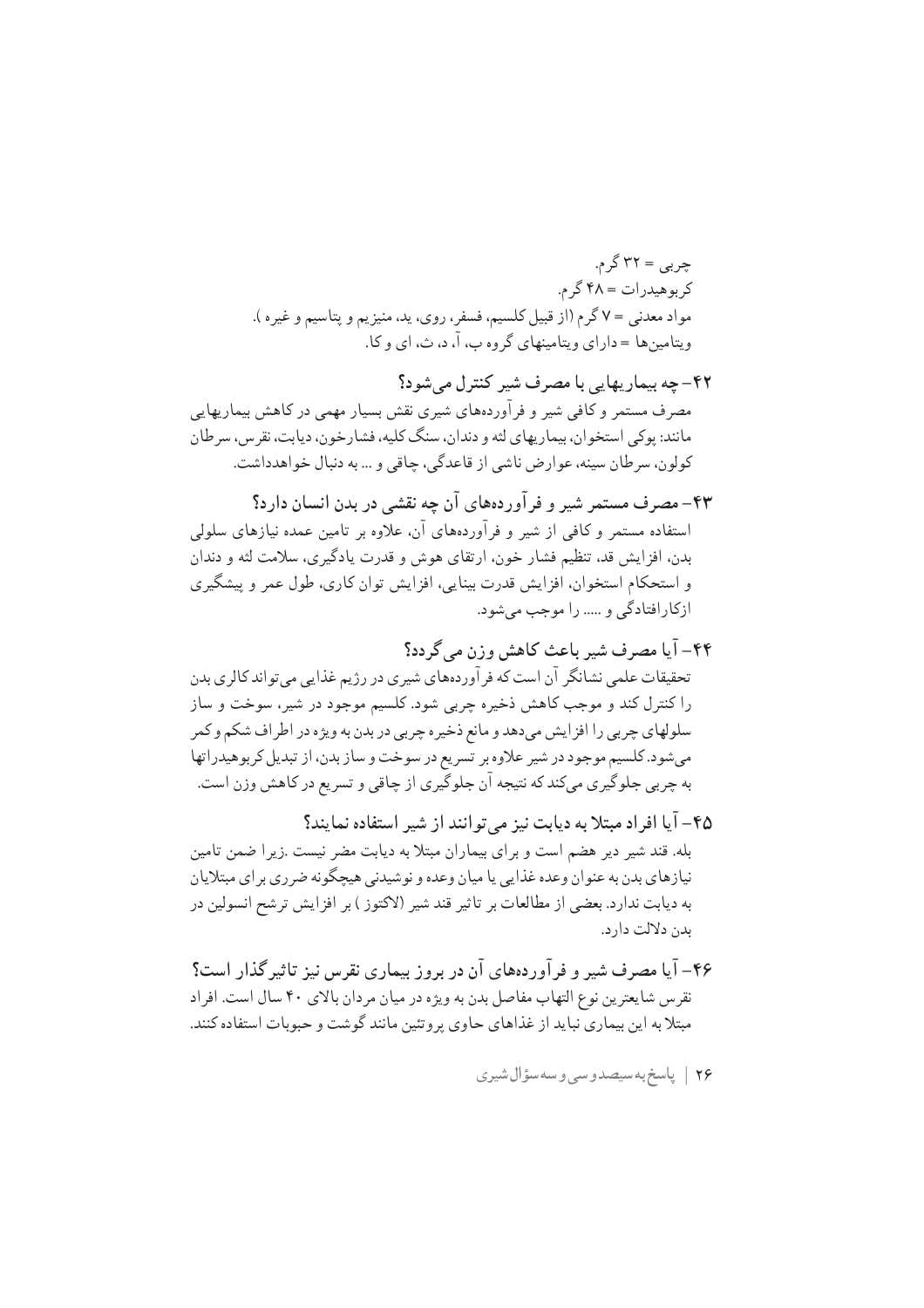چربی = ۳۲ گرم.
کربوهیدرات = ۴۸ گرم.
مواد معدنی = ۷ گرم (از قبیل کلسیم، فسفر، روی، ید، منیزیم و پتاسیم و غیره ).
ویتامین‌ها = دارای ویتامینهای گروه ب، آ، د، ث، ای و کا.

### ۴۲- چه بیماریهایی با مصرف شیر کنترل می‌شود؟

مصرف مستمر و کافی شیر و فرآورده‌های شیری نقش بسیار مهمی در کاهش بیماریهایی مانند: پوکی استخوان، بیماریهای لثه و دندان، سنگ کلیه، فشارخون، دیابت، نقرس، سرطان کولون، سرطان سینه، عوارض ناشی از قاعدگی، چاقی و ... به دنبال خواهدداشت.

### ۴۳- مصرف مستمر شیر و فرآورده‌های آن چه نقشی در بدن انسان دارد؟

استفاده مستمر و کافی از شیر و فرآورده‌های آن، علاوه بر تامین عمده نیازهای سلولی بدن، افزایش قد، تنظیم فشار خون، ارتقای هوش و قدرت یادگیری، سلامت لثه و دندان و استحکام استخوان، افزایش قدرت بینایی، افزایش توان کاری، طول عمر و پیشگیری ازکارافتادگی و ..... را موجب می‌شود.

### ۴۴- آیا مصرف شیر باعث کاهش وزن می‌گردد؟

تحقیقات علمی نشانگر آن است که فرآورده‌های شیری در رژیم غذایی می‌تواند کالری بدن را کنترل کند و موجب کاهش ذخیره چربی شود. کلسیم موجود در شیر، سوخت و ساز سلولهای چربی را افزایش می‌دهد و مانع ذخیره چربی در بدن به ویژه در اطراف شکم و کمر می‌شود. کلسیم موجود در شیر علاوه بر تسریع در سوخت و ساز بدن، از تبدیل کربوهیدراتها به چربی جلوگیری می‌کند که نتیجه آن جلوگیری از چاقی و تسریع در کاهش وزن است.

### ۴۵- آیا افراد مبتلا به دیابت نیز می‌توانند از شیر استفاده نمایند؟

بله. قند شیر دیر هضم است و برای بیماران مبتلا به دیابت مضر نیست .زیرا ضمن تامین نیازهای بدن به عنوان وعده غذایی یا میان وعده و نوشیدنی هیچگونه ضرری برای مبتلایان به دیابت ندارد. بعضی از مطالعات بر تاثیر قند شیر (لاکتوز ) بر افزایش ترشح انسولین در بدن دلالت دارد.

### ۴۶- آیا مصرف شیر و فرآورده‌های آن در بروز بیماری نقرس نیز تاثیرگذار است؟

نقرس شایعترین نوع التهاب مفاصل بدن به ویژه در میان مردان بالای ۴۰ سال است. افراد مبتلا به این بیماری نباید از غذاهای حاوی پروتئین مانند گوشت و حبوبات استفاده کنند.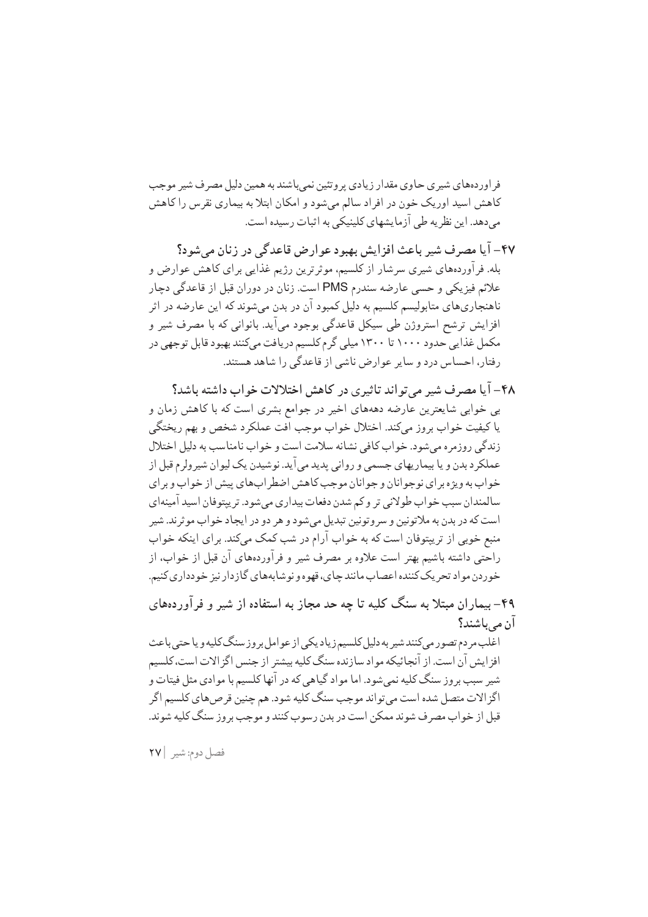فراورده‌های شیری حاوی مقدار زیادی پروتئین نمی‌باشند به همین دلیل مصرف شیر موجب کاهش اسید اوریک خون در افراد سالم می‌شود و امکان ابتلا به بیماری نقرس را کاهش می‌دهد. این نظریه طی آزمایشهای کلینیکی به اثبات رسیده است.

### ۴۷- آیا مصرف شیر باعث افزایش بهبود عوارض قاعدگی در زنان می‌شود؟

بله. فرآورده‌های شیری سرشار از کلسیم، موثرترین رژیم غذایی برای کاهش عوارض و علائم فیزیکی و حسی عارضه سندرم PMS است. زنان در دوران قبل از قاعدگی دچار ناهنجاری‌های متابولیسم کلسیم به دلیل کمبود آن در بدن می‌شوند که این عارضه در اثر افزایش ترشح استروژن طی سیکل قاعدگی بوجود می‌آید. بانوانی که با مصرف شیر و مکمل غذایی حدود ۱۰۰۰ تا ۱۳۰۰ میلی گرم کلسیم دریافت می‌کنند بهبود قابل توجهی در رفتار، احساس درد و سایر عوارض ناشی از قاعدگی را شاهد هستند.

### ۴۸- آیا مصرف شیر می‌تواند تاثیری در کاهش اختلالات خواب داشته باشد؟

بی خوابی شایعترین عارضه دهه‌های اخیر در جوامع بشری است که با کاهش زمان و یا کیفیت خواب بروز می‌کند. اختلال خواب موجب افت عملکرد شخص و بهم ریختگی زندگی روزمره می‌شود. خواب کافی نشانه سلامت است و خواب نامناسب به دلیل اختلال عملکرد بدن و یا بیماریهای جسمی و روانی پدید می‌آید. نوشیدن یک لیوان شیرولرم قبل از خواب به ویژه برای نوجوانان و جوانان موجب کاهش اضطراب‌های پیش از خواب و برای سالمندان سبب خواب طولانی تر و کم شدن دفعات بیداری می‌شود. تریپتوفان اسید آمینه‌ای است که در بدن به ملاتونین و سروتونین تبدیل می‌شود و هر دو در ایجاد خواب موثرند. شیر منبع خوبی از تریپتوفان است که به خواب آرام در شب کمک می‌کند. برای اینکه خواب راحتی داشته باشیم بهتر است علاوه بر مصرف شیر و فرآورده‌های آن قبل از خواب، از خوردن مواد تحریک کننده اعصاب مانند چای، قهوه و نوشابه‌های گازدار نیز خودداری کنیم.

### ۴۹- بیماران مبتلا به سنگ کلیه تا چه حد مجاز به استفاده از شیر و فرآورده‌های آن می‌باشند؟

اغلب مردم تصور می‌کنند شیر به دلیل کلسیم زیاد یکی از عوامل بروز سنگ کلیه و یا حتی باعث افزایش آن است. از آنجائیکه مواد سازنده سنگ کلیه بیشتر از جنس اگزالات است، کلسیم شیر سبب بروز سنگ کلیه نمی‌شود. اما مواد گیاهی که در آنها کلسیم با موادی مثل فیتات و اگزالات متصل شده است می‌تواند موجب سنگ کلیه شود. هم چنین قرص‌های کلسیم اگر قبل از خواب مصرف شوند ممکن است در بدن رسوب کنند و موجب بروز سنگ کلیه شوند.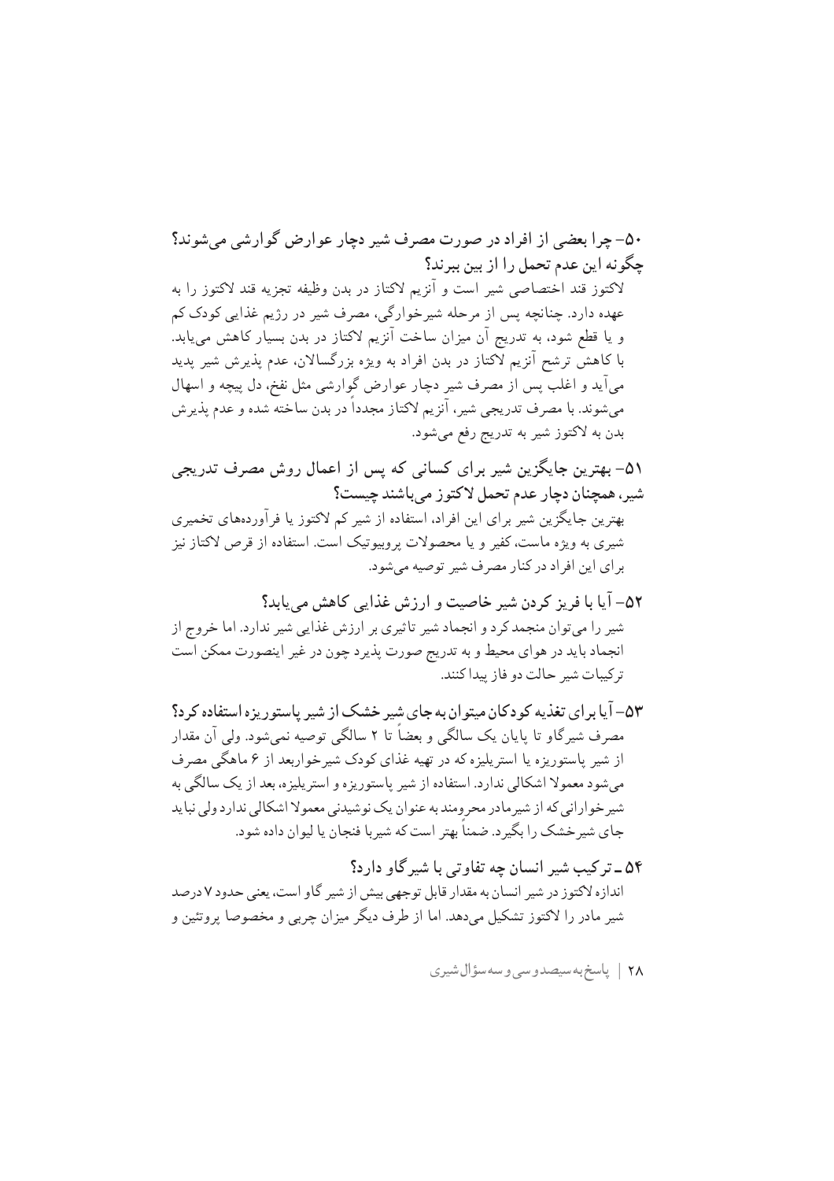**۵۰- چرا بعضی از افراد در صورت مصرف شیر دچار عوارض گوارشی می‌شوند؟ چگونه این عدم تحمل را از بین ببرند؟**

لاکتوز قند اختصاصی شیر است و آنزیم لاکتاز در بدن وظیفه تجزیه قند لاکتوز را به عهده دارد. چنانچه پس از مرحله شیرخوارگی، مصرف شیر در رژیم غذایی کودک کم و یا قطع شود، به تدریج آن میزان ساخت آنزیم لاکتاز در بدن بسیار کاهش می‌یابد. با کاهش ترشح آنزیم لاکتاز در بدن افراد به ویژه بزرگسالان، عدم پذیرش شیر پدید می‌آید و اغلب پس از مصرف شیر دچار عوارض گوارشی مثل نفخ، دل پیچه و اسهال می‌شوند. با مصرف تدریجی شیر، آنزیم لاکتاز مجدداً در بدن ساخته شده و عدم پذیرش بدن به لاکتوز شیر به تدریج رفع می‌شود.

**۵۱- بهترین جایگزین شیر برای کسانی که پس از اعمال روش مصرف تدریجی شیر، همچنان دچار عدم تحمل لاکتوز می‌باشند چیست؟**

بهترین جایگزین شیر برای این افراد، استفاده از شیر کم لاکتوز یا فرآورده‌های تخمیری شیری به ویژه ماست، کفیر و یا محصولات پروبیوتیک است. استفاده از قرص لاکتاز نیز برای این افراد در کنار مصرف شیر توصیه می‌شود.

**۵۲- آیا با فریز کردن شیر خاصیت و ارزش غذایی کاهش می‌یابد؟**

شیر را می‌توان منجمد کرد و انجماد شیر تاثیری بر ارزش غذایی شیر ندارد. اما خروج از انجماد باید در هوای محیط و به تدریج صورت پذیرد چون در غیر اینصورت ممکن است ترکیبات شیر حالت دو فاز پیدا کنند.

**۵۳- آیا برای تغذیه کودکان میتوان به جای شیر خشک از شیر پاستوریزه استفاده کرد؟**

مصرف شیرگاو تا پایان یک سالگی و بعضاً تا ۲ سالگی توصیه نمی‌شود. ولی آن مقدار از شیر پاستوریزه یا استریلیزه که در تهیه غذای کودک شیرخواربعد از ۶ ماهگی مصرف می‌شود معمولا اشکالی ندارد. استفاده از شیر پاستوریزه و استریلیزه، بعد از یک سالگی به شیرخوارانی که از شیرمادر محرومند به عنوان یک نوشیدنی معمولا اشکالی ندارد ولی نباید جای شیرخشک را بگیرد. ضمناً بهتر است که شیربا فنجان یا لیوان داده شود.

**۵۴ ـ ترکیب شیر انسان چه تفاوتی با شیرگاو دارد؟**

اندازه لاکتوز در شیر انسان به مقدار قابل توجهی بیش از شیر گاو است، یعنی حدود ۷ درصد شیر مادر را لاکتوز تشکیل می‌دهد. اما از طرف دیگر میزان چربی و مخصوصا پروتئین و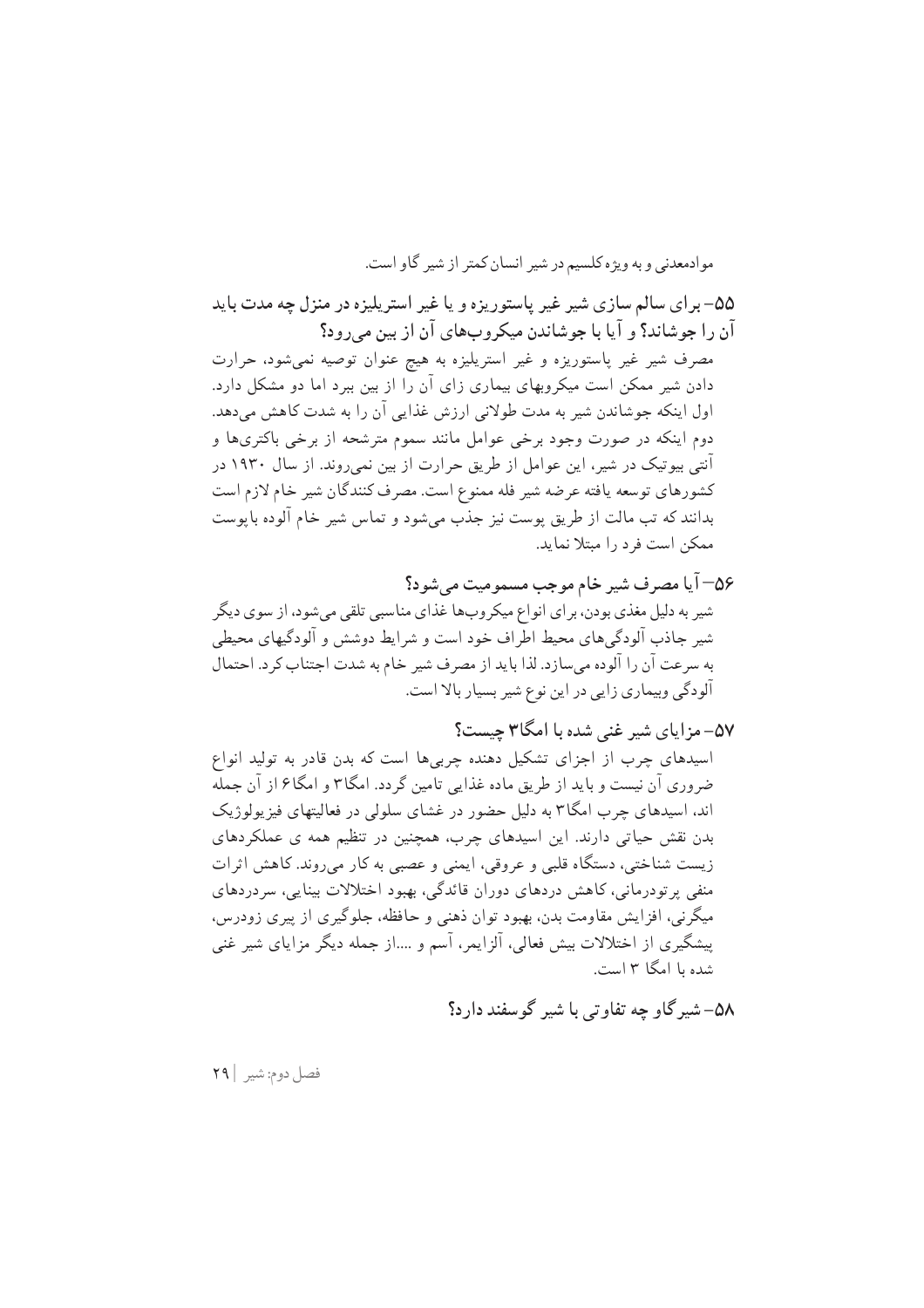موادمعدنی و به ویژه کلسیم در شیر انسان کمتر از شیر گاو است.

### ۵۵- برای سالم سازی شیر غیر پاستوریزه و یا غیر استریلیزه در منزل چه مدت باید آن را جوشاند؟ و آیا با جوشاندن میکروب‌های آن از بین می‌رود؟

مصرف شیر غیر پاستوریزه و غیر استریلیزه به هیچ عنوان توصیه نمی‌شود، حرارت دادن شیر ممکن است میکروبهای بیماری زای آن را از بین ببرد اما دو مشکل دارد. اول اینکه جوشاندن شیر به مدت طولانی ارزش غذایی آن را به شدت کاهش می‌دهد. دوم اینکه در صورت وجود برخی عوامل مانند سموم مترشحه از برخی باکتری‌ها و آنتی بیوتیک در شیر، این عوامل از طریق حرارت از بین نمی‌روند. از سال ۱۹۳۰ در کشورهای توسعه یافته عرضه شیر فله ممنوع است. مصرف کنندگان شیر خام لازم است بدانند که تب مالت از طریق پوست نیز جذب می‌شود و تماس شیر خام آلوده باپوست ممکن است فرد را مبتلا نماید.

### ۵۶– آیا مصرف شیر خام موجب مسمومیت می‌شود؟

شیر به دلیل مغذی بودن، برای انواع میکروبها غذای مناسبی تلقی می‌شود، از سوی دیگر شیر جاذب آلودگی‌های محیط اطراف خود است و شرایط دوشش و آلودگیهای محیطی به سرعت آن را آلوده می‌سازد. لذا باید از مصرف شیر خام به شدت اجتناب کرد. احتمال آلودگی وبیماری زایی در این نوع شیر بسیار بالا است.

### ۵۷- مزایای شیر غنی شده با امگا۳ چیست؟

اسیدهای چرب از اجزای تشکیل دهنده چربی‌ها است که بدن قادر به تولید انواع ضروری آن نیست و باید از طریق ماده غذایی تامین گردد. امگا۳ و امگا۶ از آن جمله اند، اسیدهای چرب امگا۳ به دلیل حضور در غشای سلولی در فعالیتهای فیزیولوژیک بدن نقش حیاتی دارند. این اسیدهای چرب، همچنین در تنظیم همه ی عملکردهای زیست شناختی، دستگاه قلبی و عروقی، ایمنی و عصبی به کار می‌روند. کاهش اثرات منفی پرتودرمانی، کاهش دردهای دوران قائدگی، بهبود اختلالات بینایی، سردردهای میگرنی، افزایش مقاومت بدن، بهبود توان ذهنی و حافظه، جلوگیری از پیری زودرس، پیشگیری از اختلالات بیش فعالی، آلزایمر، آسم و ....از جمله دیگر مزایای شیر غنی شده با امگا ۳ است.

### ۵۸- شیرگاو چه تفاوتی با شیر گوسفند دارد؟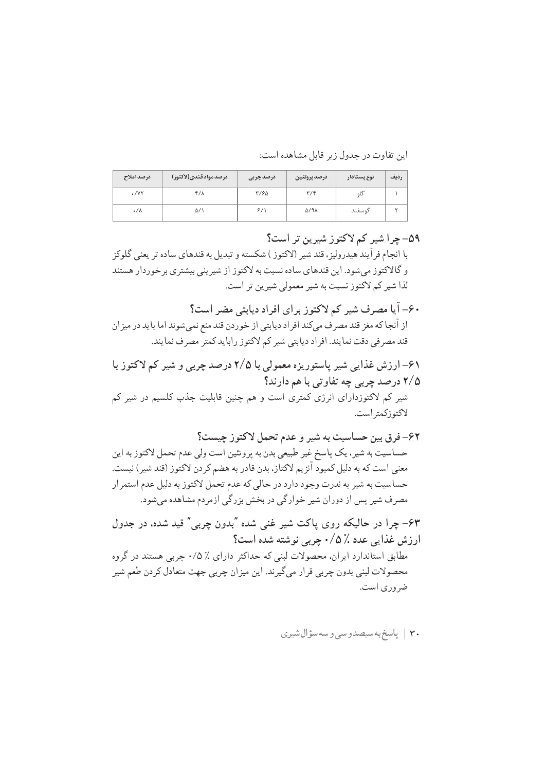این تفاوت در جدول زیر قابل مشاهده است:

| ردیف | نوع پستاندار | درصد پروتئین | درصد چربی | درصد مواد قندی(لاکتوز) | درصد املاح |
|---|---|---|---|---|---|
| ۱ | گاو | ۳/۴ | ۳/۶۵ | ۴/۸ | ۰/۷۲ |
| ۲ | گوسفند | ۵/۹۸ | ۶/۱ | ۵/۱ | ۰/۸ |

### ۵۹- چرا شیر کم لاکتوز شیرین تر است؟

با انجام فرآیند هیدرولیز، قند شیر (لاکتوز) شکسته و تبدیل به قندهای ساده تر یعنی گلوکز و گالاکتوز می‌شود. این قندهای ساده نسبت به لاکتوز از شیرینی بیشتری برخوردار هستند لذا شیر کم لاکتوز نسبت به شیر معمولی شیرین تر است.

### ۶۰- آیا مصرف شیر کم لاکتوز برای افراد دیابتی مضر است؟

از آنجا که مغز قند مصرف می‌کند افراد دیابتی از خوردن قند منع نمی‌شوند اما باید در میزان قند مصرفی دقت نمایند. افراد دیابتی شیر کم لاکتوز را باید کمتر مصرف نمایند.

### ۶۱- ارزش غذایی شیر پاستوریزه معمولی با ۲/۵ درصد چربی و شیر کم لاکتوز با ۲/۵ درصد چربی چه تفاوتی با هم دارند؟

شیر کم لاکتوزدارای انرژی کمتری است و هم چنین قابلیت جذب کلسیم در شیر کم لاکتوزکمتر است.

### ۶۲- فرق بین حساسیت به شیر و عدم تحمل لاکتوز چیست؟

حساسیت به شیر، یک پاسخ غیر طبیعی بدن به پروتئین است ولی عدم تحمل لاکتوز به این معنی است که به دلیل کمبود آنزیم لاکتاز، بدن قادر به هضم کردن لاکتوز (قند شیر) نیست. حساسیت به شیر به ندرت وجود دارد در حالی که عدم تحمل لاکتوز به دلیل عدم استمرار مصرف شیر پس از دوران شیر خوارگی در بخش بزرگی ازمردم مشاهده می‌شود.

### ۶۳- چرا در حالیکه روی پاکت شیر غنی شده "بدون چربی" قید شده، در جدول ارزش غذایی عدد ٪ ۰/۵ چربی نوشته شده است؟

مطابق استاندارد ایران، محصولات لبنی که حداکثر دارای ٪ ۰/۵ چربی هستند در گروه محصولات لبنی بدون چربی قرار می‌گیرند. این میزان چربی جهت متعادل کردن طعم شیر ضروری است.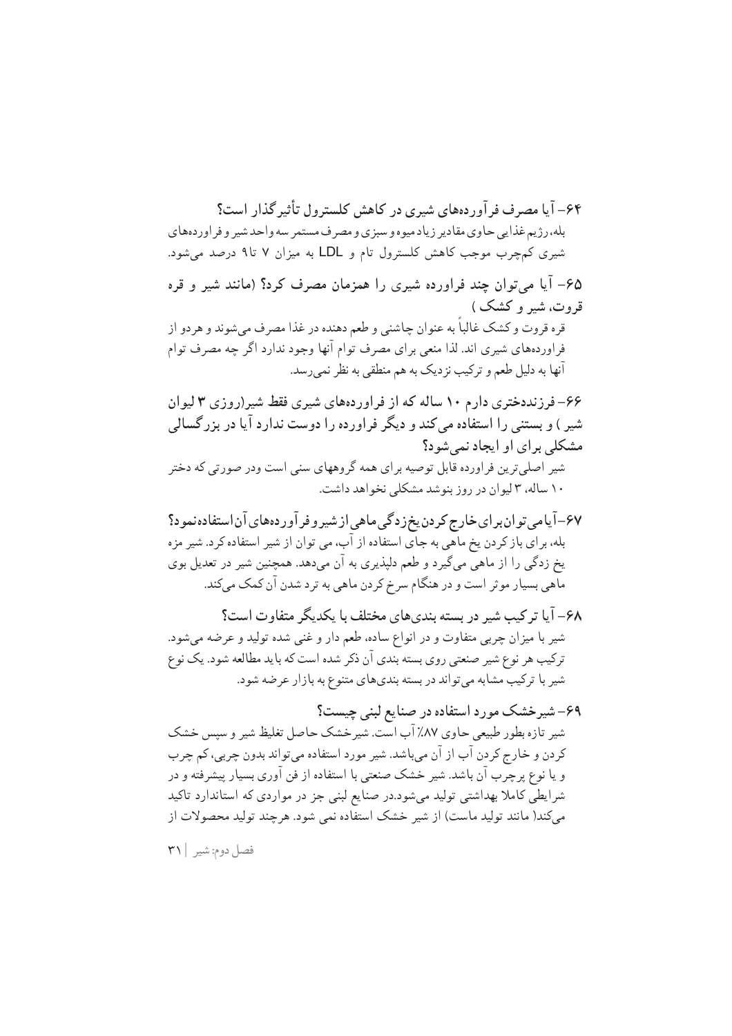### ۶۴- آیا مصرف فرآورده‌های شیری در کاهش کلسترول تأثیرگذار است؟

بله، رژیم غذایی حاوی مقادیر زیاد میوه و سبزی و مصرف مستمر سه واحد شیر و فراورده‌های شیری کم‌چرب موجب کاهش کلسترول تام و LDL به میزان ۷ تا۹ درصد می‌شود.

### ۶۵- آیا می‌توان چند فراورده شیری را همزمان مصرف کرد؟ (مانند شیر و قره قروت، شیر و کشک )

قره قروت و کشک غالباً به عنوان چاشنی و طعم دهنده در غذا مصرف می‌شوند و هردو از فراورده‌های شیری اند. لذا منعی برای مصرف توام آنها وجود ندارد اگر چه مصرف توام آنها به دلیل طعم و ترکیب نزدیک به هم منطقی به نظر نمی‌رسد.

### ۶۶- فرزنددختری دارم ۱۰ ساله که از فراورده‌های شیری فقط شیر(روزی ۳ لیوان شیر ) و بستنی را استفاده می کند و دیگر فراورده را دوست ندارد آیا در بزرگسالی مشکلی برای او ایجاد نمی‌شود؟

شیر اصلی‌ترین فراورده قابل توصیه برای همه گروههای سنی است ودر صورتی که دختر ۱۰ ساله، ۳ لیوان در روز بنوشد مشکلی نخواهد داشت.

### ۶۷-آیا می توان برای خارج کردن یخ زدگی ماهی از شیر و فرآورده‌های آن استفاده نمود؟

بله، برای باز کردن یخ ماهی به جای استفاده از آب، می توان از شیر استفاده کرد. شیر مزه یخ زدگی را از ماهی می‌گیرد و طعم دلپذیری به آن می‌دهد. همچنین شیر در تعدیل بوی ماهی بسیار موثر است و در هنگام سرخ کردن ماهی به ترد شدن آن کمک می‌کند.

### ۶۸- آیا ترکیب شیر در بسته بندی‌های مختلف با یکدیگر متفاوت است؟

شیر با میزان چربی متفاوت و در انواع ساده، طعم دار و غنی شده تولید و عرضه می‌شود. ترکیب هر نوع شیر صنعتی روی بسته بندی آن ذکر شده است که باید مطالعه شود. یک نوع شیر با ترکیب مشابه می‌تواند در بسته بندی‌های متنوع به بازار عرضه شود.

### ۶۹- شیرخشک مورد استفاده در صنایع لبنی چیست؟

شیر تازه بطور طبیعی حاوی ۸۷٪ آب است. شیرخشک حاصل تغلیظ شیر و سپس خشک کردن و خارج کردن آب از آن می‌باشد. شیر مورد استفاده می‌تواند بدون چربی، کم چرب و یا نوع پرچرب آن باشد. شیر خشک صنعتی با استفاده از فن آوری بسیار پیشرفته و در شرایطی کاملا بهداشتی تولید می‌شود.در صنایع لبنی جز در مواردی که استاندارد تاکید می‌کند( مانند تولید ماست) از شیر خشک استفاده نمی شود. هرچند تولید محصولات از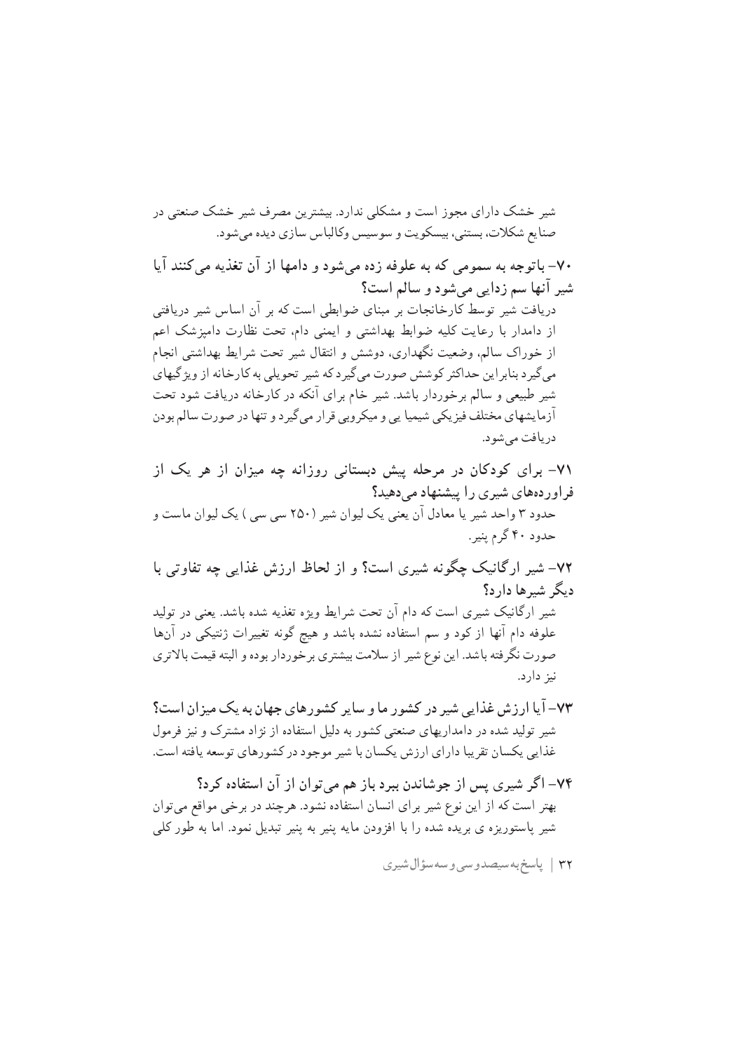شیر خشک دارای مجوز است و مشکلی ندارد. بیشترین مصرف شیر خشک صنعتی در صنایع شکلات، بستنی، بیسکویت و سوسیس وکالباس سازی دیده می‌شود.

**۷۰- باتوجه به سمومی که به علوفه زده می‌شود و دامها از آن تغذیه می‌کنند آیا شیر آنها سم زدایی می‌شود و سالم است؟**

دریافت شیر توسط کارخانجات بر مبنای ضوابطی است که بر آن اساس شیر دریافتی از دامدار با رعایت کلیه ضوابط بهداشتی و ایمنی دام، تحت نظارت دامپزشک اعم از خوراک سالم، وضعیت نگهداری، دوشش و انتقال شیر تحت شرایط بهداشتی انجام می‌گیرد بنابراین حداکثر کوشش صورت می‌گیرد که شیر تحویلی به کارخانه از ویژگیهای شیر طبیعی و سالم برخوردار باشد. شیر خام برای آنکه در کارخانه دریافت شود تحت آزمایشهای مختلف فیزیکی شیمیا یی و میکروبی قرار می‌گیرد و تنها در صورت سالم بودن دریافت می‌شود.

**۷۱- برای کودکان در مرحله پیش دبستانی روزانه چه میزان از هر یک از فراورده‌های شیری را پیشنهاد می‌دهید؟**

حدود ۳ واحد شیر یا معادل آن یعنی یک لیوان شیر (۲۵۰ سی سی ) یک لیوان ماست و حدود ۴۰ گرم پنیر.

**۷۲- شیر ارگانیک چگونه شیری است؟ و از لحاظ ارزش غذایی چه تفاوتی با دیگر شیرها دارد؟**

شیر ارگانیک شیری است که دام آن تحت شرایط ویژه تغذیه شده باشد. یعنی در تولید علوفه دام آنها از کود و سم استفاده نشده باشد و هیچ گونه تغییرات ژنتیکی در آن‌ها صورت نگرفته باشد. این نوع شیر از سلامت بیشتری برخوردار بوده و البته قیمت بالاتری نیز دارد.

**۷۳- آیا ارزش غذایی شیر در کشور ما و سایر کشورهای جهان به یک میزان است؟**

شیر تولید شده در دامداریهای صنعتی کشور به دلیل استفاده از نژاد مشترک و نیز فرمول غذایی یکسان تقریبا دارای ارزش یکسان با شیر موجود در کشورهای توسعه یافته است.

**۷۴- اگر شیری پس از جوشاندن ببرد باز هم می‌توان از آن استفاده کرد؟**

بهتر است که از این نوع شیر برای انسان استفاده نشود. هرچند در برخی مواقع می‌توان شیر پاستوریزه ی بریده شده را با افزودن مایه پنیر به پنیر تبدیل نمود. اما به طور کلی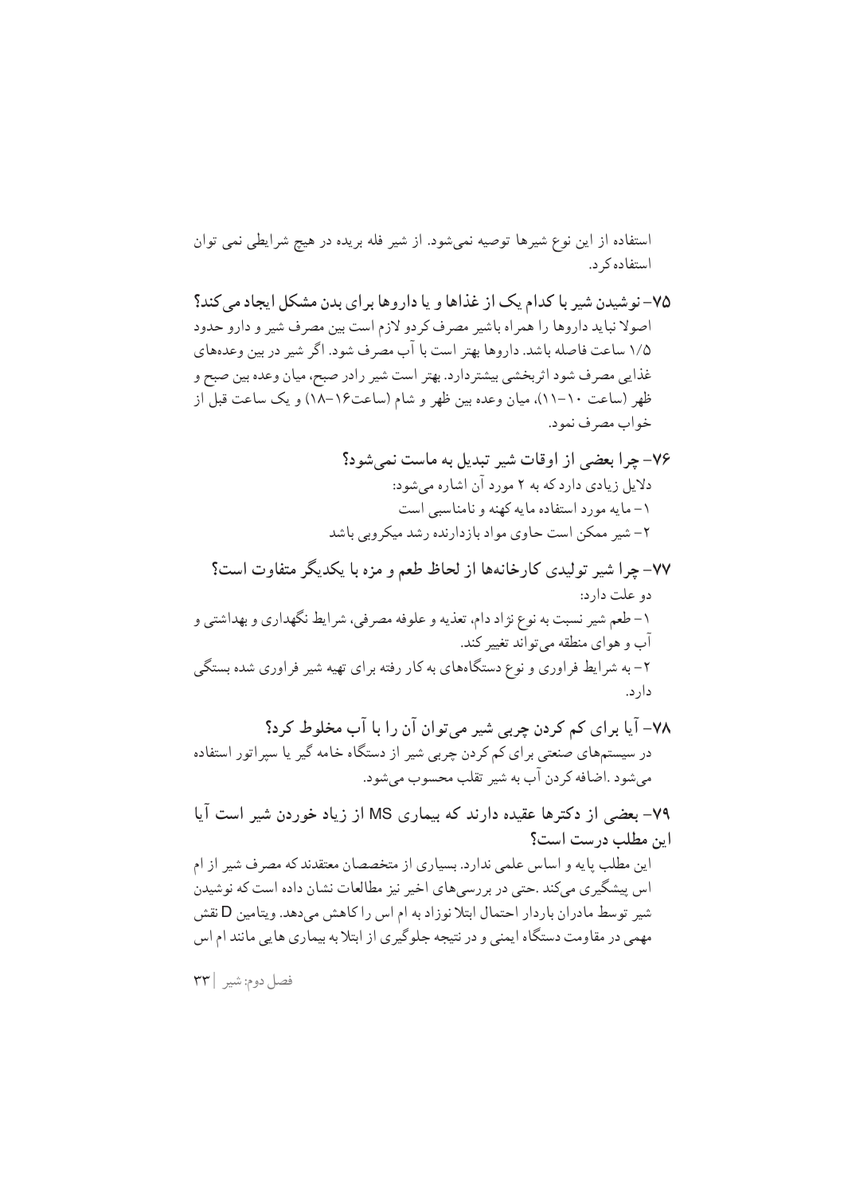استفاده از این نوع شیرها توصیه نمی‌شود. از شیر فله بریده در هیچ شرایطی نمی توان استفاده کرد.

**۷۵- نوشیدن شیر با کدام یک از غذاها و یا داروها برای بدن مشکل ایجاد می کند؟**

اصولا نباید داروها را همراه باشیر مصرف کردو لازم است بین مصرف شیر و دارو حدود ۱/۵ ساعت فاصله باشد. داروها بهتر است با آب مصرف شود. اگر شیر در بین وعده‌های غذایی مصرف شود اثربخشی بیشتردارد. بهتر است شیر رادر صبح، میان وعده بین صبح و ظهر (ساعت ۱۰-۱۱)، میان وعده بین ظهر و شام (ساعت۱۶-۱۸) و یک ساعت قبل از خواب مصرف نمود.

**۷۶- چرا بعضی از اوقات شیر تبدیل به ماست نمی‌شود؟**

دلایل زیادی دارد که به ۲ مورد آن اشاره می‌شود:

۱- مایه مورد استفاده مایه کهنه و نامناسبی است

۲- شیر ممکن است حاوی مواد بازدارنده رشد میکروبی باشد

**۷۷- چرا شیر تولیدی کارخانه‌ها از لحاظ طعم و مزه با یکدیگر متفاوت است؟**

دو علت دارد:

۱- طعم شیر نسبت به نوع نژاد دام، تغذیه و علوفه مصرفی، شرایط نگهداری و بهداشتی و آب و هوای منطقه می‌تواند تغییر کند.

۲- به شرایط فراوری و نوع دستگاه‌های به کار رفته برای تهیه شیر فراوری شده بستگی دارد.

**۷۸- آیا برای کم کردن چربی شیر می‌توان آن را با آب مخلوط کرد؟**

در سیستم‌های صنعتی برای کم کردن چربی شیر از دستگاه خامه گیر یا سپراتور استفاده می‌شود .اضافه کردن آب به شیر تقلب محسوب می‌شود.

**۷۹- بعضی از دکترها عقیده دارند که بیماری MS از زیاد خوردن شیر است آیا این مطلب درست است؟**

این مطلب پایه و اساس علمی ندارد. بسیاری از متخصصان معتقدند که مصرف شیر از ام اس پیشگیری می‌کند .حتی در بررسی‌های اخیر نیز مطالعات نشان داده است که نوشیدن شیر توسط مادران باردار احتمال ابتلا نوزاد به ام اس را کاهش می‌دهد. ویتامین D نقش مهمی در مقاومت دستگاه ایمنی و در نتیجه جلوگیری از ابتلا به بیماری هایی مانند ام اس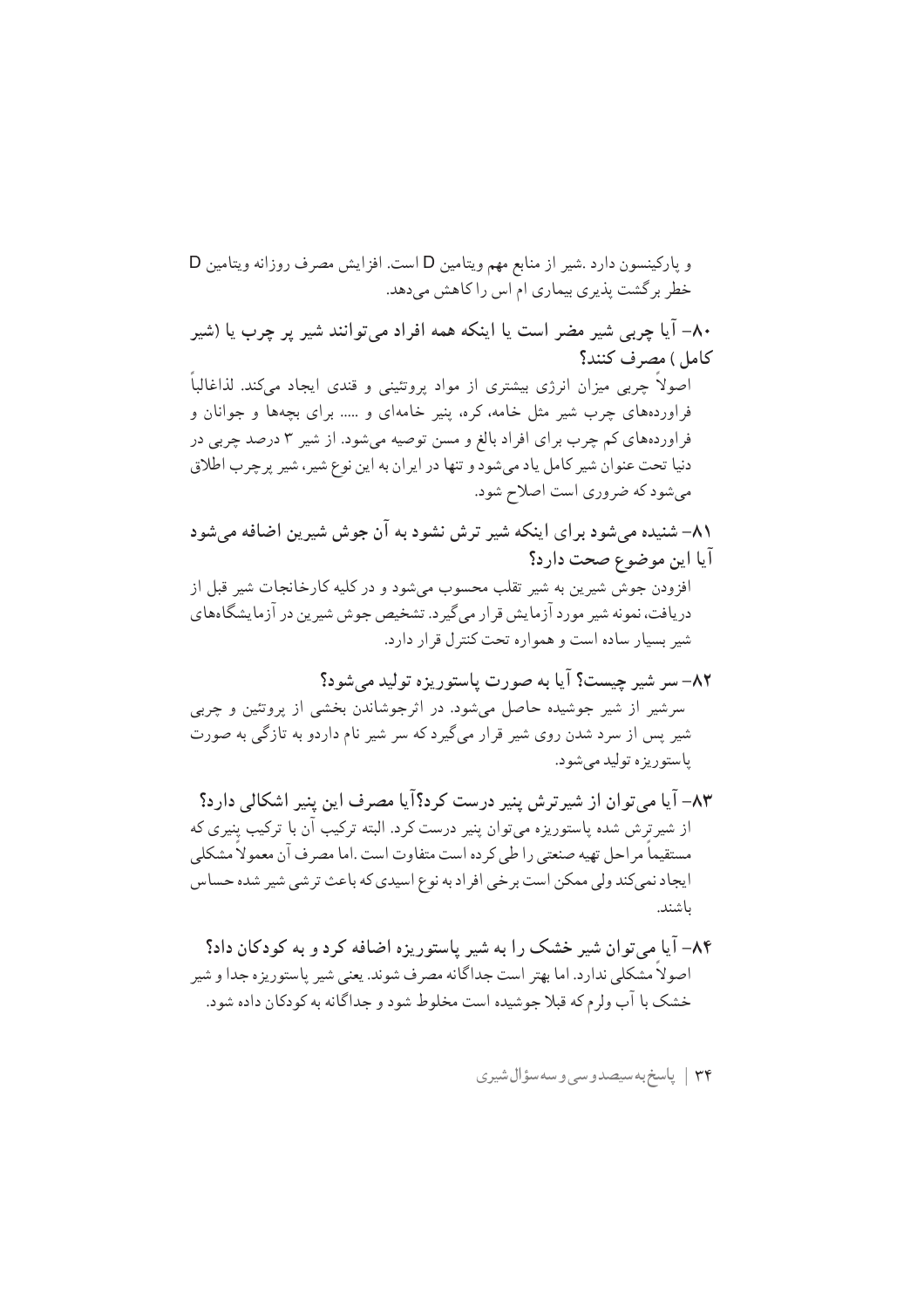و پارکینسون دارد .شیر از منابع مهم ویتامین D است. افزایش مصرف روزانه ویتامین D خطر برگشت پذیری بیماری ام اس را کاهش می‌دهد.

**۸۰- آیا چربی شیر مضر است یا اینکه همه افراد می‌توانند شیر پر چرب یا (شیر کامل ) مصرف کنند؟**

اصولاً چربی میزان انرژی بیشتری از مواد پروتئینی و قندی ایجاد می‌کند. لذاغالباً فراورده‌های چرب شیر مثل خامه، کره، پنیر خامه‌ای و ..... برای بچه‌ها و جوانان و فراورده‌های کم چرب برای افراد بالغ و مسن توصیه می‌شود. از شیر ۳ درصد چربی در دنیا تحت عنوان شیر کامل یاد می‌شود و تنها در ایران به این نوع شیر، شیر پرچرب اطلاق می‌شود که ضروری است اصلاح شود.

**۸۱- شنیده می‌شود برای اینکه شیر ترش نشود به آن جوش شیرین اضافه می‌شود آیا این موضوع صحت دارد؟**

افزودن جوش شیرین به شیر تقلب محسوب می‌شود و در کلیه کارخانجات شیر قبل از دریافت، نمونه شیر مورد آزمایش قرار می‌گیرد. تشخیص جوش شیرین در آزمایشگاه‌های شیر بسیار ساده است و همواره تحت کنترل قرار دارد.

**۸۲- سر شیر چیست؟ آیا به صورت پاستوریزه تولید می‌شود؟**

سرشیر از شیر جوشیده حاصل می‌شود. در اثرجوشاندن بخشی از پروتئین و چربی شیر پس از سرد شدن روی شیر قرار می‌گیرد که سر شیر نام داردو به تازگی به صورت پاستوریزه تولید می‌شود.

**۸۳- آیا می‌توان از شیرترش پنیر درست کرد؟آیا مصرف این پنیر اشکالی دارد؟**

از شیرترش شده پاستوریزه می‌توان پنیر درست کرد. البته ترکیب آن با ترکیب پنیری که مستقیماً مراحل تهیه صنعتی را طی کرده است متفاوت است .اما مصرف آن معمولاً مشکلی ایجاد نمی‌کند ولی ممکن است برخی افراد به نوع اسیدی که باعث ترشی شیر شده حساس باشند.

**۸۴- آیا می‌توان شیر خشک را به شیر پاستوریزه اضافه کرد و به کودکان داد؟**

اصولاً مشکلی ندارد. اما بهتر است جداگانه مصرف شوند. یعنی شیر پاستوریزه جدا و شیر خشک با آب ولرم که قبلا جوشیده است مخلوط شود و جداگانه به کودکان داده شود.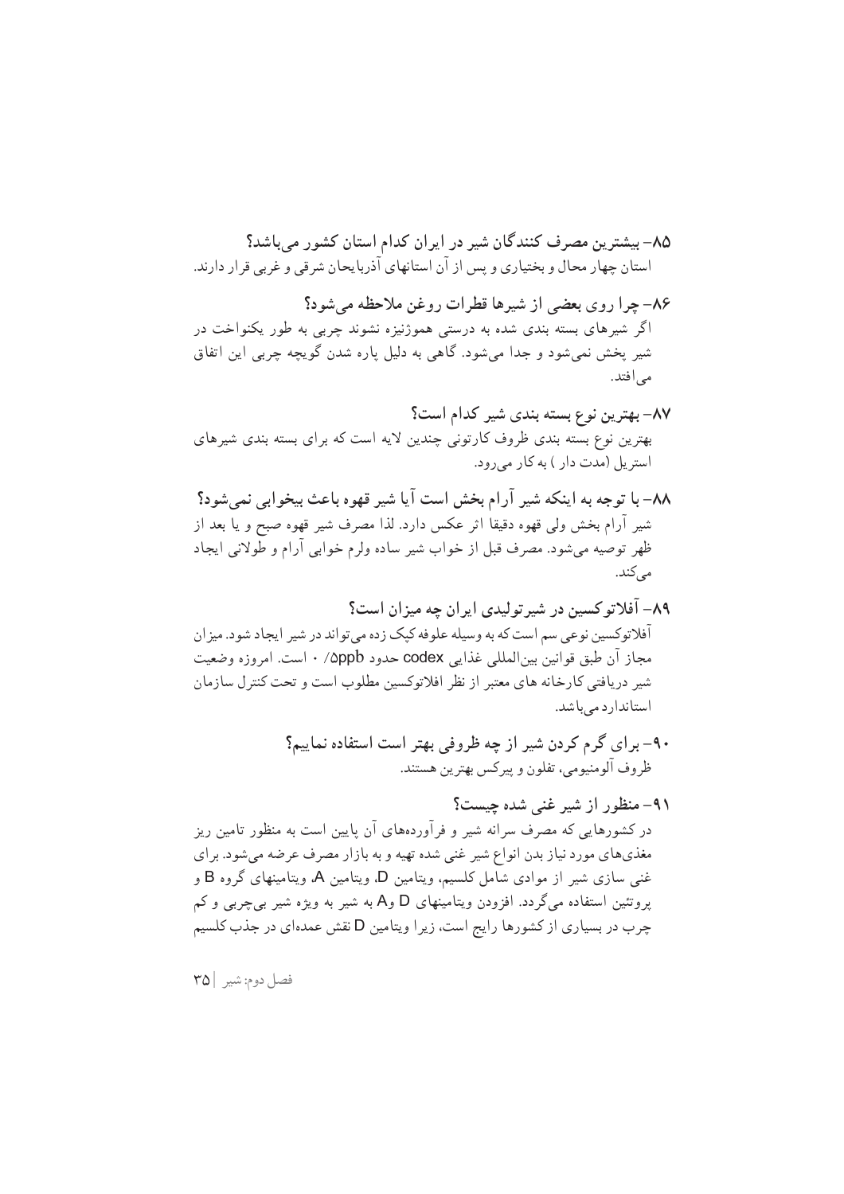### ۸۵- بیشترین مصرف کنندگان شیر در ایران کدام استان کشور می‌باشد؟

استان چهار محال و بختیاری و پس از آن استانهای آذربایجان شرقی و غربی قرار دارند.

### ۸۶- چرا روی بعضی از شیرها قطرات روغن ملاحظه می‌شود؟

اگر شیرهای بسته بندی شده به درستی هموژنیزه نشوند چربی به طور یکنواخت در شیر پخش نمی‌شود و جدا می‌شود. گاهی به دلیل پاره شدن گویچه چربی این اتفاق می‌افتد.

### ۸۷- بهترین نوع بسته بندی شیر کدام است؟

بهترین نوع بسته بندی ظروف کارتونی چندین لایه است که برای بسته بندی شیرهای استریل (مدت دار ) به کار می‌رود.

### ۸۸- با توجه به اینکه شیر آرام بخش است آیا شیر قهوه باعث بیخوابی نمی‌شود؟

شیر آرام بخش ولی قهوه دقیقا اثر عکس دارد. لذا مصرف شیر قهوه صبح و یا بعد از ظهر توصیه می‌شود. مصرف قبل از خواب شیر ساده ولرم خوابی آرام و طولانی ایجاد می‌کند.

### ۸۹- آفلاتوکسین در شیرتولیدی ایران چه میزان است؟

آفلاتوکسین نوعی سم است که به وسیله علوفه کپک زده می‌تواند در شیر ایجاد شود. میزان مجاز آن طبق قوانین بین‌المللی غذایی codex حدود ۰/۵ppb است. امروزه وضعیت شیر دریافتی کارخانه های معتبر از نظر افلاتوکسین مطلوب است و تحت کنترل سازمان استاندارد می‌باشد.

### ۹۰- برای گرم کردن شیر از چه ظروفی بهتر است استفاده نماییم؟

ظروف آلومنیومی، تفلون و پیرکس بهترین هستند.

### ۹۱- منظور از شیر غنی شده چیست؟

در کشورهایی که مصرف سرانه شیر و فرآورده‌های آن پایین است به منظور تامین ریز مغذی‌های مورد نیاز بدن انواع شیر غنی شده تهیه و به بازار مصرف عرضه می‌شود. برای غنی سازی شیر از موادی شامل کلسیم، ویتامین D، ویتامین A، ویتامینهای گروه B و پروتئین استفاده می‌گردد. افزودن ویتامینهای D وA به شیر به ویژه شیر بی‌چربی و کم چرب در بسیاری از کشورها رایج است، زیرا ویتامین D نقش عمده‌ای در جذب کلسیم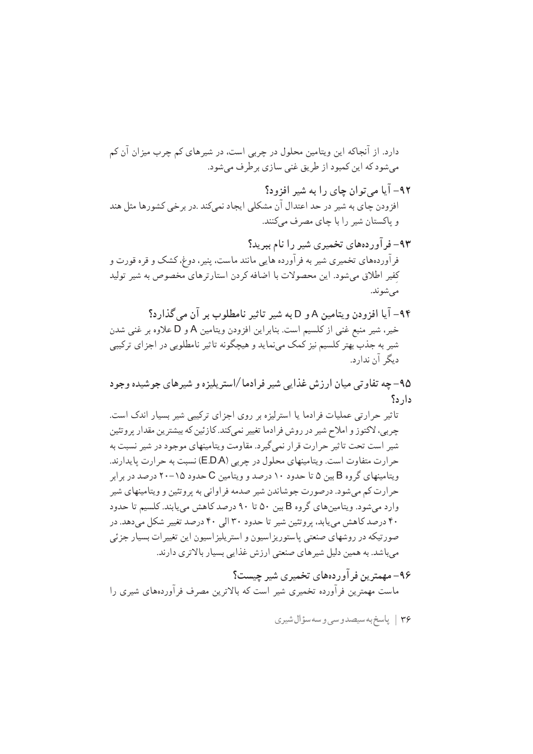دارد. از آنجاکه این ویتامین محلول در چربی است، در شیرهای کم چرب میزان آن کم می‌شود که این کمبود از طریق غنی سازی برطرف می‌شود.

### ۹۲- آیا می‌توان چای را به شیر افزود؟

افزودن چای به شیر در حد اعتدال آن مشکلی ایجاد نمی‌کند .در برخی کشورها مثل هند و پاکستان شیر را با چای مصرف می‌کنند.

### ۹۳- فرآورده‌های تخمیری شیر را نام ببرید؟

فرآورده‌های تخمیری شیر به فرآورده هایی مانند ماست، پنیر، دوغ، کشک و قره قورت و کِفیر اطلاق می‌شود. این محصولات با اضافه کردن استارترهای مخصوص به شیر تولید می‌شوند.

### ۹۴- آیا افزودن ویتامین A و D به شیر تاثیر نامطلوب بر آن می‌گذارد؟

خیر، شیر منبع غنی از کلسیم است. بنابراین افزودن ویتامین A و D علاوه بر غنی شدن شیر به جذب بهتر کلسیم نیز کمک می‌نماید و هیچگونه تاثیر نامطلوبی در اجزای ترکیبی دیگر آن ندارد.

### ۹۵- چه تفاوتی میان ارزش غذایی شیر فرادما/استریلیزه و شیرهای جوشیده وجود دارد؟

تاثیر حرارتی عملیات فرادما یا استریلیزه بر روی اجزای ترکیبی شیر بسیار اندک است. چربی، لاکتوز و املاح شیر در روش فرادما تغییر نمی‌کند. کازئین که بیشترین مقدار پروتئین شیر است تحت تاثیر حرارت قرار نمی‌گیرد. مقاومت ویتامینهای موجود در شیر نسبت به حرارت متفاوت است. ویتامینهای محلول در چربی (E.D.A) نسبت به حرارت پایدارند. ویتامینهای گروه B بین ۵ تا حدود ۱۰ درصد و ویتامین C حدود ۱۵-۲۰ درصد در برابر حرارت کم می‌شود. درصورت جوشاندن شیر صدمه فراوانی به پروتئین و ویتامینهای شیر وارد می‌شود. ویتامین‌های گروه B بین ۵۰ تا ۹۰ درصد کاهش می‌یابند. کلسیم تا حدود ۴۰ درصد کاهش می‌یابد، پروتئین شیر تا حدود ۳۰ الی ۴۰ درصد تغییر شکل می‌دهد. در صورتیکه در روشهای صنعتی پاستوریزاسیون و استریلیزاسیون این تغییرات بسیار جزئی می‌باشد. به همین دلیل شیرهای صنعتی ارزش غذایی بسیار بالاتری دارند.

### ۹۶- مهمترین فرآورده‌های تخمیری شیر چیست؟

ماست مهمترین فرآورده تخمیری شیر است که بالاترین مصرف فرآورده‌های شیری را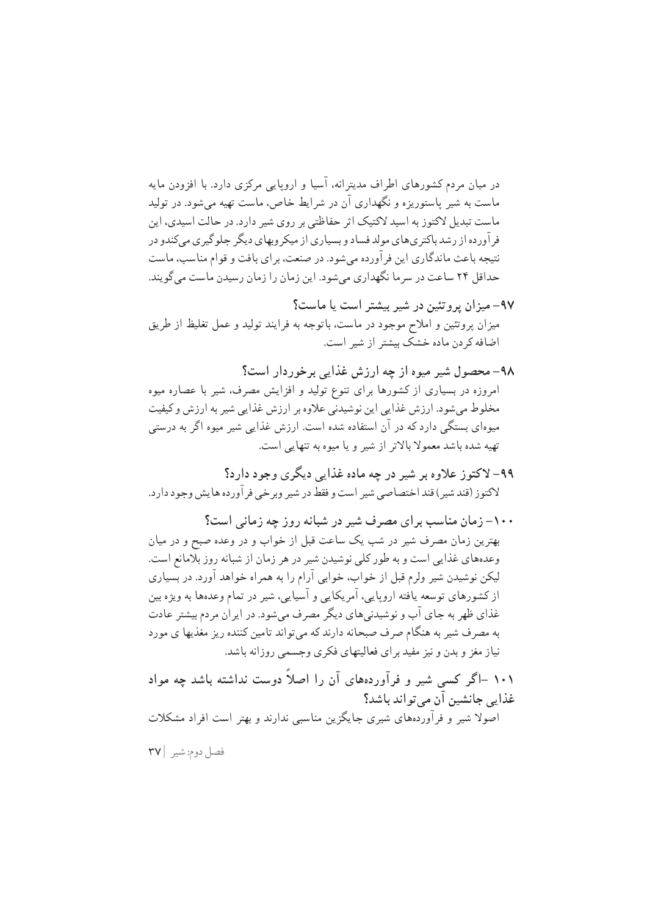در میان مردم کشورهای اطراف مدیترانه، آسیا و اروپایی مرکزی دارد. با افزودن مایه ماست به شیر پاستوریزه و نگهداری آن در شرایط خاص، ماست تهیه می‌شود. در تولید ماست تبدیل لاکتوز به اسید لاکتیک اثر حفاظتی بر روی شیر دارد. در حالت اسیدی، این فرآورده از رشد باکتری‌های مولد فساد و بسیاری از میکروبهای دیگر جلوگیری می‌کندو در نتیجه باعث ماندگاری این فرآورده می‌شود. در صنعت، برای بافت و قوام مناسب، ماست حداقل ۲۴ ساعت در سرما نگهداری می‌شود. این زمان را زمان رسیدن ماست می‌گویند.

### ۹۷- میزان پروتئین در شیر بیشتر است یا ماست؟

میزان پروتئین و املاح موجود در ماست، باتوجه به فرایند تولید و عمل تغلیظ از طریق اضافه کردن ماده خشک بیشتر از شیر است.

### ۹۸- محصول شیر میوه از چه ارزش غذایی برخوردار است؟

امروزه در بسیاری از کشورها برای تنوع تولید و افزایش مصرف، شیر با عصاره میوه مخلوط می‌شود. ارزش غذایی این نوشیدنی علاوه بر ارزش غذایی شیر به ارزش و کیفیت میوه‌ای بستگی دارد که در آن استفاده شده است. ارزش غذایی شیر میوه اگر به درستی تهیه شده باشد معمولا بالاتر از شیر و یا میوه به تنهایی است.

### ۹۹- لاکتوز علاوه بر شیر در چه ماده غذایی دیگری وجود دارد؟

لاکتوز (قند شیر) قند اختصاصی شیر است و فقط در شیر وبرخی فرآورده هایش وجود دارد.

### ۱۰۰- زمان مناسب برای مصرف شیر در شبانه روز چه زمانی است؟

بهترین زمان مصرف شیر در شب یک ساعت قبل از خواب و در وعده صبح و در میان وعده‌های غذایی است و به طور کلی نوشیدن شیر در هر زمان از شبانه روز بلامانع است. لیکن نوشیدن شیر ولرم قبل از خواب، خوابی آرام را به همراه خواهد آورد. در بسیاری از کشورهای توسعه یافته اروپایی، آمریکایی و آسیایی، شیر در تمام وعده‌ها به ویژه بین غذای ظهر به جای آب و نوشیدنی‌های دیگر مصرف می‌شود. در ایران مردم بیشتر عادت به مصرف شیر به هنگام صرف صبحانه دارند که می‌تواند تامین کننده ریز مغذیها ی مورد نیاز مغز و بدن و نیز مفید برای فعالیتهای فکری وجسمی روزانه باشد.

### ۱۰۱ -اگر کسی شیر و فرآورده‌های آن را اصلاً دوست نداشته باشد چه مواد غذایی جانشین آن می‌تواند باشد؟

اصولا شیر و فرآورده‌های شیری جایگزین مناسبی ندارند و بهتر است افراد مشکلات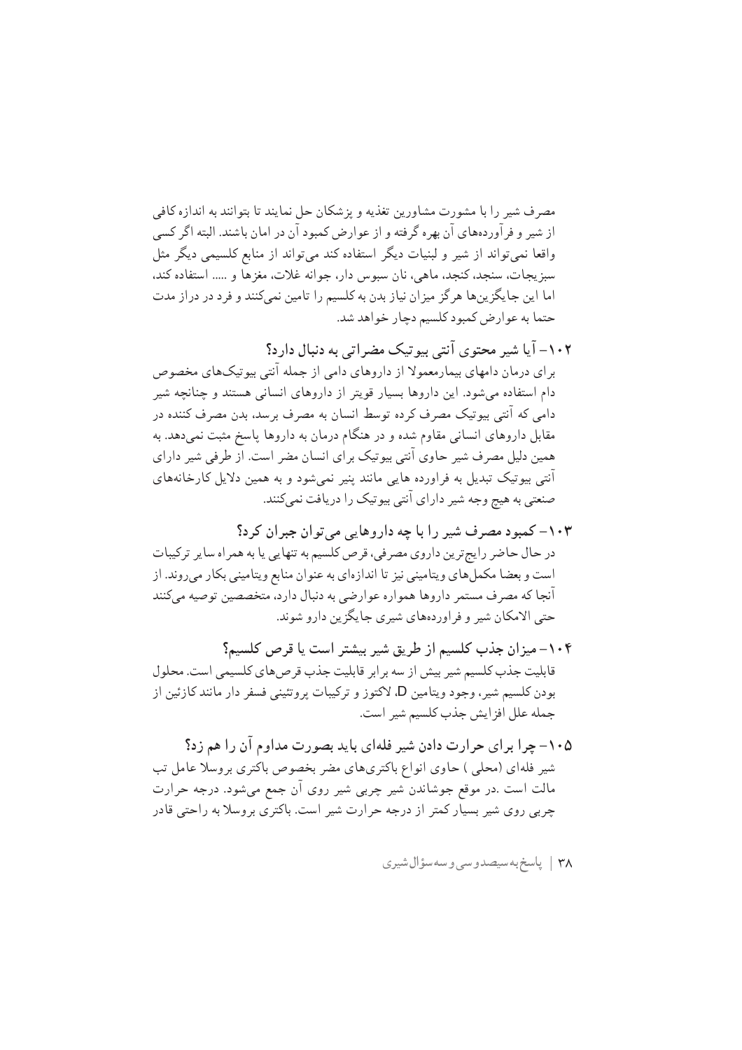مصرف شیر را با مشورت مشاورین تغذیه و پزشکان حل نمایند تا بتوانند به اندازه کافی از شیر و فرآورده‌های آن بهره گرفته و از عوارض کمبود آن در امان باشند. البته اگر کسی واقعا نمی‌تواند از شیر و لبنیات دیگر استفاده کند می‌تواند از منابع کلسیمی دیگر مثل سبزیجات، سنجد، کنجد، ماهی، نان سبوس دار، جوانه غلات، مغزها و ..... استفاده کند، اما این جایگزین‌ها هرگز میزان نیاز بدن به کلسیم را تامین نمی‌کنند و فرد در دراز مدت حتما به عوارض کمبود کلسیم دچار خواهد شد.

### ۱۰۲- آیا شیر محتوی آنتی بیوتیک مضراتی به دنبال دارد؟

برای درمان دامهای بیمارمعمولا از داروهای دامی از جمله آنتی بیوتیک‌های مخصوص دام استفاده می‌شود. این داروها بسیار قویتر از داروهای انسانی هستند و چنانچه شیر دامی که آنتی بیوتیک مصرف کرده توسط انسان به مصرف برسد، بدن مصرف کننده در مقابل داروهای انسانی مقاوم شده و در هنگام درمان به داروها پاسخ مثبت نمی‌دهد. به همین دلیل مصرف شیر حاوی آنتی بیوتیک برای انسان مضر است. از طرفی شیر دارای آنتی بیوتیک تبدیل به فراورده هایی مانند پنیر نمی‌شود و به همین دلایل کارخانه‌های صنعتی به هیچ وجه شیر دارای آنتی بیوتیک را دریافت نمی‌کنند.

### ۱۰۳- کمبود مصرف شیر را با چه داروهایی می‌توان جبران کرد؟

در حال حاضر رایج‌ترین داروی مصرفی، قرص کلسیم به تنهایی یا به همراه سایر ترکیبات است و بعضا مکمل‌های ویتامینی نیز تا اندازه‌ای به عنوان منابع ویتامینی بکار می‌روند. از آنجا که مصرف مستمر داروها همواره عوارضی به دنبال دارد، متخصصین توصیه می‌کنند حتی الامکان شیر و فراورده‌های شیری جایگزین دارو شوند.

### ۱۰۴- میزان جذب کلسیم از طریق شیر بیشتر است یا قرص کلسیم؟

قابلیت جذب کلسیم شیر بیش از سه برابر قابلیت جذب قرص‌های کلسیمی است. محلول بودن کلسیم شیر، وجود ویتامین D، لاکتوز و ترکیبات پروتئینی فسفر دار مانند کازئین از جمله علل افزایش جذب کلسیم شیر است.

### ۱۰۵- چرا برای حرارت دادن شیر فله‌ای باید بصورت مداوم آن را هم زد؟

شیر فله‌ای (محلی ) حاوی انواع باکتری‌های مضر بخصوص باکتری بروسلا عامل تب مالت است .در موقع جوشاندن شیر چربی شیر روی آن جمع می‌شود. درجه حرارت چربی روی شیر بسیار کمتر از درجه حرارت شیر است. باکتری بروسلا به راحتی قادر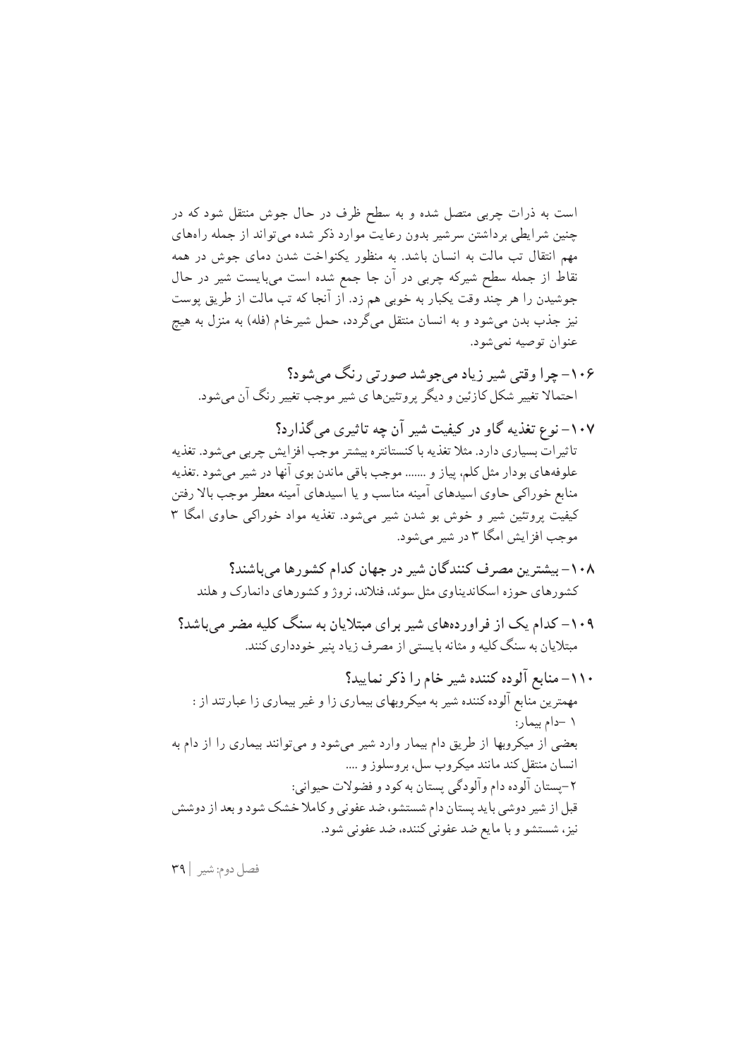است به ذرات چربی متصل شده و به سطح ظرف در حال جوش منتقل شود که در چنین شرایطی برداشتن سرشیر بدون رعایت موارد ذکر شده می‌تواند از جمله راه‌های مهم انتقال تب مالت به انسان باشد. به منظور یکنواخت شدن دمای جوش در همه نقاط از جمله سطح شیرکه چربی در آن جا جمع شده است می‌بایست شیر در حال جوشیدن را هر چند وقت یکبار به خوبی هم زد. از آنجا که تب مالت از طریق پوست نیز جذب بدن می‌شود و به انسان منتقل می‌گردد، حمل شیرخام (فله) به منزل به هیچ عنوان توصیه نمی‌شود.

### ۱۰۶- چرا وقتی شیر زیاد می‌جوشد صورتی رنگ می‌شود؟

احتمالا تغییر شکل کازئین و دیگر پروتئین‌ها ی شیر موجب تغییر رنگ آن می‌شود.

### ۱۰۷- نوع تغذیه گاو در کیفیت شیر آن چه تاثیری می‌گذارد؟

تاثیرات بسیاری دارد. مثلا تغذیه با کنسانتره بیشتر موجب افزایش چربی می‌شود. تغذیه علوفه‌های بودار مثل کلم، پیاز و ....... موجب باقی ماندن بوی آنها در شیر می‌شود .تغذیه منابع خوراکی حاوی اسیدهای آمینه مناسب و یا اسیدهای آمینه معطر موجب بالا رفتن کیفیت پروتئین شیر و خوش بو شدن شیر می‌شود. تغذیه مواد خوراکی حاوی امگا ۳ موجب افزایش امگا ۳ در شیر می‌شود.

### ۱۰۸- بیشترین مصرف کنندگان شیر در جهان کدام کشورها می‌باشند؟

کشورهای حوزه اسکاندیناوی مثل سوئد، فنلاند، نروژ و کشورهای دانمارک و هلند

### ۱۰۹- کدام یک از فراورده‌های شیر برای مبتلایان به سنگ کلیه مضر می‌باشد؟

مبتلایان به سنگ کلیه و مثانه بایستی از مصرف زیاد پنیر خودداری کنند.

### ۱۱۰- منابع آلوده کننده شیر خام را ذکر نمایید؟

مهمترین منابع آلوده کننده شیر به میکروبهای بیماری زا و غیر بیماری زا عبارتند از :

۱ -دام بیمار:

بعضی از میکروبها از طریق دام بیمار وارد شیر می‌شود و می‌توانند بیماری را از دام به انسان منتقل کند مانند میکروب سل، بروسلوز و ....

۲-پستان آلوده دام وآلودگی پستان به کود و فضولات حیوانی:

قبل از شیر دوشی باید پستان دام شستشو، ضد عفونی و کاملا خشک شود و بعد از دوشش نیز، شستشو و با مایع ضد عفونی کننده، ضد عفونی شود.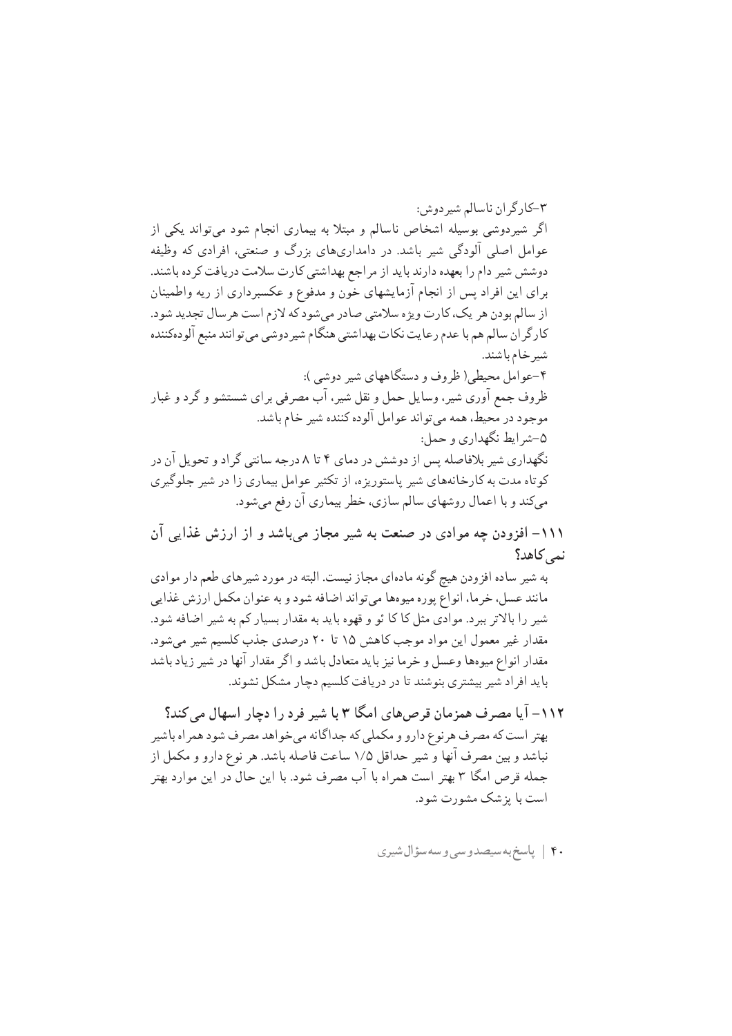۳-کارگران ناسالم شیردوش:

اگر شیردوشی بوسیله اشخاص ناسالم و مبتلا به بیماری انجام شود می‌تواند یکی از عوامل اصلی آلودگی شیر باشد. در دامداری‌های بزرگ و صنعتی، افرادی که وظیفه دوشش شیر دام را بعهده دارند باید از مراجع بهداشتی کارت سلامت دریافت کرده باشند. برای این افراد پس از انجام آزمایشهای خون و مدفوع و عکسبرداری از ریه واطمینان از سالم بودن هر یک، کارت ویژه سلامتی صادر می‌شود که لازم است هرسال تجدید شود. کارگران سالم هم با عدم رعایت نکات بهداشتی هنگام شیردوشی می‌توانند منبع آلوده‌کننده شیرخام باشند.

۴-عوامل محیطی( ظروف و دستگاههای شیر دوشی ):

ظروف جمع آوری شیر، وسایل حمل و نقل شیر، آب مصرفی برای شستشو و گرد و غبار موجود در محیط، همه می‌تواند عوامل آلوده کننده شیر خام باشد.

۵-شرایط نگهداری و حمل:

نگهداری شیر بلافاصله پس از دوشش در دمای ۴ تا ۸ درجه سانتی گراد و تحویل آن در کوتاه مدت به کارخانه‌های شیر پاستوریزه، از تکثیر عوامل بیماری زا در شیر جلوگیری می‌کند و با اعمال روشهای سالم سازی، خطر بیماری آن رفع می‌شود.

## ۱۱۱- افزودن چه موادی در صنعت به شیر مجاز می‌باشد و از ارزش غذایی آن نمی‌کاهد؟

به شیر ساده افزودن هیچ گونه ماده‌ای مجاز نیست. البته در مورد شیرهای طعم دار موادی مانند عسل، خرما، انواع پوره میوه‌ها می‌تواند اضافه شود و به عنوان مکمل ارزش غذایی شیر را بالاتر ببرد. موادی مثل کا کا ئو و قهوه باید به مقدار بسیار کم به شیر اضافه شود. مقدار غیر معمول این مواد موجب کاهش ۱۵ تا ۲۰ درصدی جذب کلسیم شیر می‌شود. مقدار انواع میوه‌ها وعسل و خرما نیز باید متعادل باشد و اگر مقدار آنها در شیر زیاد باشد باید افراد شیر بیشتری بنوشند تا در دریافت کلسیم دچار مشکل نشوند.

## ۱۱۲- آیا مصرف همزمان قرص‌های امگا ۳ با شیر فرد را دچار اسهال می‌کند؟

بهتر است که مصرف هرنوع دارو و مکملی که جداگانه می‌خواهد مصرف شود همراه باشیر نباشد و بین مصرف آنها و شیر حداقل ۱/۵ ساعت فاصله باشد. هر نوع دارو و مکمل از جمله قرص امگا ۳ بهتر است همراه با آب مصرف شود. با این حال در این موارد بهتر است با پزشک مشورت شود.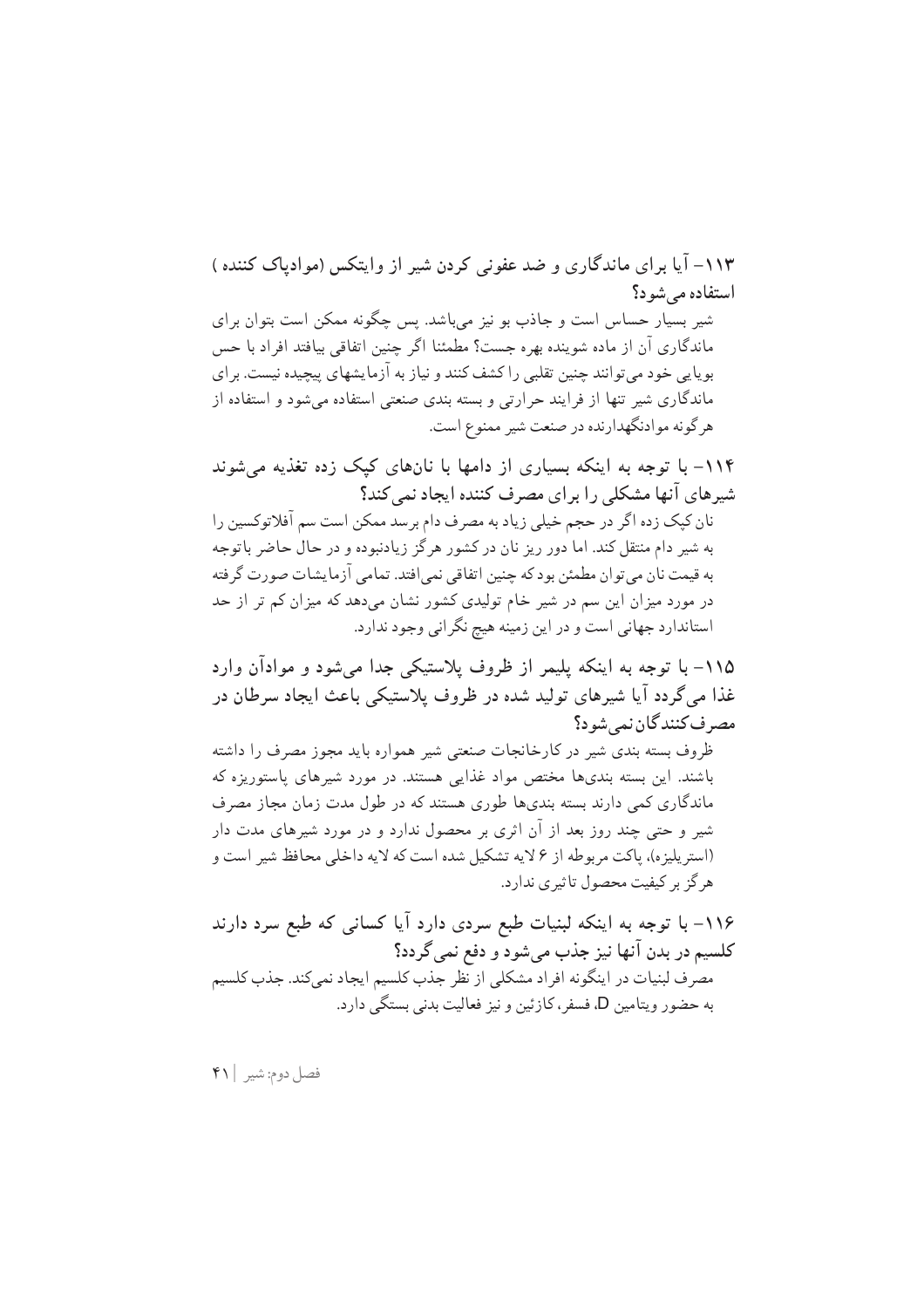**۱۱۳- آیا برای ماندگاری و ضد عفونی کردن شیر از وایتکس (موادپاک کننده) استفاده می‌شود؟**

شیر بسیار حساس است و جاذب بو نیز می‌باشد. پس چگونه ممکن است بتوان برای ماندگاری آن از ماده شوینده بهره جست؟ مطمئنا اگر چنین اتفاقی بیافتد افراد با حس بویایی خود می‌توانند چنین تقلبی را کشف کنند و نیاز به آزمایشهای پیچیده نیست. برای ماندگاری شیر تنها از فرایند حرارتی و بسته بندی صنعتی استفاده می‌شود و استفاده از هرگونه موادنگهدارنده در صنعت شیر ممنوع است.

**۱۱۴- با توجه به اینکه بسیاری از دامها با نان‌های کپک زده تغذیه می‌شوند شیرهای آنها مشکلی را برای مصرف کننده ایجاد نمی‌کند؟**

نان کپک زده اگر در حجم خیلی زیاد به مصرف دام برسد ممکن است سم آفلاتوکسین را به شیر دام منتقل کند. اما دور ریز نان در کشور هرگز زیادنبوده و در حال حاضر باتوجه به قیمت نان می‌توان مطمئن بود که چنین اتفاقی نمی‌افتد. تمامی آزمایشات صورت گرفته در مورد میزان این سم در شیر خام تولیدی کشور نشان می‌دهد که میزان کم تر از حد استاندارد جهانی است و در این زمینه هیچ نگرانی وجود ندارد.

**۱۱۵- با توجه به اینکه پلیمر از ظروف پلاستیکی جدا می‌شود و موادآن وارد غذا می‌گردد آیا شیرهای تولید شده در ظروف پلاستیکی باعث ایجاد سرطان در مصرف‌کنندگان نمی‌شود؟**

ظروف بسته بندی شیر در کارخانجات صنعتی شیر همواره باید مجوز مصرف را داشته باشند. این بسته بندی‌ها مختص مواد غذایی هستند. در مورد شیرهای پاستوریزه که ماندگاری کمی دارند بسته بندی‌ها طوری هستند که در طول مدت زمان مجاز مصرف شیر و حتی چند روز بعد از آن اثری بر محصول ندارد و در مورد شیرهای مدت دار (استریلیزه)، پاکت مربوطه از ۶ لایه تشکیل شده است که لایه داخلی محافظ شیر است و هرگز بر کیفیت محصول تاثیری ندارد.

**۱۱۶- با توجه به اینکه لبنیات طبع سردی دارد آیا کسانی که طبع سرد دارند کلسیم در بدن آنها نیز جذب می‌شود و دفع نمی‌گردد؟**

مصرف لبنیات در اینگونه افراد مشکلی از نظر جذب کلسیم ایجاد نمی‌کند. جذب کلسیم به حضور ویتامین D، فسفر، کازئین و نیز فعالیت بدنی بستگی دارد.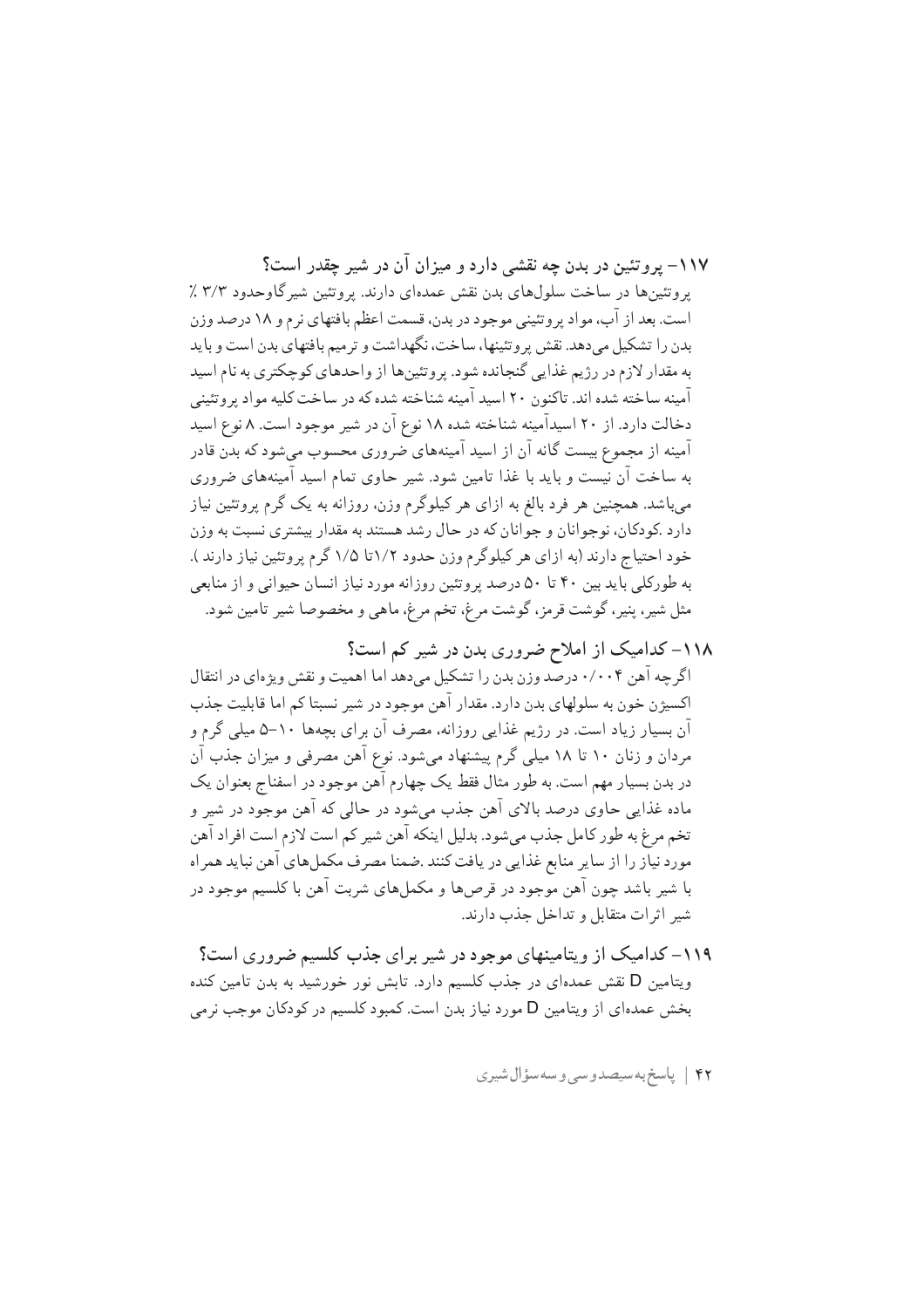### ۱۱۷- پروتئین در بدن چه نقشی دارد و میزان آن در شیر چقدر است؟

پروتئین‌ها در ساخت سلولهای بدن نقش عمده‌ای دارند. پروتئین شیرگاوحدود ۳/۳ ٪ است. بعد از آب، مواد پروتئینی موجود در بدن، قسمت اعظم بافتهای نرم و ۱۸ درصد وزن بدن را تشکیل می‌دهد. نقش پروتئینها، ساخت، نگهداشت و ترمیم بافتهای بدن است و باید به مقدار لازم در رژیم غذایی گنجانده شود. پروتئین‌ها از واحدهای کوچکتری به نام اسید آمینه ساخته شده اند. تاکنون ۲۰ اسید آمینه شناخته شده که در ساخت کلیه مواد پروتئینی دخالت دارد. از ۲۰ اسیدآمینه شناخته شده ۱۸ نوع آن در شیر موجود است. ۸ نوع اسید آمینه از مجموع بیست گانه آن از اسید آمینهای ضروری محسوب می‌شود که بدن قادر به ساخت آن نیست و باید با غذا تامین شود. شیر حاوی تمام اسید آمینهای ضروری می‌باشد. همچنین هر فرد بالغ به ازای هر کیلوگرم وزن، روزانه به یک گرم پروتئین نیاز دارد .کودکان، نوجوانان و جوانان که در حال رشد هستند به مقدار بیشتری نسبت به وزن خود احتیاج دارند (به ازای هر کیلوگرم وزن حدود ۱/۲تا ۱/۵ گرم پروتئین نیاز دارند ). به طورکلی باید بین ۴۰ تا ۵۰ درصد پروتئین روزانه مورد نیاز انسان حیوانی و از منابعی مثل شیر، پنیر، گوشت قرمز، گوشت مرغ، تخم مرغ، ماهی و مخصوصا شیر تامین شود.

### ۱۱۸- کدامیک از املاح ضروری بدن در شیر کم است؟

اگرچه آهن ۰/۰۰۴ درصد وزن بدن را تشکیل می‌دهد اما اهمیت و نقش ویژه‌ای در انتقال اکسیژن خون به سلولهای بدن دارد. مقدار آهن موجود در شیر نسبتا کم اما قابلیت جذب آن بسیار زیاد است. در رژیم غذایی روزانه، مصرف آن برای بچه‌ها ۱۰-۵ میلی گرم و مردان و زنان ۱۰ تا ۱۸ میلی گرم پیشنهاد می‌شود. نوع آهن مصرفی و میزان جذب آن در بدن بسیار مهم است. به طور مثال فقط یک چهارم آهن موجود در اسفناج بعنوان یک ماده غذایی حاوی درصد بالای آهن جذب می‌شود در حالی که آهن موجود در شیر و تخم مرغ به طور کامل جذب می‌شود. بدلیل اینکه آهن شیر کم است لازم است افراد آهن مورد نیاز را از سایر منابع غذایی در یافت کنند .ضمنا مصرف مکمل‌های آهن نباید همراه با شیر باشد چون آهن موجود در قرص‌ها و مکمل‌های شربت آهن با کلسیم موجود در شیر اثرات متقابل و تداخل جذب دارند.

### ۱۱۹- کدامیک از ویتامینهای موجود در شیر برای جذب کلسیم ضروری است؟

ویتامین D نقش عمده‌ای در جذب کلسیم دارد. تابش نور خورشید به بدن تامین کننده بخش عمده‌ای از ویتامین D مورد نیاز بدن است. کمبود کلسیم در کودکان موجب نرمی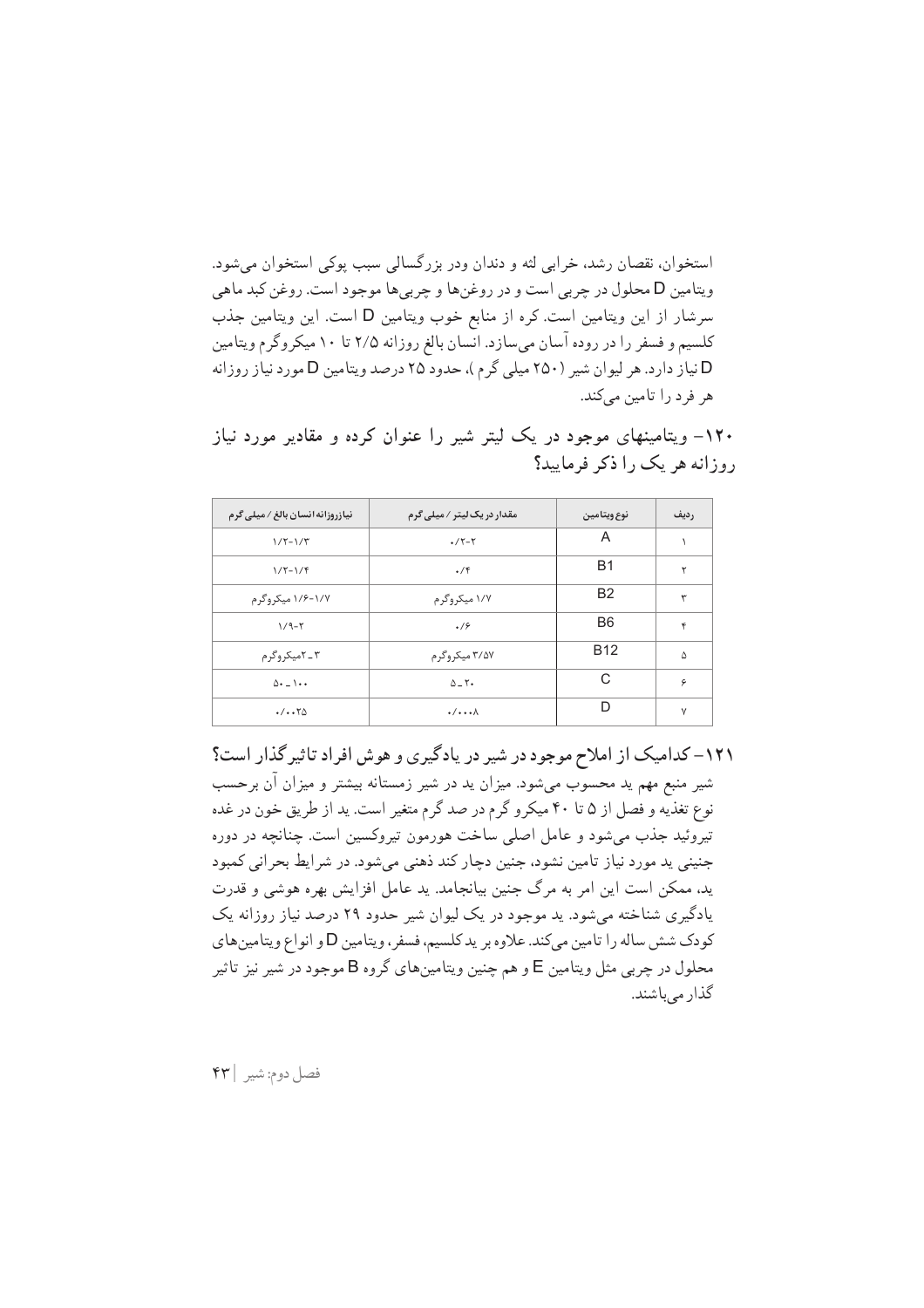استخوان، نقصان رشد، خرابی لثه و دندان ودر بزرگسالی سبب پوکی استخوان می‌شود. ویتامین D محلول در چربی است و در روغن‌ها و چربی‌ها موجود است. روغن کبد ماهی سرشار از این ویتامین است. کره از منابع خوب ویتامین D است. این ویتامین جذب کلسیم و فسفر را در روده آسان می‌سازد. انسان بالغ روزانه ۲/۵ تا ۱۰ میکروگرم ویتامین D نیاز دارد. هر لیوان شیر (۲۵۰ میلی گرم)، حدود ۲۵ درصد ویتامین D مورد نیاز روزانه هر فرد را تامین می‌کند.

### ۱۲۰- ویتامینهای موجود در یک لیتر شیر را عنوان کرده و مقادیر مورد نیاز روزانه هر یک را ذکر فرمایید؟

| ردیف | نوع ویتامین | مقدار در یک لیتر / میلی گرم | نیاز روزانه انسان بالغ / میلی گرم |
|---|---|---|---|
| ۱ | A | ۰/۲-۲ | ۱/۲-۱/۳ |
| ۲ | B1 | ۰/۴ | ۱/۲-۱/۴ |
| ۳ | B2 | ۱/۷ میکروگرم | ۱/۶-۱/۷ میکروگرم |
| ۴ | B6 | ۰/۶ | ۱/۹-۲ |
| ۵ | B12 | ۳/۵۷ میکروگرم | ۳ـ۲میکروگرم |
| ۶ | C | ۵ـ۲۰ | ۵۰ـ۱۰۰ |
| ۷ | D | ۰/۰۰۰۸ | ۰/۰۰۲۵ |

### ۱۲۱- کدامیک از املاح موجود در شیر در یادگیری و هوش افراد تاثیرگذار است؟

شیر منبع مهم ید محسوب می‌شود. میزان ید در شیر زمستانه بیشتر و میزان آن برحسب نوع تغذیه و فصل از ۵ تا ۴۰ میکرو گرم در صد گرم متغیر است. ید از طریق خون در غده تیروئید جذب می‌شود و عامل اصلی ساخت هورمون تیروکسین است. چنانچه در دوره جنینی ید مورد نیاز تامین نشود، جنین دچار کند ذهنی می‌شود. در شرایط بحرانی کمبود ید، ممکن است این امر به مرگ جنین بیانجامد. ید عامل افزایش بهره هوشی و قدرت یادگیری شناخته می‌شود. ید موجود در یک لیوان شیر حدود ۲۹ درصد نیاز روزانه یک کودک شش ساله را تامین می‌کند. علاوه بر ید کلسیم، فسفر، ویتامین D و انواع ویتامین‌های محلول در چربی مثل ویتامین E و هم چنین ویتامین‌های گروه B موجود در شیر نیز تاثیر گذار می‌باشند.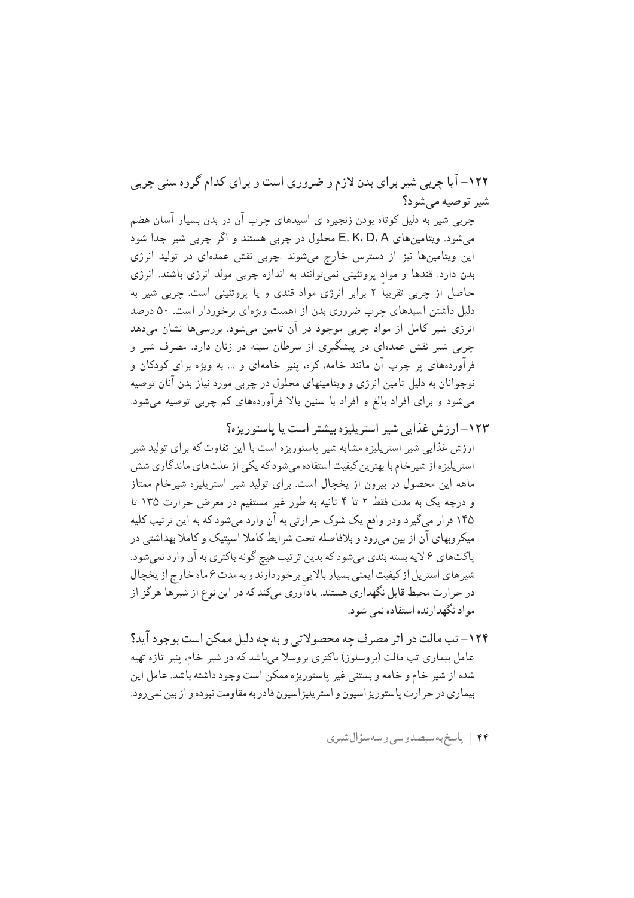### ۱۲۲- آیا چربی شیر برای بدن لازم و ضروری است و برای کدام گروه سنی چربی شیر توصیه می‌شود؟

چربی شیر به دلیل کوتاه بودن زنجیره ی اسیدهای چرب آن در بدن بسیار آسان هضم می‌شود. ویتامین‌های E، K، D، A محلول در چربی هستند و اگر چربی شیر جدا شود این ویتامین‌ها نیز از دسترس خارج می‌شوند .چربی نقش عمده‌ای در تولید انرژی بدن دارد. قندها و مواد پروتئینی نمی‌توانند به اندازه چربی مولد انرژی باشند. انرژی حاصل از چربی تقریباً ۲ برابر انرژی مواد قندی و یا پروتئینی است. چربی شیر به دلیل داشتن اسیدهای چرب ضروری بدن از اهمیت ویژه‌ای برخوردار است. ۵۰ درصد انرژی شیر کامل از مواد چربی موجود در آن تامین می‌شود. بررسی‌ها نشان می‌دهد چربی شیر نقش عمده‌ای در پیشگیری از سرطان سینه در زنان دارد. مصرف شیر و فرآورده‌های پر چرب آن مانند خامه، کره، پنیر خامه‌ای و ... به ویژه برای کودکان و نوجوانان به دلیل تامین انرژی و ویتامینهای محلول در چربی مورد نیاز بدن آنان توصیه می‌شود و برای افراد بالغ و افراد با سنین بالا فرآورده‌های کم چربی توصیه می‌شود.

### ۱۲۳- ارزش غذایی شیر استریلیزه بیشتر است یا پاستوریزه؟

ارزش غذایی شیر استریلیزه مشابه شیر پاستوریزه است با این تفاوت که برای تولید شیر استریلیزه از شیرخام با بهترین کیفیت استفاده می‌شود که یکی از علت‌های ماندگاری شش ماهه این محصول در بیرون از یخچال است. برای تولید شیر استریلیزه شیرخام ممتاز و درجه یک به مدت فقط ۲ تا ۴ ثانیه به طور غیر مستقیم در معرض حرارت ۱۳۵ تا ۱۴۵ قرار می‌گیرد ودر واقع یک شوک حرارتی به آن وارد می‌شود که به این ترتیب کلیه میکروبهای آن از بین می‌رود و بلافاصله تحت شرایط کاملا اسپتیک و کاملا بهداشتی در پاکت‌های ۶ لایه بسته بندی می‌شود که بدین ترتیب هیچ گونه باکتری به آن وارد نمی‌شود. شیرهای استریل از کیفیت ایمنی بسیار بالایی برخوردارند و به مدت ۶ ماه خارج از یخچال در حرارت محیط قابل نگهداری هستند. یادآوری می‌کند که در این نوع از شیرها هرگز از مواد نگهدارنده استفاده نمی شود.

### ۱۲۴- تب مالت در اثر مصرف چه محصولاتی و به چه دلیل ممکن است بوجود آید؟

عامل بیماری تب مالت (بروسلوز) باکتری بروسلا می‌باشد که در شیر خام، پنیر تازه تهیه شده از شیر خام و خامه و بستنی غیر پاستوریزه ممکن است وجود داشته باشد. عامل این بیماری در حرارت پاستوریزاسیون و استریلیزاسیون قادر به مقاومت نبوده و از بین نمی‌رود.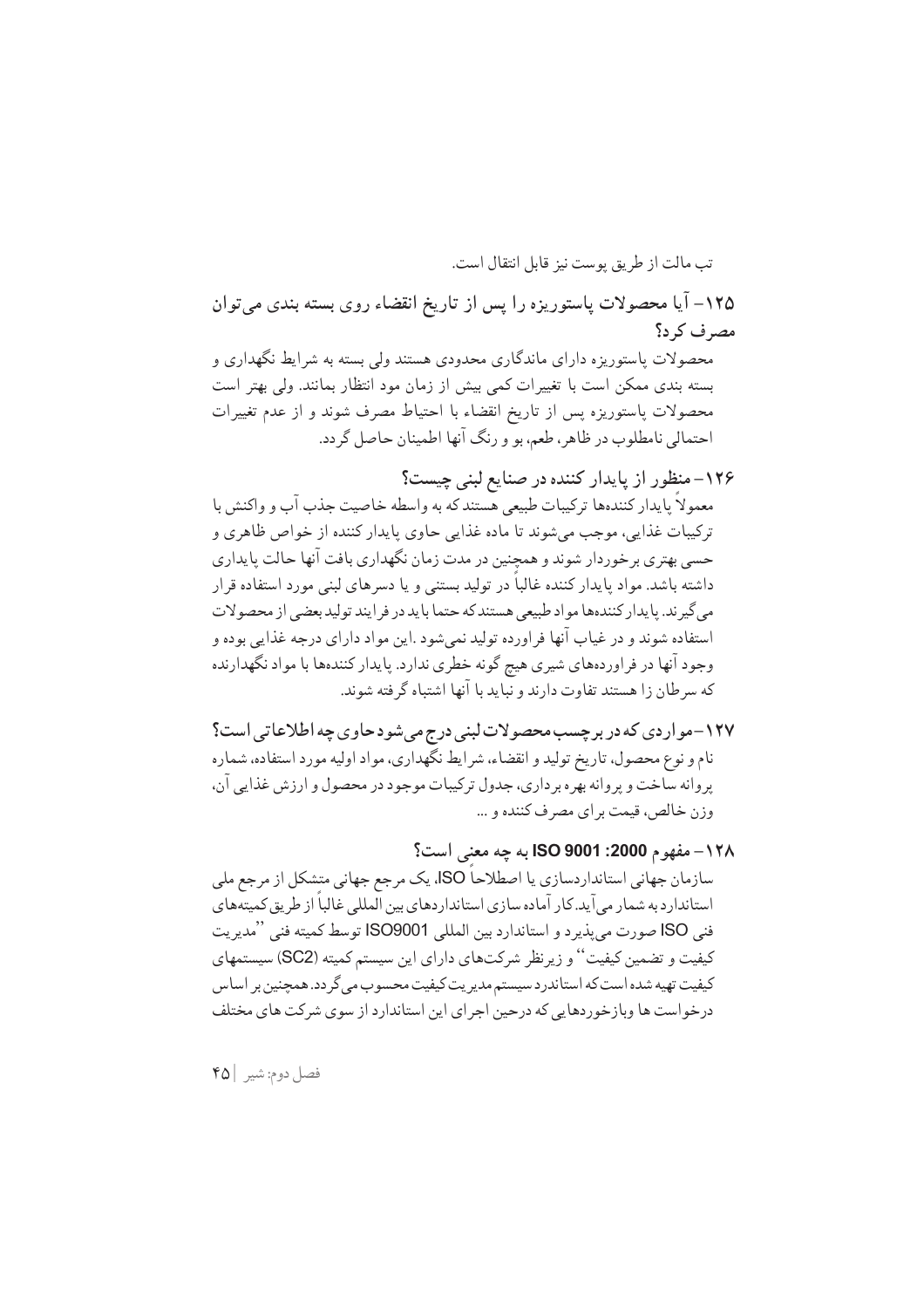تب مالت از طریق پوست نیز قابل انتقال است.

### ۱۲۵- آیا محصولات پاستوریزه را پس از تاریخ انقضاء روی بسته بندی می‌توان مصرف کرد؟

محصولات پاستوریزه دارای ماندگاری محدودی هستند ولی بسته به شرایط نگهداری و بسته بندی ممکن است با تغییرات کمی بیش از زمان مود انتظار بمانند. ولی بهتر است محصولات پاستوریزه پس از تاریخ انقضاء با احتیاط مصرف شوند و از عدم تغییرات احتمالی نامطلوب در ظاهر، طعم، بو و رنگ آنها اطمینان حاصل گردد.

### ۱۲۶- منظور از پایدار کننده در صنایع لبنی چیست؟

معمولاً پایدار کننده‌ها ترکیبات طبیعی هستند که به واسطه خاصیت جذب آب و واکنش با ترکیبات غذایی، موجب می‌شوند تا ماده غذایی حاوی پایدار کننده از خواص ظاهری و حسی بهتری برخوردار شوند و همچنین در مدت زمان نگهداری بافت آنها حالت پایداری داشته باشد. مواد پایدار کننده غالباً در تولید بستنی و یا دسرهای لبنی مورد استفاده قرار می‌گیرند. پایدارکننده‌ها مواد طبیعی هستند که حتما باید در فرایند تولید بعضی از محصولات استفاده شوند و در غیاب آنها فراورده تولید نمی‌شود .این مواد دارای درجه غذایی بوده و وجود آنها در فراورده‌های شیری هیچ گونه خطری ندارد. پایدار کننده‌ها با مواد نگهدارنده که سرطان زا هستند تفاوت دارند و نباید با آنها اشتباه گرفته شوند.

### ۱۲۷- مواردی که در برچسب محصولات لبنی درج می‌شود حاوی چه اطلاعاتی است؟

نام و نوع محصول، تاریخ تولید و انقضاء، شرایط نگهداری، مواد اولیه مورد استفاده، شماره پروانه ساخت و پروانه بهره برداری، جدول ترکیبات موجود در محصول و ارزش غذایی آن، وزن خالص، قیمت برای مصرف کننده و ...

### ۱۲۸- مفهوم ISO 9001 :2000 به چه معنی است؟

سازمان جهانی استانداردسازی یا اصطلاحاً ISO، یک مرجع جهانی متشکل از مرجع ملی استاندارد به شمار می‌آید.کار آماده سازی استانداردهای بین المللی غالباً از طریق کمیته‌های فنی ISO صورت می‌پذیرد و استاندارد بین المللی ISO9001 توسط کمیته فنی ''مدیریت کیفیت و تضمین کیفیت'' و زیرنظر شرکت‌های دارای این سیستم کمیته (SC2) سیستمهای کیفیت تهیه شده است که استاندرد سیستم مدیریت کیفیت محسوب می‌گردد. همچنین بر اساس درخواست ها وبازخوردهایی که درحین اجرای این استاندارد از سوی شرکت های مختلف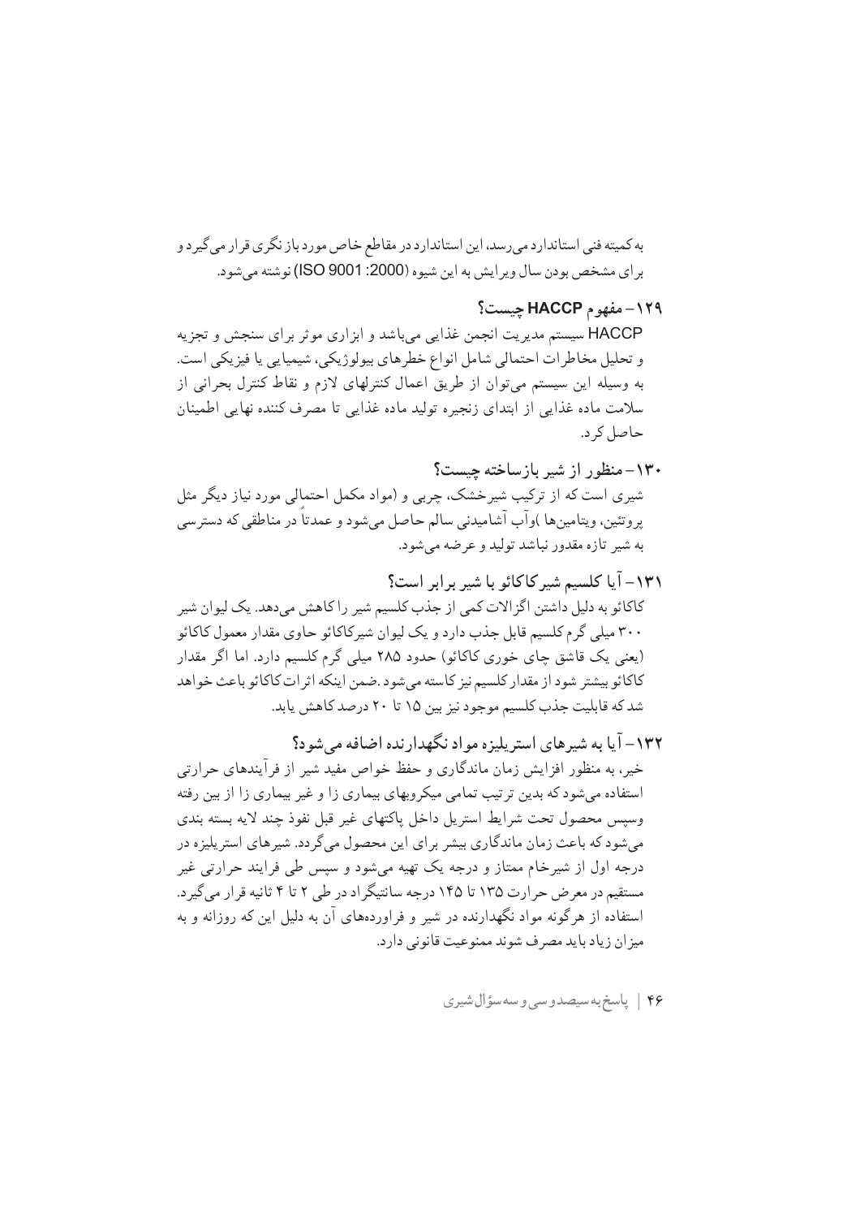به کمیته فنی استاندارد می‌رسد، این استاندارد در مقاطع خاص مورد بازنگری قرار می‌گیرد و برای مشخص بودن سال ویرایش به این شیوه (ISO 9001: 2000) نوشته می‌شود.

### ۱۲۹- مفهوم HACCP چیست؟

HACCP سیستم مدیریت انجمن غذایی می‌باشد و ابزاری موثر برای سنجش و تجزیه و تحلیل مخاطرات احتمالی شامل انواع خطرهای بیولوژیکی، شیمیایی یا فیزیکی است. به وسیله این سیستم می‌توان از طریق اعمال کنترلهای لازم و نقاط کنترل بحرانی از سلامت ماده غذایی از ابتدای زنجیره تولید ماده غذایی تا مصرف کننده نهایی اطمینان حاصل کرد.

### ۱۳۰- منظور از شیر بازساخته چیست؟

شیری است که از ترکیب شیرخشک، چربی و (مواد مکمل احتمالی مورد نیاز دیگر مثل پروتئین، ویتامین‌ها )وآب آشامیدنی سالم حاصل می‌شود و عمدتاً در مناطقی که دسترسی به شیر تازه مقدور نباشد تولید و عرضه می‌شود.

### ۱۳۱- آیا کلسیم شیرکاکائو با شیر برابر است؟

کاکائو به دلیل داشتن اگزالات کمی از جذب کلسیم شیر را کاهش می‌دهد. یک لیوان شیر ۳۰۰ میلی گرم کلسیم قابل جذب دارد و یک لیوان شیرکاکائو حاوی مقدار معمول کاکائو (یعنی یک قاشق چای خوری کاکائو) حدود ۲۸۵ میلی گرم کلسیم دارد. اما اگر مقدار کاکائو بیشتر شود از مقدار کلسیم نیز کاسته می‌شود .ضمن اینکه اثرات کاکائو باعث خواهد شد که قابلیت جذب کلسیم موجود نیز بین ۱۵ تا ۲۰ درصد کاهش یابد.

### ۱۳۲- آیا به شیرهای استریلیزه مواد نگهدارنده اضافه می‌شود؟

خیر، به منظور افزایش زمان ماندگاری و حفظ خواص مفید شیر از فرآیندهای حرارتی استفاده می‌شود که بدین ترتیب تمامی میکروبهای بیماری زا و غیر بیماری زا از بین رفته وسپس محصول تحت شرایط استریل داخل پاکتهای غیر قبل نفوذ چند لایه بسته بندی می‌شود که باعث زمان ماندگاری بیشتر برای این محصول می‌گردد. شیرهای استریلیزه در درجه اول از شیرخام ممتاز و درجه یک تهیه می‌شود و سپس طی فرایند حرارتی غیر مستقیم در معرض حرارت ۱۳۵ تا ۱۴۵ درجه سانتیگراد در طی ۲ تا ۴ ثانیه قرار می‌گیرد. استفاده از هرگونه مواد نگهدارنده در شیر و فراورده‌های آن به دلیل این که روزانه و به میزان زیاد باید مصرف شوند ممنوعیت قانونی دارد.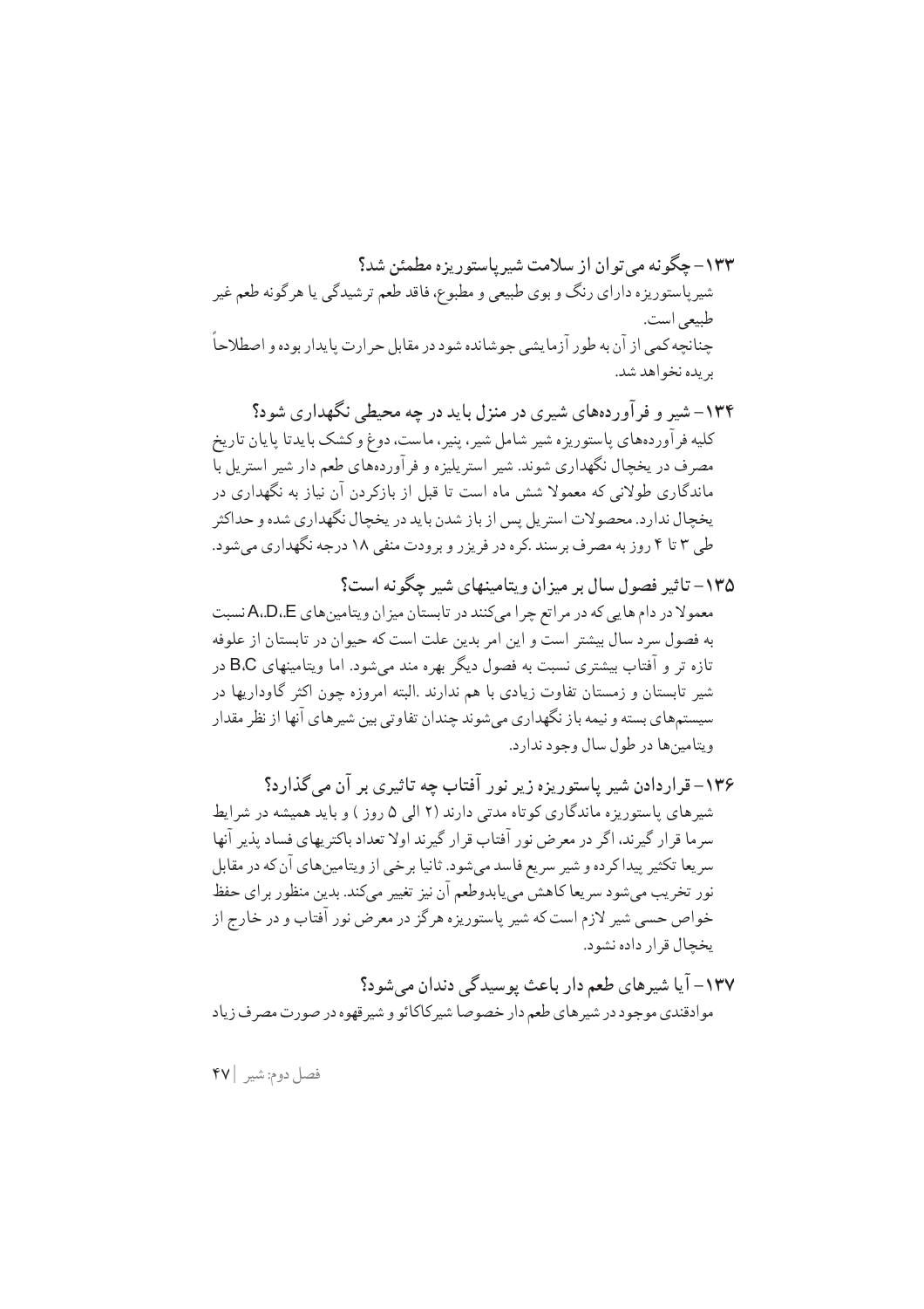### ۱۳۳– چگونه می‌توان از سلامت شیرپاستوریزه مطمئن شد؟

شیرپاستوریزه دارای رنگ و بوی طبیعی و مطبوع، فاقد طعم ترشیدگی یا هرگونه طعم غیر طبیعی است.

چنانچه کمی از آن به طور آزمایشی جوشانده شود در مقابل حرارت پایدار بوده و اصطلاحاً بریده نخواهد شد.

### ۱۳۴– شیر و فرآورده‌های شیری در منزل باید در چه محیطی نگهداری شود؟

کلیه فرآورده‌های پاستوریزه شیر شامل شیر، پنیر، ماست، دوغ و کشک باید تا پایان تاریخ مصرف در یخچال نگهداری شوند. شیر استریلیزه و فرآورده‌های طعم دار شیر استریل با ماندگاری طولانی که معمولا شش ماه است تا قبل از بازکردن آن نیاز به نگهداری در یخچال ندارد. محصولات استریل پس از باز شدن باید در یخچال نگهداری شده و حداکثر طی ۳ تا ۴ روز به مصرف برسند .کره در فریزر و برودت منفی ۱۸ درجه نگهداری می‌شود.

### ۱۳۵– تاثیر فصول سال بر میزان ویتامینهای شیر چگونه است؟

معمولا در دام هایی که در مراتع چرا می‌کنند در تابستان میزان ویتامین‌های A،D،E نسبت به فصول سرد سال بیشتر است و این امر بدین علت است که حیوان در تابستان از علوفه تازه تر و آفتاب بیشتری نسبت به فصول دیگر بهره مند می‌شود. اما ویتامینهای B،C در شیر تابستان و زمستان تفاوت زیادی با هم ندارند .البته امروزه چون اکثر گاوداریها در سیستم‌های بسته و نیمه باز نگهداری می‌شوند چندان تفاوتی بین شیرهای آنها از نظر مقدار ویتامین‌ها در طول سال وجود ندارد.

### ۱۳۶– قراردادن شیر پاستوریزه زیر نور آفتاب چه تاثیری بر آن می‌گذارد؟

شیرهای پاستوریزه ماندگاری کوتاه مدتی دارند (۲ الی ۵ روز ) و باید همیشه در شرایط سرما قرار گیرند، اگر در معرض نور آفتاب قرار گیرند اولا تعداد باکتریهای فساد پذیر آنها سریعا تکثیر پیدا کرده و شیر سریع فاسد می‌شود. ثانیا برخی از ویتامین‌های آن که در مقابل نور تخریب می‌شود سریعا کاهش می‌یابدوطعم آن نیز تغییر میکند. بدین منظور برای حفظ خواص حسی شیر لازم است که شیر پاستوریزه هرگز در معرض نور آفتاب و در خارج از یخچال قرار داده نشود.

### ۱۳۷– آیا شیرهای طعم دار باعث پوسیدگی دندان می‌شود؟

موادقندی موجود در شیرهای طعم دار خصوصا شیرکاکائو و شیرقهوه در صورت مصرف زیاد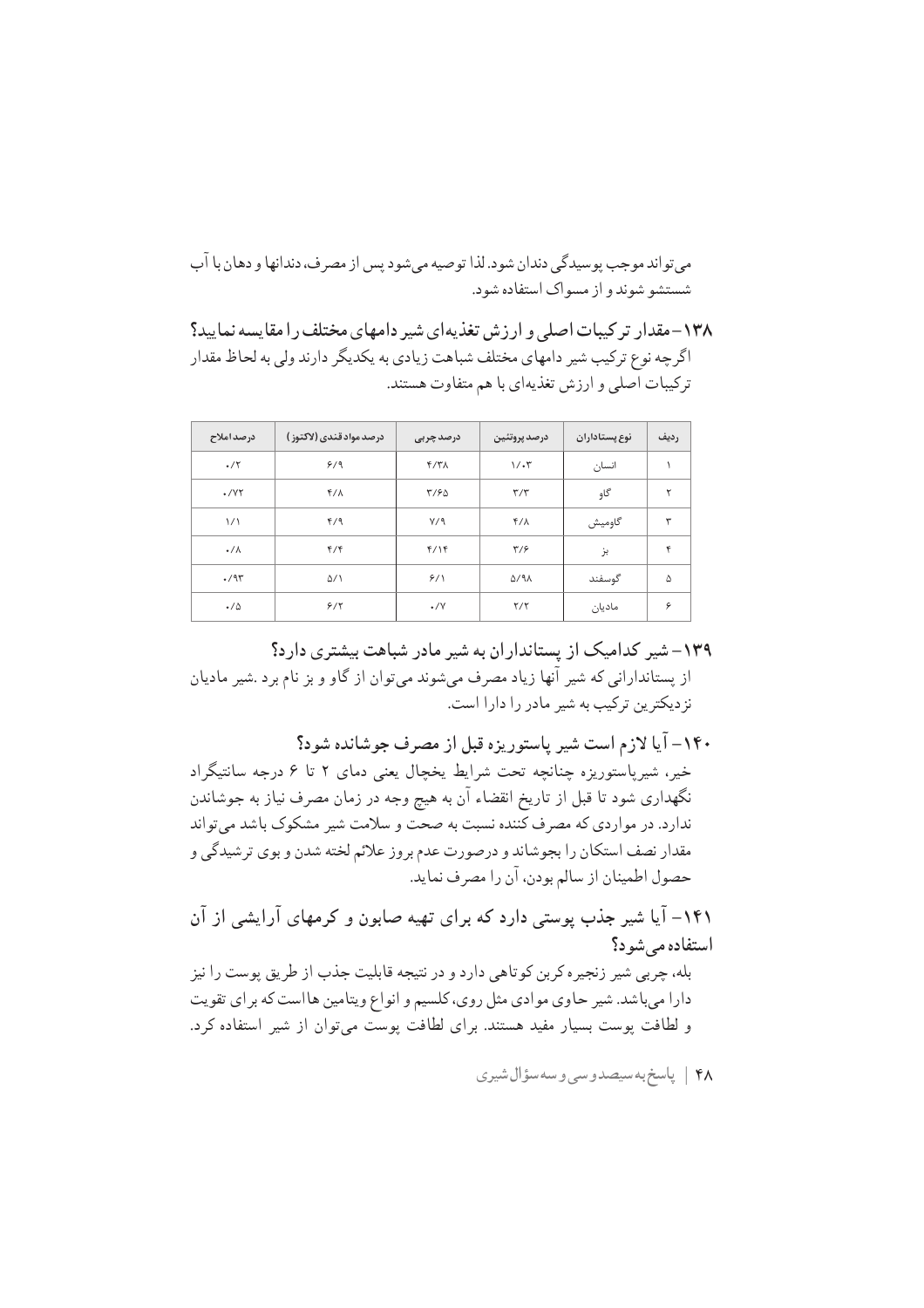می‌تواند موجب پوسیدگی دندان شود. لذا توصیه می‌شود پس از مصرف، دندانها و دهان با آب شستشو شوند و از مسواک استفاده شود.

### ۱۳۸- مقدار ترکیبات اصلی و ارزش تغذیه‌ای شیر دامهای مختلف را مقایسه نمایید؟

اگرچه نوع ترکیب شیر دامهای مختلف شباهت زیادی به یکدیگر دارند ولی به لحاظ مقدار ترکیبات اصلی و ارزش تغذیه‌ای با هم متفاوت هستند.

| ردیف | نوع پستانداران | درصد پروتئین | درصد چربی | درصد مواد قندی (لاکتوز) | درصد املاح |
|---|---|---|---|---|---|
| ۱ | انسان | ۱/۰۳ | ۴/۳۸ | ۶/۹ | ۰/۲ |
| ۲ | گاو | ۳/۳ | ۳/۶۵ | ۴/۸ | ۰/۷۲ |
| ۳ | گاومیش | ۴/۸ | ۷/۹ | ۴/۹ | ۱/۱ |
| ۴ | بز | ۳/۶ | ۴/۱۴ | ۴/۴ | ۰/۸ |
| ۵ | گوسفند | ۵/۹۸ | ۶/۱ | ۵/۱ | ۰/۹۳ |
| ۶ | مادیان | ۲/۲ | ۰/۷ | ۶/۲ | ۰/۵ |

### ۱۳۹- شیر کدامیک از پستانداران به شیر مادر شباهت بیشتری دارد؟

از پستاندارانی که شیر آنها زیاد مصرف می‌شوند می‌توان از گاو و بز نام برد. شیر مادیان نزدیکترین ترکیب به شیر مادر را دارا است.

### ۱۴۰- آیا لازم است شیر پاستوریزه قبل از مصرف جوشانده شود؟

خیر، شیرپاستوریزه چنانچه تحت شرایط یخچال یعنی دمای ۲ تا ۶ درجه سانتیگراد نگهداری شود تا قبل از تاریخ انقضاء آن به هیچ وجه در زمان مصرف نیاز به جوشاندن ندارد. در مواردی که مصرف کننده نسبت به صحت و سلامت شیر مشکوک باشد می‌تواند مقدار نصف استکان را بجوشاند و درصورت عدم بروز علائم لخته شدن و بوی ترشیدگی و حصول اطمینان از سالم بودن، آن را مصرف نماید.

### ۱۴۱- آیا شیر جذب پوستی دارد که برای تهیه صابون و کرمهای آرایشی از آن استفاده می‌شود؟

بله، چربی شیر زنجیره کربن کوتاهی دارد و در نتیجه قابلیت جذب از طریق پوست را نیز دارا می‌باشد. شیر حاوی موادی مثل روی، کلسیم و انواع ویتامین هاست که برای تقویت و لطافت پوست بسیار مفید هستند. برای لطافت پوست می‌توان از شیر استفاده کرد.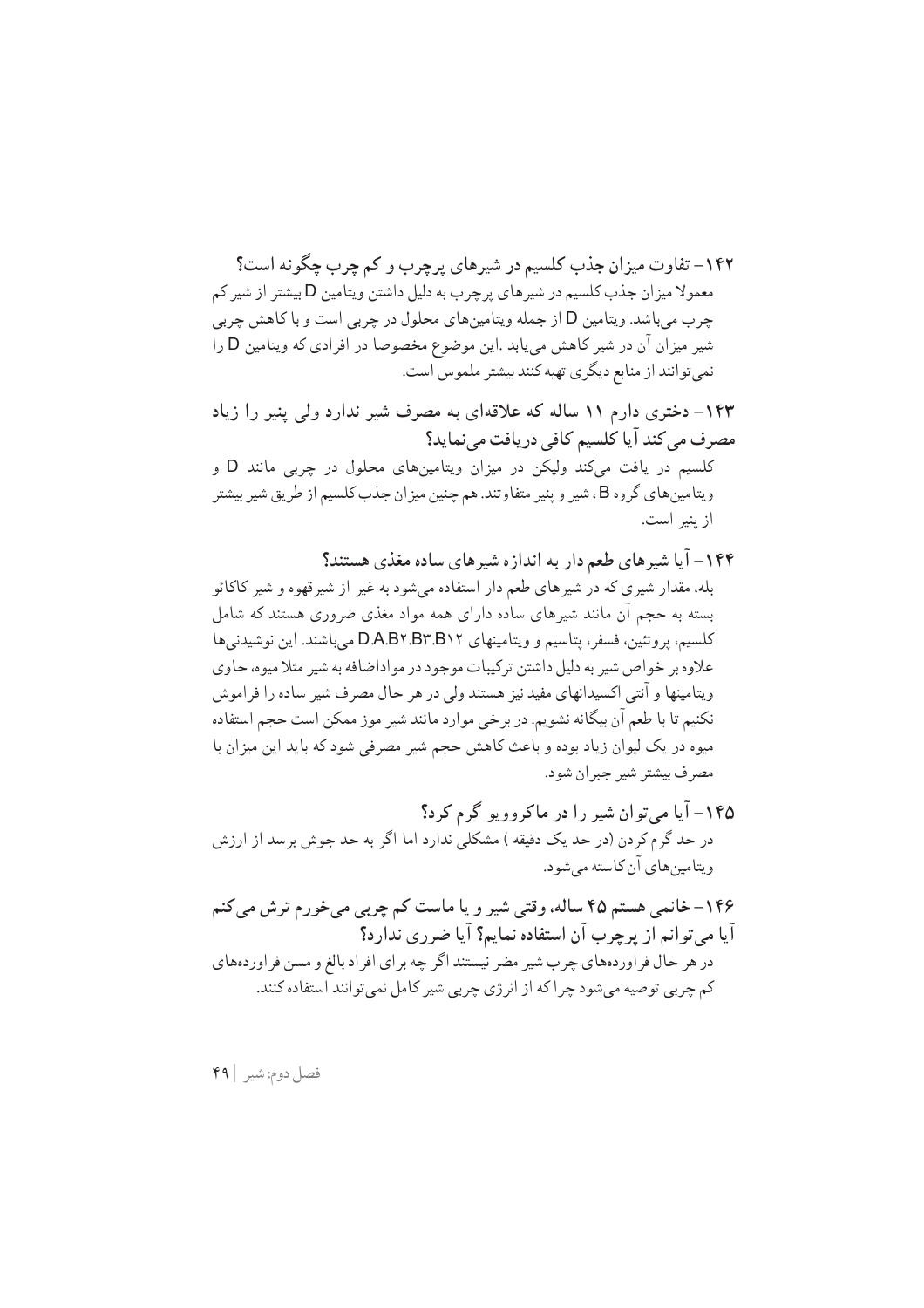### ۱۴۲- تفاوت میزان جذب کلسیم در شیرهای پرچرب و کم چرب چگونه است؟

معمولا میزان جذب کلسیم در شیرهای پرچرب به دلیل داشتن ویتامین D بیشتر از شیر کم چرب می‌باشد. ویتامین D از جمله ویتامین‌های محلول در چربی است و با کاهش چربی شیر میزان آن در شیر کاهش می‌یابد .این موضوع مخصوصا در افرادی که ویتامین D را نمی‌توانند از منابع دیگری تهیه کنند بیشتر ملموس است.

### ۱۴۳- دختری دارم ۱۱ ساله که علاقه‌ای به مصرف شیر ندارد ولی پنیر را زیاد مصرف می‌کند آیا کلسیم کافی دریافت می‌نماید؟

کلسیم در یافت می‌کند ولیکن در میزان ویتامین‌های محلول در چربی مانند D و ویتامین‌های گروه B ، شیر و پنیر متفاوتند. هم چنین میزان جذب کلسیم از طریق شیر بیشتر از پنیر است.

### ۱۴۴- آیا شیرهای طعم دار به اندازه شیرهای ساده مغذی هستند؟

بله، مقدار شیری که در شیرهای طعم دار استفاده می‌شود به غیر از شیرقهوه و شیر کاکائو بسته به حجم آن مانند شیرهای ساده دارای همه مواد مغذی ضروری هستند که شامل کلسیم، پروتئین، فسفر، پتاسیم و ویتامینهای D.A.B۲.B۳.B۱۲ می‌باشند. این نوشیدنی‌ها علاوه بر خواص شیر به دلیل داشتن ترکیبات موجود در مواداضافه به شیر مثلا میوه، حاوی ویتامینها و آنتی اکسیدانهای مفید نیز هستند ولی در هر حال مصرف شیر ساده را فراموش نکنیم تا با طعم آن بیگانه نشویم. در برخی موارد مانند شیر موز ممکن است حجم استفاده میوه در یک لیوان زیاد بوده و باعث کاهش حجم شیر مصرفی شود که باید این میزان با مصرف بیشتر شیر جبران شود.

### ۱۴۵- آیا می‌توان شیر را در ماکروویو گرم کرد؟

در حد گرم کردن (در حد یک دقیقه ) مشکلی ندارد اما اگر به حد جوش برسد از ارزش ویتامین‌های آن کاسته می‌شود.

### ۱۴۶- خانمی هستم ۴۵ ساله، وقتی شیر و یا ماست کم چربی می‌خورم ترش می‌کنم آیا می‌توانم از پرچرب آن استفاده نمایم؟ آیا ضرری ندارد؟

در هر حال فراورده‌های چرب شیر مضر نیستند اگر چه برای افراد بالغ و مسن فراورده‌های کم چربی توصیه می‌شود چرا که از انرژی چربی شیر کامل نمی‌توانند استفاده کنند.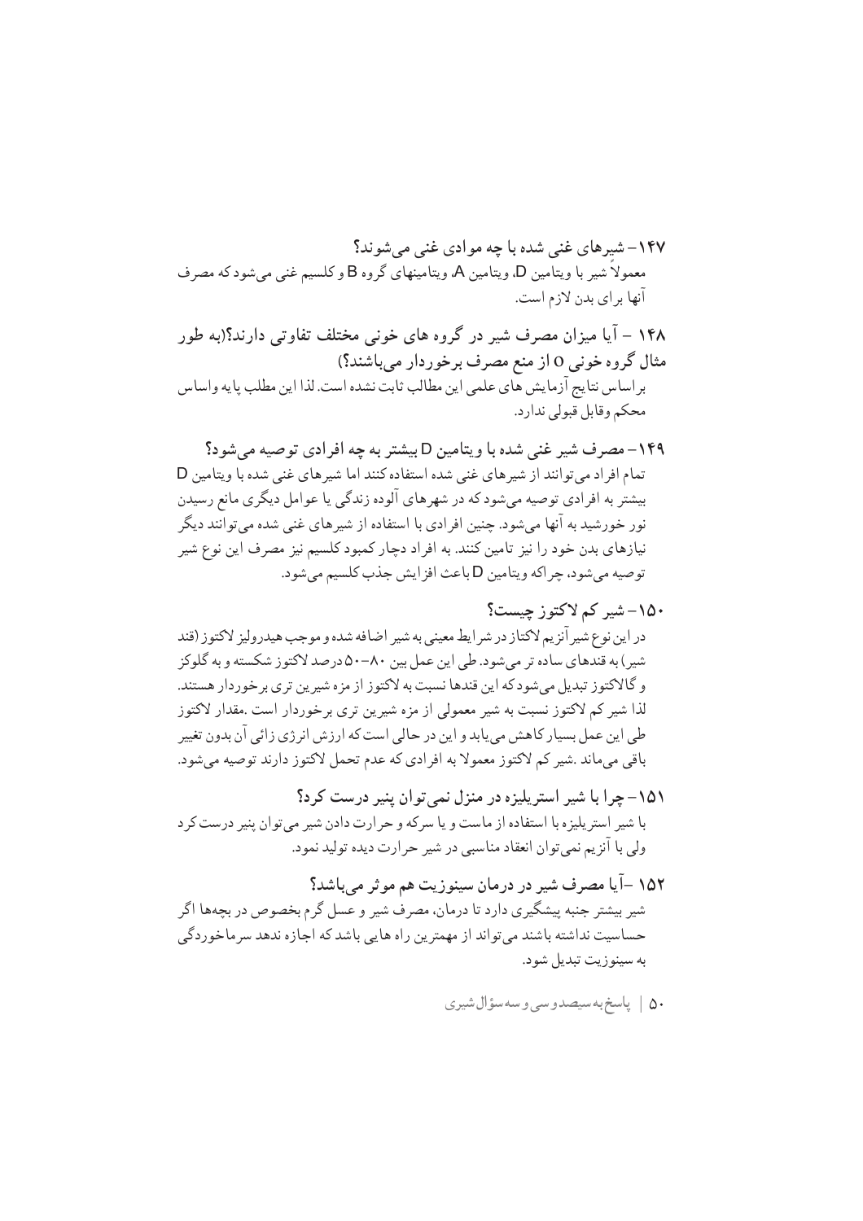**۱۴۷– شیرهای غنی شده با چه موادی غنی می‌شوند؟**

معمولاً شیر با ویتامین D، ویتامین A، ویتامینهای گروه B و کلسیم غنی می‌شود که مصرف آنها برای بدن لازم است.

**۱۴۸ – آیا میزان مصرف شیر در گروه های خونی مختلف تفاوتی دارند؟(به طور مثال گروه خونی O از منع مصرف برخوردار می‌باشند؟)**

براساس نتایج آزمایش های علمی این مطالب ثابت نشده است. لذا این مطلب پایه واساس محکم وقابل قبولی ندارد.

**۱۴۹– مصرف شیر غنی شده با ویتامین D بیشتر به چه افرادی توصیه می‌شود؟**

تمام افراد می‌توانند از شیرهای غنی شده استفاده کنند اما شیرهای غنی شده با ویتامین D بیشتر به افرادی توصیه می‌شود که در شهرهای آلوده زندگی یا عوامل دیگری مانع رسیدن نور خورشید به آنها می‌شود. چنین افرادی با استفاده از شیرهای غنی شده می‌توانند دیگر نیازهای بدن خود را نیز تامین کنند. به افراد دچار کمبود کلسیم نیز مصرف این نوع شیر توصیه می‌شود، چراکه ویتامین D باعث افزایش جذب کلسیم می‌شود.

**۱۵۰– شیر کم لاکتوز چیست؟**

در این نوع شیر آنزیم لاکتاز در شرایط معینی به شیر اضافه شده و موجب هیدرولیز لاکتوز (قند شیر) به قندهای ساده تر می‌شود. طی این عمل بین ۸۰–۵۰ درصد لاکتوز شکسته و به گلوکز و گالاکتوز تبدیل می‌شود که این قندها نسبت به لاکتوز از مزه شیرین تری برخوردار هستند. لذا شیر کم لاکتوز نسبت به شیر معمولی از مزه شیرین تری برخوردار است .مقدار لاکتوز طی این عمل بسیار کاهش می‌یابد و این در حالی است که ارزش انرژی زائی آن بدون تغییر باقی می‌ماند .شیر کم لاکتوز معمولا به افرادی که عدم تحمل لاکتوز دارند توصیه می‌شود.

**۱۵۱– چرا با شیر استریلیزه در منزل نمی‌توان پنیر درست کرد؟**

با شیر استریلیزه با استفاده از ماست و یا سرکه و حرارت دادن شیر می‌توان پنیر درست کرد ولی با آنزیم نمی‌توان انعقاد مناسبی در شیر حرارت دیده تولید نمود.

**۱۵۲ –آیا مصرف شیر در درمان سینوزیت هم موثر می‌باشد؟**

شیر بیشتر جنبه پیشگیری دارد تا درمان، مصرف شیر و عسل گرم بخصوص در بچه‌ها اگر حساسیت نداشته باشند می‌تواند از مهمترین راه هایی باشد که اجازه ندهد سرماخوردگی به سینوزیت تبدیل شود.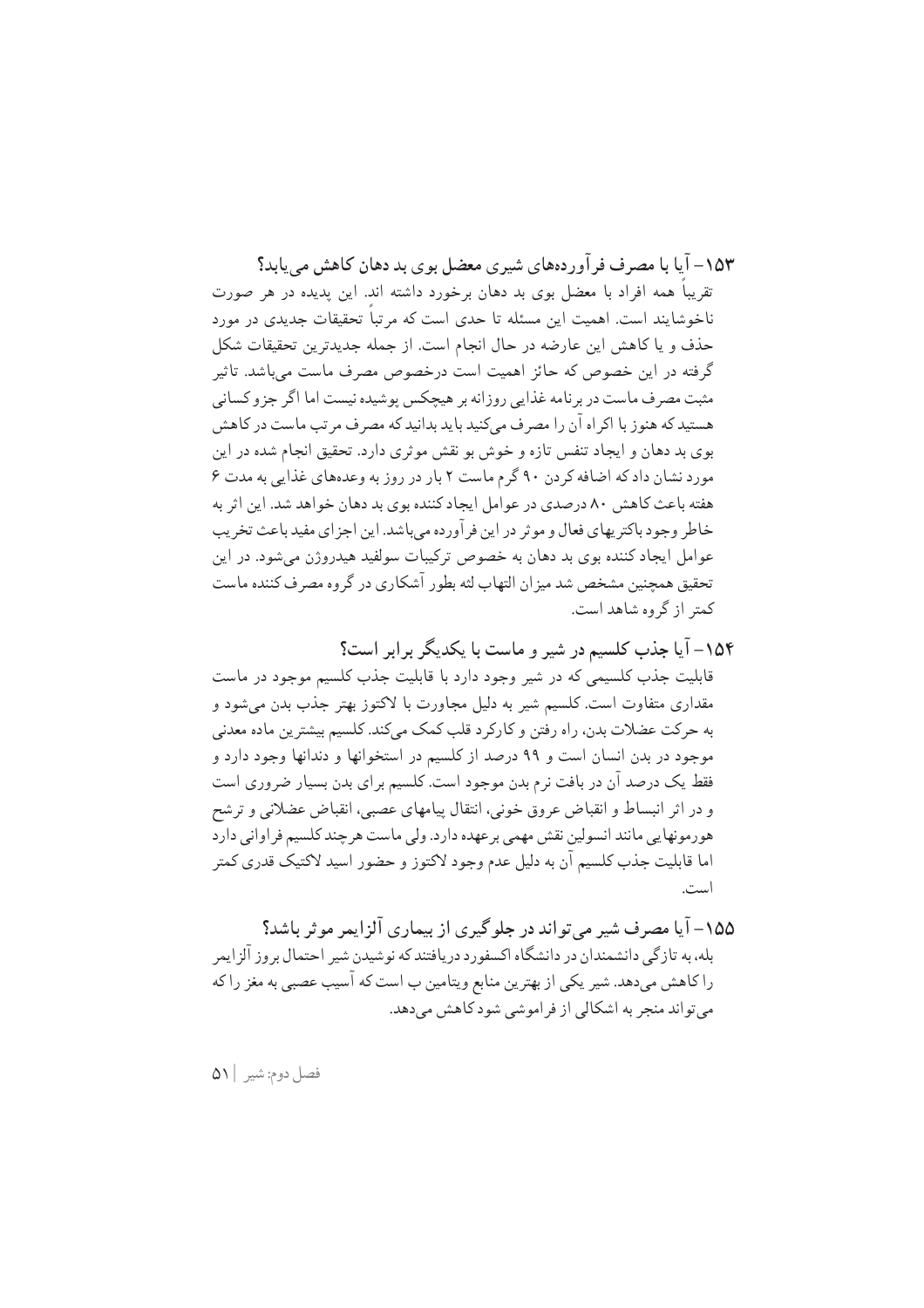### ۱۵۳- آیا با مصرف فرآورده‌های شیری معضل بوی بد دهان کاهش می‌یابد؟

تقریباً همه افراد با معضل بوی بد دهان برخورد داشته اند. این پدیده در هر صورت ناخوشایند است. اهمیت این مسئله تا حدی است که مرتباً تحقیقات جدیدی در مورد حذف و یا کاهش این عارضه در حال انجام است. از جمله جدیدترین تحقیقات شکل گرفته در این خصوص که حائز اهمیت است درخصوص مصرف ماست می‌باشد. تاثیر مثبت مصرف ماست در برنامه غذایی روزانه بر هیچکس پوشیده نیست اما اگر جزو کسانی هستید که هنوز با اکراه آن را مصرف می‌کنید باید بدانید که مصرف مرتب ماست در کاهش بوی بد دهان و ایجاد تنفس تازه و خوش بو نقش موثری دارد. تحقیق انجام شده در این مورد نشان داد که اضافه کردن ۹۰ گرم ماست ۲ بار در روز به وعده‌های غذایی به مدت ۶ هفته باعث کاهش ۸۰ درصدی در عوامل ایجاد کننده بوی بد دهان خواهد شد. این اثر به خاطر وجود باکتریهای فعال و موثر در این فرآورده می‌باشد. این اجزای مفید باعث تخریب عوامل ایجاد کننده بوی بد دهان به خصوص ترکیبات سولفید هیدروژن می‌شود. در این تحقیق همچنین مشخص شد میزان التهاب لثه بطور آشکاری در گروه مصرف کننده ماست کمتر از گروه شاهد است.

### ۱۵۴- آیا جذب کلسیم در شیر و ماست با یکدیگر برابر است؟

قابلیت جذب کلسیمی که در شیر وجود دارد با قابلیت جذب کلسیم موجود در ماست مقداری متفاوت است. کلسیم شیر به دلیل مجاورت با لاکتوز بهتر جذب بدن می‌شود و به حرکت عضلات بدن، راه رفتن و کارکرد قلب کمک می‌کند. کلسیم بیشترین ماده معدنی موجود در بدن انسان است و ۹۹ درصد از کلسیم در استخوانها و دندانها وجود دارد و فقط یک درصد آن در بافت نرم بدن موجود است. کلسیم برای بدن بسیار ضروری است و در اثر انبساط و انقباض عروق خونی، انتقال پیامهای عصبی، انقباض عضلانی و ترشح هورمونهایی مانند انسولین نقش مهمی برعهده دارد. ولی ماست هرچند کلسیم فراوانی دارد اما قابلیت جذب کلسیم آن به دلیل عدم وجود لاکتوز و حضور اسید لاکتیک قدری کمتر است.

### ۱۵۵- آیا مصرف شیر می‌تواند در جلوگیری از بیماری آلزایمر موثر باشد؟

بله، به تازگی دانشمندان در دانشگاه اکسفورد دریافتند که نوشیدن شیر احتمال بروز آلزایمر را کاهش می‌دهد. شیر یکی از بهترین منابع ویتامین ب است که آسیب عصبی به مغز را که می‌تواند منجر به اشکالی از فراموشی شود کاهش می‌دهد.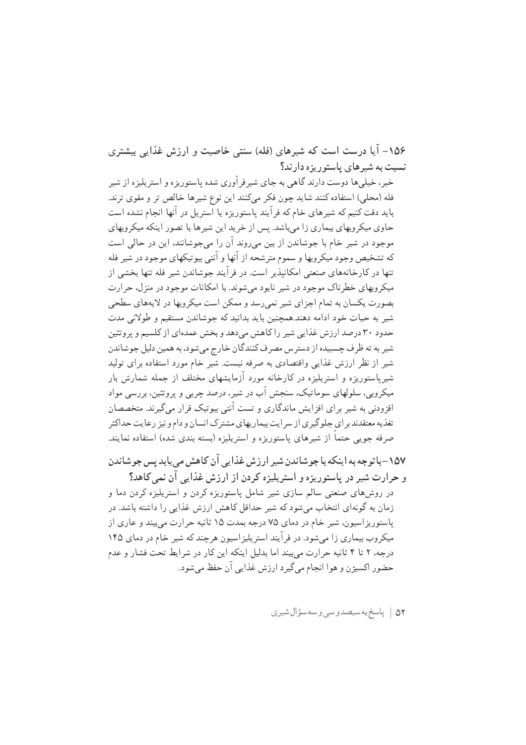### ۱۵۶- آیا درست است که شیرهای (فله) سنتی خاصیت و ارزش غذایی بیشتری نسبت به شیرهای پاستوریزه دارند؟

خیر، خیلی‌ها دوست دارند گاهی به جای شیرفرآوری شده پاستوریزه و استریلیزه از شیر فله (محلی) استفاده کنند شاید چون فکر می‌کنند این نوع شیرها خالص تر و مقوی ترند. باید دقت کنیم که شیرهای خام که فرآیند پاستوریزه یا استریل در آنها انجام نشده است حاوی میکروبهای بیماری زا می‌باشد. پس از خرید این شیرها با تصور اینکه میکروبهای موجود در شیر خام با جوشاندن از بین می‌روند آن را می‌جوشانند، این در حالی است که تشخیص وجود میکروبها و سموم مترشحه از آنها و آنتی بیوتیکهای موجود در شیر فله تنها در کارخانه‌های صنعتی امکانپذیر است. در فرآیند جوشاندن شیر فله تنها بخشی از میکروبهای خطرناک موجود در شیر نابود می‌شوند. با امکانات موجود در منزل، حرارت بصورت یکسان به تمام اجزای شیر نمی‌رسد و ممکن است میکروبها در لایه‌های سطحی شیر به حیات خود ادامه دهند.همچنین باید بدانید که جوشاندن مستقیم و طولانی مدت حدود ۳۰ درصد ارزش غذایی شیر را کاهش می‌دهد و بخش عمده‌ای از کلسیم و پروتئین شیر به ته ظرف چسبیده از دسترس مصرف کنندگان خارج می‌شود، به همین دلیل جوشاندن شیر از نظر ارزش غذایی واقتصادی به صرفه نیست. شیر خام مورد استفاده برای تولید شیرپاستوریزه و استریلیزه در کارخانه مورد آزمایشهای مختلف از جمله شمارش بار میکروبی، سلولهای سوماتیک، سنجش آب در شیر، درصد چربی و پروتئین، بررسی مواد افزودنی به شیر برای افزایش ماندگاری و تست آنتی بیوتیک قرار می‌گیرند. متخصصان تغذیه معتقدند برای جلوگیری از سرایت بیماریهای مشترک انسان و دام و نیز رعایت حداکثر صرفه جویی حتماً از شیرهای پاستوریزه و استریلیزه (بسته بندی شده) استفاده نمایند.

### ۱۵۷- باتوجه به اینکه با جوشاندن شیر ارزش غذایی آن کاهش می‌یابد پس جوشاندن و حرارت شیر در پاستوریزه و استریلیزه کردن از ارزش غذایی آن نمی‌کاهد؟

در روش‌های صنعتی سالم سازی شیر شامل پاستوریزه کردن و استریلیزه کردن دما و زمان به گونه‌ای انتخاب می‌شود که شیر حداقل کاهش ارزش غذایی را داشته باشد. در پاستوریزاسیون، شیر خام در دمای ۷۵ درجه بمدت ۱۵ ثانیه حرارت می‌بیند و عاری از میکروب بیماری زا می‌شود. در فرآیند استریلیزاسیون هرچند که شیر خام در دمای ۱۴۵ درجه، ۲ تا ۴ ثانیه حرارت می‌بیند اما بدلیل اینکه این کار در شرایط تحت فشار و عدم حضور اکسیژن و هوا انجام می‌گیرد ارزش غذایی آن حفظ می‌شود.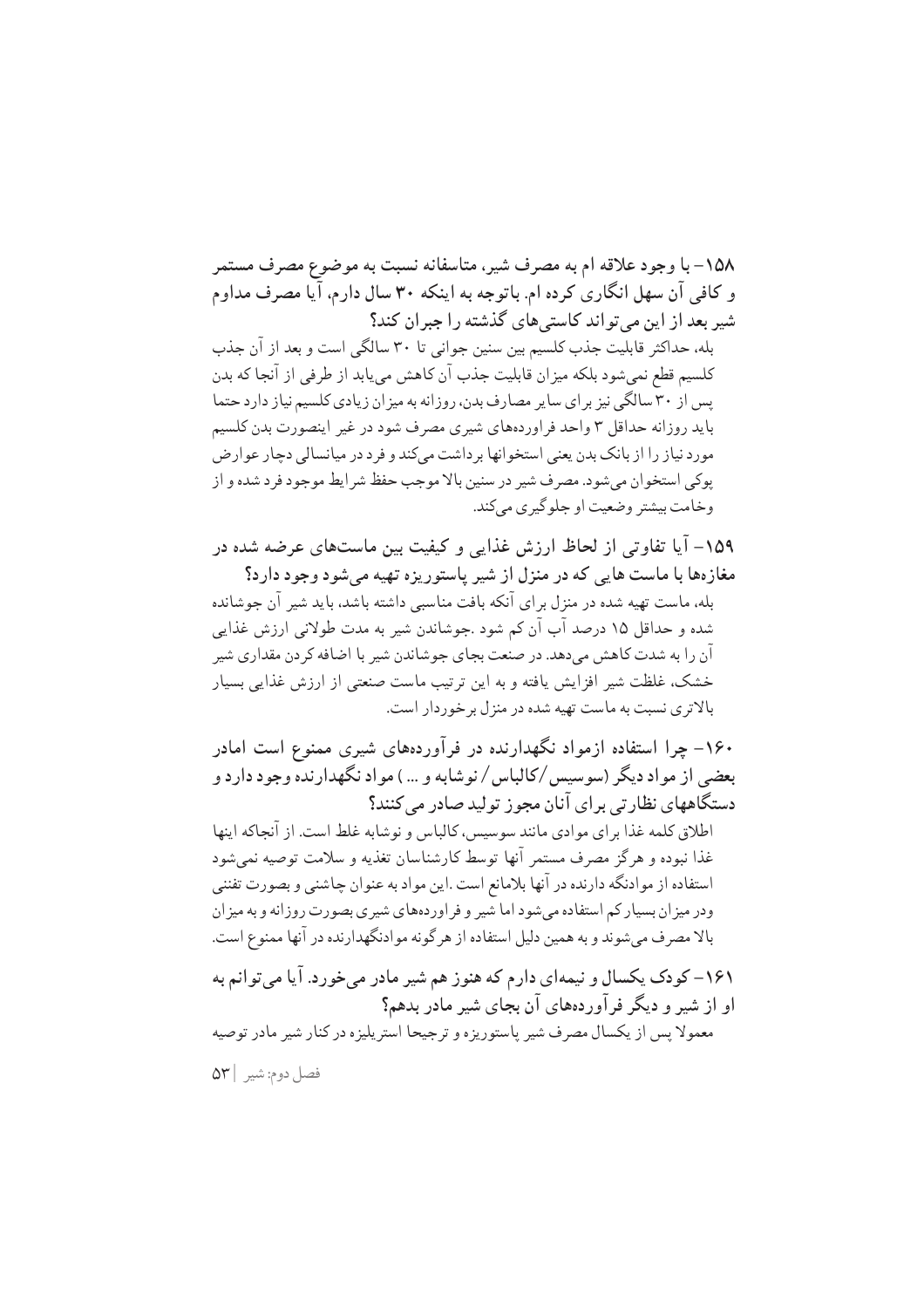**۱۵۸- با وجود علاقه ام به مصرف شیر، متاسفانه نسبت به موضوع مصرف مستمر و کافی آن سهل انگاری کرده ام. باتوجه به اینکه ۳۰ سال دارم، آیا مصرف مداوم شیر بعد از این می‌تواند کاستی‌های گذشته را جبران کند؟**

بله، حداکثر قابلیت جذب کلسیم بین سنین جوانی تا ۳۰ سالگی است و بعد از آن جذب کلسیم قطع نمی‌شود بلکه میزان قابلیت جذب آن کاهش می‌یابد از طرفی از آنجا که بدن پس از ۳۰ سالگی نیز برای سایر مصارف بدن، روزانه به میزان زیادی کلسیم نیاز دارد حتما باید روزانه حداقل ۳ واحد فراورده‌های شیری مصرف شود در غیر اینصورت بدن کلسیم مورد نیاز را از بانک بدن یعنی استخوانها برداشت میکند و فرد در میانسالی دچار عوارض پوکی استخوان می‌شود. مصرف شیر در سنین بالا موجب حفظ شرایط موجود فرد شده و از وخامت بیشتر وضعیت او جلوگیری می‌کند.

**۱۵۹- آیا تفاوتی از لحاظ ارزش غذایی و کیفیت بین ماست‌های عرضه شده در مغازه‌ها با ماست هایی که در منزل از شیر پاستوریزه تهیه می‌شود وجود دارد؟**

بله، ماست تهیه شده در منزل برای آنکه بافت مناسبی داشته باشد، باید شیر آن جوشانده شده و حداقل ۱۵ درصد آب آن کم شود .جوشاندن شیر به مدت طولانی ارزش غذایی آن را به شدت کاهش می‌دهد. در صنعت بجای جوشاندن شیر با اضافه کردن مقداری شیر خشک، غلظت شیر افزایش یافته و به این ترتیب ماست صنعتی از ارزش غذایی بسیار بالاتری نسبت به ماست تهیه شده در منزل برخوردار است.

**۱۶۰- چرا استفاده ازمواد نگهدارنده در فرآورده‌های شیری ممنوع است امادر بعضی از مواد دیگر (سوسیس/کالباس/نوشابه و ... ) مواد نگهدارنده وجود دارد و دستگاههای نظارتی برای آنان مجوز تولید صادر می‌کنند؟**

اطلاق کلمه غذا برای موادی مانند سوسیس، کالباس و نوشابه غلط است. از آنجاکه اینها غذا نبوده و هرگز مصرف مستمر آنها توسط کارشناسان تغذیه و سلامت توصیه نمی‌شود استفاده از موادنگه دارنده در آنها بلامانع است .این مواد به عنوان چاشنی و بصورت تفننی ودر میزان بسیارکم استفاده می‌شود اما شیر و فراورده‌های شیری بصورت روزانه و به میزان بالا مصرف می‌شوند و به همین دلیل استفاده از هرگونه موادنگهدارنده در آنها ممنوع است.

**۱۶۱- کودک یکسال و نیمه‌ای دارم که هنوز هم شیر مادر می‌خورد. آیا می‌توانم به او از شیر و دیگر فرآورده‌های آن بجای شیر مادر بدهم؟**

معمولا پس از یکسال مصرف شیر پاستوریزه و ترجیحا استریلیزه در کنار شیر مادر توصیه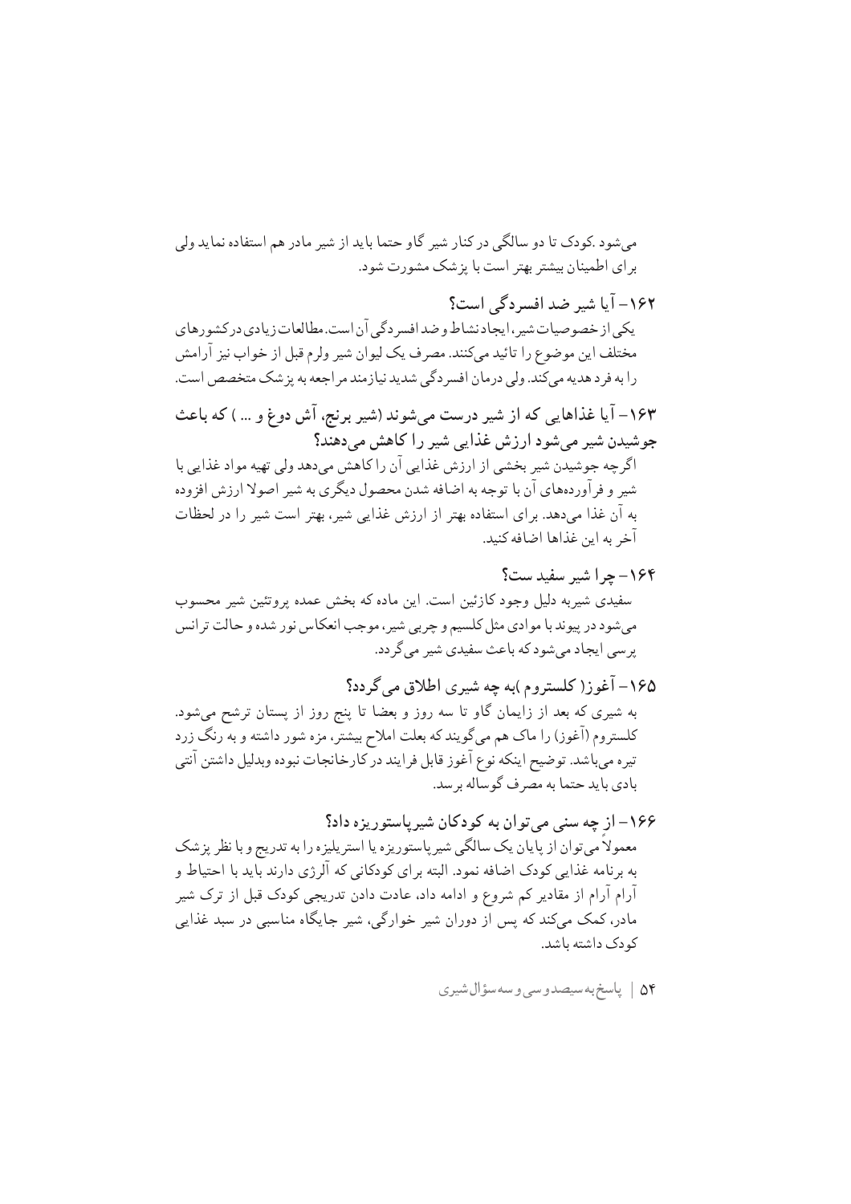می‌شود .کودک تا دو سالگی در کنار شیر گاو حتما باید از شیر مادر هم استفاده نماید ولی برای اطمینان بیشتر بهتر است با پزشک مشورت شود.

### ۱۶۲- آیا شیر ضد افسردگی است؟

یکی از خصوصیات شیر، ایجاد نشاط و ضد افسردگی آن است. مطالعات زیادی در کشورهای مختلف این موضوع را تائید می‌کنند. مصرف یک لیوان شیر ولرم قبل از خواب نیز آرامش را به فرد هدیه می‌کند. ولی درمان افسردگی شدید نیازمند مراجعه به پزشک متخصص است.

### ۱۶۳- آیا غذاهایی که از شیر درست می‌شوند (شیر برنج، آش دوغ و ... ) که باعث جوشیدن شیر می‌شود ارزش غذایی شیر را کاهش می‌دهند؟

اگرچه جوشیدن شیر بخشی از ارزش غذایی آن را کاهش می‌دهد ولی تهیه مواد غذایی با شیر و فرآورده‌های آن با توجه به اضافه شدن محصول دیگری به شیر اصولا ارزش افزوده به آن غذا می‌دهد. برای استفاده بهتر از ارزش غذایی شیر، بهتر است شیر را در لحظات آخر به این غذاها اضافه کنید.

### ۱۶۴- چرا شیر سفید ست؟

سفیدی شیربه دلیل وجود کازئین است. این ماده که بخش عمده پروتئین شیر محسوب می‌شود در پیوند با موادی مثل کلسیم و چربی شیر، موجب انعکاس نور شده و حالت ترانس پرسی ایجاد می‌شود که باعث سفیدی شیر می‌گردد.

### ۱۶۵- آغوز( کلستروم )به چه شیری اطلاق می‌گردد؟

به شیری که بعد از زایمان گاو تا سه روز و بعضا تا پنج روز از پستان ترشح می‌شود. کلستروم (آغوز) را ماک هم می‌گویند که بعلت املاح بیشتر، مزه شور داشته و به رنگ زرد تیره می‌باشد. توضیح اینکه نوع آغوز قابل فرایند در کارخانجات نبوده وبدلیل داشتن آنتی بادی باید حتما به مصرف گوساله برسد.

### ۱۶۶- از چه سنی می‌توان به کودکان شیرپاستوریزه داد؟

معمولاً می‌توان از پایان یک سالگی شیرپاستوریزه یا استریلیزه را به تدریج و با نظر پزشک به برنامه غذایی کودک اضافه نمود. البته برای کودکانی که آلرژی دارند باید با احتیاط و آرام آرام از مقادیر کم شروع و ادامه داد، عادت دادن تدریجی کودک قبل از ترک شیر مادر، کمک می‌کند که پس از دوران شیر خوارگی، شیر جایگاه مناسبی در سبد غذایی کودک داشته باشد.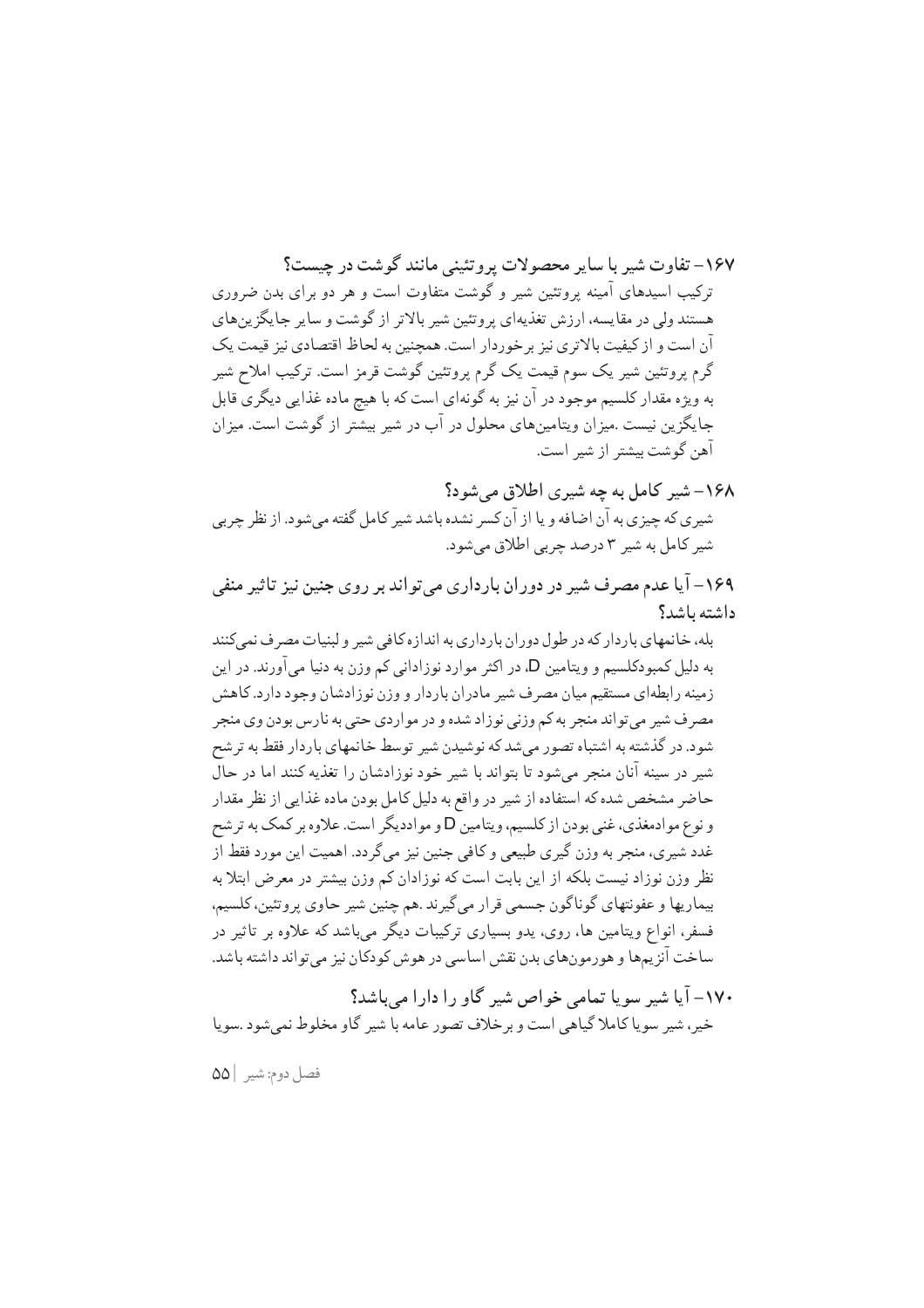### ۱۶۷- تفاوت شیر با سایر محصولات پروتئینی مانند گوشت در چیست؟

ترکیب اسیدهای آمینه پروتئین شیر و گوشت متفاوت است و هر دو برای بدن ضروری هستند ولی در مقایسه، ارزش تغذیه‌ای پروتئین شیر بالاتر از گوشت و سایر جایگزین‌های آن است و از کیفیت بالاتری نیز برخوردار است. همچنین به لحاظ اقتصادی نیز قیمت یک گرم پروتئین شیر یک سوم قیمت یک گرم پروتئین گوشت قرمز است. ترکیب املاح شیر به ویژه مقدار کلسیم موجود در آن نیز به گونه‌ای است که با هیچ ماده غذایی دیگری قابل جایگزین نیست .میزان ویتامین‌های محلول در آب در شیر بیشتر از گوشت است. میزان آهن گوشت بیشتر از شیر است.

### ۱۶۸- شیر کامل به چه شیری اطلاق می‌شود؟

شیری که چیزی به آن اضافه و یا از آن کسر نشده باشد شیر کامل گفته می‌شود. از نظر چربی شیر کامل به شیر ۳ درصد چربی اطلاق می‌شود.

### ۱۶۹- آیا عدم مصرف شیر در دوران بارداری می‌تواند بر روی جنین نیز تاثیر منفی داشته باشد؟

بله، خانمهای باردار که در طول دوران بارداری به اندازه کافی شیر و لبنیات مصرف نمی‌کنند به دلیل کمبودکلسیم و ویتامین D، در اکثر موارد نوزادانی کم وزن به دنیا می‌آورند. در این زمینه رابطه‌ای مستقیم میان مصرف شیر مادران باردار و وزن نوزادشان وجود دارد. کاهش مصرف شیر می‌تواند منجر به کم وزنی نوزاد شده و در مواردی حتی به نارس بودن وی منجر شود. در گذشته به اشتباه تصور می‌شد که نوشیدن شیر توسط خانمهای باردار فقط به ترشح شیر در سینه آنان منجر می‌شود تا بتواند با شیر خود نوزادشان را تغذیه کنند اما در حال حاضر مشخص شده که استفاده از شیر در واقع به دلیل کامل بودن ماده غذایی از نظر مقدار و نوع موادمغذی، غنی بودن از کلسیم، ویتامین D و موادیگر است. علاوه بر کمک به ترشح غدد شیری، منجر به وزن گیری طبیعی و کافی جنین نیز می‌گردد. اهمیت این مورد فقط از نظر وزن نوزاد نیست بلکه از این بابت است که نوزادان کم وزن بیشتر در معرض ابتلا به بیماریها و عفونتهای گوناگون جسمی قرار می‌گیرند .هم چنین شیر حاوی پروتئین، کلسیم، فسفر، انواع ویتامین ها، روی، یدو بسیاری ترکیبات دیگر می‌باشد که علاوه بر تاثیر در ساخت آنزیم‌ها و هورمون‌های بدن نقش اساسی در هوش کودکان نیز می‌تواند داشته باشد.

### ۱۷۰- آیا شیر سویا تمامی خواص شیر گاو را دارا می‌باشد؟

خیر، شیر سویا کاملا گیاهی است و برخلاف تصور عامه با شیر گاو مخلوط نمی‌شود .سویا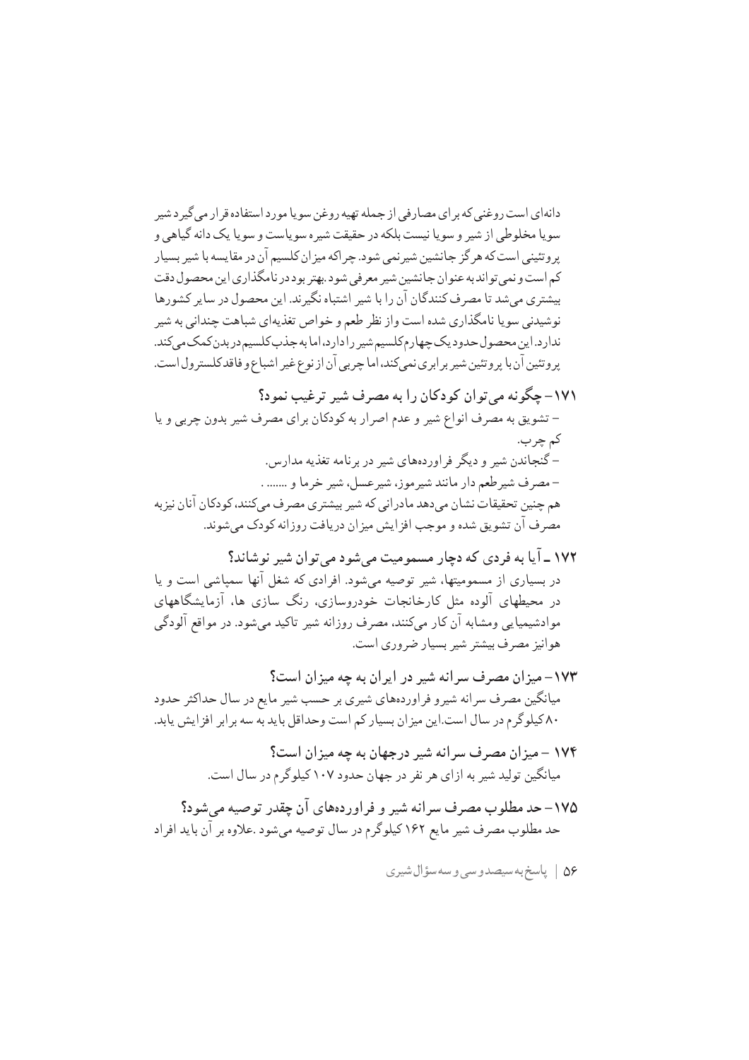دانه‌ای است روغنی که برای مصارفی از جمله تهیه روغن سویا مورد استفاده قرار می‌گیرد شیر سویا مخلوطی از شیر و سویا نیست بلکه در حقیقت شیره سویاست و سویا یک دانه گیاهی و پروتئینی است که هرگز جانشین شیر نمی شود. چراکه میزان کلسیم آن در مقایسه با شیر بسیار کم است و نمی تواند به عنوان جانشین شیر معرفی شود. بهتر بود در نامگذاری این محصول دقت بیشتری می‌شد تا مصرف کنندگان آن را با شیر اشتباه نگیرند. این محصول در سایر کشورها نوشیدنی سویا نامگذاری شده است و از نظر طعم و خواص تغذیه‌ای شباهت چندانی به شیر ندارد. این محصول حدود یک چهارم کلسیم شیر را دارد، اما به جذب کلسیم در بدن کمک می‌کند. پروتئین آن با پروتئین شیر برابری نمی‌کند، اما چربی آن از نوع غیر اشباع و فاقد کلسترول است.

### ۱۷۱– چگونه می‌توان کودکان را به مصرف شیر ترغیب نمود؟

– تشویق به مصرف انواع شیر و عدم اصرار به کودکان برای مصرف شیر بدون چربی و یا کم چرب.

– گنجاندن شیر و دیگر فراورده‌های شیر در برنامه تغذیه مدارس.

– مصرف شیرطعم دار مانند شیرموز، شیرعسل، شیر خرما و ....... .

هم چنین تحقیقات نشان می‌دهد مادرانی که شیر بیشتری مصرف می‌کنند، کودکان آنان نیزبه مصرف آن تشویق شده و موجب افزایش میزان دریافت روزانه کودک می‌شوند.

### ۱۷۲ ـ آیا به فردی که دچار مسمومیت می‌شود می‌توان شیر نوشاند؟

در بسیاری از مسمومیتها، شیر توصیه می‌شود. افرادی که شغل آنها سمپاشی است و یا در محیطهای آلوده مثل کارخانجات خودروسازی، رنگ سازی ها، آزمایشگاههای موادشیمیایی ومشابه آن کار می‌کنند، مصرف روزانه شیر تاکید می‌شود. در مواقع آلودگی هوانیز مصرف بیشتر شیر بسیار ضروری است.

### ۱۷۳– میزان مصرف سرانه شیر در ایران به چه میزان است؟

میانگین مصرف سرانه شیرو فراورده‌های شیری بر حسب شیر مایع در سال حداکثر حدود ۸۰ کیلوگرم در سال است.این میزان بسیار کم است وحداقل باید به سه برابر افزایش یابد.

### ۱۷۴ – میزان مصرف سرانه شیر درجهان به چه میزان است؟

میانگین تولید شیر به ازای هر نفر در جهان حدود ۱۰۷ کیلوگرم در سال است.

### ۱۷۵– حد مطلوب مصرف سرانه شیر و فراورده‌های آن چقدر توصیه می‌شود؟

حد مطلوب مصرف شیر مایع ۱۶۲ کیلوگرم در سال توصیه می‌شود .علاوه بر آن باید افراد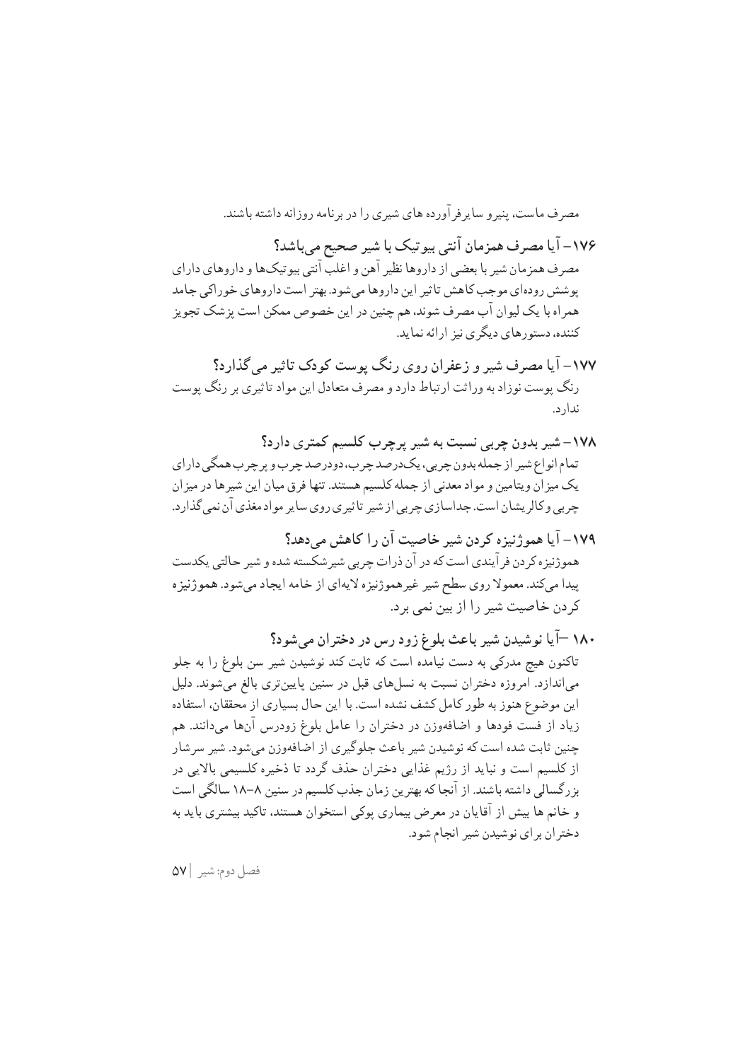مصرف ماست، پنیرو سایرفرآورده های شیری را در برنامه روزانه داشته باشند.

### ۱۷۶- آیا مصرف همزمان آنتی بیوتیک با شیر صحیح می‌باشد؟

مصرف همزمان شیر با بعضی از داروها نظیر آهن و اغلب آنتی بیوتیک‌ها و داروهای دارای پوشش روده‌ای موجب کاهش تاثیر این داروها می‌شود. بهتر است داروهای خوراکی جامد همراه با یک لیوان آب مصرف شوند، هم چنین در این خصوص ممکن است پزشک تجویز کننده، دستورهای دیگری نیز ارائه نماید.

### ۱۷۷- آیا مصرف شیر و زعفران روی رنگ پوست کودک تاثیر می‌گذارد؟

رنگ پوست نوزاد به وراثت ارتباط دارد و مصرف متعادل این مواد تاثیری بر رنگ پوست ندارد.

### ۱۷۸- شیر بدون چربی نسبت به شیر پرچرب کلسیم کمتری دارد؟

تمام انواع شیر از جمله بدون چربی، یک‌درصد چرب، دودرصد چرب و پرچرب همگی دارای یک میزان ویتامین و مواد معدنی از جمله کلسیم هستند. تنها فرق میان این شیرها در میزان چربی وکالریشان است. جداسازی چربی از شیر تاثیری روی سایر مواد مغذی آن نمی‌گذارد.

### ۱۷۹- آیا هموژنیزه کردن شیر خاصیت آن را کاهش می‌دهد؟

هموژنیزه کردن فرآیندی است که در آن ذرات چربی شیرشکسته شده و شیر حالتی یکدست پیدا می‌کند. معمولا روی سطح شیر غیرهموژنیزه لایه‌ای از خامه ایجاد می‌شود. هموژنیزه کردن خاصیت شیر را از بین نمی برد.

### ۱۸۰ –آیا نوشیدن شیر باعث بلوغ زود رس در دختران می‌شود؟

تاکنون هیچ مدرکی به دست نیامده است که ثابت کند نوشیدن شیر سن بلوغ را به جلو می‌اندازد. امروزه دختران نسبت به نسل‌های قبل در سنین پایین‌تری بالغ می‌شوند. دلیل این موضوع هنوز به طور کامل کشف نشده است. با این حال بسیاری از محققان، استفاده زیاد از فست فودها و اضافه‌وزن در دختران را عامل بلوغ زودرس آن‌ها می‌دانند. هم چنین ثابت شده است که نوشیدن شیر باعث جلوگیری از اضافه‌وزن می‌شود. شیر سرشار از کلسیم است و نباید از رژیم غذایی دختران حذف گردد تا ذخیره کلسیمی بالایی در بزرگسالی داشته باشند. از آنجا که بهترین زمان جذب کلسیم در سنین ۸–۱۸ سالگی است و خانم ها بیش از آقایان در معرض بیماری پوکی استخوان هستند، تاکید بیشتری باید به دختران برای نوشیدن شیر انجام شود.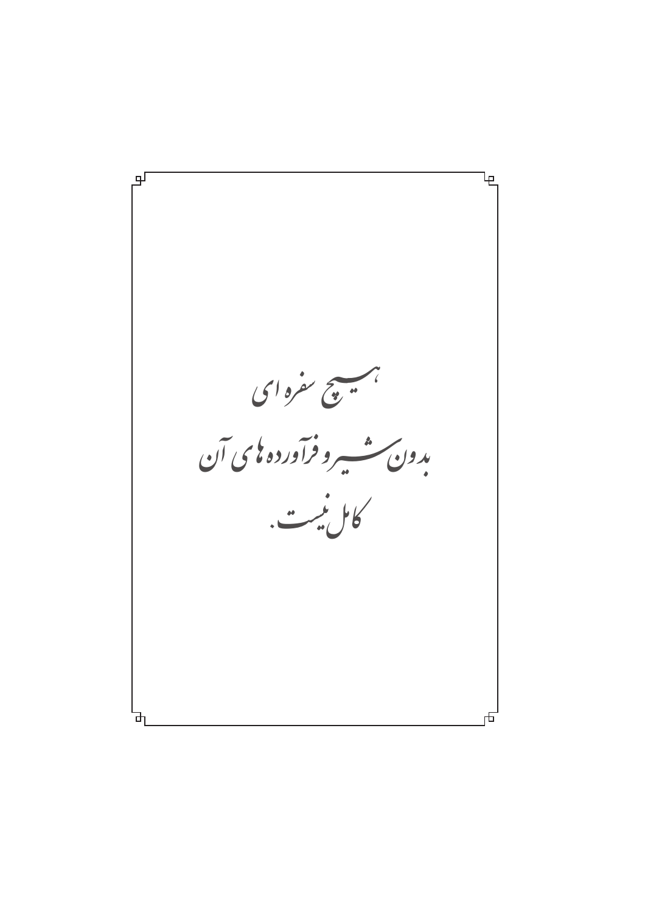هیچ سفره ای

بدون شیر و فرآورده های آن

کامل نیست.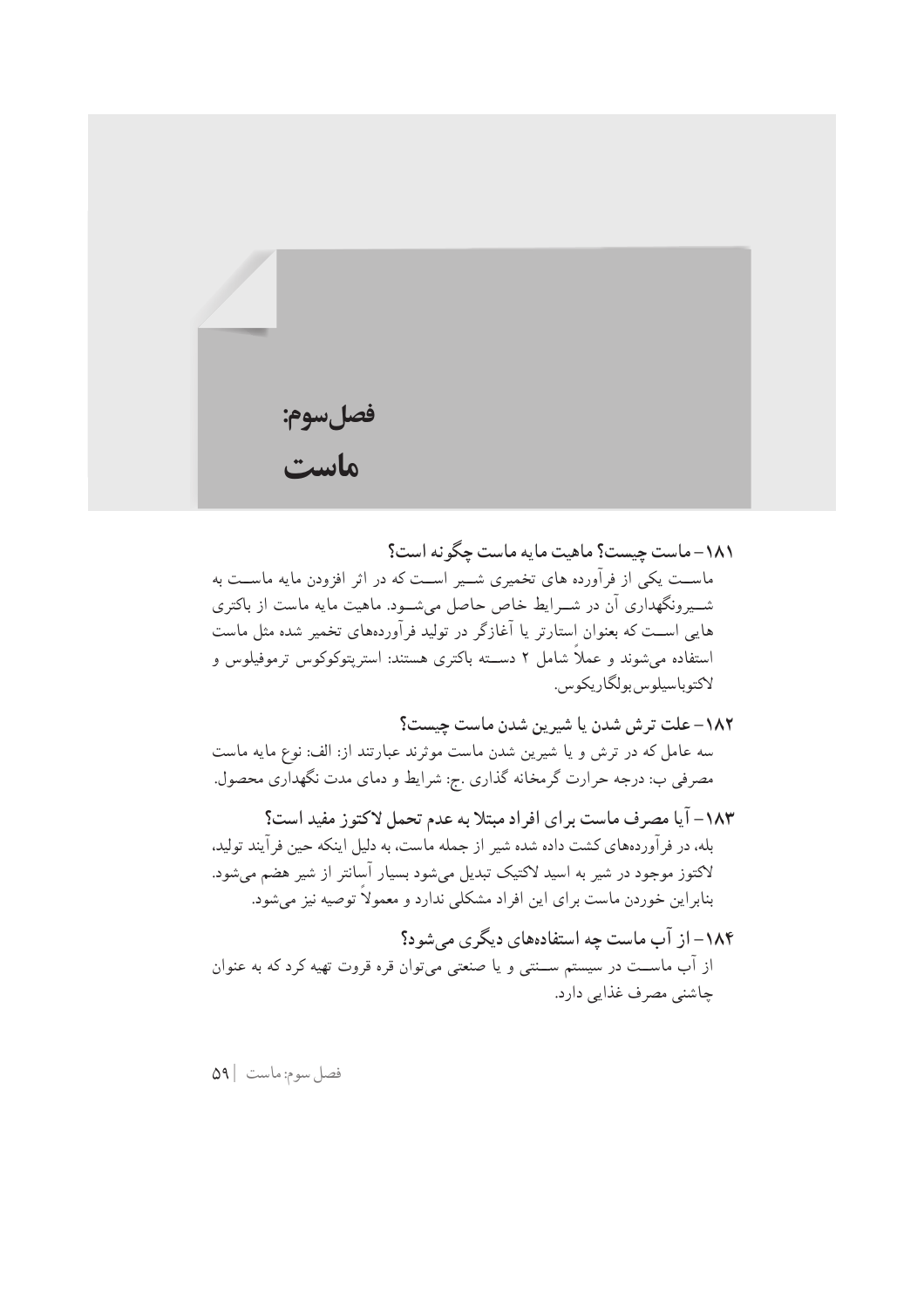# فصل سوم:
# ماست

### ۱۸۱- ماست چیست؟ ماهیت مایه ماست چگونه است؟

ماســت یکی از فرآورده های تخمیری شــیر اســت که در اثر افزودن مایه ماســت به شــیرونگهداری آن در شــرایط خاص حاصل می‌شــود. ماهیت مایه ماست از باکتری هایی اســت که بعنوان استارتر یا آغازگر در تولید فرآورده‌های تخمیر شده مثل ماست استفاده می‌شوند و عملاً شامل ۲ دســته باکتری هستند: استرپتوکوکوس ترموفیلوس و لاکتوباسیلوس بولگاریکوس.

### ۱۸۲- علت ترش شدن یا شیرین شدن ماست چیست؟

سه عامل که در ترش و یا شیرین شدن ماست موثرند عبارتند از: الف: نوع مایه ماست مصرفی ب: درجه حرارت گرمخانه گذاری .ج: شرایط و دمای مدت نگهداری محصول.

### ۱۸۳- آیا مصرف ماست برای افراد مبتلا به عدم تحمل لاکتوز مفید است؟

بله، در فرآورده‌های کشت داده شده شیر از جمله ماست، به دلیل اینکه حین فرآیند تولید، لاکتوز موجود در شیر به اسید لاکتیک تبدیل می‌شود بسیار آسانتر از شیر هضم می‌شود. بنابراین خوردن ماست برای این افراد مشکلی ندارد و معمولاً توصیه نیز می‌شود.

### ۱۸۴- از آب ماست چه استفاده‌های دیگری می‌شود؟

از آب ماســت در سیستم ســنتی و یا صنعتی می‌توان قره قروت تهیه کرد که به عنوان چاشنی مصرف غذایی دارد.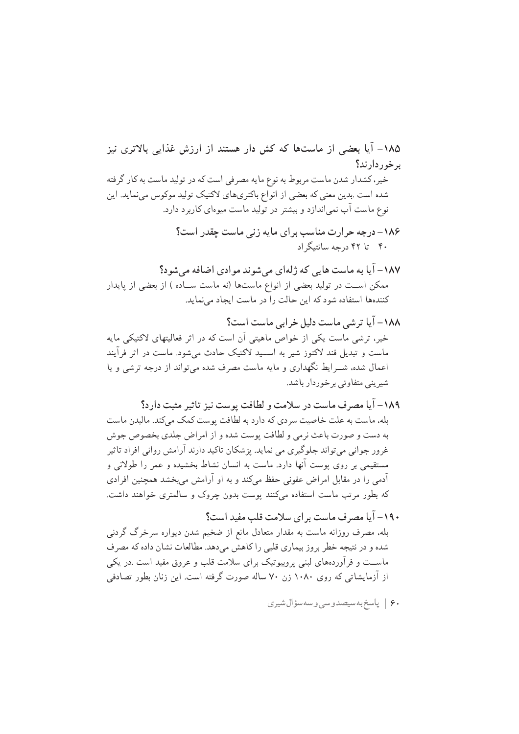### ۱۸۵- آیا بعضی از ماست‌ها که کش دار هستند از ارزش غذایی بالاتری نیز برخوردارند؟

خیر، کشدار شدن ماست مربوط به نوع مایه مصرفی است که در تولید ماست به کار گرفته شده است .بدین معنی که بعضی از انواع باکتری‌های لاکتیک تولید موکوس می‌نماید. این نوع ماست آب نمی‌اندازد و بیشتر در تولید ماست میوه‌ای کاربرد دارد.

### ۱۸۶- درجه حرارت مناسب برای مایه زنی ماست چقدر است؟

۴۰ تا ۴۲ درجه سانتیگراد

### ۱۸۷- آیا به ماست هایی که ژله‌ای می‌شوند موادی اضافه می‌شود؟

ممکن است در تولید بعضی از انواع ماست‌ها (نه ماست ساده ) از بعضی از پایدار کننده‌ها استفاده شود که این حالت را در ماست ایجاد می‌نماید.

### ۱۸۸- آیا ترشی ماست دلیل خرابی ماست است؟

خیر، ترشی ماست یکی از خواص ماهیتی آن است که در اثر فعالیتهای لاکتیکی مایه ماست و تبدیل قند لاکتوز شیر به اسید لاکتیک حادث می‌شود. ماست در اثر فرآیند اعمال شده، شرایط نگهداری و مایه ماست مصرف شده می‌تواند از درجه ترشی و یا شیرینی متفاوتی برخوردار باشد.

### ۱۸۹- آیا مصرف ماست در سلامت و لطافت پوست نیز تاثیر مثبت دارد؟

بله، ماست به علت خاصیت سردی که دارد به لطافت پوست کمک می‌کند. مالیدن ماست به دست و صورت باعث نرمی و لطافت پوست شده و از امراض جلدی بخصوص جوش غرور جوانی می‌تواند جلوگیری می نماید. پزشکان تاکید دارند آرامش روانی افراد تاثیر مستقیمی بر روی پوست آنها دارد. ماست به انسان نشاط بخشیده و عمر را طولانی و آدمی را در مقابل امراض عفونی حفظ می‌کند و به او آرامش می‌بخشد همچنین افرادی که بطور مرتب ماست استفاده می‌کنند پوست بدون چروک و سالمتری خواهند داشت.

### ۱۹۰- آیا مصرف ماست برای سلامت قلب مفید است؟

بله، مصرف روزانه ماست به مقدار متعادل مانع از ضخیم شدن دیواره سرخرگ گردنی شده و در نتیجه خطر بروز بیماری قلبی را کاهش می‌دهد. مطالعات نشان داده که مصرف ماست و فرآورده‌های لبنی پروبیوتیک برای سلامت قلب و عروق مفید است .در یکی از آزمایشاتی که روی ۱۰۸۰ زن ۷۰ ساله صورت گرفته است. این زنان بطور تصادفی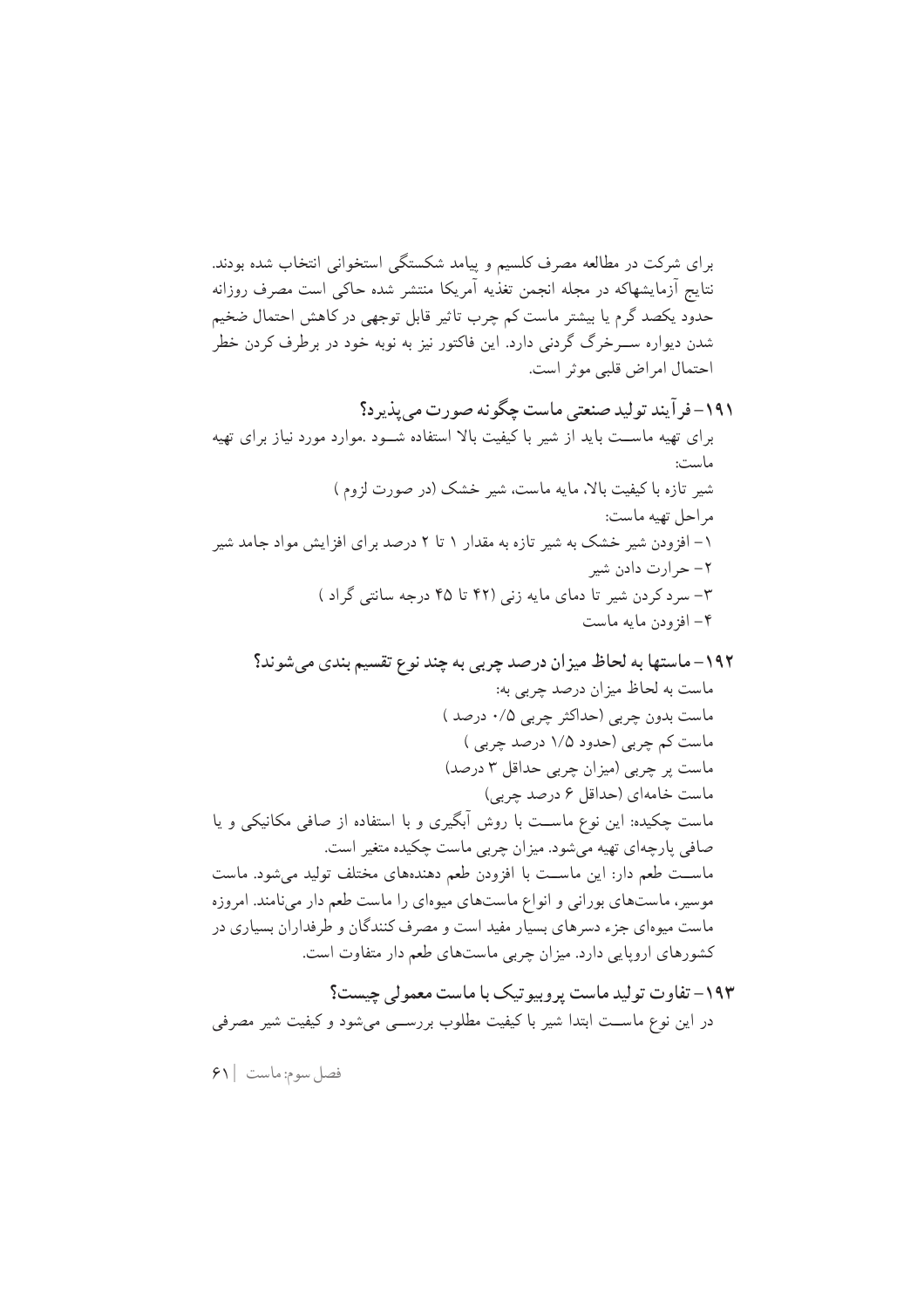برای شرکت در مطالعه مصرف کلسیم و پیامد شکستگی استخوانی انتخاب شده بودند. نتایج آزمایشهاکه در مجله انجمن تغذیه آمریکا منتشر شده حاکی است مصرف روزانه حدود یکصد گرم یا بیشتر ماست کم چرب تاثیر قابل توجهی در کاهش احتمال ضخیم شدن دیواره سرخرگ گردنی دارد. این فاکتور نیز به نوبه خود در برطرف کردن خطر احتمال امراض قلبی موثر است.

### ۱۹۱- فرآیند تولید صنعتی ماست چگونه صورت می‌پذیرد؟

برای تهیه ماست باید از شیر با کیفیت بالا استفاده شود .موارد مورد نیاز برای تهیه ماست:

شیر تازه با کیفیت بالا، مایه ماست، شیر خشک (در صورت لزوم )

مراحل تهیه ماست:

۱- افزودن شیر خشک به شیر تازه به مقدار ۱ تا ۲ درصد برای افزایش مواد جامد شیر

۲- حرارت دادن شیر

۳- سرد کردن شیر تا دمای مایه زنی (۴۲ تا ۴۵ درجه سانتی گراد )

۴- افزودن مایه ماست

### ۱۹۲- ماستها به لحاظ میزان درصد چربی به چند نوع تقسیم بندی می‌شوند؟

ماست به لحاظ میزان درصد چربی به:

ماست بدون چربی (حداکثر چربی ۰/۵ درصد )

ماست کم چربی (حدود ۱/۵ درصد چربی )

ماست پر چربی (میزان چربی حداقل ۳ درصد)

ماست خامه‌ای (حداقل ۶ درصد چربی)

ماست چکیده: این نوع ماست با روش آبگیری و با استفاده از صافی مکانیکی و یا صافی پارچه‌ای تهیه می‌شود. میزان چربی ماست چکیده متغیر است.

ماست طعم دار: این ماست با افزودن طعم دهنده‌های مختلف تولید می‌شود. ماست موسیر، ماست‌های بورانی و انواع ماست‌های میوه‌ای را ماست طعم دار می‌نامند. امروزه ماست میوه‌ای جزء دسرهای بسیار مفید است و مصرف کنندگان و طرفداران بسیاری در کشورهای اروپایی دارد. میزان چربی ماست‌های طعم دار متفاوت است.

### ۱۹۳- تفاوت تولید ماست پروبیوتیک با ماست معمولی چیست؟

در این نوع ماست ابتدا شیر با کیفیت مطلوب بررسی می‌شود و کیفیت شیر مصرفی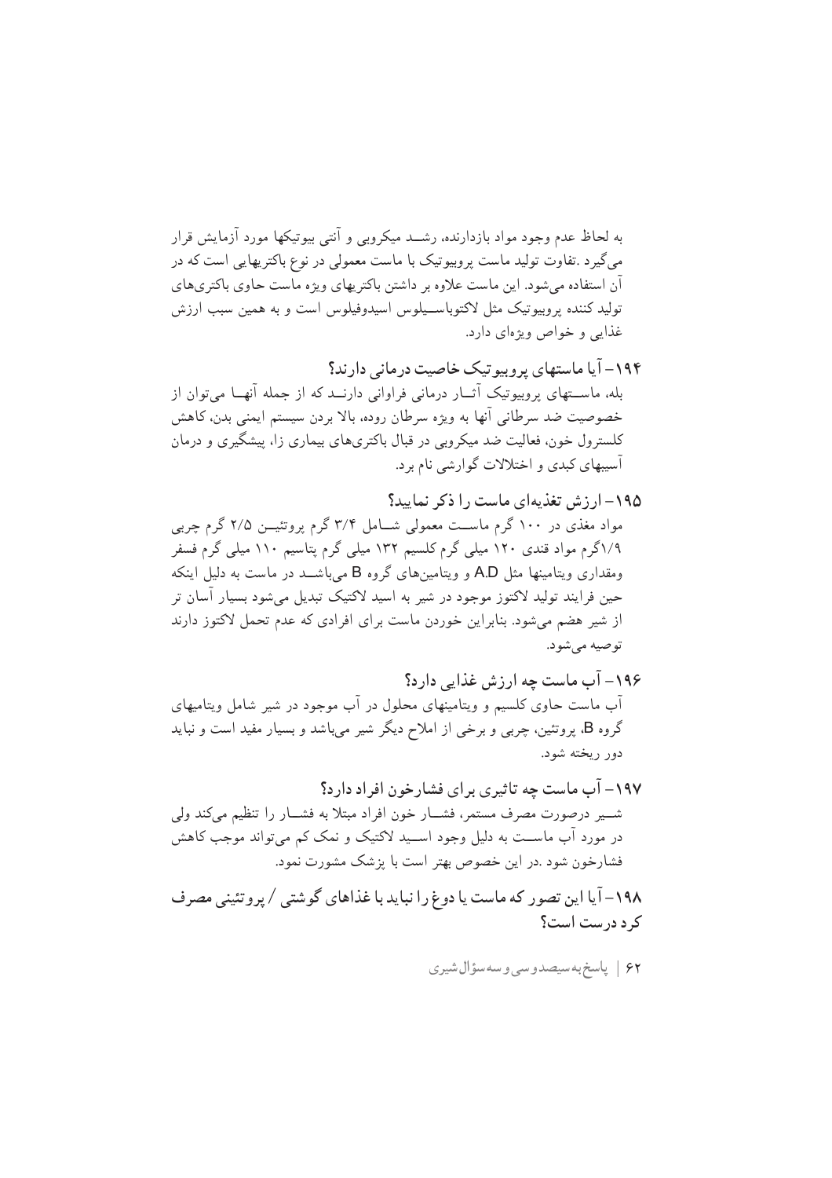به لحاظ عدم وجود مواد بازدارنده، رشـد میکروبی و آنتی بیوتیکها مورد آزمایش قرار می‌گیرد .تفاوت تولید ماست پروبیوتیک با ماست معمولی در نوع باکتریهایی است که در آن استفاده می‌شود. این ماست علاوه بر داشتن باکتریهای ویژه ماست حاوی باکتری‌های تولید کننده پروبیوتیک مثل لاکتوباسـیلوس اسیدوفیلوس است و به همین سبب ارزش غذایی و خواص ویژه‌ای دارد.

### ۱۹۴- آیا ماستهای پروبیوتیک خاصیت درمانی دارند؟

بله، ماسـتهای پروبیوتیک آثـار درمانی فراوانی دارنـد که از جمله آنهـا می‌توان از خصوصیت ضد سرطانی آنها به ویژه سرطان روده، بالا بردن سیستم ایمنی بدن، کاهش کلسترول خون، فعالیت ضد میکروبی در قبال باکتری‌های بیماری زا، پیشگیری و درمان آسیبهای کبدی و اختلالات گوارشی نام برد.

### ۱۹۵- ارزش تغذیه‌ای ماست را ذکر نمایید؟

مواد مغذی در ۱۰۰ گرم ماسـت معمولی شـامل ۳/۴ گرم پروتئیـن ۲/۵ گرم چربی ۱/۹گرم مواد قندی ۱۲۰ میلی گرم کلسیم ۱۳۲ میلی گرم پتاسیم ۱۱۰ میلی گرم فسفر ومقداری ویتامینها مثل A،D و ویتامین‌های گروه B می‌باشـد در ماست به دلیل اینکه حین فرایند تولید لاکتوز موجود در شیر به اسید لاکتیک تبدیل می‌شود بسیار آسان تر از شیر هضم می‌شود. بنابراین خوردن ماست برای افرادی که عدم تحمل لاکتوز دارند توصیه می‌شود.

### ۱۹۶- آب ماست چه ارزش غذایی دارد؟

آب ماست حاوی کلسیم و ویتامینهای محلول در آب موجود در شیر شامل ویتامیهای گروه B، پروتئین، چربی و برخی از املاح دیگر شیر می‌باشد و بسیار مفید است و نباید دور ریخته شود.

### ۱۹۷- آب ماست چه تاثیری برای فشارخون افراد دارد؟

شـیر درصورت مصرف مستمر، فشـار خون افراد مبتلا به فشـار را تنظیم می‌کند ولی در مورد آب ماسـت به دلیل وجود اسـید لاکتیک و نمک کم می‌تواند موجب کاهش فشارخون شود .در این خصوص بهتر است با پزشک مشورت نمود.

### ۱۹۸- آیا این تصور که ماست یا دوغ را نباید با غذاهای گوشتی / پروتئینی مصرف کرد درست است؟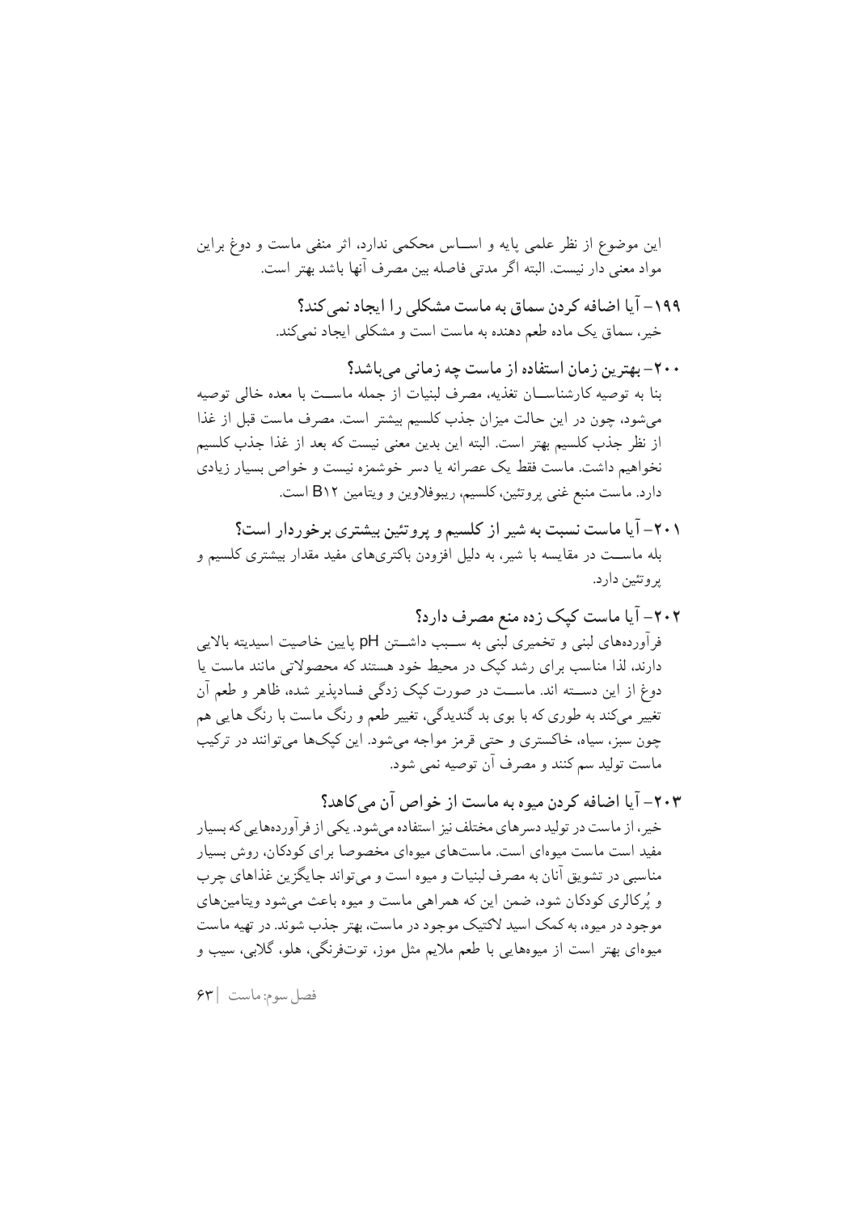این موضوع از نظر علمی پایه و اســاس محکمی ندارد، اثر منفی ماست و دوغ براین مواد معنی دار نیست. البته اگر مدتی فاصله بین مصرف آنها باشد بهتر است.

### ۱۹۹– آیا اضافه کردن سماق به ماست مشکلی را ایجاد نمی‌کند؟

خیر، سماق یک ماده طعم دهنده به ماست است و مشکلی ایجاد نمی‌کند.

### ۲۰۰– بهترین زمان استفاده از ماست چه زمانی می‌باشد؟

بنا به توصیه کارشناســان تغذیه، مصرف لبنیات از جمله ماســت با معده خالی توصیه می‌شود، چون در این حالت میزان جذب کلسیم بیشتر است. مصرف ماست قبل از غذا از نظر جذب کلسیم بهتر است. البته این بدین معنی نیست که بعد از غذا جذب کلسیم نخواهیم داشت. ماست فقط یک عصرانه یا دسر خوشمزه نیست و خواص بسیار زیادی دارد. ماست منبع غنی پروتئین، کلسیم، ریبوفلاوین و ویتامین B۱۲ است.

### ۲۰۱– آیا ماست نسبت به شیر از کلسیم و پروتئین بیشتری برخوردار است؟

بله ماســت در مقایسه با شیر، به دلیل افزودن باکتری‌های مفید مقدار بیشتری کلسیم و پروتئین دارد.

### ۲۰۲– آیا ماست کپک زده منع مصرف دارد؟

فرآورده‌های لبنی و تخمیری لبنی به ســبب داشــتن pH پایین خاصیت اسیدیته بالایی دارند، لذا مناسب برای رشد کپک در محیط خود هستند که محصولاتی مانند ماست یا دوغ از این دســته اند. ماســت در صورت کپک زدگی فسادپذیر شده، ظاهر و طعم آن تغییر می‌کند به طوری که با بوی بد گندیدگی، تغییر طعم و رنگ ماست با رنگ هایی هم چون سبز، سیاه، خاکستری و حتی قرمز مواجه می‌شود. این کپک‌ها می‌توانند در ترکیب ماست تولید سم کنند و مصرف آن توصیه نمی شود.

### ۲۰۳– آیا اضافه کردن میوه به ماست از خواص آن می‌کاهد؟

خیر، از ماست در تولید دسرهای مختلف نیز استفاده می‌شود. یکی از فرآورده‌هایی که بسیار مفید است ماست میوه‌ای است. ماست‌های میوه‌ای مخصوصا برای کودکان، روش بسیار مناسبی در تشویق آنان به مصرف لبنیات و میوه است و می‌تواند جایگزین غذاهای چرب و پُرکالری کودکان شود، ضمن این که همراهی ماست و میوه باعث می‌شود ویتامین‌های موجود در میوه، به کمک اسید لاکتیک موجود در ماست، بهتر جذب شوند. در تهیه ماست میوه‌ای بهتر است از میوه‌هایی با طعم ملایم مثل موز، توت‌فرنگی، هلو، گلابی، سیب و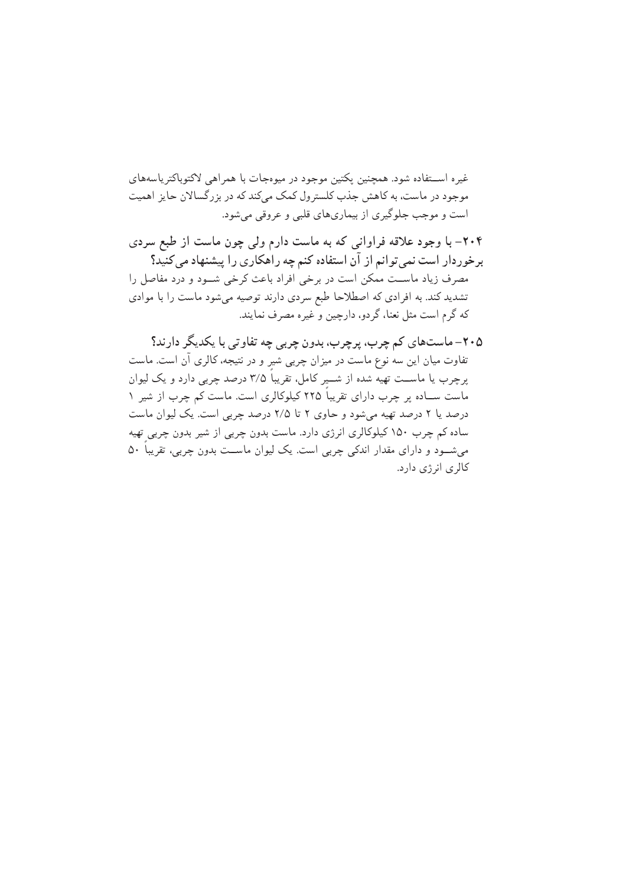غیره اســتفاده شود. همچنین پکتین موجود در میوه‌جات با همراهی لاکتوباکتریاسه‌های موجود در ماست، به کاهش جذب کلسترول کمک می‌کند که در بزرگسالان حایز اهمیت است و موجب جلوگیری از بیماری‌های قلبی و عروقی می‌شود.

**۲۰۴- با وجود علاقه فراوانی که به ماست دارم ولی چون ماست از طبع سردی برخوردار است نمی‌توانم از آن استفاده کنم چه راهکاری را پیشنهاد می‌کنید؟**

مصرف زیاد ماســت ممکن است در برخی افراد باعث کرخی شــود و درد مفاصل را تشدید کند. به افرادی که اصطلاحا طبع سردی دارند توصیه می‌شود ماست را با موادی که گرم است مثل نعنا، گردو، دارچین و غیره مصرف نمایند.

**۲۰۵- ماست‌های کم چرب، پرچرب، بدون چربی چه تفاوتی با یکدیگر دارند؟**

تفاوت میان این سه نوع ماست در میزان چربی شیر و در نتیجه، کالری آن است. ماست پرچرب یا ماســت تهیه شده از شــیر کامل، تقریباً ۳/۵ درصد چربی دارد و یک لیوان ماست ســاده پر چرب دارای تقریباً ۲۲۵ کیلوکالری است. ماست کم چرب از شیر ۱ درصد یا ۲ درصد تهیه می‌شود و حاوی ۲ تا ۲/۵ درصد چربی است. یک لیوان ماست ساده کم چرب ۱۵۰ کیلوکالری انرژی دارد. ماست بدون چربی از شیر بدون چربی تهیه می‌شــود و دارای مقدار اندکی چربی است. یک لیوان ماســت بدون چربی، تقریباً ۵۰ کالری انرژی دارد.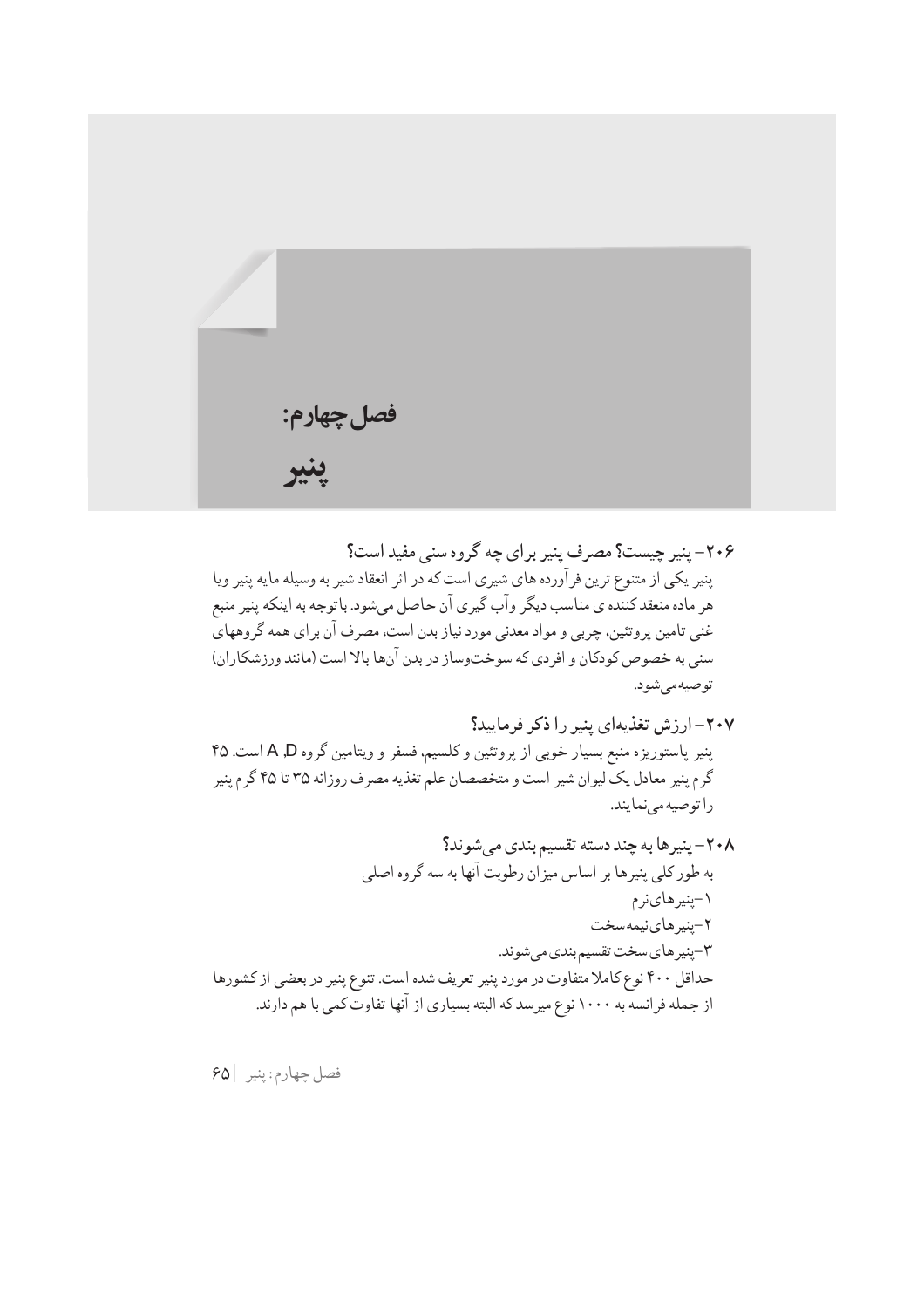# فصل چهارم:

# پنیر

**۲۰۶- پنیر چیست؟ مصرف پنیر برای چه گروه سنی مفید است؟**

پنیر یکی از متنوع ترین فرآورده های شیری است که در اثر انعقاد شیر به وسیله مایه پنیر ویا هر ماده منعقدکننده ی مناسب دیگر وآب گیری آن حاصل می‌شود. باتوجه به اینکه پنیر منبع غنی تامین پروتئین، چربی و مواد معدنی مورد نیاز بدن است، مصرف آن برای همه گروههای سنی به خصوص کودکان و افردی که سوخت‌وساز در بدن آن‌ها بالا است (مانند ورزشکاران) توصیه‌می‌شود.

**۲۰۷- ارزش تغذیه‌ای پنیر را ذکر فرمایید؟**

پنیر پاستوریزه منبع بسیار خوبی از پروتئین و کلسیم، فسفر و ویتامین گروه A ,D است. ۴۵ گرم پنیر معادل یک لیوان شیر است و متخصصان علم تغذیه مصرف روزانه ۳۵ تا ۴۵ گرم پنیر را توصیه می‌نمایند.

**۲۰۸- پنیرها به چند دسته تقسیم بندی می‌شوند؟**

به طور کلی پنیرها بر اساس میزان رطوبت آنها به سه گروه اصلی

۱-پنیرهای‌نرم

۲-پنیرهای‌نیمه‌سخت

۳-پنیرهای سخت تقسیم‌بندی می‌شوند.

حداقل ۴۰۰ نوع کاملا متفاوت در مورد پنیر تعریف شده است. تنوع پنیر در بعضی از کشورها از جمله فرانسه به ۱۰۰۰ نوع میرسد که البته بسیاری از آنها تفاوت کمی با هم دارند.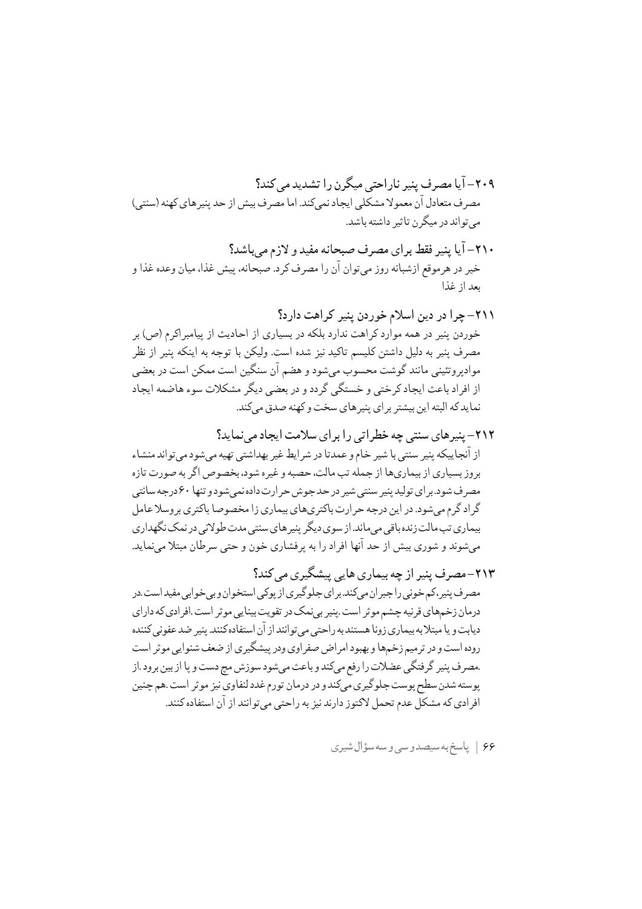### ۲۰۹- آیا مصرف پنیر ناراحتی میگرن را تشدید می‌کند؟

مصرف متعادل آن معمولا مشکلی ایجاد نمی‌کند. اما مصرف بیش از حد پنیرهای کهنه (سنتی) می‌تواند در میگرن تاثیر داشته باشد.

### ۲۱۰- آیا پنیر فقط برای مصرف صبحانه مفید و لازم می‌باشد؟

خیر در هرموقع ازشبانه روز می‌توان آن را مصرف کرد. صبحانه، پیش غذا، میان وعده غذا و بعد از غذا

### ۲۱۱- چرا در دین اسلام خوردن پنیر کراهت دارد؟

خوردن پنیر در همه موارد کراهت ندارد بلکه در بسیاری از احادیث از پیامبراکرم (ص) بر مصرف پنیر به دلیل داشتن کلیسم تاکید نیز شده است. ولیکن با توجه به اینکه پنیر از نظر موادپروتئینی مانند گوشت محسوب می‌شود و هضم آن سنگین است ممکن است در بعضی از افراد باعث ایجاد کرختی و خستگی گردد و در بعضی دیگر مشکلات سوء هاضمه ایجاد نماید که البته این بیشتر برای پنیرهای سخت و کهنه صدق می‌کند.

### ۲۱۲- پنیرهای سنتی چه خطراتی را برای سلامت ایجاد می‌نماید؟

از آنجاییکه پنیر سنتی با شیر خام و عمدتا در شرایط غیر بهداشتی تهیه می‌شود می‌تواند منشاء بروز بسیاری از بیماری‌ها از جمله تب مالت، حصبه و غیره شود، بخصوص اگر به صورت تازه مصرف شود. برای تولید پنیر سنتی شیر در حد جوش حرارت داده نمی‌شود و تنها ۶۰ درجه سانتی گراد گرم می‌شود. در این درجه حرارت باکتری‌های بیماری زا مخصوصا باکتری بروسلا عامل بیماری تب مالت زنده باقی می‌ماند. از سوی دیگر پنیرهای سنتی مدت طولانی در نمک نگهداری می‌شوند و شوری بیش از حد آنها افراد را به پرفشاری خون و حتی سرطان مبتلا می‌نماید.

### ۲۱۳- مصرف پنیر از چه بیماری هایی پیشگیری می‌کند؟

مصرف پنیر،کم خونی را جبران می‌کند. برای جلوگیری از پوکی استخوان و بی‌خوابی مفید است. در درمان زخم‌های قرنیه چشم موثر است. پنیر بی‌نمک در تقویت بینایی موثر است. افرادی که دارای دیابت و یا مبتلا به بیماری زونا هستند به راحتی می‌توانند از آن استفاده کنند. پنیر ضد عفونی کننده روده است و در ترمیم زخم‌ها و بهبود امراض صفراوی ودر پیشگیری از ضعف شنوایی موثر است. مصرف پنیر گرفتگی عضلات را رفع می‌کند و باعث می‌شود سوزش مچ دست و پا از بین برود. از پوسته شدن سطح پوست جلوگیری می‌کند و در درمان تورم غدد لنفاوی نیز موثر است. هم چنین افرادی که مشکل عدم تحمل لاکتوز دارند نیز به راحتی می‌توانند از آن استفاده کنند.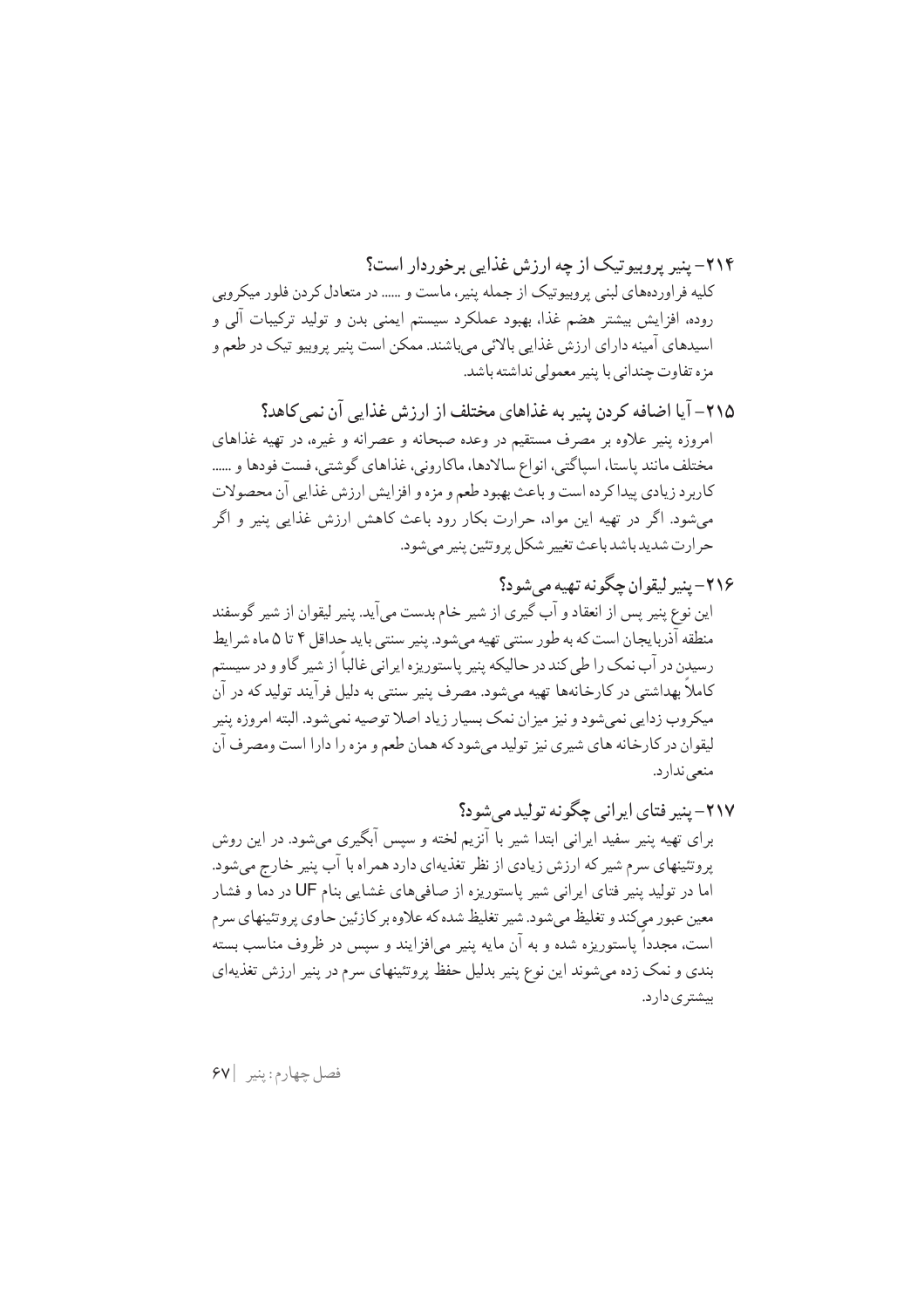### ۲۱۴- پنیر پروبیوتیک از چه ارزش غذایی برخوردار است؟

کلیه فراورده‌های لبنی پروبیوتیک از جمله پنیر، ماست و ...... در متعادل کردن فلور میکروبی روده، افزایش بیشتر هضم غذا، بهبود عملکرد سیستم ایمنی بدن و تولید ترکیبات آلی و اسیدهای آمینه دارای ارزش غذایی بالائی می‌باشند. ممکن است پنیر پروبیو تیک در طعم و مزه تفاوت چندانی با پنیر معمولی نداشته باشد.

### ۲۱۵- آیا اضافه کردن پنیر به غذاهای مختلف از ارزش غذایی آن نمی‌کاهد؟

امروزه پنیر علاوه بر مصرف مستقیم در وعده صبحانه و عصرانه و غیره، در تهیه غذاهای مختلف مانند پاستا، اسپاگتی، انواع سالادها، ماکارونی، غذاهای گوشتی، فست فودها و ...... کاربرد زیادی پیدا کرده است و باعث بهبود طعم و مزه و افزایش ارزش غذایی آن محصولات می‌شود. اگر در تهیه این مواد، حرارت بکار رود باعث کاهش ارزش غذایی پنیر و اگر حرارت شدید باشد باعث تغییر شکل پروتئین پنیر می‌شود.

### ۲۱۶- پنیر لیقوان چگونه تهیه می‌شود؟

این نوع پنیر پس از انعقاد و آب گیری از شیر خام بدست می‌آید. پنیر لیقوان از شیر گوسفند منطقه آذربایجان است که به طور سنتی تهیه می‌شود. پنیر سنتی باید حداقل ۴ تا ۵ ماه شرایط رسیدن در آب نمک را طی کند در حالیکه پنیر پاستوریزه ایرانی غالباً از شیر گاو و در سیستم کاملاً بهداشتی در کارخانه‌ها تهیه می‌شود. مصرف پنیر سنتی به دلیل فرآیند تولید که در آن میکروب زدایی نمی‌شود و نیز میزان نمک بسیار زیاد اصلا توصیه نمی‌شود. البته امروزه پنیر لیقوان در کارخانه های شیری نیز تولید می‌شود که همان طعم و مزه را دارا است ومصرف آن منعی ندارد.

### ۲۱۷- پنیر فتای ایرانی چگونه تولید می‌شود؟

برای تهیه پنیر سفید ایرانی ابتدا شیر با آنزیم لخته و سپس آبگیری می‌شود. در این روش پروتئینهای سرم شیر که ارزش زیادی از نظر تغذیه‌ای دارد همراه با آب پنیر خارج می‌شود. اما در تولید پنیر فتای ایرانی شیر پاستوریزه از صافی‌های غشایی بنام UF در دما و فشار معین عبور می‌کند و تغلیظ می‌شود. شیر تغلیظ شده که علاوه بر کازئین حاوی پروتئینهای سرم است، مجدداً پاستوریزه شده و به آن مایه پنیر می‌افزایند و سپس در ظروف مناسب بسته بندی و نمک زده می‌شوند این نوع پنیر بدلیل حفظ پروتئینهای سرم در پنیر ارزش تغذیه‌ای بیشتری دارد.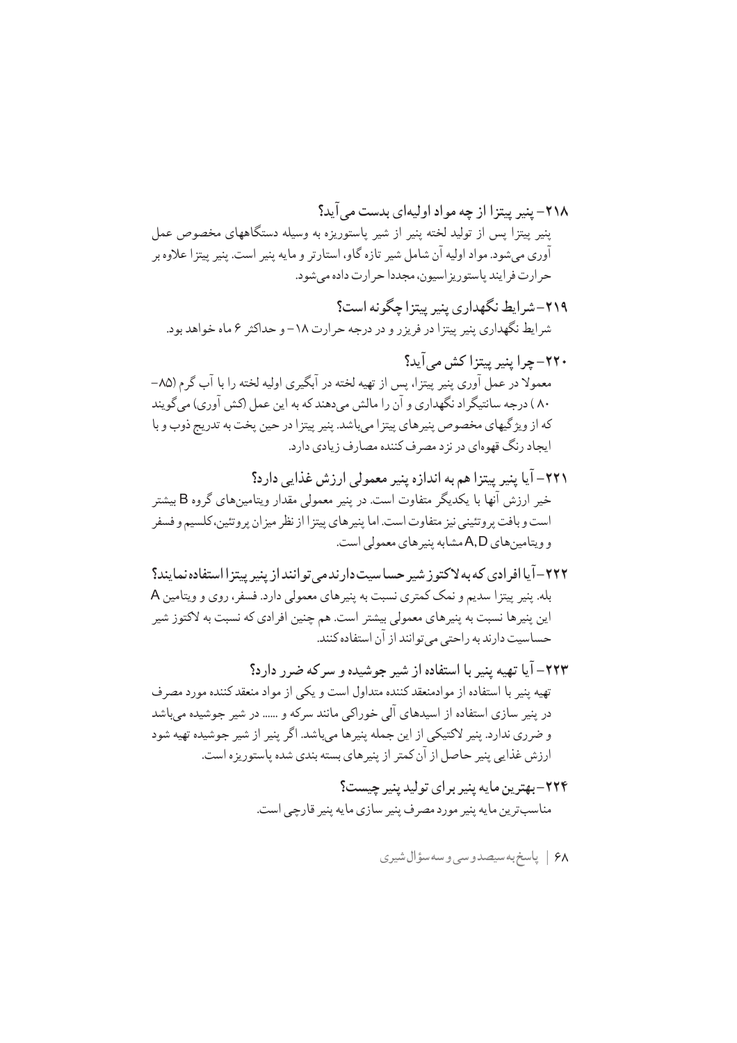**۲۱۸- پنیر پیتزا از چه مواد اولیه‌ای بدست می‌آید؟**

پنیر پیتزا پس از تولید لخته پنیر از شیر پاستوریزه به وسیله دستگاههای مخصوص عمل آوری می‌شود. مواد اولیه آن شامل شیر تازه گاو، استارتر و مایه پنیر است. پنیر پیتزا علاوه بر حرارت فرایند پاستوریزاسیون، مجددا حرارت داده می‌شود.

**۲۱۹- شرایط نگهداری پنیر پیتزا چگونه است؟**

شرایط نگهداری پنیر پیتزا در فریزر و در درجه حرارت ۱۸- و حداکثر ۶ ماه خواهد بود.

**۲۲۰- چرا پنیر پیتزا کش می‌آید؟**

معمولا در عمل آوری پنیر پیتزا، پس از تهیه لخته در آبگیری اولیه لخته را با آب گرم (۸۵-۸۰) درجه سانتیگراد نگهداری و آن را مالش می‌دهند که به این عمل (کش آوری) می‌گویند که از ویژگیهای مخصوص پنیرهای پیتزا می‌باشد. پنیر پیتزا در حین پخت به تدریج ذوب و با ایجاد رنگ قهوه‌ای در نزد مصرف کننده مصارف زیادی دارد.

**۲۲۱- آیا پنیر پیتزا هم به اندازه پنیر معمولی ارزش غذایی دارد؟**

خیر ارزش آنها با یکدیگر متفاوت است. در پنیر معمولی مقدار ویتامین‌های گروه B بیشتر است و بافت پروتئینی نیز متفاوت است. اما پنیرهای پیتزا از نظر میزان پروتئین، کلسیم و فسفر و ویتامین‌های A,D مشابه پنیرهای معمولی است.

**۲۲۲- آیا افرادی که به لاکتوز شیر حساسیت دارند می‌توانند از پنیر پیتزا استفاده نمایند؟**

بله. پنیر پیتزا سدیم و نمک کمتری نسبت به پنیرهای معمولی دارد. فسفر، روی و ویتامین A این پنیرها نسبت به پنیرهای معمولی بیشتر است. هم چنین افرادی که نسبت به لاکتوز شیر حساسیت دارند به راحتی می‌توانند از آن استفاده کنند.

**۲۲۳- آیا تهیه پنیر با استفاده از شیر جوشیده و سرکه ضرر دارد؟**

تهیه پنیر با استفاده از موادمنعقد کننده متداول است و یکی از مواد منعقد کننده مورد مصرف در پنیر سازی استفاده از اسیدهای آلی خوراکی مانند سرکه و ...... در شیر جوشیده می‌باشد و ضرری ندارد. پنیر لاکتیکی از این جمله پنیرها می‌باشد. اگر پنیر از شیر جوشیده تهیه شود ارزش غذایی پنیر حاصل از آن کمتر از پنیرهای بسته بندی شده پاستوریزه است.

**۲۲۴- بهترین مایه پنیر برای تولید پنیر چیست؟**

مناسب‌ترین مایه پنیر مورد مصرف پنیر سازی مایه پنیر قارچی است.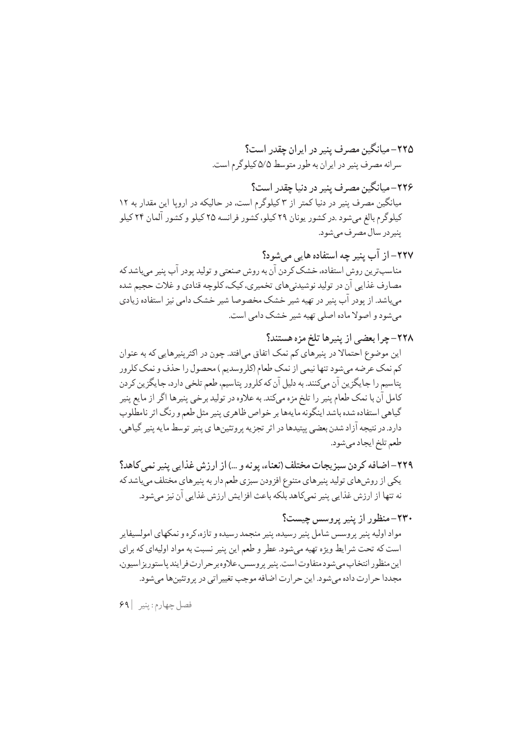### ۲۲۵- میانگین مصرف پنیر در ایران چقدر است؟

سرانه مصرف پنیر در ایران به طور متوسط ۵/۵ کیلوگرم است.

### ۲۲۶- میانگین مصرف پنیر در دنیا چقدر است؟

میانگین مصرف پنیر در دنیا کمتر از ۳ کیلوگرم است، در حالیکه در اروپا این مقدار به ۱۲ کیلوگرم بالغ می‌شود .در کشور یونان ۲۹ کیلو، کشور فرانسه ۲۵ کیلو و کشور آلمان ۲۴ کیلو پنیردر سال مصرف می‌شود.

### ۲۲۷- از آب پنیر چه استفاده هایی می‌شود؟

مناسب‌ترین روش استفاده، خشک کردن آن به روش صنعتی و تولید پودر آب پنیر می‌باشد که مصارف غذایی آن در تولید نوشیدنی‌های تخمیری، کیک، کلوچه قنادی و غلات حجیم شده می‌باشد. از پودر آب پنیر در تهیه شیر خشک مخصوصا شیر خشک دامی نیز استفاده زیادی می‌شود و اصولا ماده اصلی تهیه شیر خشک دامی است.

### ۲۲۸- چرا بعضی از پنیرها تلخ مزه هستند؟

این موضوع احتمالا در پنیرهای کم نمک اتفاق می‌افتد. چون در اکثرپنیرهایی که به عنوان کم نمک عرضه می‌شود تنها نیمی از نمک طعام (کلروسدیم ) محصول را حذف و نمک کلرور پتاسیم را جایگزین آن می‌کنند. به دلیل آن که کلرور پتاسیم، طعم تلخی دارد، جایگزین کردن کامل آن با نمک طعام پنیر را تلخ مزه می‌کند. به علاوه در تولید برخی پنیرها اگر از مایع پنیر گیاهی استفاده شده باشد اینگونه مایه‌ها بر خواص ظاهری پنیر مثل طعم و رنگ اثر نامطلوب دارد. در نتیجه آزاد شدن بعضی پپتیدها در اثر تجزیه پروتئین‌ها ی پنیر توسط مایه پنیر گیاهی، طعم تلخ ایجاد می‌شود.

### ۲۲۹- اضافه کردن سبزیجات مختلف (نعناء، پونه و ...) از ارزش غذایی پنیر نمی‌کاهد؟

یکی از روش‌های تولید پنیرهای متنوع افزودن سبزی طعم دار به پنیرهای مختلف می‌باشد که نه تنها از ارزش غذایی پنیر نمی‌کاهد بلکه باعث افزایش ارزش غذایی آن نیز می‌شود.

### ۲۳۰- منظور از پنیر پروسس چیست؟

مواد اولیه پنیر پروسس شامل پنیر رسیده، پنیر منجمد رسیده و تازه، کره و نمکهای امولسیفایر است که تحت شرایط ویژه تهیه می‌شود. عطر و طعم این پنیر نسبت به مواد اولیه‌ای که برای این منظور انتخاب می‌شود متفاوت است. پنیر پروسس، علاوه برحرارت فرایند پاستوریزاسیون، مجددا حرارت داده می‌شود. این حرارت اضافه موجب تغییراتی در پروتئین‌ها می‌شود.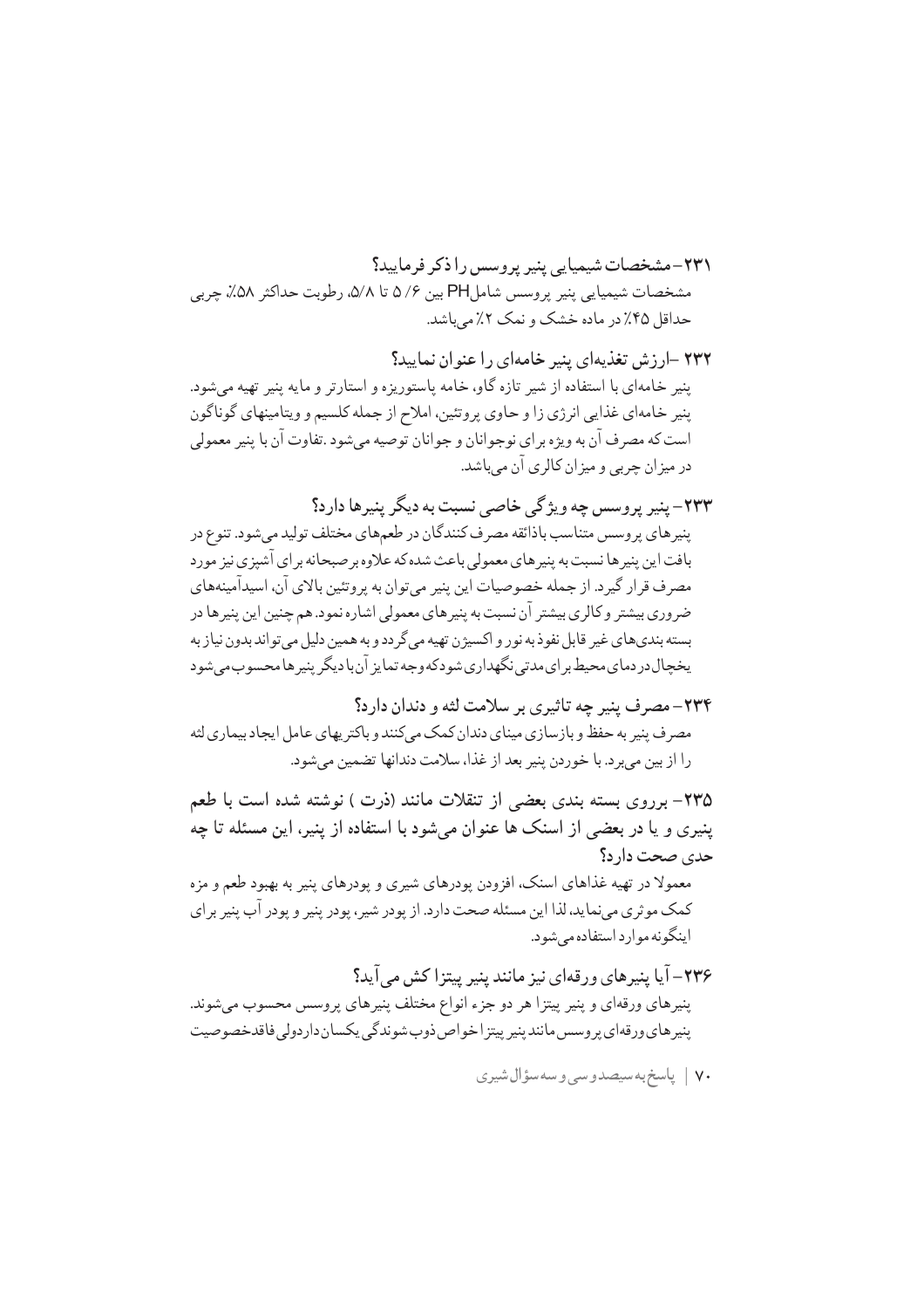**۲۳۱–مشخصات شیمیایی پنیر پروسس را ذکر فرمایید؟**

مشخصات شیمیایی پنیر پروسس شامل PH بین ۶/ ۵ تا ۵/۸، رطوبت حداکثر ۵۸٪، چربی حداقل ۴۵٪ در ماده خشک و نمک ۲٪ می‌باشد.

**۲۳۲ –ارزش تغذیه‌ای پنیر خامه‌ای را عنوان نمایید؟**

پنیر خامه‌ای با استفاده از شیر تازه گاو، خامه پاستوریزه و استارتر و مایه پنیر تهیه می‌شود. پنیر خامه‌ای غذایی انرژی زا و حاوی پروتئین، املاح از جمله کلسیم و ویتامینهای گوناگون است که مصرف آن به ویژه برای نوجوانان و جوانان توصیه می‌شود .تفاوت آن با پنیر معمولی در میزان چربی و میزان کالری آن می‌باشد.

**۲۳۳– پنیر پروسس چه ویژگی خاصی نسبت به دیگر پنیرها دارد؟**

پنیرهای پروسس متناسب باذائقه مصرف کنندگان در طعم‌های مختلف تولید می‌شود. تنوع در بافت این پنیرها نسبت به پنیرهای معمولی باعث شده که علاوه برصبحانه برای آشپزی نیز مورد مصرف قرار گیرد. از جمله خصوصیات این پنیر می‌توان به پروتئین بالای آن، اسیدآمینه‌های ضروری بیشتر و کالری بیشتر آن نسبت به پنیرهای معمولی اشاره نمود. هم چنین این پنیرها در بسته بندی‌های غیر قابل نفوذ به نور و اکسیژن تهیه می‌گردد و به همین دلیل می‌تواند بدون نیاز به یخچال در دمای محیط برای مدتی نگهداری شود که وجه تمایز آن با دیگر پنیرها محسوب می‌شود

**۲۳۴– مصرف پنیر چه تاثیری بر سلامت لثه و دندان دارد؟**

مصرف پنیر به حفظ و بازسازی مینای دندان کمک می‌کنند و باکتریهای عامل ایجاد بیماری لثه را از بین می‌برد. با خوردن پنیر بعد از غذا، سلامت دندانها تضمین می‌شود.

**۲۳۵– برروی بسته بندی بعضی از تنقلات مانند (ذرت ) نوشته شده است با طعم پنیری و یا در بعضی از اسنک ها عنوان می‌شود با استفاده از پنیر، این مسئله تا چه حدی صحت دارد؟**

معمولا در تهیه غذاهای اسنک، افزودن پودرهای شیری و پودرهای پنیر به بهبود طعم و مزه کمک موثری می‌نماید، لذا این مسئله صحت دارد. از پودر شیر، پودر پنیر و پودر آب پنیر برای اینگونه موارد استفاده می‌شود.

**۲۳۶– آیا پنیرهای ورقه‌ای نیز مانند پنیر پیتزا کش می‌آید؟**

پنیرهای ورقه‌ای و پنیر پیتزا هر دو جزء انواع مختلف پنیرهای پروسس محسوب می‌شوند. پنیرهای ورقه‌ای پروسس مانند پنیر پیتزا خواص ذوب شوندگی یکسان دارد ولی فاقد خصوصیت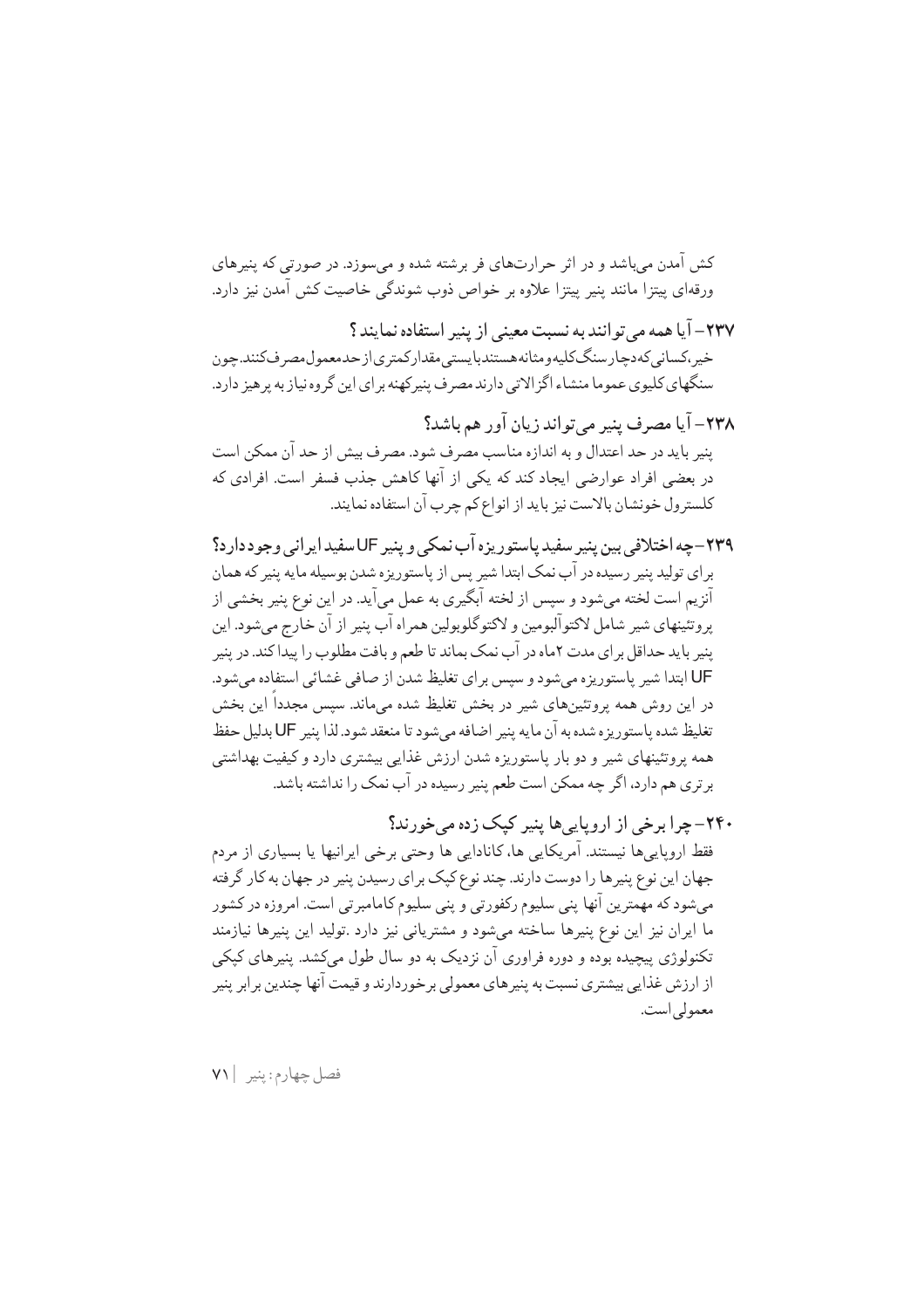کش آمدن می‌باشد و در اثر حرارت‌های فر برشته شده و می‌سوزد. در صورتی که پنیرهای ورقه‌ای پیتزا مانند پنیر پیتزا علاوه بر خواص ذوب شوندگی خاصیت کش آمدن نیز دارد.

### ۲۳۷- آیا همه می‌توانند به نسبت معینی از پنیر استفاده نمایند؟

خیر، کسانی که دچار سنگ کلیه و مثانه هستند بایستی مقدار کمتری از حد معمول مصرف کنند. چون سنگهای کلیوی عموما منشاء اگزالاتی دارند مصرف پنیر کهنه برای این گروه نیاز به پرهیز دارد.

### ۲۳۸- آیا مصرف پنیر می‌تواند زیان آور هم باشد؟

پنیر باید در حد اعتدال و به اندازه مناسب مصرف شود. مصرف بیش از حد آن ممکن است در بعضی افراد عوارضی ایجاد کند که یکی از آنها کاهش جذب فسفر است. افرادی که کلسترول خونشان بالاست نیز باید از انواع کم چرب آن استفاده نمایند.

### ۲۳۹- چه اختلافی بین پنیر سفید پاستوریزه آب نمکی و پنیر UF سفید ایرانی وجود دارد؟

برای تولید پنیر رسیده در آب نمک ابتدا شیر پس از پاستوریزه شدن بوسیله مایه پنیر که همان آنزیم است لخته می‌شود و سپس از لخته آبگیری به عمل می‌آید. در این نوع پنیر بخشی از پروتئینهای شیر شامل لاکتوآلبومین و لاکتوگلوبولین همراه آب پنیر از آن خارج می‌شود. این پنیر باید حداقل برای مدت ۲ماه در آب نمک بماند تا طعم و بافت مطلوب را پیدا کند. در پنیر UF ابتدا شیر پاستوریزه می‌شود و سپس برای تغلیظ شدن از صافی غشائی استفاده می‌شود. در این روش همه پروتئین‌های شیر در بخش تغلیظ شده می‌ماند. سپس مجدداً این بخش تغلیظ شده پاستوریزه شده به آن مایه پنیر اضافه می‌شود تا منعقد شود. لذا پنیر UF بدلیل حفظ همه پروتئینهای شیر و دو بار پاستوریزه شدن ارزش غذایی بیشتری دارد و کیفیت بهداشتی برتری هم دارد، اگر چه ممکن است طعم پنیر رسیده در آب نمک را نداشته باشد.

### ۲۴۰- چرا برخی از اروپایی‌ها پنیر کپک زده می‌خورند؟

فقط اروپایی‌ها نیستند. آمریکایی ها، کانادایی ها وحتی برخی ایرانیها یا بسیاری از مردم جهان این نوع پنیرها را دوست دارند. چند نوع کپک برای رسیدن پنیر در جهان به کار گرفته می‌شود که مهمترین آنها پنی سلیوم رکفورتی و پنی سلیوم کامامبرتی است. امروزه در کشور ما ایران نیز این نوع پنیرها ساخته می‌شود و مشتریانی نیز دارد .تولید این پنیرها نیازمند تکنولوژی پیچیده بوده و دوره فراوری آن نزدیک به دو سال طول می‌کشد. پنیرهای کپکی از ارزش غذایی بیشتری نسبت به پنیرهای معمولی برخوردارند و قیمت آنها چندین برابر پنیر معمولی است.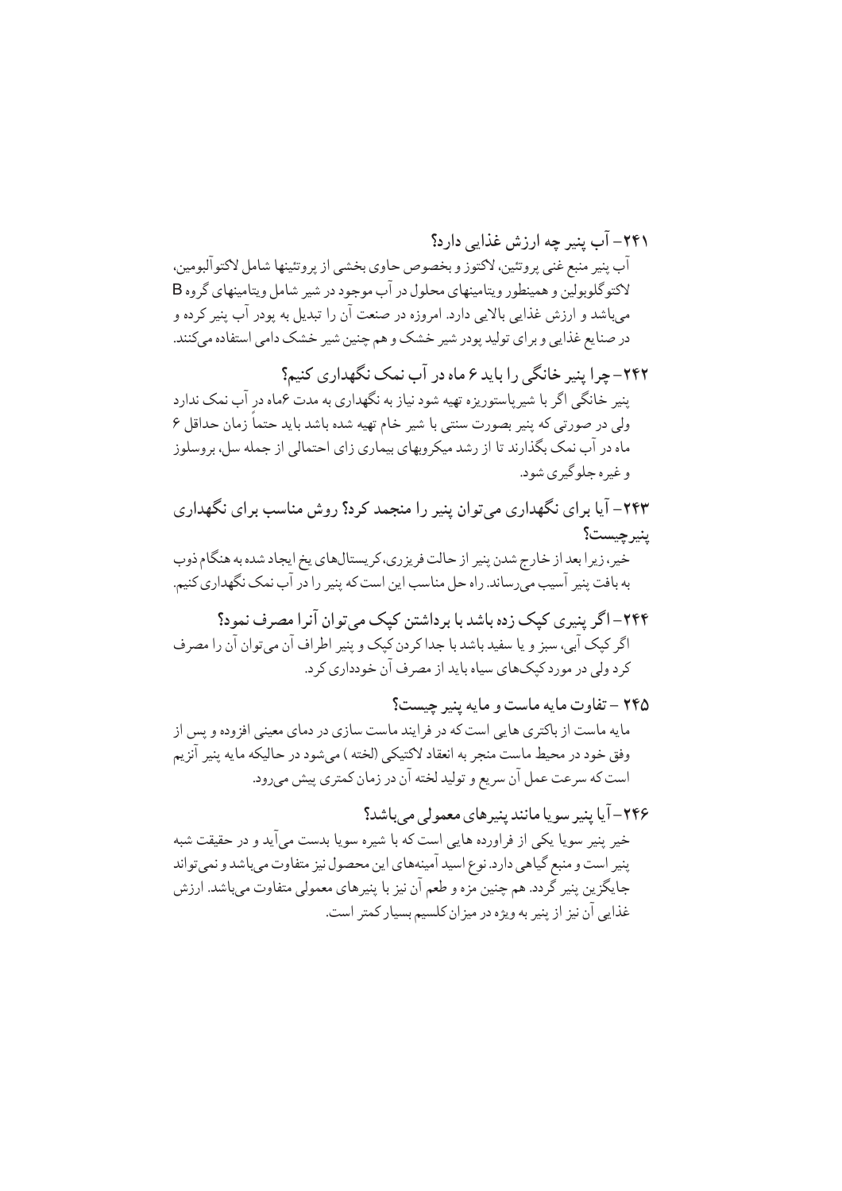### ۲۴۱– آب پنیر چه ارزش غذایی دارد؟

آب پنیر منبع غنی پروتئین، لاکتوز و بخصوص حاوی بخشی از پروتئینها شامل لاکتوآلبومین، لاکتوگلوبولین و همینطور ویتامینهای محلول در آب موجود در شیر شامل ویتامینهای گروه B می‌باشد و ارزش غذایی بالایی دارد. امروزه در صنعت آن را تبدیل به پودر آب پنیر کرده و در صنایع غذایی و برای تولید پودر شیر خشک و هم چنین شیر خشک دامی استفاده می‌کنند.

### ۲۴۲– چرا پنیر خانگی را باید ۶ ماه در آب نمک نگهداری کنیم؟

پنیر خانگی اگر با شیرپاستوریزه تهیه شود نیاز به نگهداری به مدت ۶ماه در آب نمک ندارد ولی در صورتی که پنیر بصورت سنتی با شیر خام تهیه شده باشد باید حتماً زمان حداقل ۶ ماه در آب نمک بگذارند تا از رشد میکروبهای بیماری زای احتمالی از جمله سل، بروسلوز و غیره جلوگیری شود.

### ۲۴۳– آیا برای نگهداری می‌توان پنیر را منجمد کرد؟ روش مناسب برای نگهداری پنیرچیست؟

خیر، زیرا بعد از خارج شدن پنیر از حالت فریزری، کریستال‌های یخ ایجاد شده به هنگام ذوب به بافت پنیر آسیب می‌رساند. راه حل مناسب این است که پنیر را در آب نمک نگهداری کنیم.

### ۲۴۴– اگر پنیری کپک زده باشد با برداشتن کپک می‌توان آنرا مصرف نمود؟

اگر کپک آبی، سبز و یا سفید باشد با جدا کردن کپک و پنیر اطراف آن می‌توان آن را مصرف کرد ولی در مورد کپک‌های سیاه باید از مصرف آن خودداری کرد.

### ۲۴۵ – تفاوت مایه ماست و مایه پنیر چیست؟

مایه ماست از باکتری هایی است که در فرایند ماست سازی در دمای معینی افزوده و پس از وفق خود در محیط ماست منجر به انعقاد لاکتیکی (لخته ) می‌شود در حالیکه مایه پنیر آنزیم است که سرعت عمل آن سریع و تولید لخته آن در زمان کمتری پیش می‌رود.

### ۲۴۶– آیا پنیر سویا مانند پنیرهای معمولی می‌باشد؟

خیر پنیر سویا یکی از فراورده هایی است که با شیره سویا بدست می‌آید و در حقیقت شبه پنیر است و منبع گیاهی دارد. نوع اسید آمینه‌های این محصول نیز متفاوت می‌باشد و نمی‌تواند جایگزین پنیر گردد. هم چنین مزه و طعم آن نیز با پنیرهای معمولی متفاوت می‌باشد. ارزش غذایی آن نیز از پنیر به ویژه در میزان کلسیم بسیار کمتر است.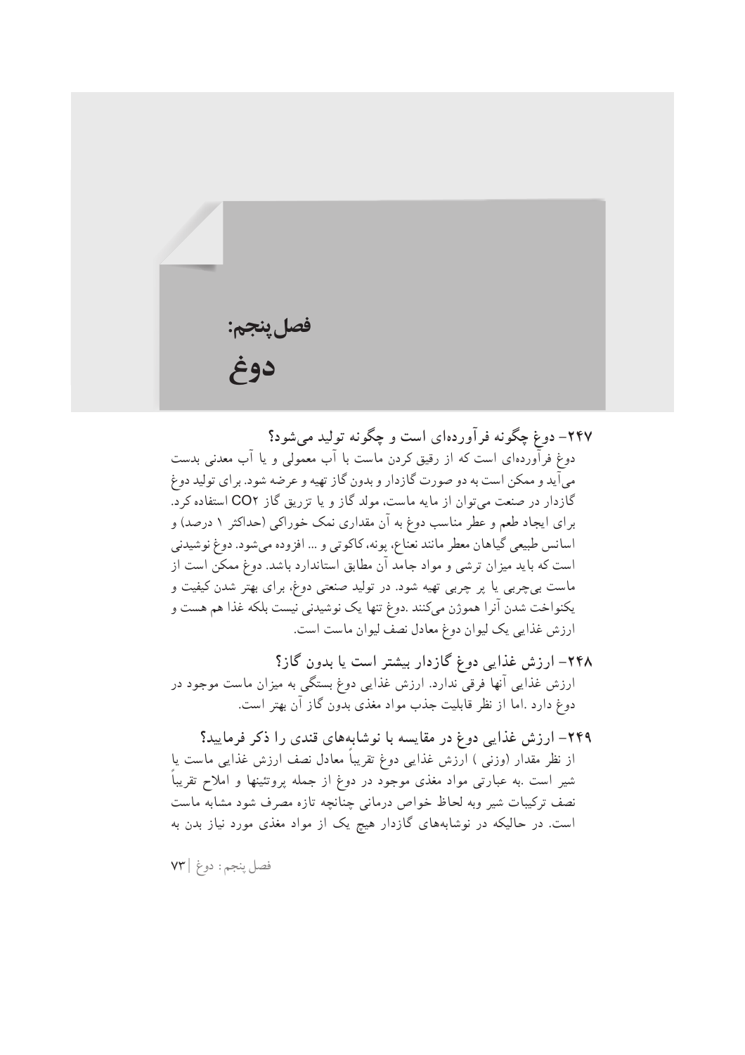# فصل پنجم:
# دوغ

### ۲۴۷- دوغ چگونه فرآورده‌ای است و چگونه تولید می‌شود؟

دوغ فرآورده‌ای است که از رقیق کردن ماست با آب معمولی و یا آب معدنی بدست می‌آید و ممکن است به دو صورت گازدار و بدون گاز تهیه و عرضه شود. برای تولید دوغ گازدار در صنعت می‌توان از مایه ماست، مولد گاز و یا تزریق گاز $CO_2$ استفاده کرد. برای ایجاد طعم و عطر مناسب دوغ به آن مقداری نمک خوراکی (حداکثر ۱ درصد) و اسانس طبیعی گیاهان معطر مانند نعناع، پونه، کاکوتی و ... افزوده می‌شود. دوغ نوشیدنی است که باید میزان ترشی و مواد جامد آن مطابق استاندارد باشد. دوغ ممکن است از ماست بی‌چربی یا پر چربی تهیه شود. در تولید صنعتی دوغ، برای بهتر شدن کیفیت و یکنواخت شدن آنرا هموژن می‌کنند .دوغ تنها یک نوشیدنی نیست بلکه غذا هم هست و ارزش غذایی یک لیوان دوغ معادل نصف لیوان ماست است.

### ۲۴۸- ارزش غذایی دوغ گازدار بیشتر است یا بدون گاز؟

ارزش غذایی آنها فرقی ندارد. ارزش غذایی دوغ بستگی به میزان ماست موجود در دوغ دارد .اما از نظر قابلیت جذب مواد مغذی بدون گاز آن بهتر است.

### ۲۴۹- ارزش غذایی دوغ در مقایسه با نوشابه‌های قندی را ذکر فرمایید؟

از نظر مقدار (وزنی ) ارزش غذایی دوغ تقریباً معادل نصف ارزش غذایی ماست یا شیر است .به عبارتی مواد مغذی موجود در دوغ از جمله پروتئینها و املاح تقریباً نصف ترکیبات شیر وبه لحاظ خواص درمانی چنانچه تازه مصرف شود مشابه ماست است. در حالیکه در نوشابه‌های گازدار هیچ یک از مواد مغذی مورد نیاز بدن به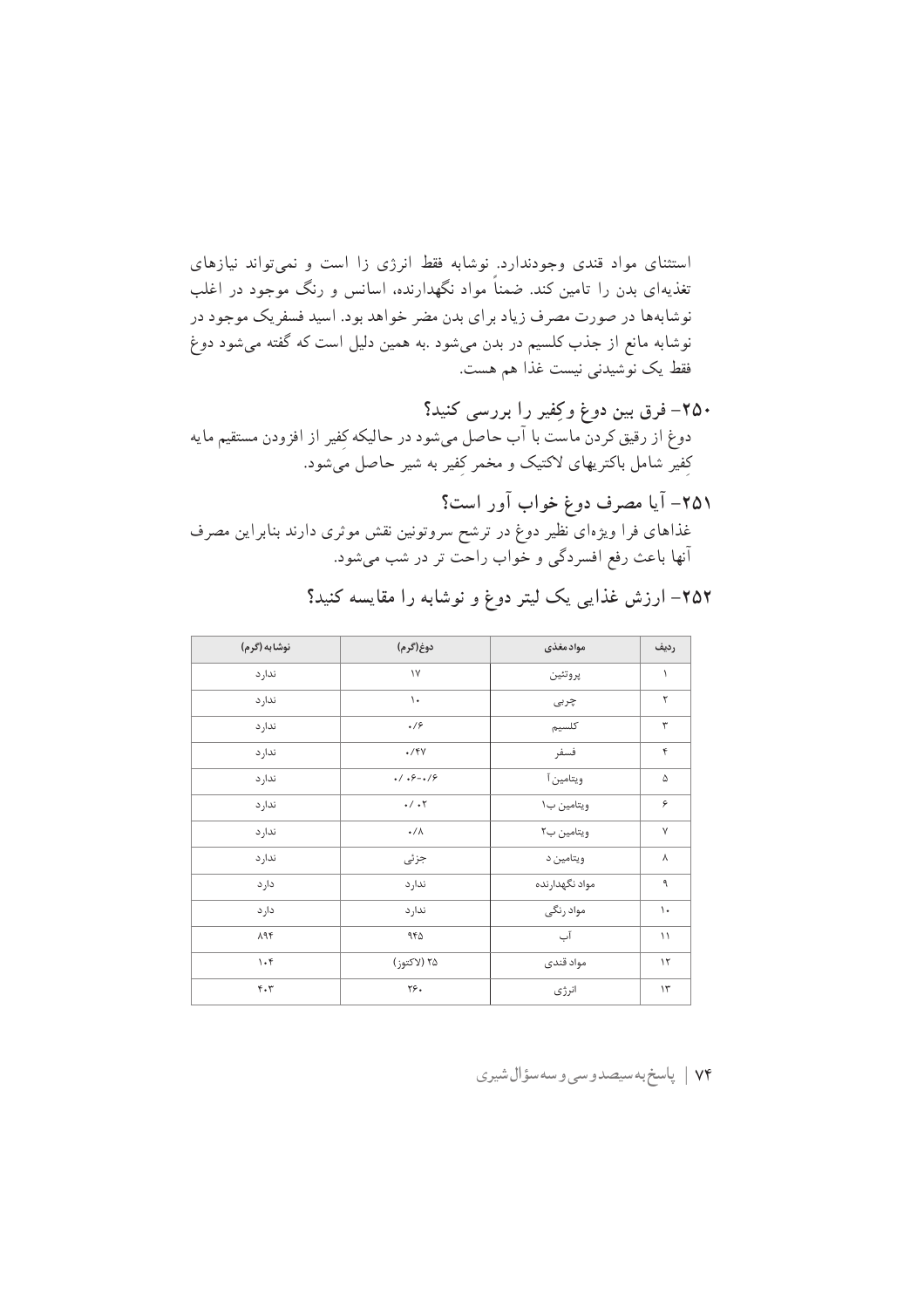استثنای مواد قندی وجودندارد. نوشابه فقط انرژی زا است و نمی‌تواند نیازهای تغذیه‌ای بدن را تامین کند. ضمناً مواد نگهدارنده، اسانس و رنگ موجود در اغلب نوشابه‌ها در صورت مصرف زیاد برای بدن مضر خواهد بود. اسید فسفریک موجود در نوشابه مانع از جذب کلسیم در بدن می‌شود .به همین دلیل است که گفته می‌شود دوغ فقط یک نوشیدنی نیست غذا هم هست.

### ۲۵۰- فرق بین دوغ وکِفیر را بررسی کنید؟

دوغ از رقیق کردن ماست با آب حاصل می‌شود در حالیکه کفیر از افزودن مستقیم مایه کِفیر شامل باکتریهای لاکتیک و مخمر کِفیر به شیر حاصل می‌شود.

### ۲۵۱- آیا مصرف دوغ خواب آور است؟

غذاهای فرا ویژه‌ای نظیر دوغ در ترشح سروتونین نقش موثری دارند بنابراین مصرف آنها باعث رفع افسردگی و خواب راحت تر در شب می‌شود.

### ۲۵۲- ارزش غذایی یک لیتر دوغ و نوشابه را مقایسه کنید؟

| ردیف | مواد مغذی | دوغ(گرم) | نوشابه (گرم) |
|---|---|---|---|
| ۱ | پروتئین | ۱۷ | ندارد |
| ۲ | چربی | ۱۰ | ندارد |
| ۳ | کلسیم | ۰/۶ | ندارد |
| ۴ | فسفر | ۰/۴۷ | ندارد |
| ۵ | ویتامین آ | ۰/۰۶-۰/۶ | ندارد |
| ۶ | ویتامین ب۱ | ۰/۰۲ | ندارد |
| ۷ | ویتامین ب۲ | ۰/۸ | ندارد |
| ۸ | ویتامین د | جزئی | ندارد |
| ۹ | مواد نگهدارنده | ندارد | دارد |
| ۱۰ | مواد رنگی | ندارد | دارد |
| ۱۱ | آب | ۹۴۵ | ۸۹۴ |
| ۱۲ | مواد قندی | ۲۵ (لاکتوز) | ۱۰۴ |
| ۱۳ | انرژی | ۲۶۰ | ۴۰۳ |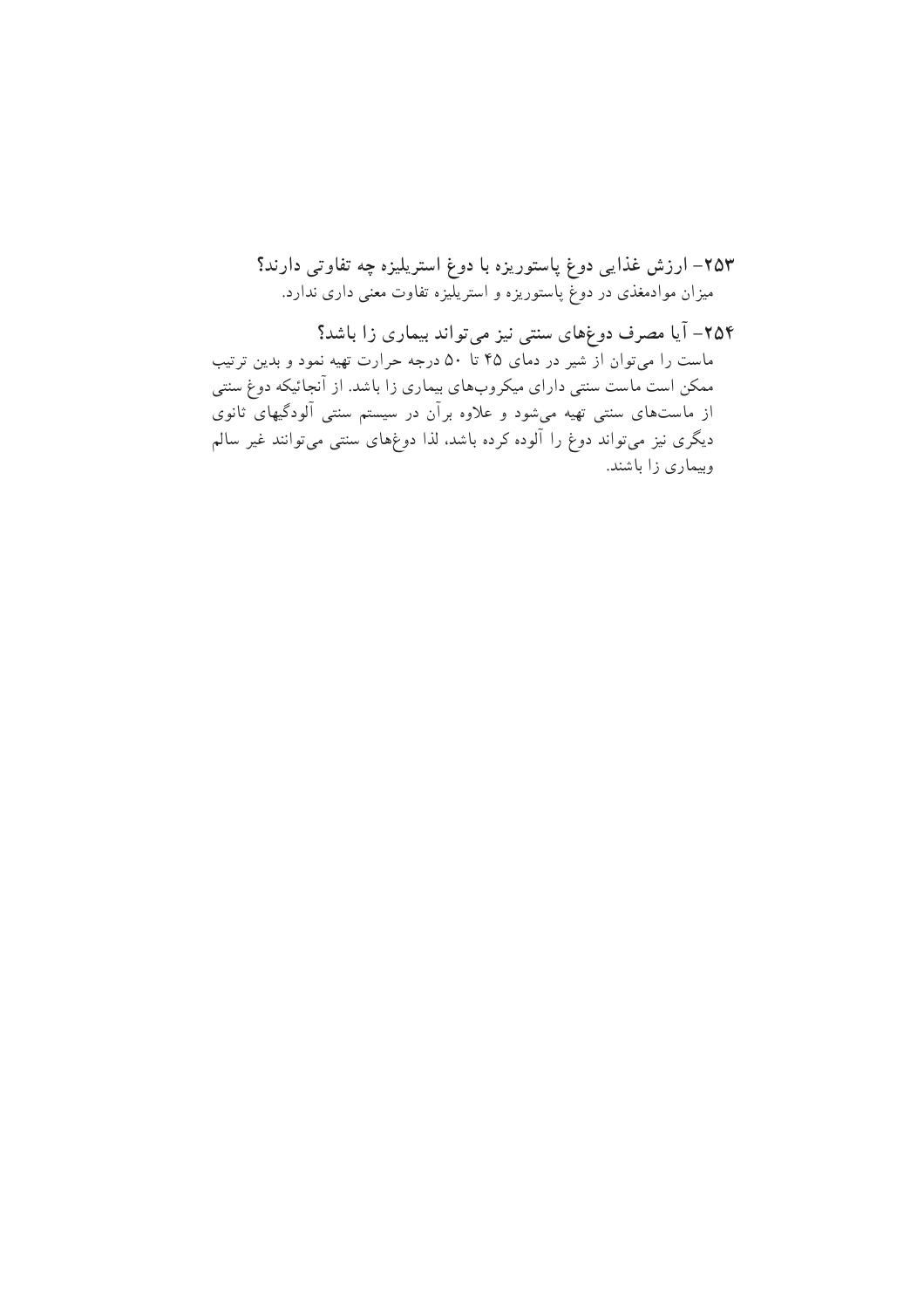**۲۵۳- ارزش غذایی دوغ پاستوریزه با دوغ استریلیزه چه تفاوتی دارند؟**

میزان موادمغذی در دوغ پاستوریزه و استریلیزه تفاوت معنی داری ندارد.

**۲۵۴- آیا مصرف دوغ‌های سنتی نیز می‌تواند بیماری زا باشد؟**

ماست را می‌توان از شیر در دمای ۴۵ تا ۵۰ درجه حرارت تهیه نمود و بدین ترتیب ممکن است ماست سنتی دارای میکروب‌های بیماری زا باشد. از آنجائیکه دوغ سنتی از ماست‌های سنتی تهیه می‌شود و علاوه برآن در سیستم سنتی آلودگیهای ثانوی دیگری نیز می‌تواند دوغ را آلوده کرده باشد، لذا دوغ‌های سنتی می‌توانند غیر سالم وبیماری زا باشند.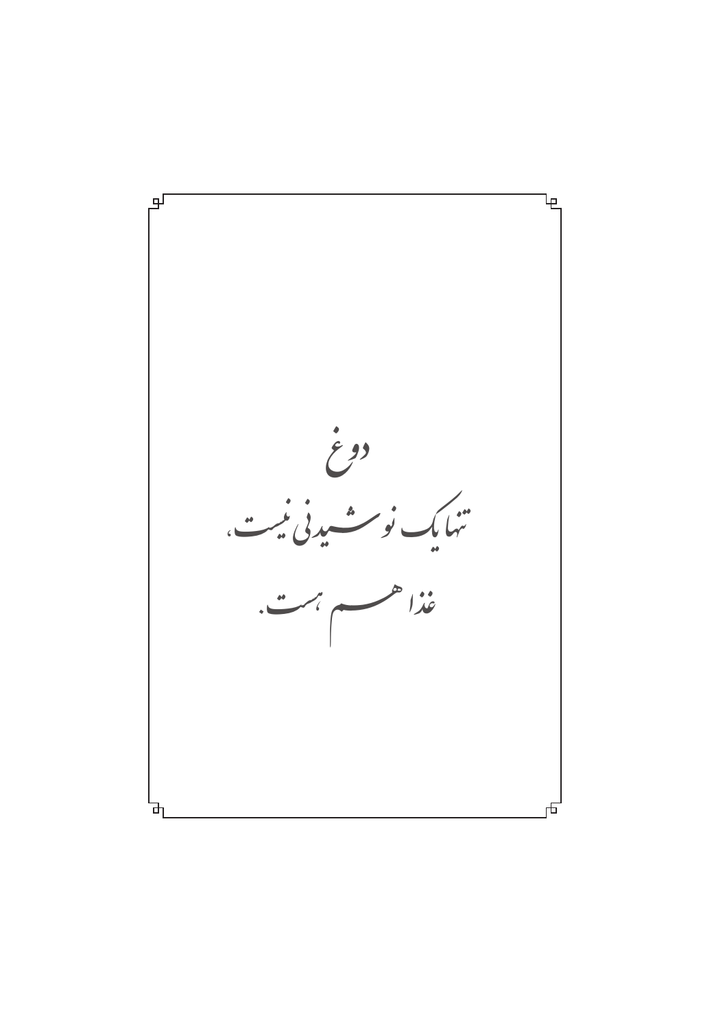دوغ

تنها یک نوشیدنی نیست،

غذا هم هست.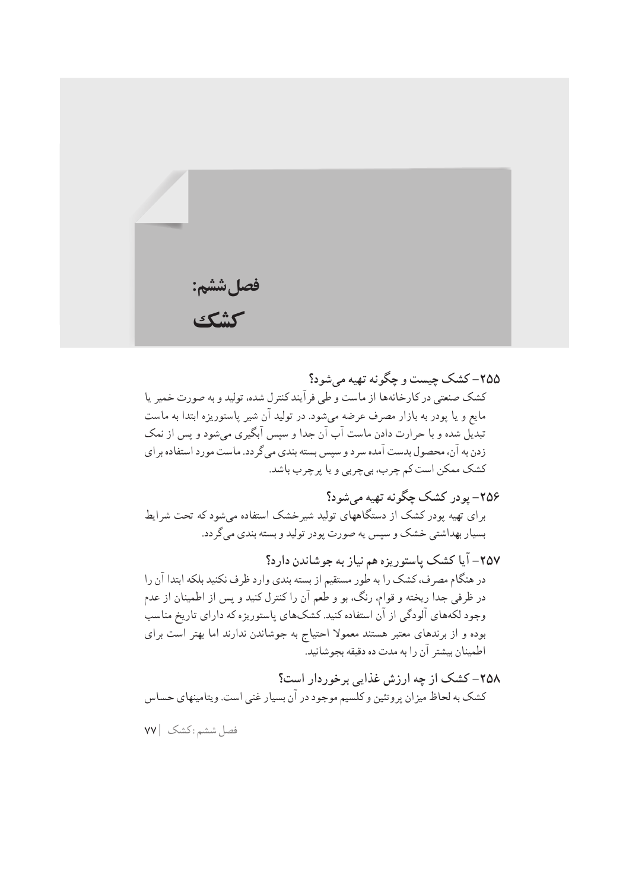# فصل ششم:
# کشک

### ۲۵۵- کشک چیست و چگونه تهیه می‌شود؟

کشک صنعتی در کارخانه‌ها از ماست و طی فرآیند کنترل شده، تولید و به صورت خمیر یا مایع و یا پودر به بازار مصرف عرضه می‌شود. در تولید آن شیر پاستوریزه ابتدا به ماست تبدیل شده و با حرارت دادن ماست آب آن جدا و سپس آبگیری می‌شود و پس از نمک زدن به آن، محصول بدست آمده سرد و سپس بسته بندی می‌گردد. ماست مورد استفاده برای کشک ممکن است کم چرب، بی‌چربی و یا پرچرب باشد.

### ۲۵۶- پودر کشک چگونه تهیه می‌شود؟

برای تهیه پودر کشک از دستگاههای تولید شیرخشک استفاده می‌شود که تحت شرایط بسیار بهداشتی خشک و سپس یه صورت پودر تولید و بسته بندی می‌گردد.

### ۲۵۷- آیا کشک پاستوریزه هم نیاز به جوشاندن دارد؟

در هنگام مصرف، کشک را به طور مستقیم از بسته بندی وارد ظرف نکنید بلکه ابتدا آن را در ظرفی جدا ریخته و قوام، رنگ، بو و طعم آن را کنترل کنید و پس از اطمینان از عدم وجود لکه‌های آلودگی از آن استفاده کنید. کشک‌های پاستوریزه که دارای تاریخ مناسب بوده و از برندهای معتبر هستند معمولا احتیاج به جوشاندن ندارند اما بهتر است برای اطمینان بیشتر آن را به مدت ده دقیقه بجوشانید.

### ۲۵۸- کشک از چه ارزش غذایی برخوردار است؟

کشک به لحاظ میزان پروتئین و کلسیم موجود در آن بسیار غنی است. ویتامینهای حساس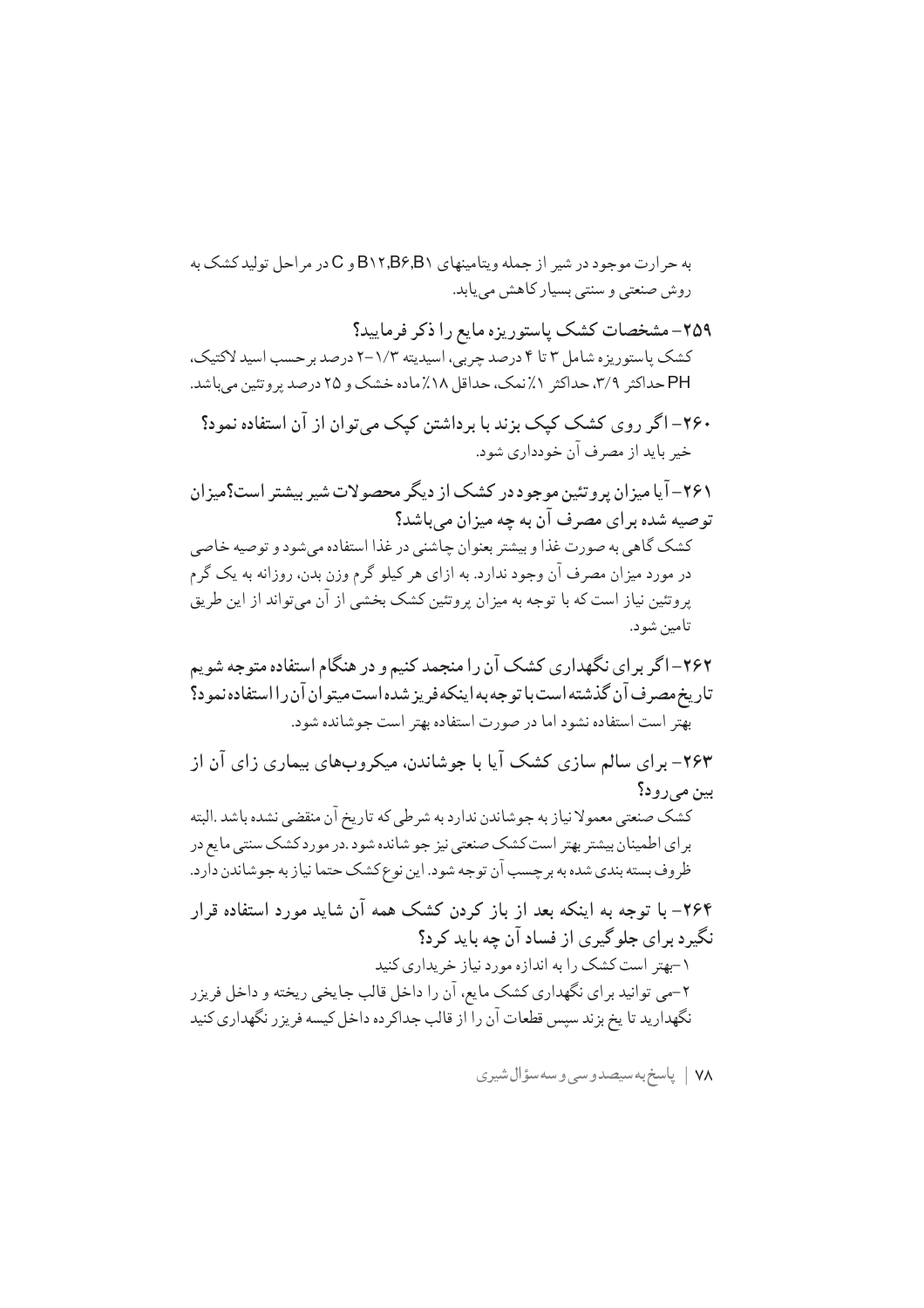به حرارت موجود در شیر از جمله ویتامینهای B۱۲,B۶,B۱ و C در مراحل تولید کشک به روش صنعتی و سنتی بسیار کاهش می‌یابد.

**۲۵۹- مشخصات کشک پاستوریزه مایع را ذکر فرمایید؟**

کشک پاستوریزه شامل ۳ تا ۴ درصد چربی، اسیدیته ۱/۳-۲ درصد برحسب اسید لاکتیک، PH حداکثر ۳/۹، حداکثر ۱٪ نمک، حداقل ۱۸٪ ماده خشک و ۲۵ درصد پروتئین می‌باشد.

**۲۶۰- اگر روی کشک کپک بزند با برداشتن کپک می‌توان از آن استفاده نمود؟**

خیر باید از مصرف آن خودداری شود.

**۲۶۱- آیا میزان پروتئین موجود در کشک از دیگر محصولات شیر بیشتر است؟میزان توصیه شده برای مصرف آن به چه میزان می‌باشد؟**

کشک گاهی به صورت غذا و بیشتر بعنوان چاشنی در غذا استفاده می‌شود و توصیه خاصی در مورد میزان مصرف آن وجود ندارد. به ازای هر کیلو گرم وزن بدن، روزانه به یک گرم پروتئین نیاز است که با توجه به میزان پروتئین کشک بخشی از آن می‌تواند از این طریق تامین شود.

**۲۶۲- اگر برای نگهداری کشک آن را منجمد کنیم و در هنگام استفاده متوجه شویم تاریخ مصرف آن گذشته است با توجه به اینکه فریز شده است میتوان آن را استفاده نمود؟**

بهتر است استفاده نشود اما در صورت استفاده بهتر است جوشانده شود.

**۲۶۳- برای سالم سازی کشک آیا با جوشاندن، میکروب‌های بیماری زای آن از بین می‌رود؟**

کشک صنعتی معمولا نیاز به جوشاندن ندارد به شرطی که تاریخ آن منقضی نشده باشد .البته برای اطمینان بیشتر بهتر است کشک صنعتی نیز جو شانده شود .در مورد کشک سنتی مایع در ظروف بسته بندی شده به برچسب آن توجه شود. این نوع کشک حتما نیاز به جوشاندن دارد.

**۲۶۴- با توجه به اینکه بعد از باز کردن کشک همه آن شاید مورد استفاده قرار نگیرد برای جلوگیری از فساد آن چه باید کرد؟**

۱-بهتر است کشک را به اندازه مورد نیاز خریداری کنید

۲-می توانید برای نگهداری کشک مایع، آن را داخل قالب جایخی ریخته و داخل فریزر نگهدارید تا یخ بزند سپس قطعات آن را از قالب جداکرده داخل کیسه فریزر نگهداری کنید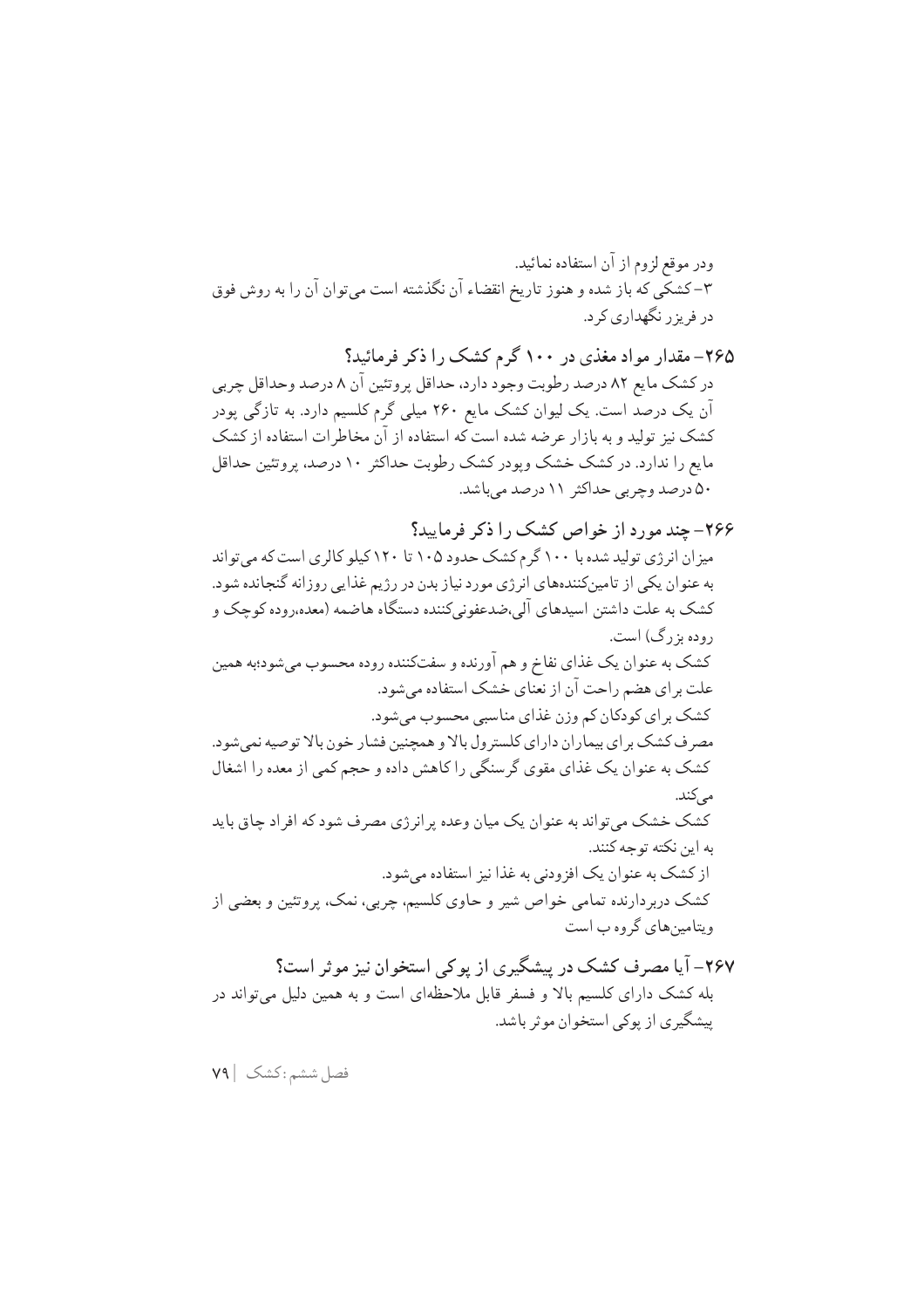ودر موقع لزوم از آن استفاده نمائید.

۳- کشکی که باز شده و هنوز تاریخ انقضاء آن نگذشته است می‌توان آن را به روش فوق در فریزر نگهداری کرد.

### ۲۶۵- مقدار مواد مغذی در ۱۰۰ گرم کشک را ذکر فرمائید؟

در کشک مایع ۸۲ درصد رطوبت وجود دارد، حداقل پروتئین آن ۸ درصد وحداقل چربی آن یک درصد است. یک لیوان کشک مایع ۲۶۰ میلی گرم کلسیم دارد. به تازگی پودر کشک نیز تولید و به بازار عرضه شده است که استفاده از آن مخاطرات استفاده از کشک مایع را ندارد. در کشک خشک وپودر کشک رطوبت حداکثر ۱۰ درصد، پروتئین حداقل ۵۰ درصد وچربی حداکثر ۱۱ درصد می‌باشد.

### ۲۶۶- چند مورد از خواص کشک را ذکر فرمایید؟

میزان انرژی تولید شده با ۱۰۰ گرم کشک حدود ۱۰۵ تا ۱۲۰ کیلو کالری است که می‌تواند به عنوان یکی از تامین‌کننده‌های انرژی مورد نیاز بدن در رژیم غذایی روزانه گنجانده شود.

کشک به علت داشتن اسیدهای آلی،ضدعفونی‌کننده دستگاه هاضمه (معده،روده کوچک و روده بزرگ) است.

کشک به عنوان یک غذای نفاخ و هم آورنده و سفت‌کننده روده محسوب می‌شود؛به همین علت برای هضم راحت آن از نعنای خشک استفاده می‌شود.

کشک برای کودکان کم وزن غذای مناسبی محسوب می‌شود.

مصرف کشک برای بیماران دارای کلسترول بالا و همچنین فشار خون بالا توصیه نمی‌شود.

کشک به عنوان یک غذای مقوی گرسنگی را کاهش داده و حجم کمی از معده را اشغال می‌کند.

کشک خشک می‌تواند به عنوان یک میان وعده پر انرژی مصرف شود که افراد چاق باید به این نکته توجه کنند.

از کشک به عنوان یک افزودنی به غذا نیز استفاده می‌شود.

کشک دربردارنده تمامی خواص شیر و حاوی کلسیم، چربی، نمک، پروتئین و بعضی از ویتامین‌های گروه ب است

### ۲۶۷- آیا مصرف کشک در پیشگیری از پوکی استخوان نیز موثر است؟

بله کشک دارای کلسیم بالا و فسفر قابل ملاحظه‌ای است و به همین دلیل می‌تواند در پیشگیری از پوکی استخوان موثر باشد.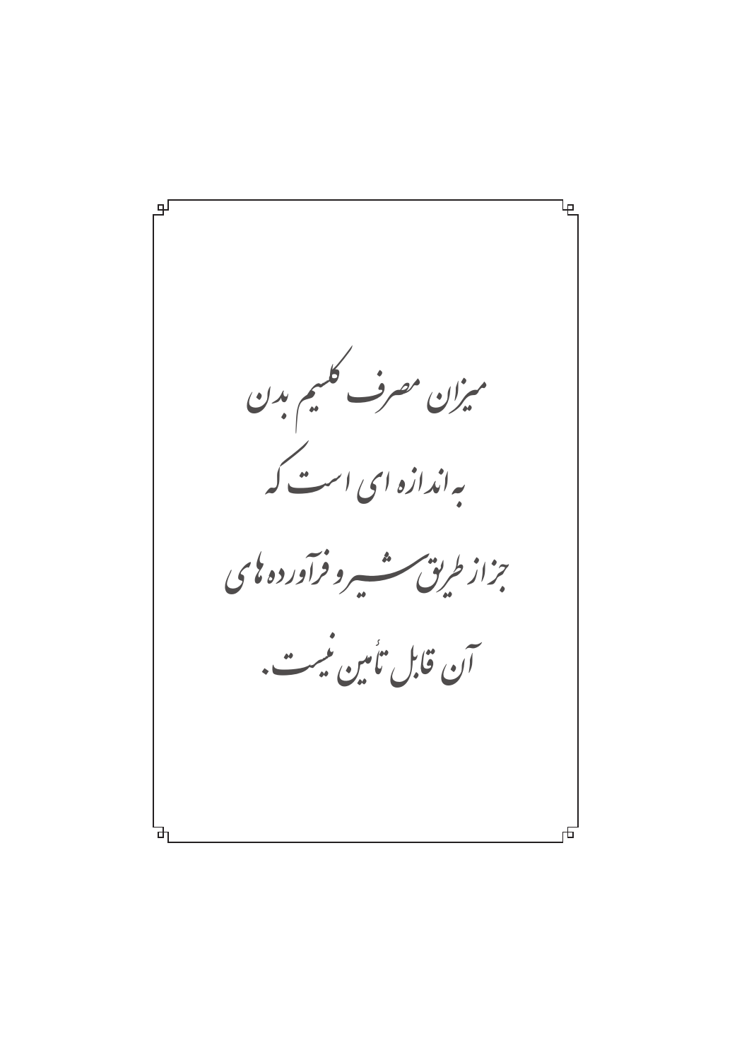میزان مصرف کلسیم بدن

به اندازه ای است که

جز از طریق شیر و فرآورده های

آن قابل تأمین نیست.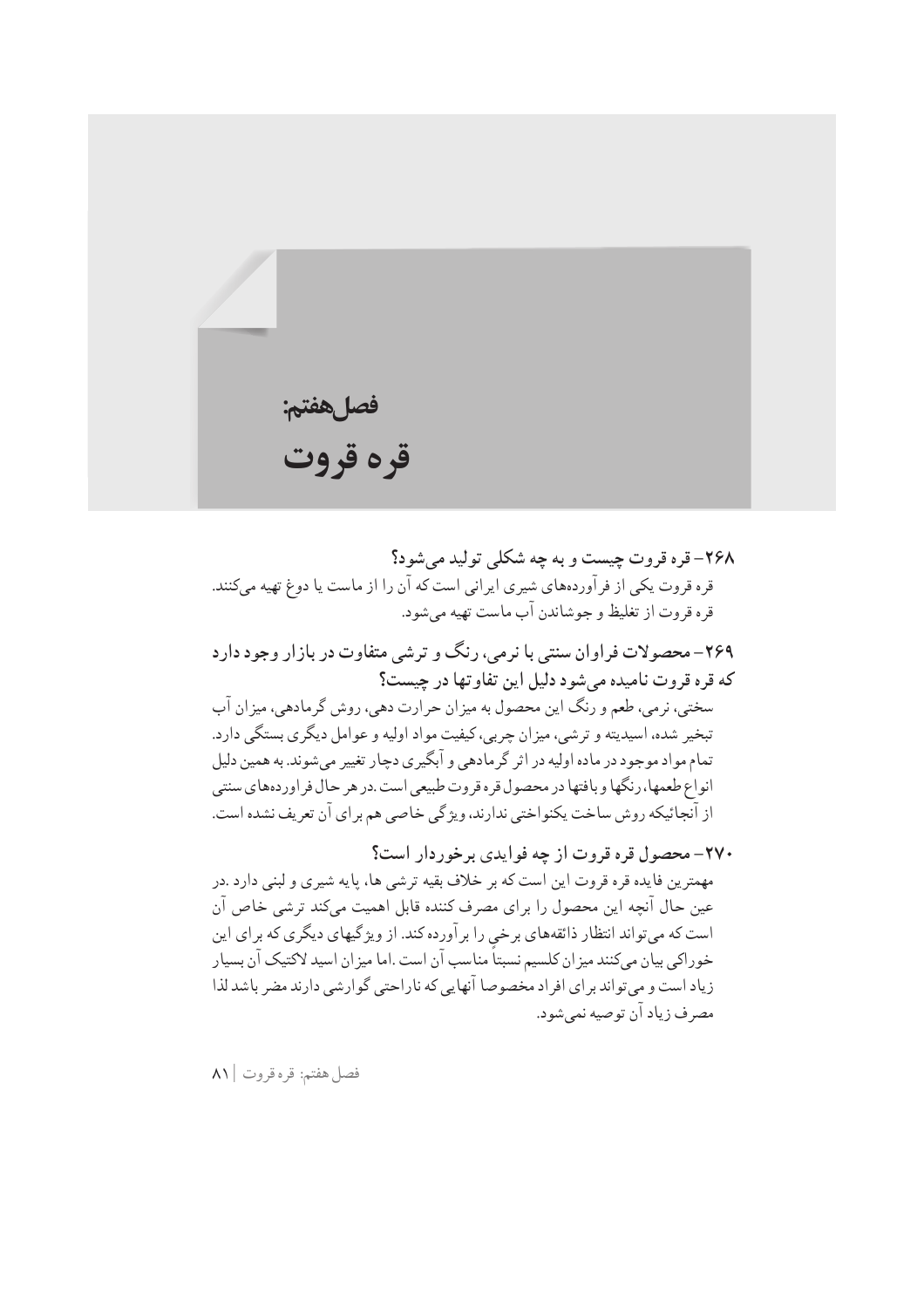# فصل هفتم:
# قره قروت

### ۲۶۸- قره قروت چیست و به چه شکلی تولید می‌شود؟

قره قروت یکی از فرآورده‌های شیری ایرانی است که آن را از ماست یا دوغ تهیه می‌کنند. قره قروت از تغلیظ و جوشاندن آب ماست تهیه می‌شود.

### ۲۶۹- محصولات فراوان سنتی با نرمی، رنگ و ترشی متفاوت در بازار وجود دارد که قره قروت نامیده می‌شود دلیل این تفاوتها در چیست؟

سختی، نرمی، طعم و رنگ این محصول به میزان حرارت دهی، روش گرمادهی، میزان آب تبخیر شده، اسیدیته و ترشی، میزان چربی، کیفیت مواد اولیه و عوامل دیگری بستگی دارد. تمام مواد موجود در ماده اولیه در اثر گرمادهی و آبگیری دچار تغییر می‌شوند. به همین دلیل انواع طعمها، رنگها و بافتها در محصول قره قروت طبیعی است. در هر حال فراورده‌های سنتی از آنجائیکه روش ساخت یکنواختی ندارند، ویژگی خاصی هم برای آن تعریف نشده است.

### ۲۷۰- محصول قره قروت از چه فوایدی برخوردار است؟

مهمترین فایده قره قروت این است که بر خلاف بقیه ترشی ها، پایه شیری و لبنی دارد. در عین حال آنچه این محصول را برای مصرف کننده قابل اهمیت می‌کند ترشی خاص آن است که می‌تواند انتظار ذائقه‌های برخی را برآورده کند. از ویژگیهای دیگری که برای این خوراکی بیان می‌کنند میزان کلسیم نسبتاً مناسب آن است. اما میزان اسید لاکتیک آن بسیار زیاد است و می‌تواند برای افراد مخصوصا آنهایی که ناراحتی گوارشی دارند مضر باشد لذا مصرف زیاد آن توصیه نمی‌شود.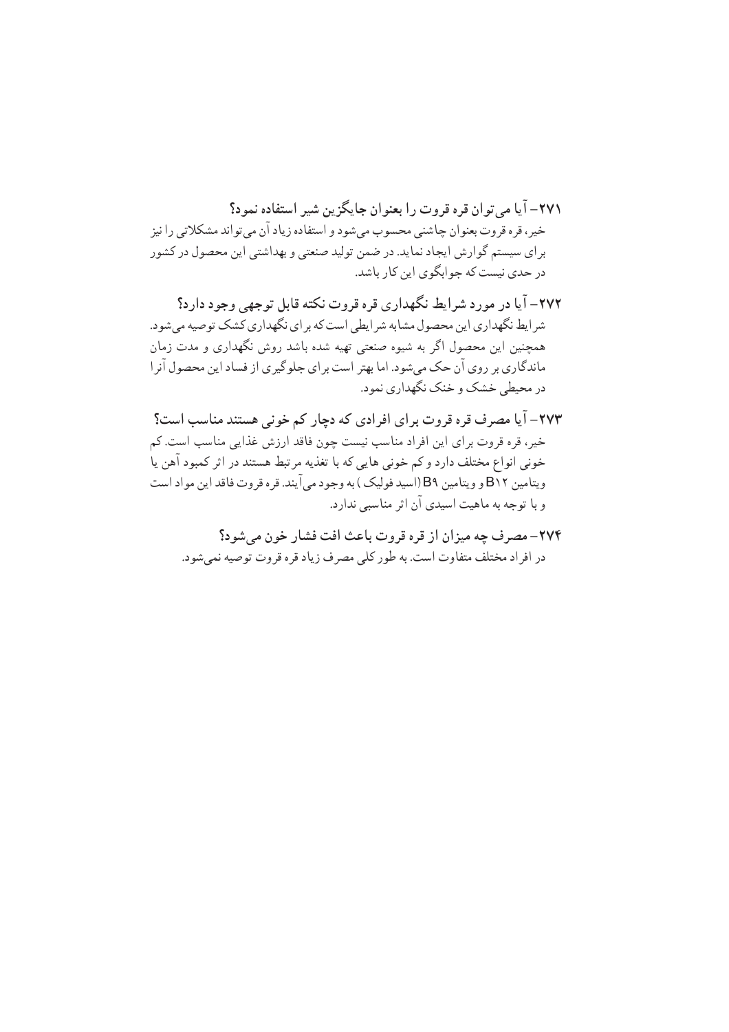**۲۷۱- آیا می‌توان قره قروت را بعنوان جایگزین شیر استفاده نمود؟**

خیر، قره قروت بعنوان چاشنی محسوب می‌شود و استفاده زیاد آن می‌تواند مشکلاتی را نیز برای سیستم گوارش ایجاد نماید. در ضمن تولید صنعتی و بهداشتی این محصول در کشور در حدی نیست که جوابگوی این کار باشد.

**۲۷۲- آیا در مورد شرایط نگهداری قره قروت نکته قابل توجهی وجود دارد؟**

شرایط نگهداری این محصول مشابه شرایطی است که برای نگهداری کشک توصیه می‌شود. همچنین این محصول اگر به شیوه صنعتی تهیه شده باشد روش نگهداری و مدت زمان ماندگاری بر روی آن حک می‌شود. اما بهتر است برای جلوگیری از فساد این محصول آنرا در محیطی خشک و خنک نگهداری نمود.

**۲۷۳- آیا مصرف قره قروت برای افرادی که دچار کم خونی هستند مناسب است؟**

خیر، قره قروت برای این افراد مناسب نیست چون فاقد ارزش غذایی مناسب است. کم خونی انواع مختلف دارد و کم خونی هایی که با تغذیه مرتبط هستند در اثر کمبود آهن یا ویتامین B۱۲ و ویتامین B۹ (اسید فولیک) به وجود می‌آیند. قره قروت فاقد این مواد است و با توجه به ماهیت اسیدی آن اثر مناسبی ندارد.

**۲۷۴- مصرف چه میزان از قره قروت باعث افت فشار خون می‌شود؟**

در افراد مختلف متفاوت است. به طور کلی مصرف زیاد قره قروت توصیه نمی‌شود.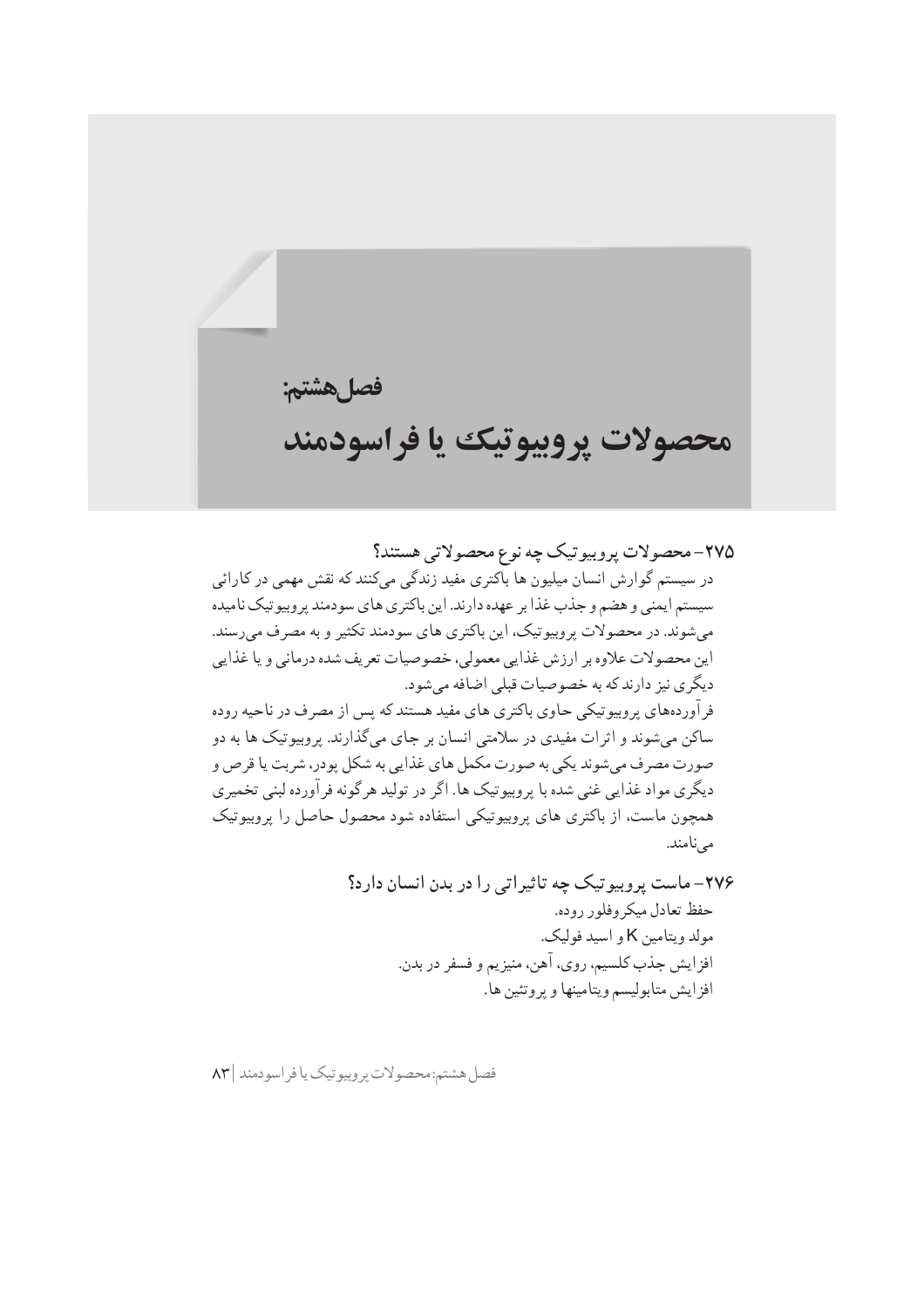فصل هشتم:

# محصولات پروبیوتیک یا فراسودمند

### ۲۷۵- محصولات پروبیوتیک چه نوع محصولاتی هستند؟

در سیستم گوارش انسان میلیون ها باکتری مفید زندگی می‌کنند که نقش مهمی در کارائی سیستم ایمنی و هضم و جذب غذا بر عهده دارند. این باکتری های سودمند پروبیوتیک نامیده می‌شوند. در محصولات پروبیوتیک، این باکتری های سودمند تکثیر و به مصرف می‌رسند. این محصولات علاوه بر ارزش غذایی معمولی، خصوصیات تعریف شده درمانی و یا غذایی دیگری نیز دارند که به خصوصیات قبلی اضافه می‌شود.

فرآورده‌های پروبیوتیکی حاوی باکتری های مفید هستند که پس از مصرف در ناحیه روده ساکن می‌شوند و اثرات مفیدی در سلامتی انسان بر جای می‌گذارند. پروبیوتیک ها به دو صورت مصرف می‌شوند یکی به صورت مکمل های غذایی به شکل پودر، شربت یا قرص و دیگری مواد غذایی غنی شده با پروبیوتیک ها. اگر در تولید هرگونه فرآورده لبنی تخمیری همچون ماست، از باکتری های پروبیوتیکی استفاده شود محصول حاصل را پروبیوتیک می‌نامند.

### ۲۷۶- ماست پروبیوتیک چه تاثیراتی را در بدن انسان دارد؟

حفظ تعادل میکروفلور روده.

مولد ویتامین K و اسید فولیک.

افزایش جذب کلسیم، روی، آهن، منیزیم و فسفر در بدن.

افزایش متابولیسم ویتامینها و پروتئین ها.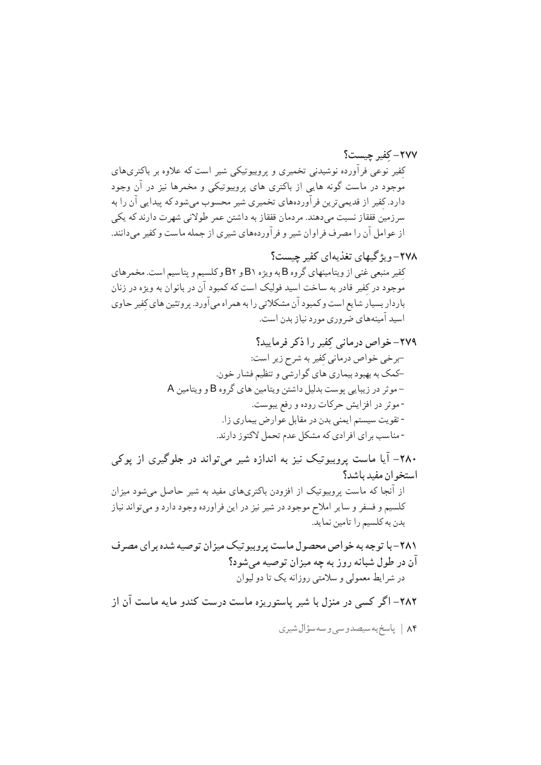### ۲۷۷- کِفیر چیست؟

کِفیر نوعی فرآورده نوشیدنی تخمیری و پروبیوتیکی شیر است که علاوه بر باکتری‌های موجود در ماست گونه هایی از باکتری های پروبیوتیکی و مخمرها نیز در آن وجود دارد. کِفیر از قدیمی‌ترین فرآورده‌های تخمیری شیر محسوب می‌شود که پیدایی آن را به سرزمین قفقاز نسبت می‌دهند. مردمان قفقاز به داشتن عمر طولانی شهرت دارند که یکی از عوامل آن را مصرف فراوان شیر و فرآورده‌های شیری از جمله ماست و کفیر می‌دانند.

### ۲۷۸- ویژگیهای تغذیه‌ای کفیر چیست؟

کِفیر منبعی غنی از ویتامینهای گروه B به ویژه B۱ و B۲ و کلسیم و پتاسیم است. مخمرهای موجود در کِفیر قادر به ساخت اسید فولیک است که کمبود آن در بانوان به ویژه در زنان باردار بسیار شایع است و کمبود آن مشکلاتی را به همراه می‌آورد. پروتئین های کِفیر حاوی اسید آمینه‌های ضروری مورد نیاز بدن است.

### ۲۷۹- خواص درمانی کِفیر را ذکر فرمایید؟

-برخی خواص درمانی کِفیر به شرح زیر است:

- کمک به بهبود بیماری های گوارشی و تنظیم فشار خون.
- موثر در زیبایی پوست بدلیل داشتن ویتامین های گروه B و ویتامین A
- موثر در افزایش حرکات روده و رفع یبوست.
- تقویت سیستم ایمنی بدن در مقابل عوارض بیماری زا.
- مناسب برای افرادی که مشکل عدم تحمل لاکتوز دارند.

### ۲۸۰- آیا ماست پروبیوتیک نیز به اندازه شیر می‌تواند در جلوگیری از پوکی استخوان مفید باشد؟

از آنجا که ماست پروبیوتیک از افزودن باکتری‌های مفید به شیر حاصل می‌شود میزان کلسیم و فسفر و سایر املاح موجود در شیر نیز در این فراورده وجود دارد و می‌تواند نیاز بدن به کلسیم را تامین نماید.

### ۲۸۱- با توجه به خواص محصول ماست پروبیوتیک میزان توصیه شده برای مصرف آن در طول شبانه روز به چه میزان توصیه می‌شود؟

در شرایط معمولی و سلامتی روزانه یک تا دو لیوان

### ۲۸۲- اگر کسی در منزل با شیر پاستوریزه ماست درست کندو مایه ماست آن از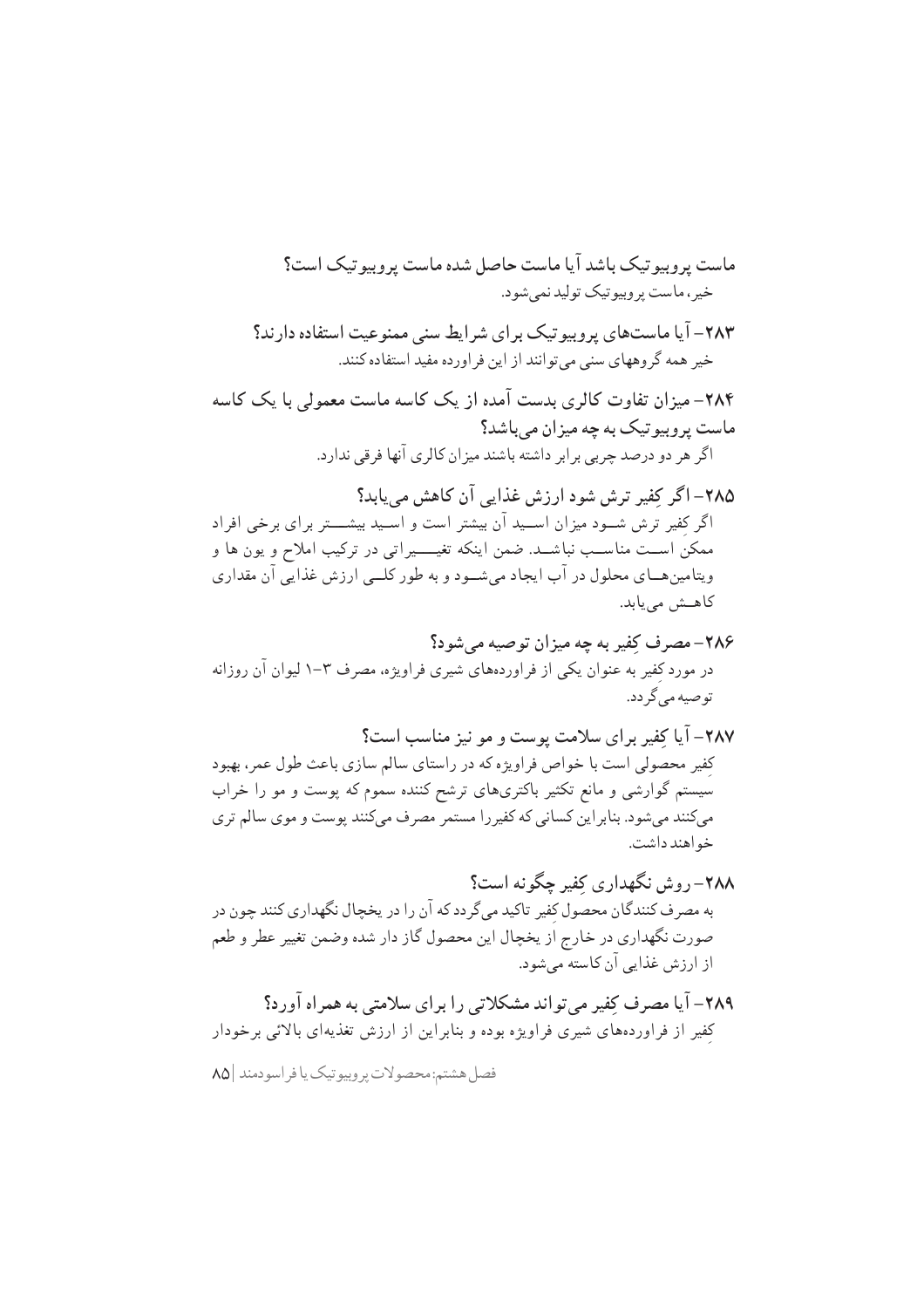**ماست پروبیوتیک باشد آیا ماست حاصل شده ماست پروبیوتیک است؟**

خیر، ماست پروبیوتیک تولید نمی‌شود.

**۲۸۳- آیا ماست‌های پروبیوتیک برای شرایط سنی ممنوعیت استفاده دارند؟**

خیر همه گروههای سنی می‌توانند از این فراورده مفید استفاده کنند.

**۲۸۴- میزان تفاوت کالری بدست آمده از یک کاسه ماست معمولی با یک کاسه ماست پروبیوتیک به چه میزان می‌باشد؟**

اگر هر دو درصد چربی برابر داشته باشند میزان کالری آنها فرقی ندارد.

**۲۸۵- اگر کِفیر ترش شود ارزش غذایی آن کاهش می‌یابد؟**

اگر کِفیر ترش شود میزان اسید آن بیشتر است و اسید بیشتر برای برخی افراد ممکن است مناسب نباشد. ضمن اینکه تغییراتی در ترکیب املاح و یون ها و ویتامین‌های محلول در آب ایجاد می‌شود و به طور کلی ارزش غذایی آن مقداری کاهش می‌یابد.

**۲۸۶- مصرف کِفیر به چه میزان توصیه می‌شود؟**

در مورد کِفیر به عنوان یکی از فراورده‌های شیری فراویژه، مصرف ۳-۱ لیوان آن روزانه توصیه می‌گردد.

**۲۸۷- آیا کِفیر برای سلامت پوست و مو نیز مناسب است؟**

کِفیر محصولی است با خواص فراویژه که در راستای سالم سازی باعث طول عمر، بهبود سیستم گوارشی و مانع تکثیر باکتری‌های ترشح کننده سموم که پوست و مو را خراب می‌کنند می‌شود. بنابراین کسانی که کفیررا مستمر مصرف می‌کنند پوست و موی سالم تری خواهند داشت.

**۲۸۸- روش نگهداری کِفیر چگونه است؟**

به مصرف کنندگان محصول کِفیر تاکید می‌گردد که آن را در یخچال نگهداری کنند چون در صورت نگهداری در خارج از یخچال این محصول گاز دار شده وضمن تغییر عطر و طعم از ارزش غذایی آن کاسته می‌شود.

**۲۸۹- آیا مصرف کِفیر می‌تواند مشکلاتی را برای سلامتی به همراه آورد؟**

کِفیر از فراورده‌های شیری فراویژه بوده و بنابراین از ارزش تغذیه‌ای بالائی برخودار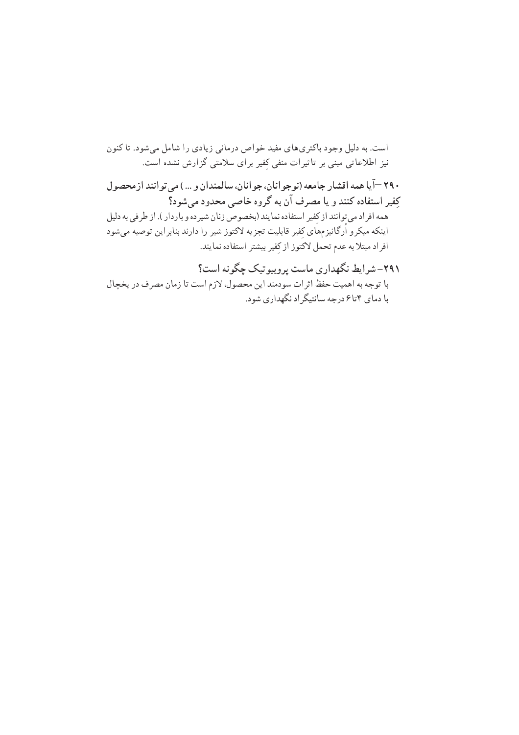است. به دلیل وجود باکتری‌های مفید خواص درمانی زیادی را شامل می‌شود. تا کنون نیز اطلاعاتی مبنی بر تاثیرات منفی کِفیر برای سلامتی گزارش نشده است.

### ۲۹۰ –آیا همه اقشار جامعه (نوجوانان، جوانان، سالمندان و ...) می‌توانند ازمحصول کِفیر استفاده کنند و یا مصرف آن به گروه خاصی محدود می‌شود؟

همه افراد می‌توانند از کِفیر استفاده نمایند (بخصوص زنان شیرده و باردار). از طرفی به دلیل اینکه میکرو اُرگانیزم‌های کِفیر قابلیت تجزیه لاکتوز شیر را دارند بنابراین توصیه می‌شود افراد مبتلا به عدم تحمل لاکتوز از کِفیر بیشتر استفاده نمایند.

### ۲۹۱– شرایط نگهداری ماست پروبیوتیک چگونه است؟

با توجه به اهمیت حفظ اثرات سودمند این محصول، لازم است تا زمان مصرف در یخچال با دمای ۴تا۶ درجه سانتیگراد نگهداری شود.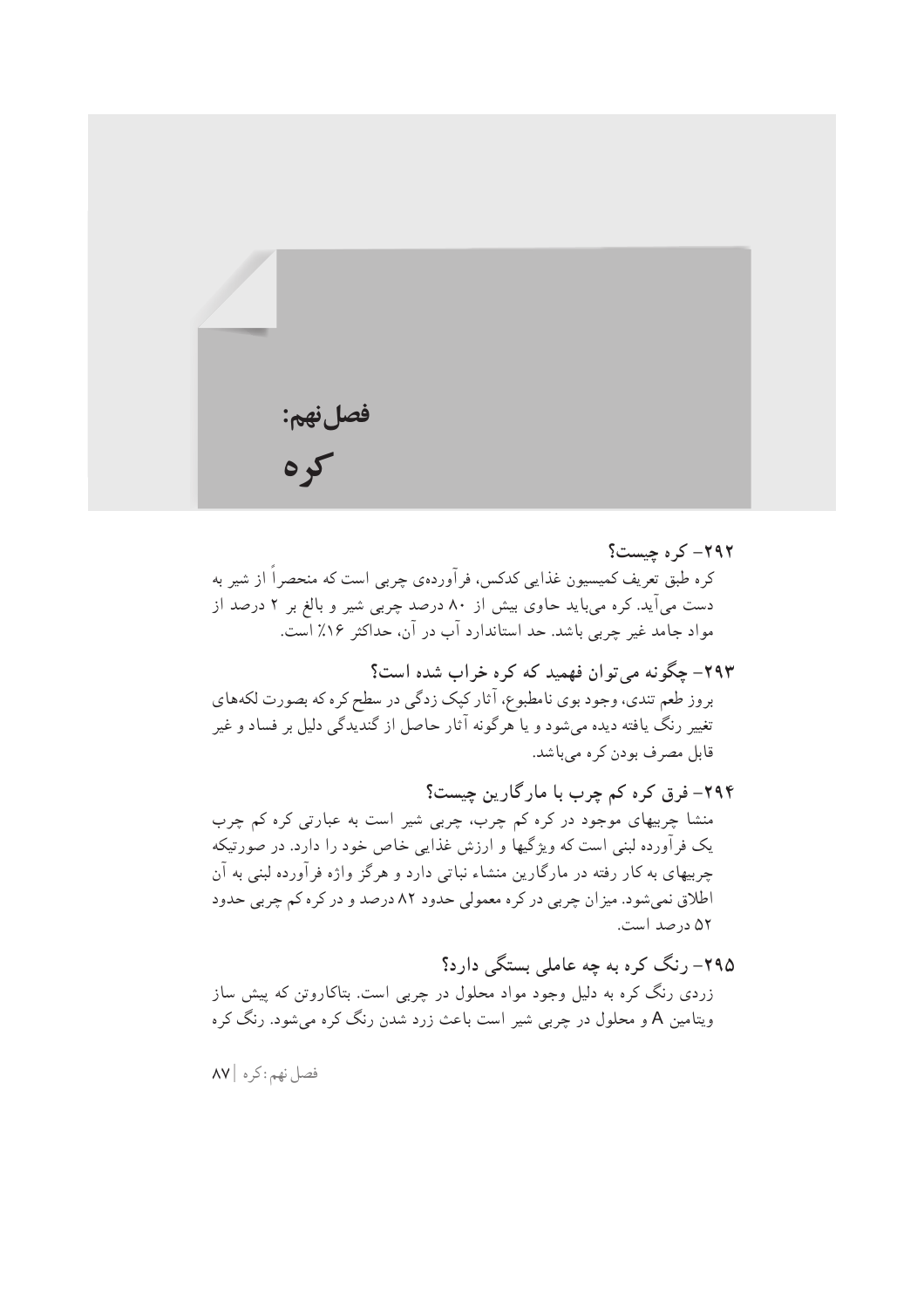# فصل نهم:
# کره

### ۲۹۲- کره چیست؟

کره طبق تعریف کمیسیون غذایی کدکس، فرآورده‌ی چربی است که منحصراً از شیر به دست می‌آید. کره می‌باید حاوی بیش از ۸۰ درصد چربی شیر و بالغ بر ۲ درصد از مواد جامد غیر چربی باشد. حد استاندارد آب در آن، حداکثر ۱۶٪ است.

### ۲۹۳- چگونه می‌توان فهمید که کره خراب شده است؟

بروز طعم تندی، وجود بوی نامطبوع، آثار کپک زدگی در سطح کره که بصورت لکه‌های تغییر رنگ یافته دیده می‌شود و یا هرگونه آثار حاصل از گندیدگی دلیل بر فساد و غیر قابل مصرف بودن کره می‌باشد.

### ۲۹۴- فرق کره کم چرب با مارگارین چیست؟

منشا چربیهای موجود در کره کم چرب، چربی شیر است به عبارتی کره کم چرب یک فرآورده لبنی است که ویژگیها و ارزش غذایی خاص خود را دارد. در صورتیکه چربیهای به کار رفته در مارگارین منشاء نباتی دارد و هرگز واژه فرآورده لبنی به آن اطلاق نمی‌شود. میزان چربی در کره معمولی حدود ۸۲ درصد و در کره کم چربی حدود ۵۲ درصد است.

### ۲۹۵- رنگ کره به چه عاملی بستگی دارد؟

زردی رنگ کره به دلیل وجود مواد محلول در چربی است. بتاکاروتن که پیش ساز ویتامین A و محلول در چربی شیر است باعث زرد شدن رنگ کره می‌شود. رنگ کره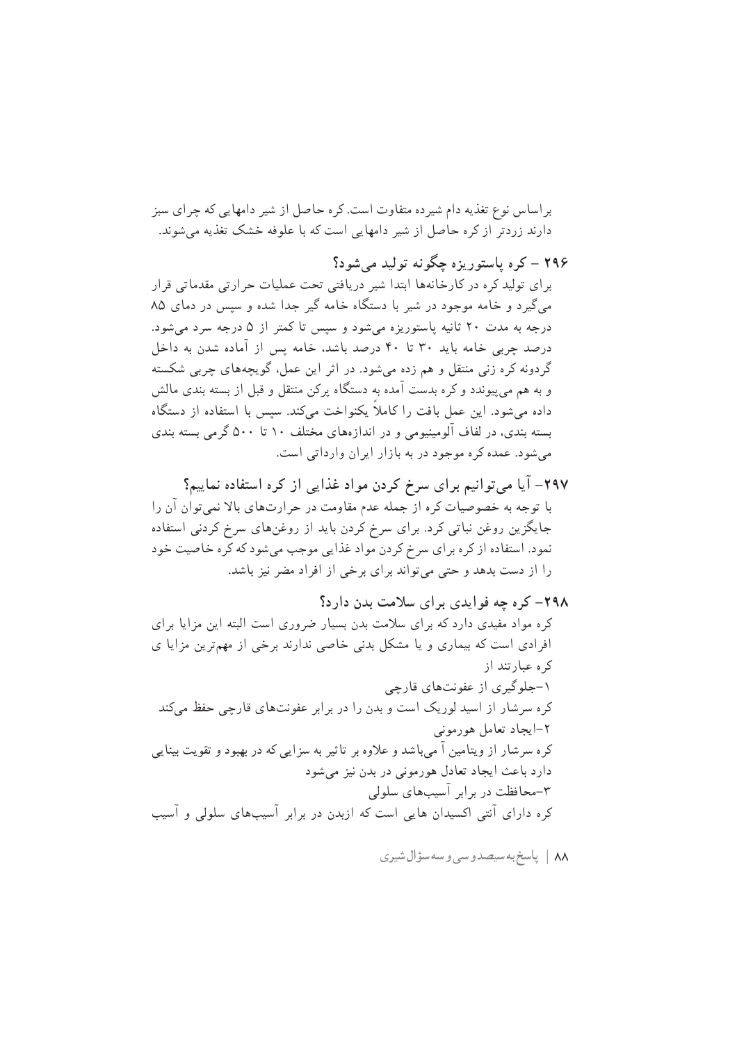براساس نوع تغذیه دام شیرده متفاوت است. کره حاصل از شیر دامهایی که چرای سبز دارند زردتر از کره حاصل از شیر دامهایی است که با علوفه خشک تغذیه می‌شوند.

### ۲۹۶ – کره پاستوریزه چگونه تولید می‌شود؟

برای تولید کره در کارخانه‌ها ابتدا شیر دریافتی تحت عملیات حرارتی مقدماتی قرار می‌گیرد و خامه موجود در شیر با دستگاه خامه گیر جدا شده و سپس در دمای ۸۵ درجه به مدت ۲۰ ثانیه پاستوریزه می‌شود و سپس تا کمتر از ۵ درجه سرد می‌شود. درصد چربی خامه باید ۳۰ تا ۴۰ درصد باشد، خامه پس از آماده شدن به داخل گردونه کره زنی منتقل و هم زده می‌شود. در اثر این عمل، گویچه‌های چربی شکسته و به هم می‌پیوندد و کره بدست آمده به دستگاه پرکن منتقل و قبل از بسته بندی مالش داده می‌شود. این عمل بافت را کاملاً یکنواخت می‌کند. سپس با استفاده از دستگاه بسته بندی، در لفاف آلومینیومی و در اندازه‌های مختلف ۱۰ تا ۵۰۰ گرمی بسته بندی می‌شود. عمده کره موجود در به بازار ایران وارداتی است.

### ۲۹۷– آیا می‌توانیم برای سرخ کردن مواد غذایی از کره استفاده نماییم؟

با توجه به خصوصیات کره از جمله عدم مقاومت در حرارت‌های بالا نمی‌توان آن را جایگزین روغن نباتی کرد. برای سرخ کردن باید از روغن‌های سرخ کردنی استفاده نمود. استفاده از کره برای سرخ کردن مواد غذایی موجب می‌شود که کره خاصیت خود را از دست بدهد و حتی می‌تواند برای برخی از افراد مضر نیز باشد.

### ۲۹۸– کره چه فوایدی برای سلامت بدن دارد؟

کره مواد مفیدی دارد که برای سلامت بدن بسیار ضروری است البته این مزایا برای افرادی است که بیماری و یا مشکل بدنی خاصی ندارند برخی از مهم‌ترین مزایا ی کره عبارتند از

۱–جلوگیری از عفونت‌های قارچی

کره سرشار از اسید لوریک است و بدن را در برابر عفونت‌های قارچی حفظ می‌کند

۲–ایجاد تعامل هورمونی

کره سرشار از ویتامین آ می‌باشد و علاوه بر تاثیر به سزایی که در بهبود و تقویت بینایی دارد باعث ایجاد تعادل هورمونی در بدن نیز می‌شود

۳–محافظت در برابر آسیب‌های سلولی

کره دارای آنتی اکسیدان هایی است که ازبدن در برابر آسیب‌های سلولی و آسیب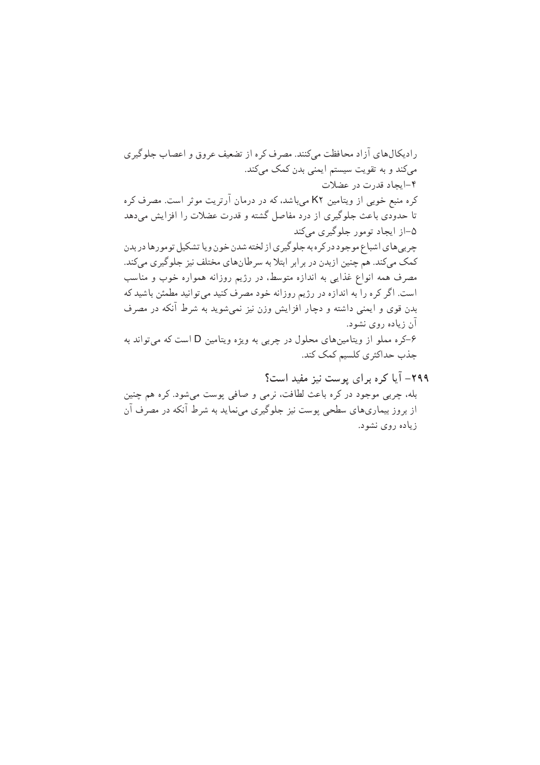رادیکال‌های آزاد محافظت می‌کنند. مصرف کره از تضعیف عروق و اعصاب جلوگیری می‌کند و به تقویت سیستم ایمنی بدن کمک می‌کند.

۴–ایجاد قدرت در عضلات

کره منبع خوبی از ویتامین K۲ می‌باشد، که در درمان آرتریت موثر است. مصرف کره تا حدودی باعث جلوگیری از درد مفاصل گشته و قدرت عضلات را افزایش می‌دهد

۵–از ایجاد تومور جلوگیری می‌کند

چربی‌های اشباع موجود در کره به جلوگیری از لخته شدن خون و یا تشکیل تومورها در بدن کمک می‌کند. هم چنین ازبدن در برابر ابتلا به سرطان‌های مختلف نیز جلوگیری می‌کند. مصرف همه انواع غذایی به اندازه متوسط، در رژیم روزانه همواره خوب و مناسب است. اگر کره را به اندازه در رژیم روزانه خود مصرف کنید می‌توانید مطمئن باشید که بدن قوی و ایمنی داشته و دچار افزایش وزن نیز نمی‌شوید به شرط آنکه در مصرف آن زیاده روی نشود.

۶–کره مملو از ویتامین‌های محلول در چربی به ویژه ویتامین D است که می‌تواند به جذب حداکثری کلسیم کمک کند.

**۲۹۹– آیا کره برای پوست نیز مفید است؟**

بله، چربی موجود در کره باعث لطافت، نرمی و صافی پوست می‌شود. کره هم چنین از بروز بیماری‌های سطحی پوست نیز جلوگیری می‌نماید به شرط آنکه در مصرف آن زیاده روی نشود.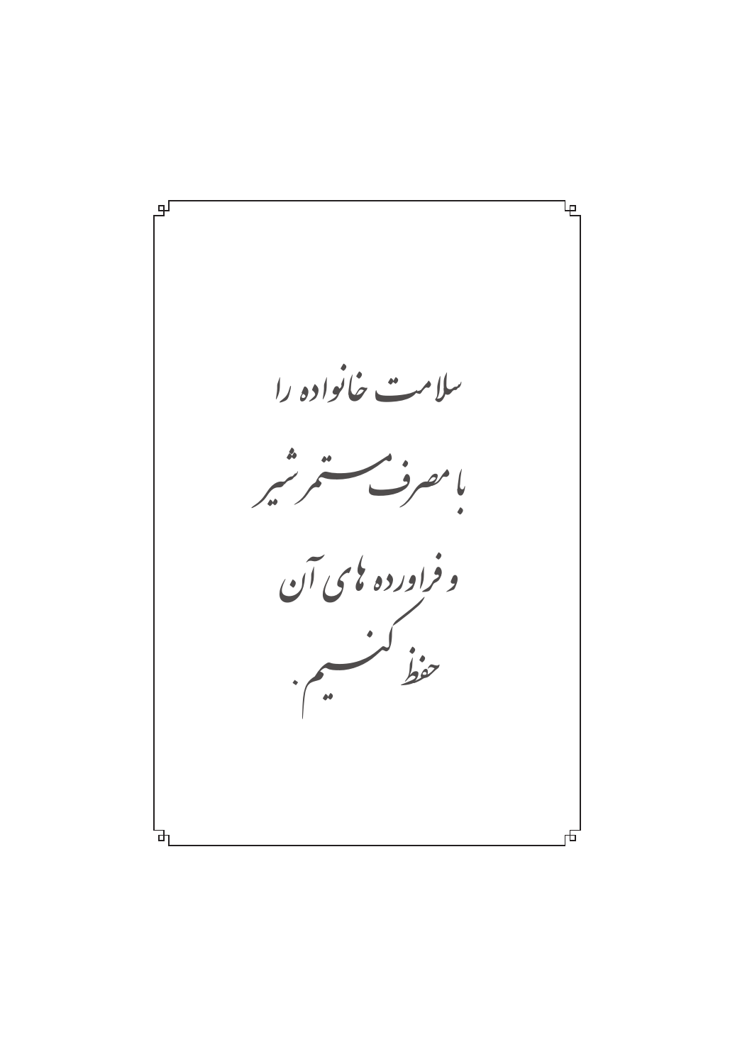سلامت خانواده را

با مصرف مستمر شیر

و فراورده های آن

حفظ کنیم.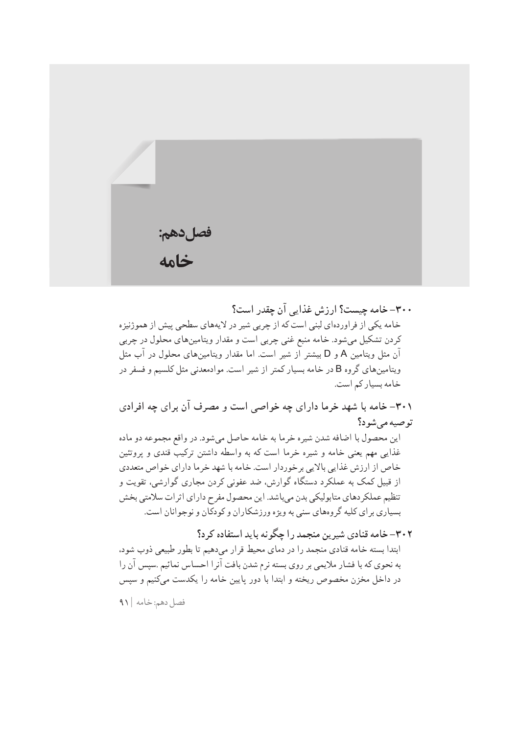# فصل‌دهم:
# خامه

### ۳۰۰- خامه چیست؟ ارزش غذایی آن چقدر است؟

خامه یکی از فراورده‌ای لبنی است که از چربی شیر در لایه‌های سطحی پیش از هموژنیزه کردن تشکیل می‌شود. خامه منبع غنی چربی است و مقدار ویتامین‌های محلول در چربی آن مثل ویتامین A و D بیشتر از شیر است. اما مقدار ویتامین‌های محلول در آب مثل ویتامین‌های گروه B در خامه بسیار کمتر از شیر است. موادمعدنی مثل کلسیم و فسفر در خامه بسیار کم است.

### ۳۰۱- خامه با شهد خرما دارای چه خواصی است و مصرف آن برای چه افرادی توصیه می‌شود؟

این محصول با اضافه شدن شیره خرما به خامه حاصل می‌شود. در واقع مجموعه دو ماده غذایی مهم یعنی خامه و شیره خرما است که به واسطه داشتن ترکیب قندی و پروتئین خاص از ارزش غذایی بالایی برخوردار است. خامه با شهد خرما دارای خواص متعددی از قبیل کمک به عملکرد دستگاه گوارش، ضد عفونی کردن مجاری گوارشی، تقویت و تنظیم عملکردهای متابولیکی بدن می‌باشد. این محصول مفرح دارای اثرات سلامتی بخش بسیاری برای کلیه گروه‌های سنی به ویژه ورزشکاران و کودکان و نوجوانان است.

### ۳۰۲- خامه قنادی شیرین منجمد را چگونه باید استفاده کرد؟

ابتدا بسته خامه قنادی منجمد را در دمای محیط قرار می‌دهیم تا بطور طبیعی ذوب شود، به نحوی که با فشار ملایمی بر روی بسته نرم شدن بافت آنرا احساس نمائیم .سپس آن را در داخل مخزن مخصوص ریخته و ابتدا با دور پایین خامه را یکدست می‌کنیم و سپس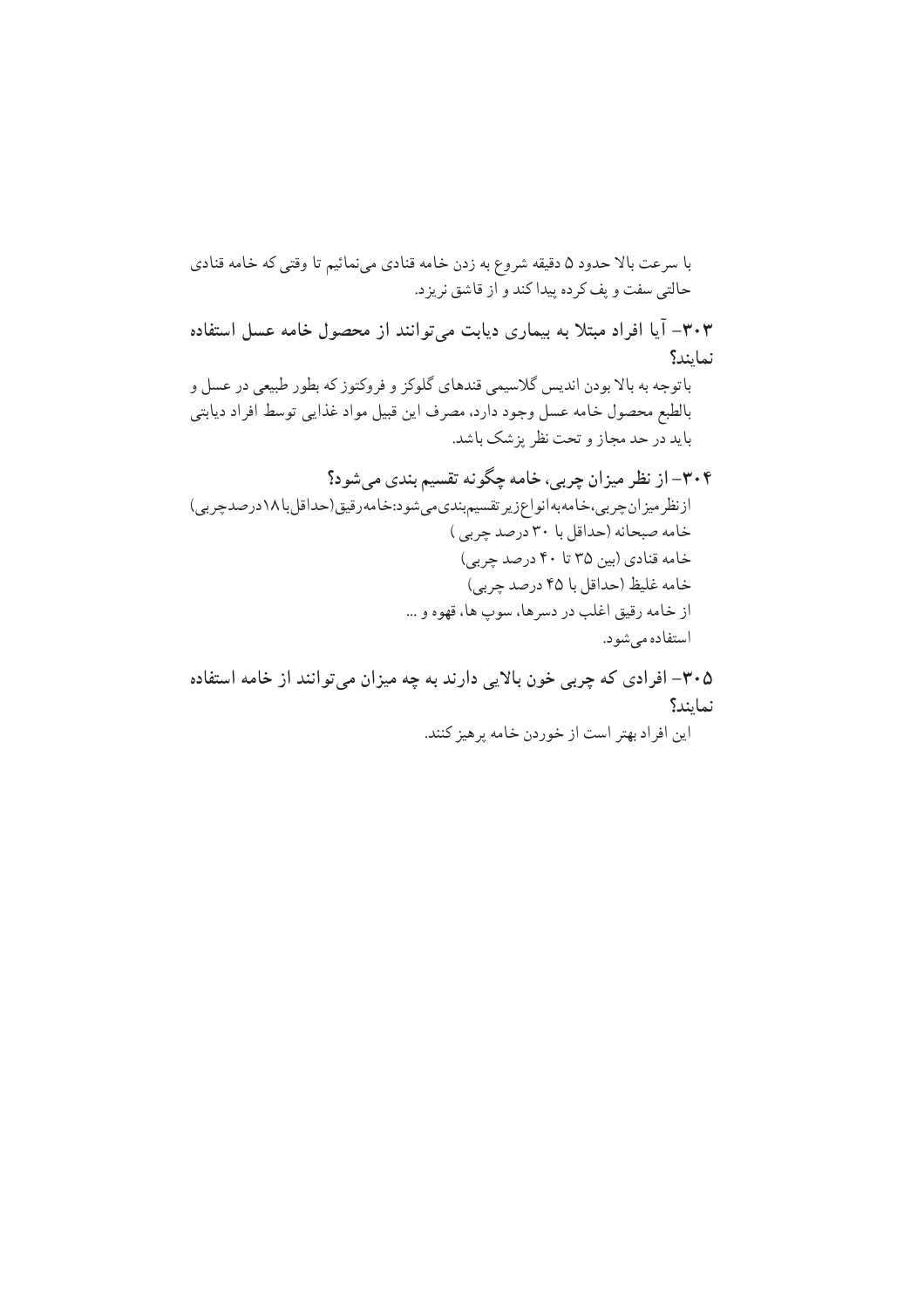با سرعت بالا حدود ۵ دقیقه شروع به زدن خامه قنادی می‌نمائیم تا وقتی که خامه قنادی حالتی سفت و پف کرده پیدا کند و از قاشق نریزد.

### ۳۰۳- آیا افراد مبتلا به بیماری دیابت می‌توانند از محصول خامه عسل استفاده نمایند؟

باتوجه به بالا بودن اندیس گلاسیمی قندهای گلوکز و فروکتوز که بطور طبیعی در عسل و بالطبع محصول خامه عسل وجود دارد، مصرف این قبیل مواد غذایی توسط افراد دیابتی باید در حد مجاز و تحت نظر پزشک باشد.

### ۳۰۴- از نظر میزان چربی، خامه چگونه تقسیم بندی می‌شود؟

از نظر میزان چربی، خامه به انواع زیر تقسیم‌بندی می‌شود: خامه رقیق (حداقل با ۱۸ درصد چربی)

خامه صبحانه (حداقل با ۳۰ درصد چربی)

خامه قنادی (بین ۳۵ تا ۴۰ درصد چربی)

خامه غلیظ (حداقل با ۴۵ درصد چربی)

از خامه رقیق اغلب در دسرها، سوپ ها، قهوه و ...

استفاده می‌شود.

### ۳۰۵- افرادی که چربی خون بالایی دارند به چه میزان می‌توانند از خامه استفاده نمایند؟

این افراد بهتر است از خوردن خامه پرهیز کنند.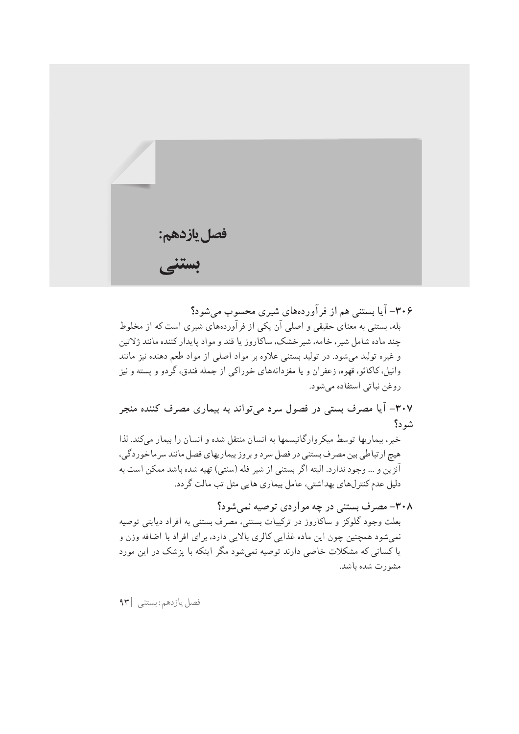# فصل یازدهم:

# بستنی

**۳۰۶- آیا بستنی هم از فرآورده‌های شیری محسوب می‌شود؟**

بله، بستنی به معنای حقیقی و اصلی آن یکی از فرآورده‌های شیری است که از مخلوط چند ماده شامل شیر، خامه، شیرخشک، ساکاروز یا قند و مواد پایدارکننده مانند ژلاتین و غیره تولید می‌شود. در تولید بستنی علاوه بر مواد اصلی از مواد طعم دهنده نیز مانند وانیل، کاکائو، قهوه، زعفران و یا مغزدانه‌های خوراکی از جمله فندق، گردو و پسته و نیز روغن نباتی استفاده می‌شود.

**۳۰۷- آیا مصرف بستنی در فصول سرد می‌تواند به بیماری مصرف کننده منجر شود؟**

خیر، بیماریها توسط میکروارگانیسمها به انسان منتقل شده و انسان را بیمار می‌کند. لذا هیچ ارتباطی بین مصرف بستنی در فصل سرد و بروز بیماریهای فصل مانند سرماخوردگی، آنژین و ... وجود ندارد. البته اگر بستنی از شیر فله (سنتی) تهیه شده باشد ممکن است به دلیل عدم کنترل‌های بهداشتی، عامل بیماری هایی مثل تب مالت گردد.

**۳۰۸- مصرف بستنی در چه مواردی توصیه نمی‌شود؟**

بعلت وجود گلوکز و ساکاروز در ترکیبات بستنی، مصرف بستنی به افراد دیابتی توصیه نمی‌شود همچنین چون این ماده غذایی کالری بالایی دارد، برای افراد با اضافه وزن و یا کسانی که مشکلات خاصی دارند توصیه نمی‌شود مگر اینکه با پزشک در این مورد مشورت شده باشد.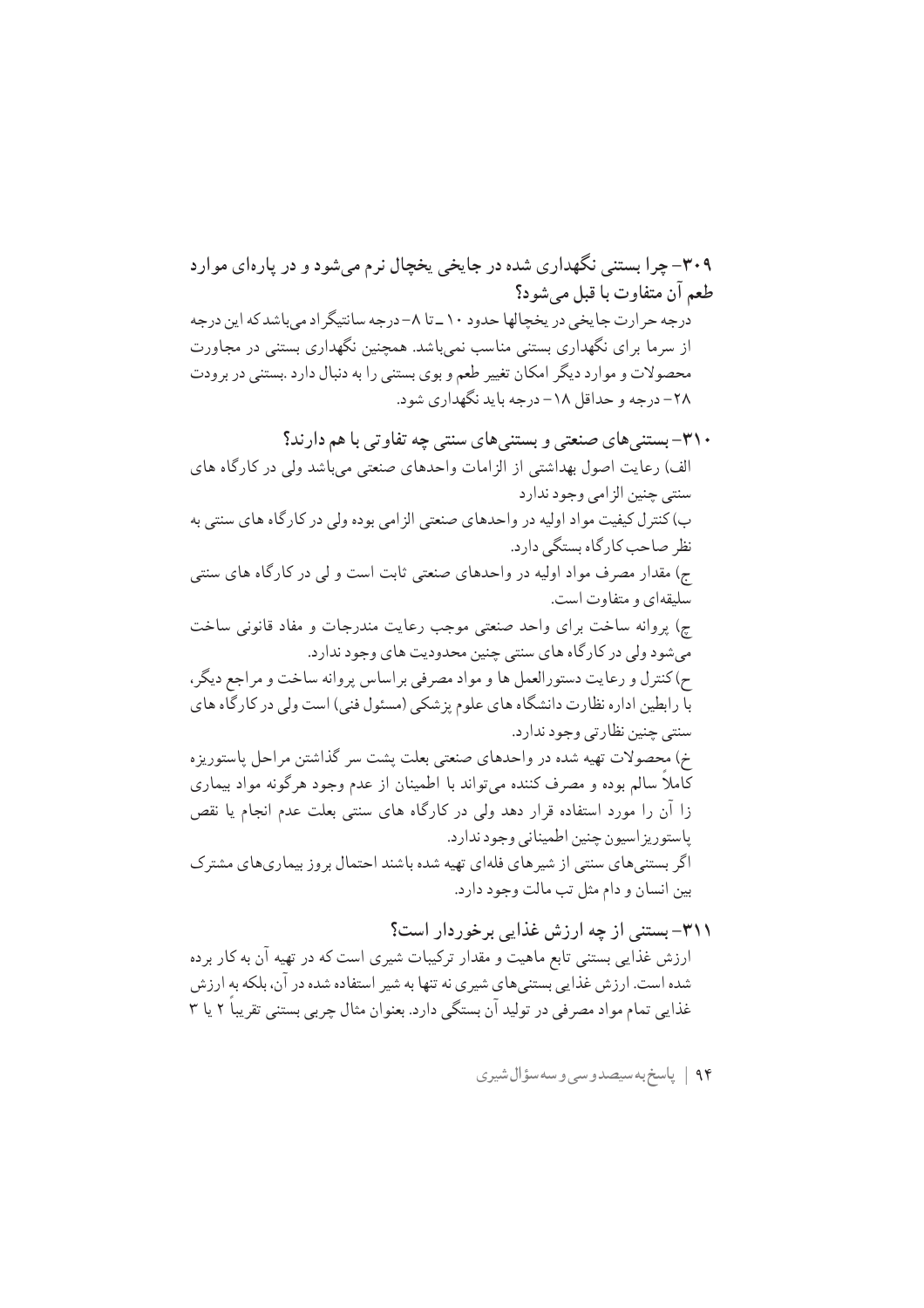### ۳۰۹- چرا بستنی نگهداری شده در جایخی یخچال نرم می‌شود و در پاره‌ای موارد طعم آن متفاوت با قبل می‌شود؟

درجه حرارت جایخی در یخچالها حدود ۱۰ ـ تا ۸- درجه سانتیگراد می‌باشد که این درجه از سرما برای نگهداری بستنی مناسب نمی‌باشد. همچنین نگهداری بستنی در مجاورت محصولات و موارد دیگر امکان تغییر طعم و بوی بستنی را به دنبال دارد .بستنی در برودت ۲۸- درجه و حداقل ۱۸- درجه باید نگهداری شود.

### ۳۱۰- بستنی‌های صنعتی و بستنی‌های سنتی چه تفاوتی با هم دارند؟

الف) رعایت اصول بهداشتی از الزامات واحدهای صنعتی می‌باشد ولی در کارگاه های سنتی چنین الزامی وجود ندارد

ب) کنترل کیفیت مواد اولیه در واحدهای صنعتی الزامی بوده ولی در کارگاه های سنتی به نظر صاحب کارگاه بستگی دارد.

ج) مقدار مصرف مواد اولیه در واحدهای صنعتی ثابت است و لی در کارگاه های سنتی سلیقه‌ای و متفاوت است.

چ) پروانه ساخت برای واحد صنعتی موجب رعایت مندرجات و مفاد قانونی ساخت می‌شود ولی در کارگاه های سنتی چنین محدودیت های وجود ندارد.

ح) کنترل و رعایت دستورالعمل ها و مواد مصرفی براساس پروانه ساخت و مراجع دیگر، با رابطین اداره نظارت دانشگاه های علوم پزشکی (مسئول فنی) است ولی در کارگاه های سنتی چنین نظارتی وجود ندارد.

خ) محصولات تهیه شده در واحدهای صنعتی بعلت پشت سر گذاشتن مراحل پاستوریزه کاملاً سالم بوده و مصرف کننده می‌تواند با اطمینان از عدم وجود هرگونه مواد بیماری زا آن را مورد استفاده قرار دهد ولی در کارگاه های سنتی بعلت عدم انجام یا نقص پاستوریزاسیون چنین اطمینانی وجود ندارد.

اگر بستنی‌های سنتی از شیرهای فله‌ای تهیه شده باشند احتمال بروز بیماری‌های مشترک بین انسان و دام مثل تب مالت وجود دارد.

### ۳۱۱- بستنی از چه ارزش غذایی برخوردار است؟

ارزش غذایی بستنی تابع ماهیت و مقدار ترکیبات شیری است که در تهیه آن به کار برده شده است. ارزش غذایی بستنی‌های شیری نه تنها به شیر استفاده شده در آن، بلکه به ارزش غذایی تمام مواد مصرفی در تولید آن بستگی دارد. بعنوان مثال چربی بستنی تقریباً ۲ یا ۳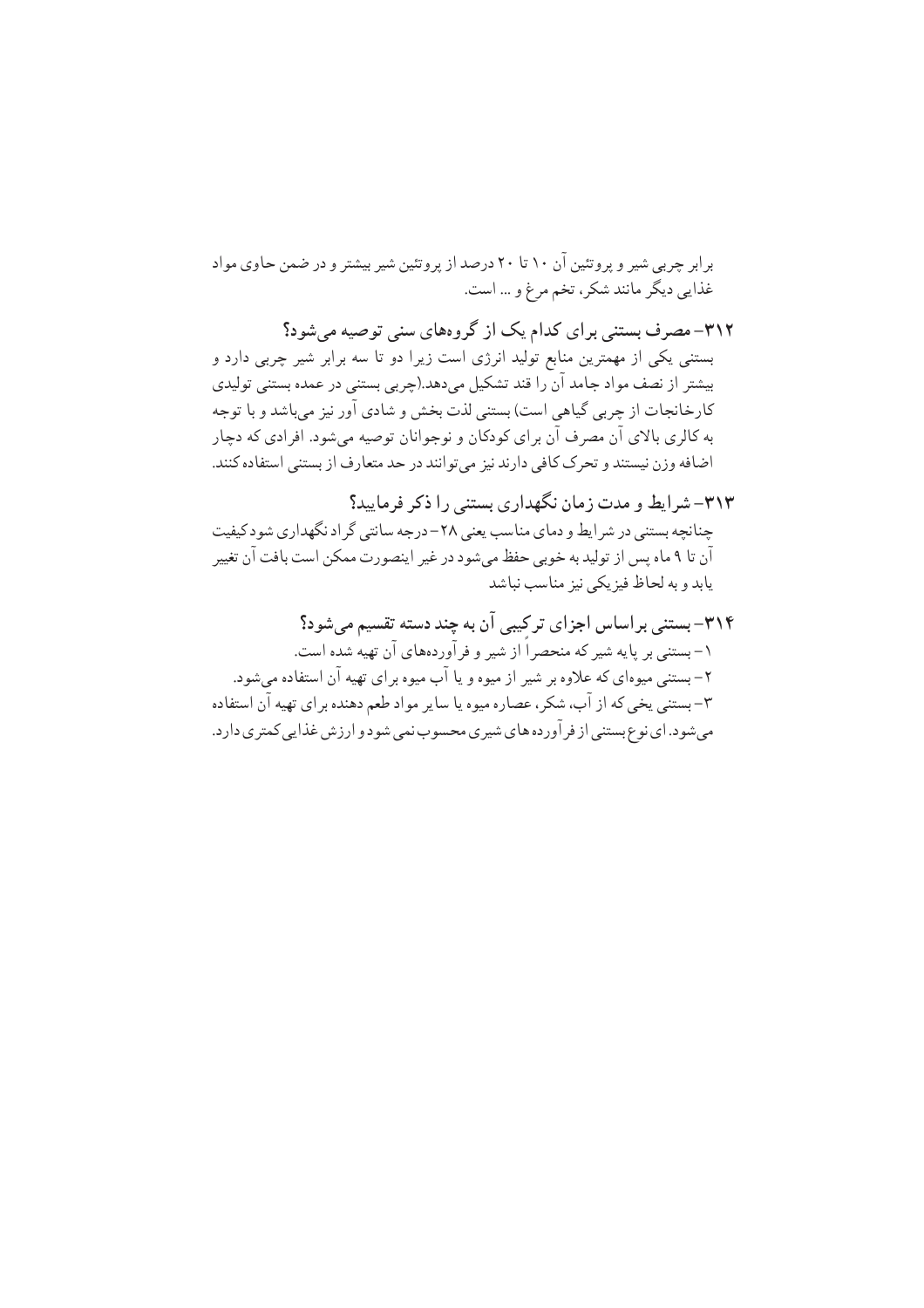برابر چربی شیر و پروتئین آن ۱۰ تا ۲۰ درصد از پروتئین شیر بیشتر و در ضمن حاوی مواد غذایی دیگر مانند شکر، تخم مرغ و ... است.

### ۳۱۲- مصرف بستنی برای کدام یک از گروه‌های سنی توصیه می‌شود؟

بستنی یکی از مهمترین منابع تولید انرژی است زیرا دو تا سه برابر شیر چربی دارد و بیشتر از نصف مواد جامد آن را قند تشکیل می‌دهد.(چربی بستنی در عمده بستنی تولیدی کارخانجات از چربی گیاهی است) بستنی لذت بخش و شادی آور نیز می‌باشد و با توجه به کالری بالای آن مصرف آن برای کودکان و نوجوانان توصیه می‌شود. افرادی که دچار اضافه وزن نیستند و تحرک کافی دارند نیز می‌توانند در حد متعارف از بستنی استفاده کنند.

### ۳۱۳- شرایط و مدت زمان نگهداری بستنی را ذکر فرمایید؟

چنانچه بستنی در شرایط و دمای مناسب یعنی ۲۸- درجه سانتی گراد نگهداری شود کیفیت آن تا ۹ ماه پس از تولید به خوبی حفظ می‌شود در غیر اینصورت ممکن است بافت آن تغییر یابد و به لحاظ فیزیکی نیز مناسب نباشد

### ۳۱۴- بستنی براساس اجزای ترکیبی آن به چند دسته تقسیم می‌شود؟

۱- بستنی بر پایه شیر که منحصراً از شیر و فرآورده‌های آن تهیه شده است.

۲- بستنی میوه‌ای که علاوه بر شیر از میوه و یا آب میوه برای تهیه آن استفاده می‌شود.

۳- بستنی یخی که از آب، شکر، عصاره میوه یا سایر مواد طعم دهنده برای تهیه آن استفاده می‌شود. ای نوع بستنی از فرآورده های شیری محسوب نمی شود و ارزش غذایی کمتری دارد.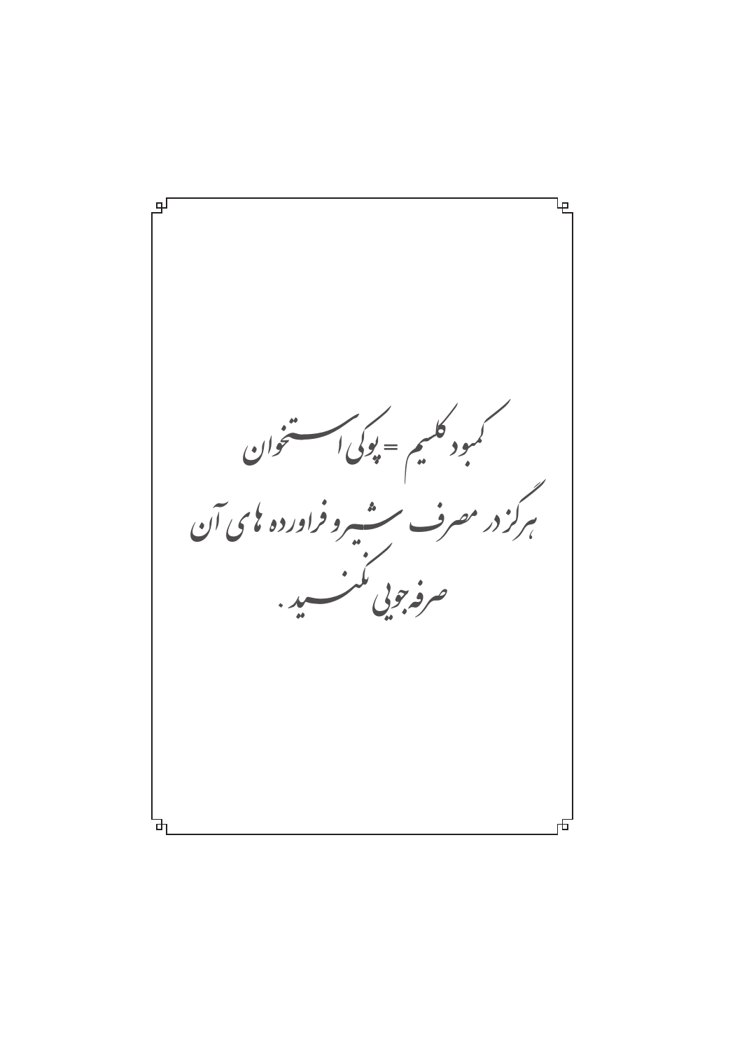کمبود کلسیم = پوکی استخوان

هرگز در مصرف شیر و فراورده های آن

صرفه جویی نکنید.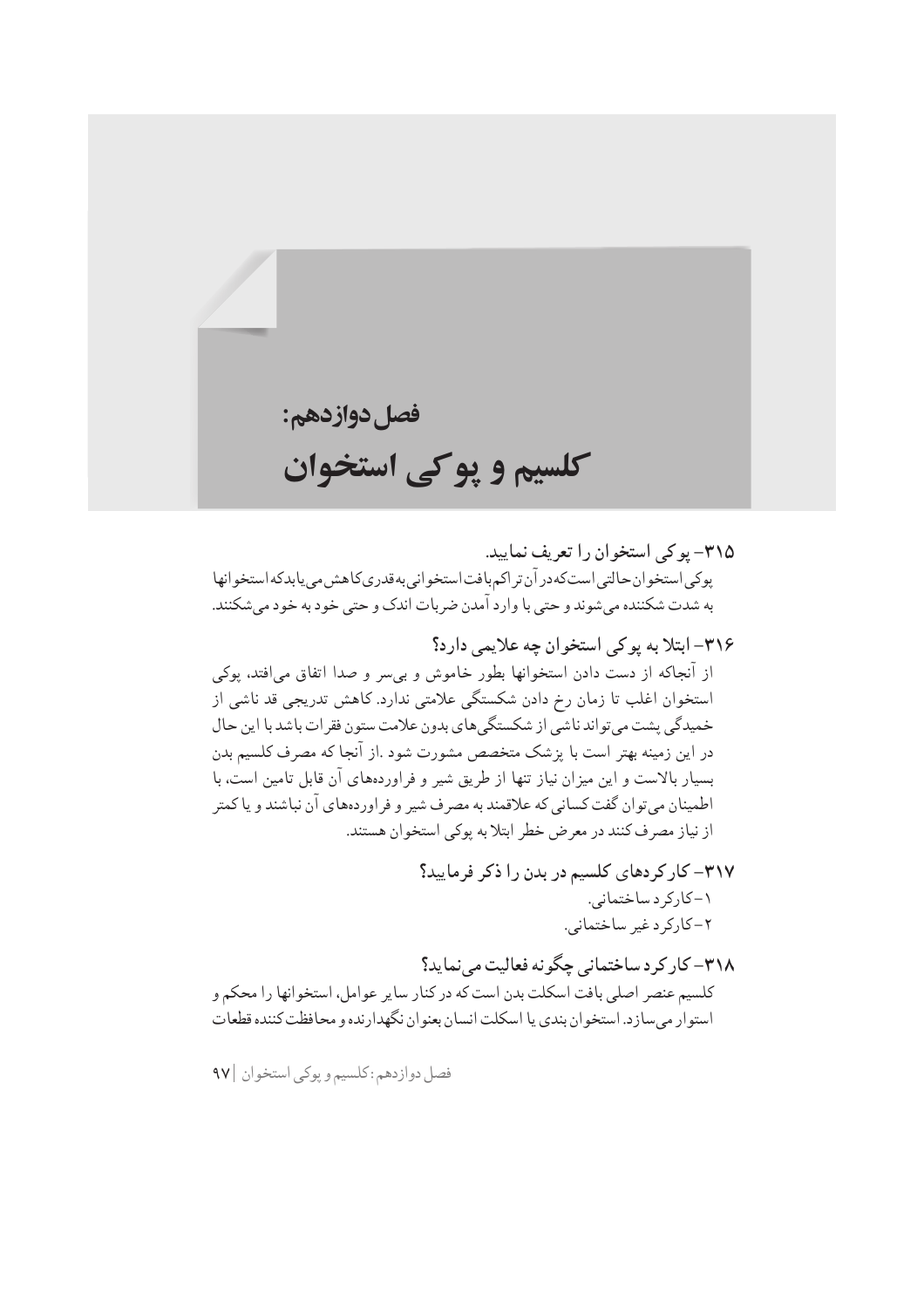# فصل دوازدهم:
# کلسیم و پوکی استخوان

### ۳۱۵- پوکی استخوان را تعریف نمایید.

پوکی استخوان حالتی است که در آن تراکم بافت استخوانی به قدری کاهش می‌یابد که استخوانها به شدت شکننده می‌شوند و حتی با وارد آمدن ضربات اندک و حتی خود به خود می‌شکنند.

### ۳۱۶- ابتلا به پوکی استخوان چه علایمی دارد؟

از آنجاکه از دست دادن استخوانها بطور خاموش و بی‌سر و صدا اتفاق می‌افتد، پوکی استخوان اغلب تا زمان رخ دادن شکستگی علامتی ندارد. کاهش تدریجی قد ناشی از خمیدگی پشت می‌تواند ناشی از شکستگی‌های بدون علامت ستون فقرات باشد با این حال در این زمینه بهتر است با پزشک متخصص مشورت شود .از آنجا که مصرف کلسیم بدن بسیار بالاست و این میزان نیاز تنها از طریق شیر و فراورده‌های آن قابل تامین است، با اطمینان می‌توان گفت کسانی که علاقمند به مصرف شیر و فراورده‌های آن نباشند و یا کمتر از نیاز مصرف کنند در معرض خطر ابتلا به پوکی استخوان هستند.

### ۳۱۷- کارکردهای کلسیم در بدن را ذکر فرمایید؟

۱- کارکرد ساختمانی.
۲- کارکرد غیر ساختمانی.

### ۳۱۸- کارکرد ساختمانی چگونه فعالیت می‌نماید؟

کلسیم عنصر اصلی بافت اسکلت بدن است که در کنار سایر عوامل، استخوانها را محکم و استوار می‌سازد. استخوان بندی یا اسکلت انسان بعنوان نگهدارنده و محافظت‌کننده قطعات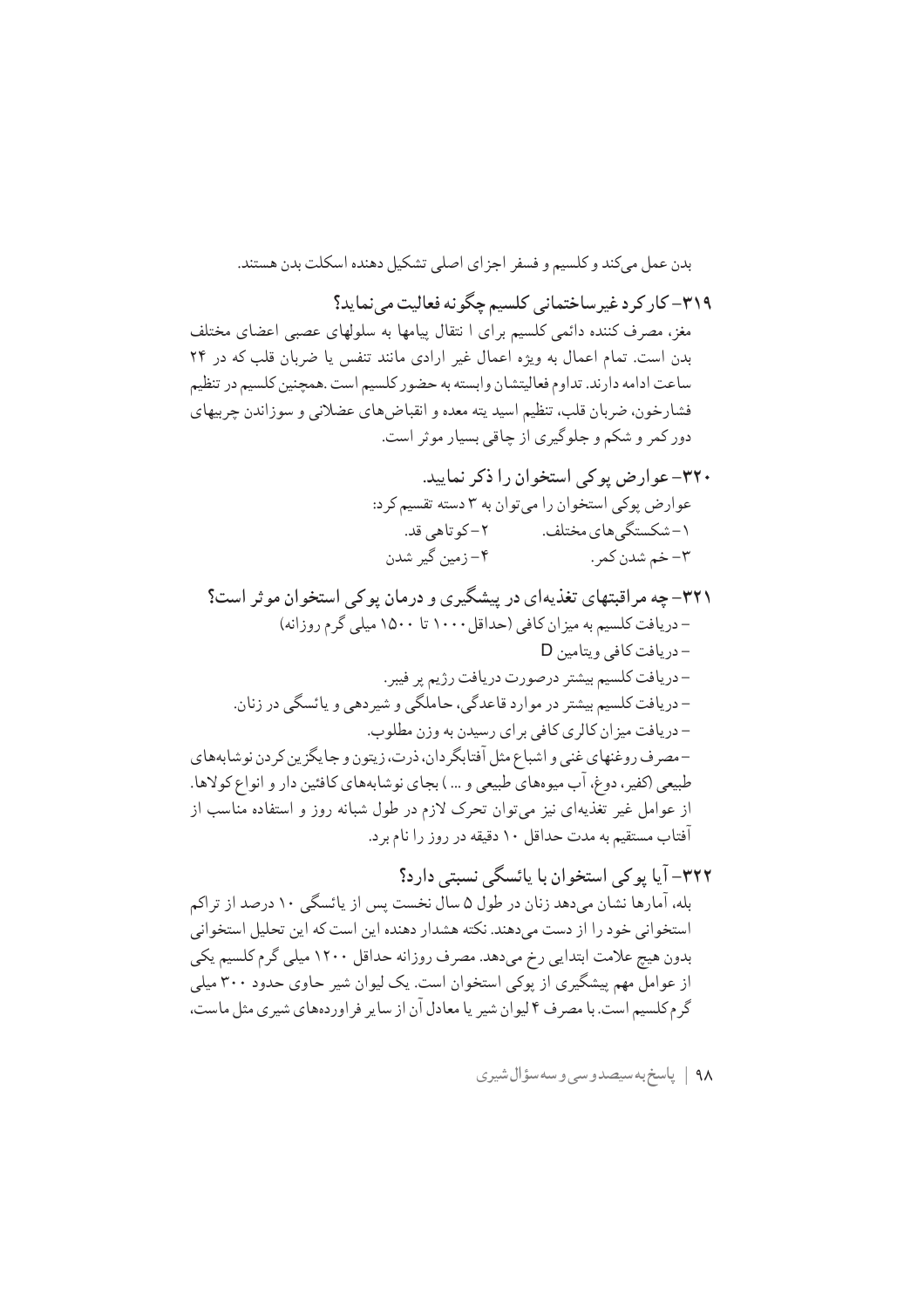بدن عمل می‌کند و کلسیم و فسفر اجزای اصلی تشکیل دهنده اسکلت بدن هستند.

### ۳۱۹- کارکرد غیرساختمانی کلسیم چگونه فعالیت می‌نماید؟

مغز، مصرف کننده دائمی کلسیم برای ا نتقال پیامها به سلولهای عصبی اعضای مختلف بدن است. تمام اعمال به ویژه اعمال غیر ارادی مانند تنفس یا ضربان قلب که در ۲۴ ساعت ادامه دارند. تداوم فعالیتشان وابسته به حضور کلسیم است .همچنین کلسیم در تنظیم فشارخون، ضربان قلب، تنظیم اسید یته معده و انقباض‌های عضلانی و سوزاندن چربیهای دور کمر و شکم و جلوگیری از چاقی بسیار موثر است.

### ۳۲۰- عوارض پوکی استخوان را ذکر نمایید.

عوارض پوکی استخوان را می‌توان به ۳ دسته تقسیم کرد:

۱- شکستگی‌های مختلف. ۲- کوتاهی قد.

۳- خم شدن کمر. ۴- زمین گیر شدن

### ۳۲۱- چه مراقبتهای تغذیه‌ای در پیشگیری و درمان پوکی استخوان موثر است؟

- دریافت کلسیم به میزان کافی (حداقل ۱۰۰۰ تا ۱۵۰۰ میلی گرم روزانه)
- دریافت کافی ویتامین D
- دریافت کلسیم بیشتر درصورت دریافت رژیم پر فیبر.
- دریافت کلسیم بیشتر در موارد قاعدگی، حاملگی و شیردهی و یائسگی در زنان.
- دریافت میزان کالری کافی برای رسیدن به وزن مطلوب.
- مصرف روغنهای غنی و اشباع مثل آفتابگردان، ذرت، زیتون و جایگزین کردن نوشابه‌های طبیعی (کفیر، دوغ، آب میوه‌های طبیعی و ... ) بجای نوشابه‌های کافئین دار و انواع کولاها.

از عوامل غیر تغذیه‌ای نیز می‌توان تحرک لازم در طول شبانه روز و استفاده مناسب از آفتاب مستقیم به مدت حداقل ۱۰ دقیقه در روز را نام برد.

### ۳۲۲- آیا پوکی استخوان با یائسگی نسبتی دارد؟

بله، آمارها نشان می‌دهد زنان در طول ۵ سال نخست پس از یائسگی ۱۰ درصد از تراکم استخوانی خود را از دست می‌دهند. نکته هشدار دهنده این است که این تحلیل استخوانی بدون هیچ علامت ابتدایی رخ می‌دهد. مصرف روزانه حداقل ۱۲۰۰ میلی گرم کلسیم یکی از عوامل مهم پیشگیری از پوکی استخوان است. یک لیوان شیر حاوی حدود ۳۰۰ میلی گرم کلسیم است. با مصرف ۴ لیوان شیر یا معادل آن از سایر فراورده‌های شیری مثل ماست،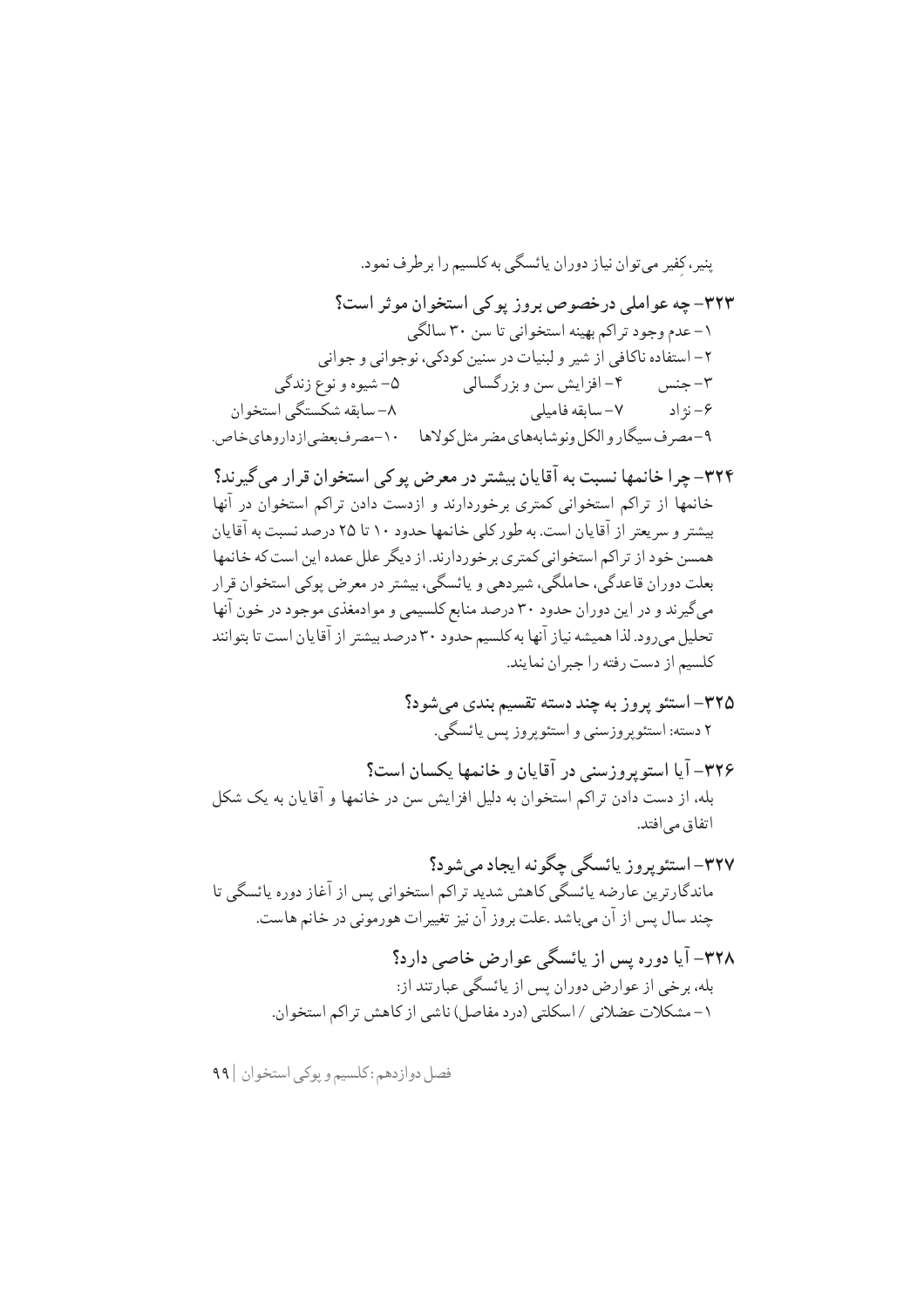پنیر، کِفیر می‌توان نیاز دوران یائسگی به کلسیم را برطرف نمود.

**۳۲۳- چه عواملی درخصوص بروز پوکی استخوان موثر است؟**

۱- عدم وجود تراکم بهینه استخوانی تا سن ۳۰ سالگی
۲- استفاده ناکافی از شیر و لبنیات در سنین کودکی، نوجوانی و جوانی
۳- جنس ۴- افزایش سن و بزرگسالی ۵- شیوه و نوع زندگی
۶- نژاد ۷- سابقه فامیلی ۸- سابقه شکستگی استخوان
۹- مصرف سیگار و الکل ونوشابه‌های مضر مثل کولاها ۱۰- مصرف بعضی از داروهای خاص.

**۳۲۴- چرا خانمها نسبت به آقایان بیشتر در معرض پوکی استخوان قرار می‌گیرند؟**

خانمها از تراکم استخوانی کمتری برخوردارند و ازدست دادن تراکم استخوان در آنها بیشتر و سریعتر از آقایان است. به طور کلی خانمها حدود ۱۰ تا ۲۵ درصد نسبت به آقایان همسن خود از تراکم استخوانی کمتری برخوردارند. از دیگر علل عمده این است که خانمها بعلت دوران قاعدگی، حاملگی، شیردهی و یائسگی، بیشتر در معرض پوکی استخوان قرار می‌گیرند و در این دوران حدود ۳۰ درصد منابع کلسیمی و موادمغذی موجود در خون آنها تحلیل می‌رود. لذا همیشه نیاز آنها به کلسیم حدود ۳۰ درصد بیشتر از آقایان است تا بتوانند کلسیم از دست رفته را جبران نمایند.

**۳۲۵- استئو پروز به چند دسته تقسیم بندی می‌شود؟**

۲ دسته: استئوپروزسنی و استئوپروز پس یائسگی.

**۳۲۶- آیا استوپروزسنی در آقایان و خانمها یکسان است؟**

بله، از دست دادن تراکم استخوان به دلیل افزایش سن در خانمها و آقایان به یک شکل اتفاق می‌افتد.

**۳۲۷- استئوپروز یائسگی چگونه ایجاد می‌شود؟**

ماندگارترین عارضه یائسگی کاهش شدید تراکم استخوانی پس از آغاز دوره یائسگی تا چند سال پس از آن می‌باشد .علت بروز آن نیز تغییرات هورمونی در خانم هاست.

**۳۲۸- آیا دوره پس از یائسگی عوارض خاصی دارد؟**

بله، برخی از عوارض دوران پس از یائسگی عبارتند از:
۱- مشکلات عضلانی / اسکلتی (درد مفاصل) ناشی از کاهش تراکم استخوان.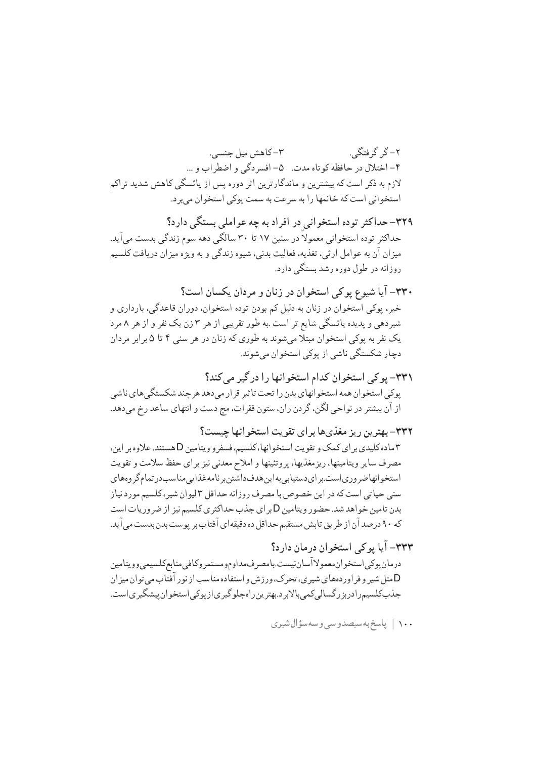۲- گر گرفتگی. ۳- کاهش میل جنسی.

۴- اختلال در حافظه کوتاه مدت. ۵- افسردگی و اضطراب و ...

لازم به ذکر است که بیشترین و ماندگارترین اثر دوره پس از یائسگی کاهش شدید تراکم استخوانی است که خانمها را به سرعت به سمت پوکی استخوان می‌برد.

### ۳۲۹- حداکثر توده استخوانی در افراد به چه عواملی بستگی دارد؟

حداکثر توده استخوانی معمولاً در سنین ۱۷ تا ۳۰ سالگی دهه سوم زندگی بدست می‌آید. میزان آن به عوامل ارثی، تغذیه، فعالیت بدنی، شیوه زندگی و به ویژه میزان دریافت کلسیم روزانه در طول دوره رشد بستگی دارد.

### ۳۳۰- آیا شیوع پوکی استخوان در زنان و مردان یکسان است؟

خیر، پوکی استخوان در زنان به دلیل کم بودن توده استخوان، دوران قاعدگی، بارداری و شیردهی و پدیده یائسگی شایع تر است .به طور تقریبی از هر ۳ زن یک نفر و از هر ۸ مرد یک نفر به پوکی استخوان مبتلا می‌شوند به طوری که زنان در هر سنی ۴ تا ۵ برابر مردان دچار شکستگی ناشی از پوکی استخوان می‌شوند.

### ۳۳۱- پوکی استخوان کدام استخوانها را درگیر می‌کند؟

پوکی استخوان همه استخوانهای بدن را تحت تاثیر قرار می‌دهد هرچند شکستگی‌های ناشی از آن بیشتر در نواحی لگن، گردن ران، ستون فقرات، مچ دست و انتهای ساعد رخ می‌دهد.

### ۳۳۲- بهترین ریز مغذی‌ها برای تقویت استخوانها چیست؟

۳ ماده کلیدی برای کمک و تقویت استخوانها، کلسیم، فسفر و ویتامین D هستند. علاوه بر این، مصرف سایر ویتامینها، ریزمغذیها، پروتئینها و املاح معدنی نیز برای حفظ سلامت و تقویت استخوانها ضروری است. برای دستیابی به این هدف داشتن برنامه غذایی مناسب در تمام گروه‌های سنی حیاتی است که در این خصوص با مصرف روزانه حداقل ۳ لیوان شیر، کلسیم مورد نیاز بدن تامین خواهد شد. حضور ویتامین D برای جذب حداکثری کلسیم نیز از ضروریات است که ۹۰ درصد آن از طریق تابش مستقیم حداقل ده دقیقه‌ای آفتاب بر پوست بدن بدست می‌آید.

### ۳۳۳- آیا پوکی استخوان درمان دارد؟

درمان پوکی استخوان معمولاً آسان نیست. با مصرف مداوم و مستمر و کافی منابع کلسیمی و ویتامین D مثل شیر و فراورده‌های شیری، تحرک، ورزش و استفاده مناسب از نور آفتاب می‌توان میزان جذب کلسیم را در بزرگسالی کمی بالا برد. بهترین راه جلوگیری از پوکی استخوان پیشگیری است.